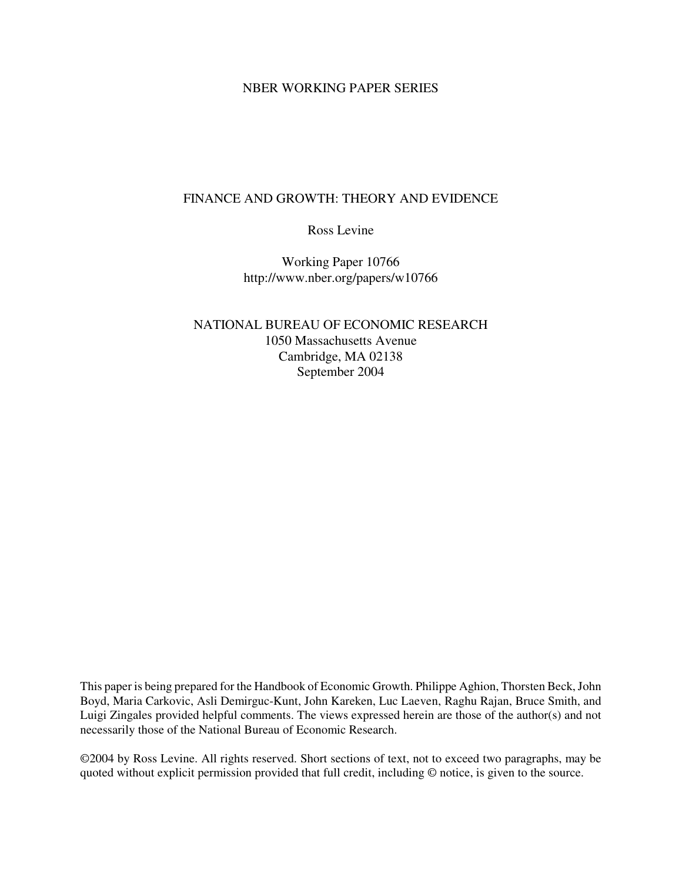NBER WORKING PAPER SERIES

# FINANCE AND GROWTH: THEORY AND EVIDENCE

Ross Levine

Working Paper 10766
http://www.nber.org/papers/w10766

NATIONAL BUREAU OF ECONOMIC RESEARCH
1050 Massachusetts Avenue
Cambridge, MA 02138
September 2004

This paper is being prepared for the Handbook of Economic Growth. Philippe Aghion, Thorsten Beck, John Boyd, Maria Carkovic, Asli Demirguc-Kunt, John Kareken, Luc Laeven, Raghu Rajan, Bruce Smith, and Luigi Zingales provided helpful comments. The views expressed herein are those of the author(s) and not necessarily those of the National Bureau of Economic Research.

©2004 by Ross Levine. All rights reserved. Short sections of text, not to exceed two paragraphs, may be quoted without explicit permission provided that full credit, including © notice, is given to the source.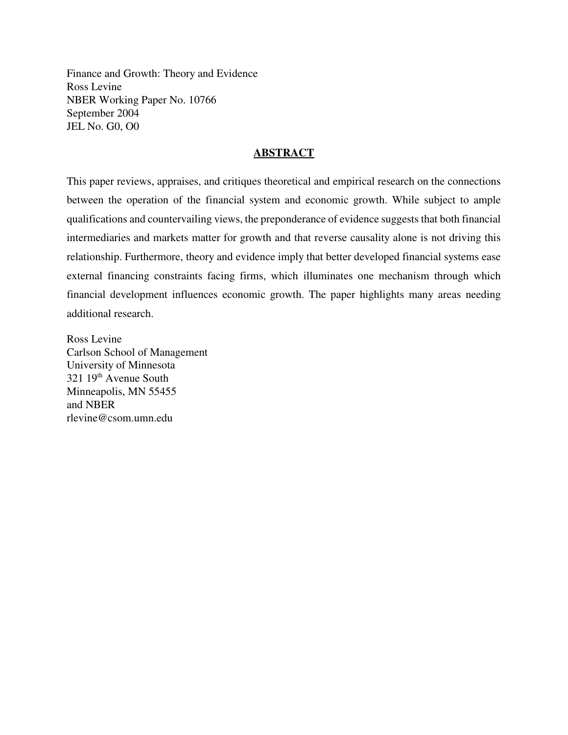Finance and Growth: Theory and Evidence
Ross Levine
NBER Working Paper No. 10766
September 2004
JEL No. G0, O0

## **ABSTRACT**

This paper reviews, appraises, and critiques theoretical and empirical research on the connections between the operation of the financial system and economic growth. While subject to ample qualifications and countervailing views, the preponderance of evidence suggests that both financial intermediaries and markets matter for growth and that reverse causality alone is not driving this relationship. Furthermore, theory and evidence imply that better developed financial systems ease external financing constraints facing firms, which illuminates one mechanism through which financial development influences economic growth. The paper highlights many areas needing additional research.

Ross Levine
Carlson School of Management
University of Minnesota
321 19th Avenue South
Minneapolis, MN 55455
and NBER
rlevine@csom.umn.edu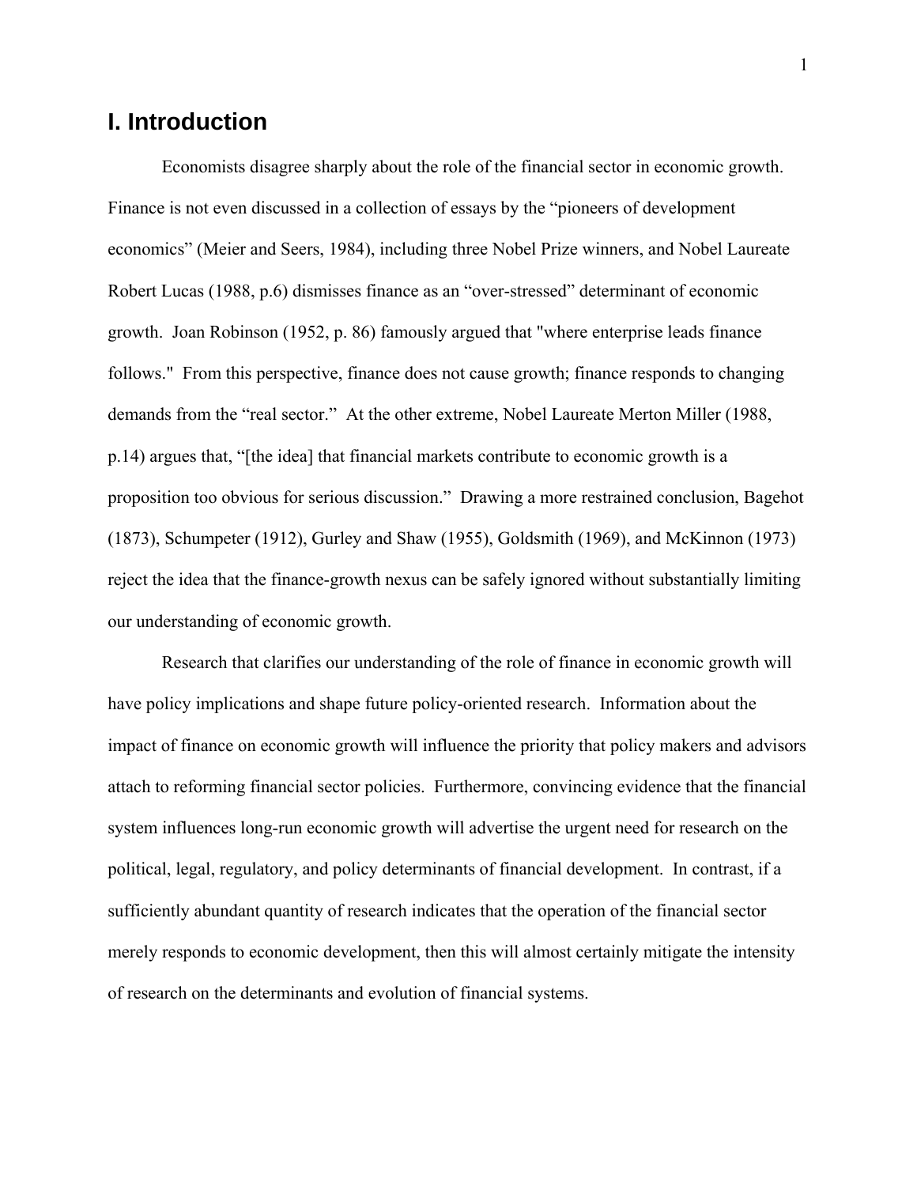# I. Introduction

Economists disagree sharply about the role of the financial sector in economic growth. Finance is not even discussed in a collection of essays by the "pioneers of development economics" (Meier and Seers, 1984), including three Nobel Prize winners, and Nobel Laureate Robert Lucas (1988, p.6) dismisses finance as an "over-stressed" determinant of economic growth. Joan Robinson (1952, p. 86) famously argued that "where enterprise leads finance follows." From this perspective, finance does not cause growth; finance responds to changing demands from the "real sector." At the other extreme, Nobel Laureate Merton Miller (1988, p.14) argues that, "[the idea] that financial markets contribute to economic growth is a proposition too obvious for serious discussion." Drawing a more restrained conclusion, Bagehot (1873), Schumpeter (1912), Gurley and Shaw (1955), Goldsmith (1969), and McKinnon (1973) reject the idea that the finance-growth nexus can be safely ignored without substantially limiting our understanding of economic growth.

Research that clarifies our understanding of the role of finance in economic growth will have policy implications and shape future policy-oriented research. Information about the impact of finance on economic growth will influence the priority that policy makers and advisors attach to reforming financial sector policies. Furthermore, convincing evidence that the financial system influences long-run economic growth will advertise the urgent need for research on the political, legal, regulatory, and policy determinants of financial development. In contrast, if a sufficiently abundant quantity of research indicates that the operation of the financial sector merely responds to economic development, then this will almost certainly mitigate the intensity of research on the determinants and evolution of financial systems.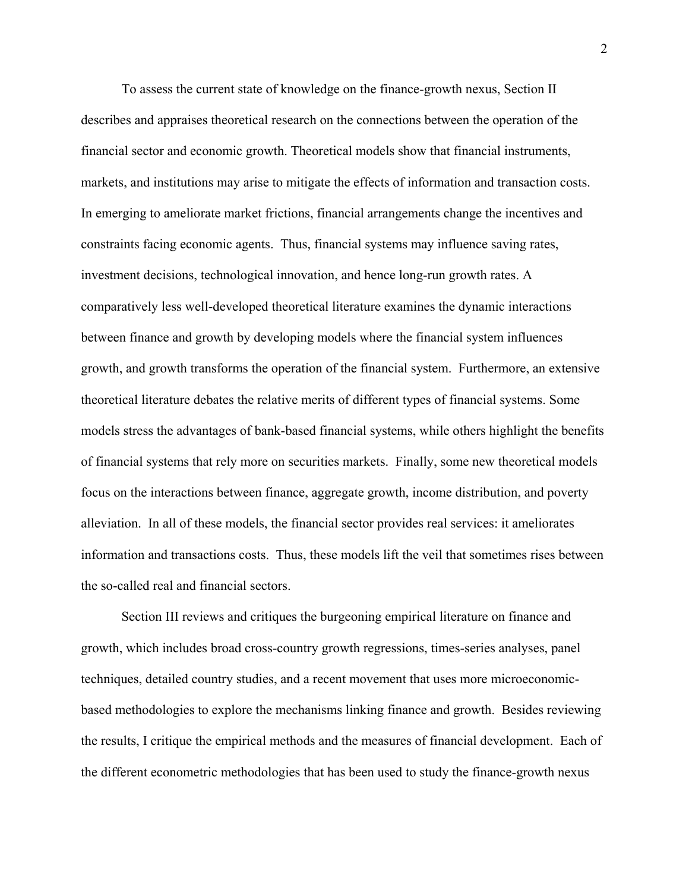To assess the current state of knowledge on the finance-growth nexus, Section II describes and appraises theoretical research on the connections between the operation of the financial sector and economic growth. Theoretical models show that financial instruments, markets, and institutions may arise to mitigate the effects of information and transaction costs. In emerging to ameliorate market frictions, financial arrangements change the incentives and constraints facing economic agents. Thus, financial systems may influence saving rates, investment decisions, technological innovation, and hence long-run growth rates. A comparatively less well-developed theoretical literature examines the dynamic interactions between finance and growth by developing models where the financial system influences growth, and growth transforms the operation of the financial system. Furthermore, an extensive theoretical literature debates the relative merits of different types of financial systems. Some models stress the advantages of bank-based financial systems, while others highlight the benefits of financial systems that rely more on securities markets. Finally, some new theoretical models focus on the interactions between finance, aggregate growth, income distribution, and poverty alleviation. In all of these models, the financial sector provides real services: it ameliorates information and transactions costs. Thus, these models lift the veil that sometimes rises between the so-called real and financial sectors.

Section III reviews and critiques the burgeoning empirical literature on finance and growth, which includes broad cross-country growth regressions, times-series analyses, panel techniques, detailed country studies, and a recent movement that uses more microeconomic-based methodologies to explore the mechanisms linking finance and growth. Besides reviewing the results, I critique the empirical methods and the measures of financial development. Each of the different econometric methodologies that has been used to study the finance-growth nexus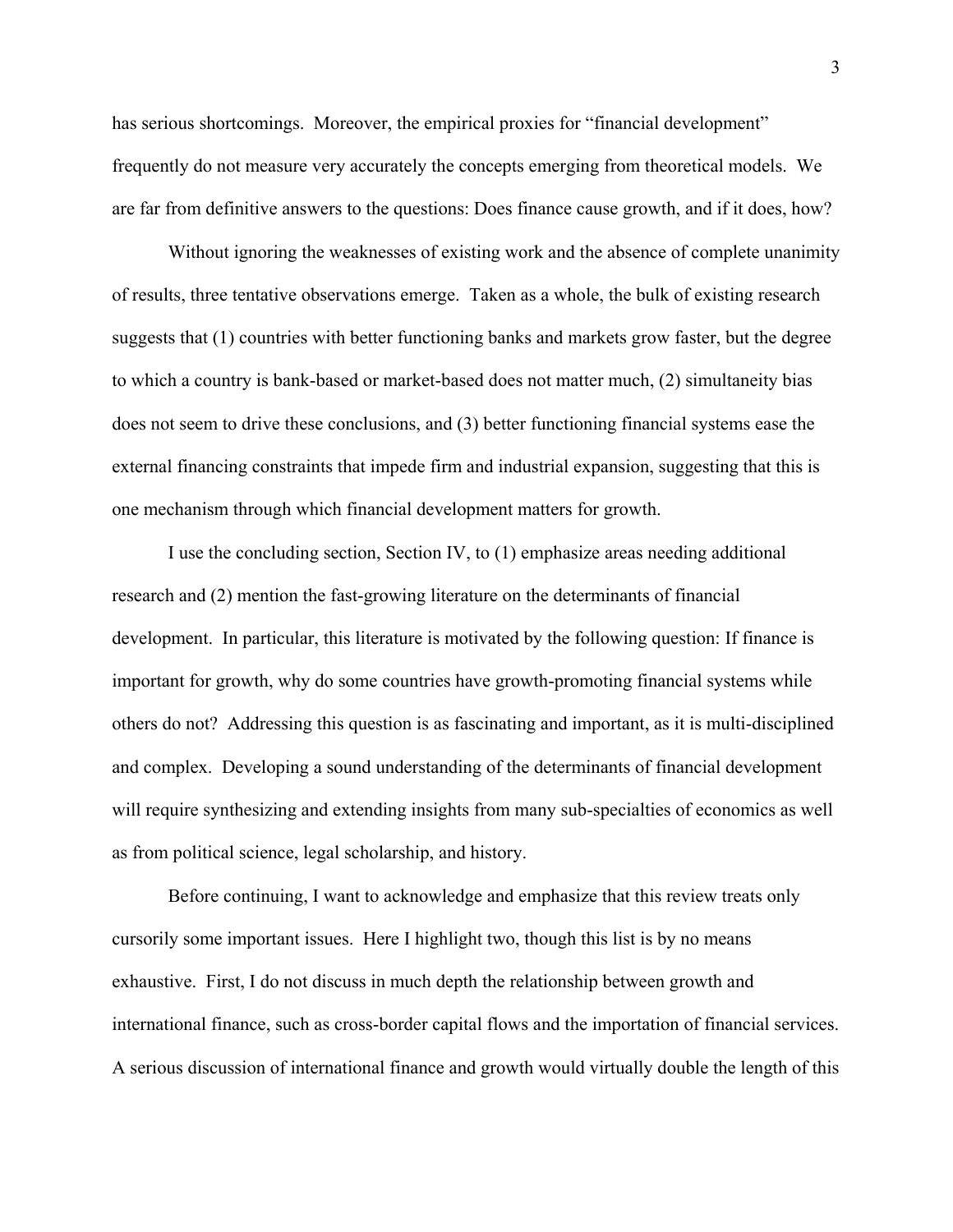has serious shortcomings. Moreover, the empirical proxies for "financial development" frequently do not measure very accurately the concepts emerging from theoretical models. We are far from definitive answers to the questions: Does finance cause growth, and if it does, how?

Without ignoring the weaknesses of existing work and the absence of complete unanimity of results, three tentative observations emerge. Taken as a whole, the bulk of existing research suggests that (1) countries with better functioning banks and markets grow faster, but the degree to which a country is bank-based or market-based does not matter much, (2) simultaneity bias does not seem to drive these conclusions, and (3) better functioning financial systems ease the external financing constraints that impede firm and industrial expansion, suggesting that this is one mechanism through which financial development matters for growth.

I use the concluding section, Section IV, to (1) emphasize areas needing additional research and (2) mention the fast-growing literature on the determinants of financial development. In particular, this literature is motivated by the following question: If finance is important for growth, why do some countries have growth-promoting financial systems while others do not? Addressing this question is as fascinating and important, as it is multi-disciplined and complex. Developing a sound understanding of the determinants of financial development will require synthesizing and extending insights from many sub-specialties of economics as well as from political science, legal scholarship, and history.

Before continuing, I want to acknowledge and emphasize that this review treats only cursorily some important issues. Here I highlight two, though this list is by no means exhaustive. First, I do not discuss in much depth the relationship between growth and international finance, such as cross-border capital flows and the importation of financial services. A serious discussion of international finance and growth would virtually double the length of this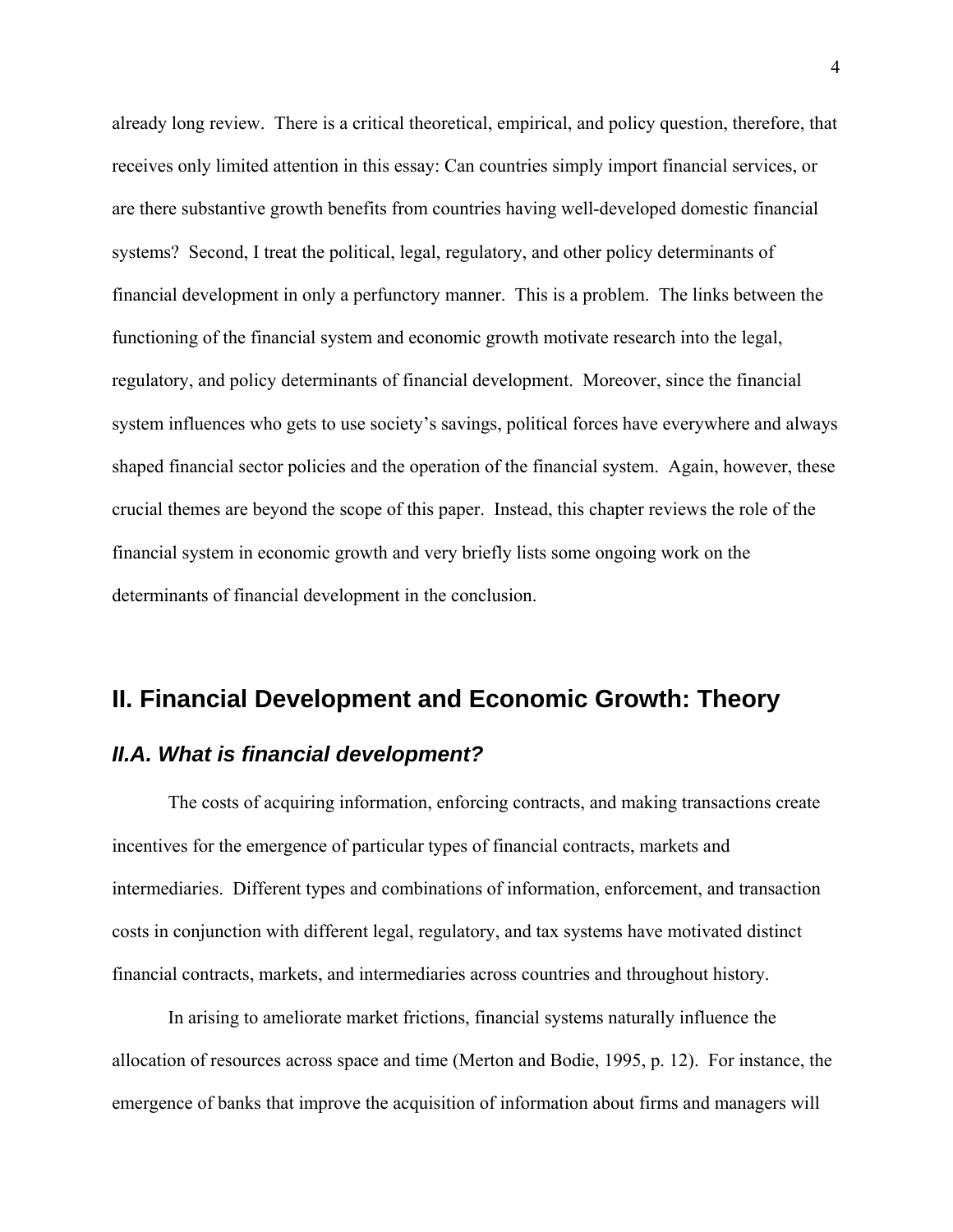already long review. There is a critical theoretical, empirical, and policy question, therefore, that receives only limited attention in this essay: Can countries simply import financial services, or are there substantive growth benefits from countries having well-developed domestic financial systems? Second, I treat the political, legal, regulatory, and other policy determinants of financial development in only a perfunctory manner. This is a problem. The links between the functioning of the financial system and economic growth motivate research into the legal, regulatory, and policy determinants of financial development. Moreover, since the financial system influences who gets to use society's savings, political forces have everywhere and always shaped financial sector policies and the operation of the financial system. Again, however, these crucial themes are beyond the scope of this paper. Instead, this chapter reviews the role of the financial system in economic growth and very briefly lists some ongoing work on the determinants of financial development in the conclusion.

## II. Financial Development and Economic Growth: Theory

### *II.A. What is financial development?*

The costs of acquiring information, enforcing contracts, and making transactions create incentives for the emergence of particular types of financial contracts, markets and intermediaries. Different types and combinations of information, enforcement, and transaction costs in conjunction with different legal, regulatory, and tax systems have motivated distinct financial contracts, markets, and intermediaries across countries and throughout history.

In arising to ameliorate market frictions, financial systems naturally influence the allocation of resources across space and time (Merton and Bodie, 1995, p. 12). For instance, the emergence of banks that improve the acquisition of information about firms and managers will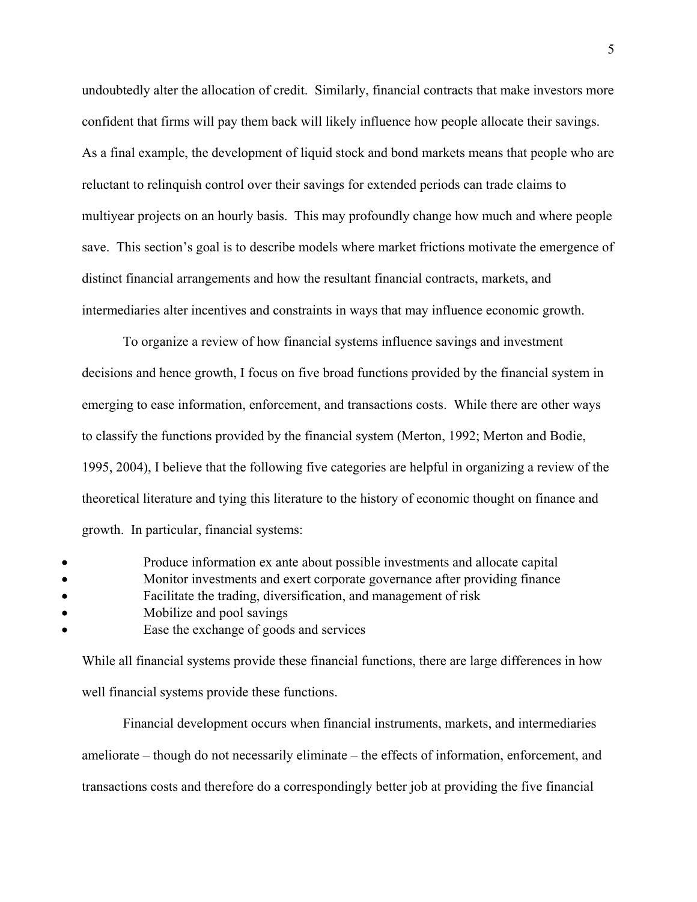undoubtedly alter the allocation of credit. Similarly, financial contracts that make investors more confident that firms will pay them back will likely influence how people allocate their savings. As a final example, the development of liquid stock and bond markets means that people who are reluctant to relinquish control over their savings for extended periods can trade claims to multiyear projects on an hourly basis. This may profoundly change how much and where people save. This section's goal is to describe models where market frictions motivate the emergence of distinct financial arrangements and how the resultant financial contracts, markets, and intermediaries alter incentives and constraints in ways that may influence economic growth.

To organize a review of how financial systems influence savings and investment decisions and hence growth, I focus on five broad functions provided by the financial system in emerging to ease information, enforcement, and transactions costs. While there are other ways to classify the functions provided by the financial system (Merton, 1992; Merton and Bodie, 1995, 2004), I believe that the following five categories are helpful in organizing a review of the theoretical literature and tying this literature to the history of economic thought on finance and growth. In particular, financial systems:

- Produce information ex ante about possible investments and allocate capital
- Monitor investments and exert corporate governance after providing finance
- Facilitate the trading, diversification, and management of risk
- Mobilize and pool savings
- Ease the exchange of goods and services

While all financial systems provide these financial functions, there are large differences in how well financial systems provide these functions.

Financial development occurs when financial instruments, markets, and intermediaries ameliorate – though do not necessarily eliminate – the effects of information, enforcement, and transactions costs and therefore do a correspondingly better job at providing the five financial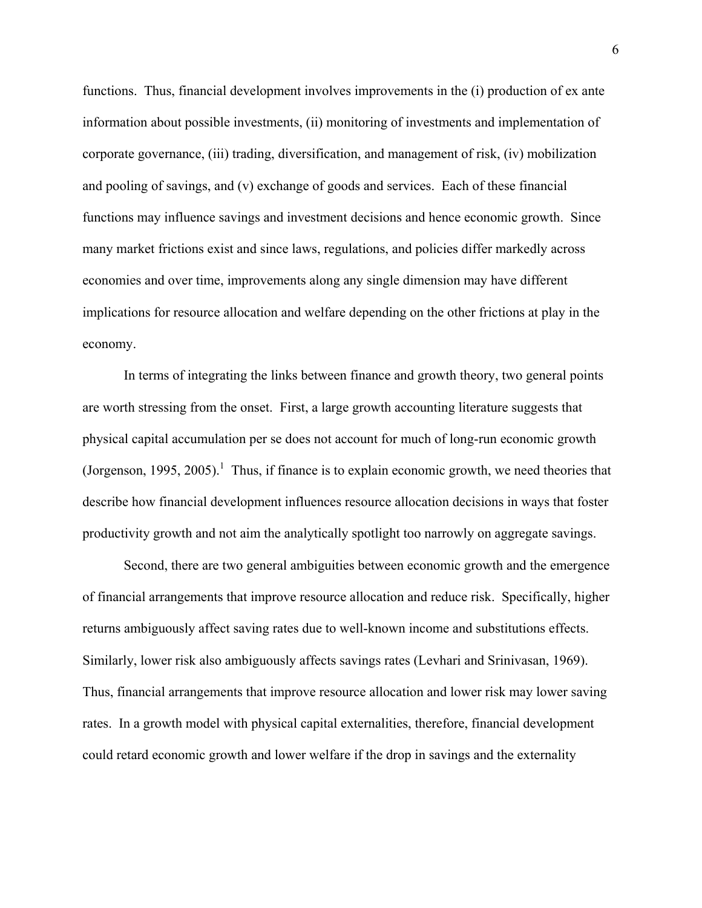functions. Thus, financial development involves improvements in the (i) production of ex ante information about possible investments, (ii) monitoring of investments and implementation of corporate governance, (iii) trading, diversification, and management of risk, (iv) mobilization and pooling of savings, and (v) exchange of goods and services. Each of these financial functions may influence savings and investment decisions and hence economic growth. Since many market frictions exist and since laws, regulations, and policies differ markedly across economies and over time, improvements along any single dimension may have different implications for resource allocation and welfare depending on the other frictions at play in the economy.

In terms of integrating the links between finance and growth theory, two general points are worth stressing from the onset. First, a large growth accounting literature suggests that physical capital accumulation per se does not account for much of long-run economic growth (Jorgenson, 1995, 2005).[1] Thus, if finance is to explain economic growth, we need theories that describe how financial development influences resource allocation decisions in ways that foster productivity growth and not aim the analytically spotlight too narrowly on aggregate savings.

Second, there are two general ambiguities between economic growth and the emergence of financial arrangements that improve resource allocation and reduce risk. Specifically, higher returns ambiguously affect saving rates due to well-known income and substitutions effects. Similarly, lower risk also ambiguously affects savings rates (Levhari and Srinivasan, 1969). Thus, financial arrangements that improve resource allocation and lower risk may lower saving rates. In a growth model with physical capital externalities, therefore, financial development could retard economic growth and lower welfare if the drop in savings and the externality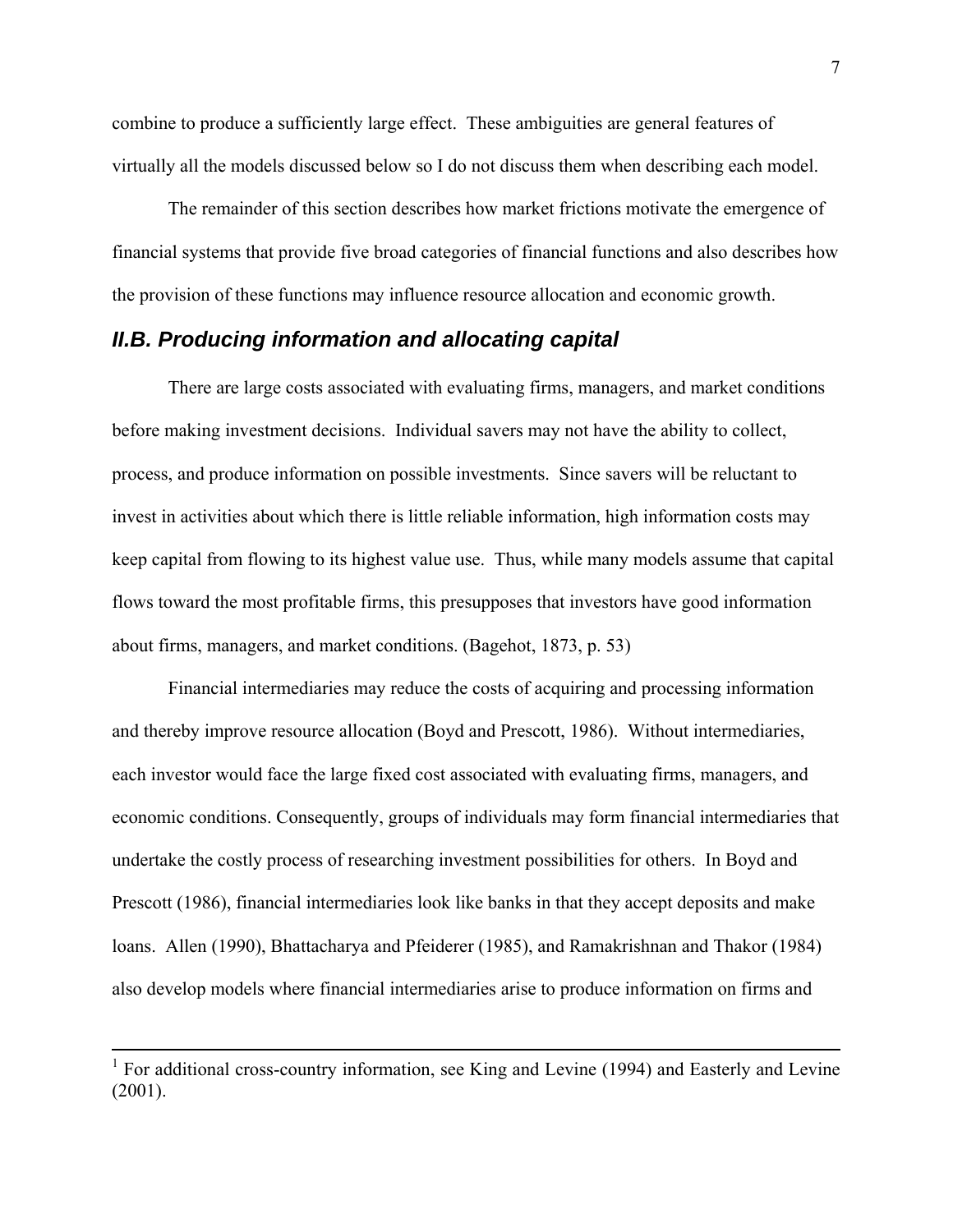combine to produce a sufficiently large effect. These ambiguities are general features of virtually all the models discussed below so I do not discuss them when describing each model.

The remainder of this section describes how market frictions motivate the emergence of financial systems that provide five broad categories of financial functions and also describes how the provision of these functions may influence resource allocation and economic growth.

### II.B. Producing information and allocating capital

There are large costs associated with evaluating firms, managers, and market conditions before making investment decisions. Individual savers may not have the ability to collect, process, and produce information on possible investments. Since savers will be reluctant to invest in activities about which there is little reliable information, high information costs may keep capital from flowing to its highest value use. Thus, while many models assume that capital flows toward the most profitable firms, this presupposes that investors have good information about firms, managers, and market conditions. (Bagehot, 1873, p. 53)

Financial intermediaries may reduce the costs of acquiring and processing information and thereby improve resource allocation (Boyd and Prescott, 1986). Without intermediaries, each investor would face the large fixed cost associated with evaluating firms, managers, and economic conditions. Consequently, groups of individuals may form financial intermediaries that undertake the costly process of researching investment possibilities for others. In Boyd and Prescott (1986), financial intermediaries look like banks in that they accept deposits and make loans. Allen (1990), Bhattacharya and Pfeiderer (1985), and Ramakrishnan and Thakor (1984) also develop models where financial intermediaries arise to produce information on firms and

---

[1] For additional cross-country information, see King and Levine (1994) and Easterly and Levine (2001).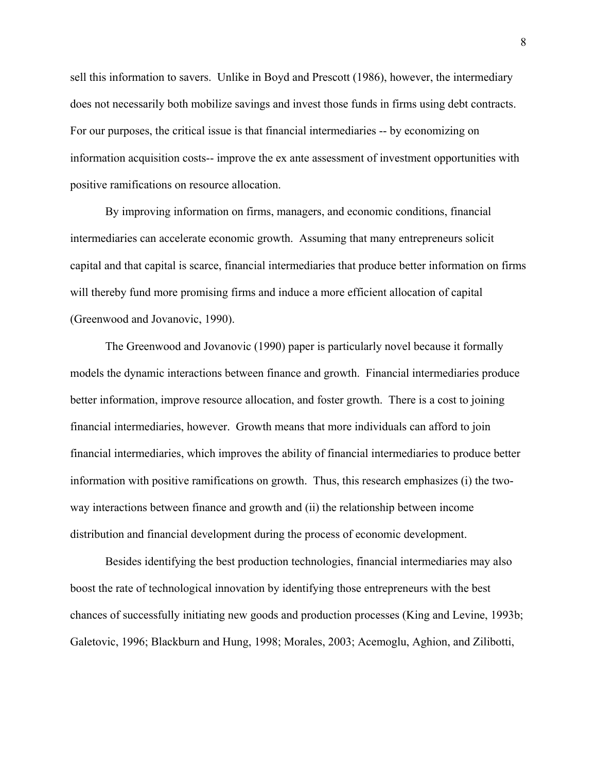sell this information to savers. Unlike in Boyd and Prescott (1986), however, the intermediary does not necessarily both mobilize savings and invest those funds in firms using debt contracts. For our purposes, the critical issue is that financial intermediaries -- by economizing on information acquisition costs-- improve the ex ante assessment of investment opportunities with positive ramifications on resource allocation.

By improving information on firms, managers, and economic conditions, financial intermediaries can accelerate economic growth. Assuming that many entrepreneurs solicit capital and that capital is scarce, financial intermediaries that produce better information on firms will thereby fund more promising firms and induce a more efficient allocation of capital (Greenwood and Jovanovic, 1990).

The Greenwood and Jovanovic (1990) paper is particularly novel because it formally models the dynamic interactions between finance and growth. Financial intermediaries produce better information, improve resource allocation, and foster growth. There is a cost to joining financial intermediaries, however. Growth means that more individuals can afford to join financial intermediaries, which improves the ability of financial intermediaries to produce better information with positive ramifications on growth. Thus, this research emphasizes (i) the two-way interactions between finance and growth and (ii) the relationship between income distribution and financial development during the process of economic development.

Besides identifying the best production technologies, financial intermediaries may also boost the rate of technological innovation by identifying those entrepreneurs with the best chances of successfully initiating new goods and production processes (King and Levine, 1993b; Galetovic, 1996; Blackburn and Hung, 1998; Morales, 2003; Acemoglu, Aghion, and Zilibotti,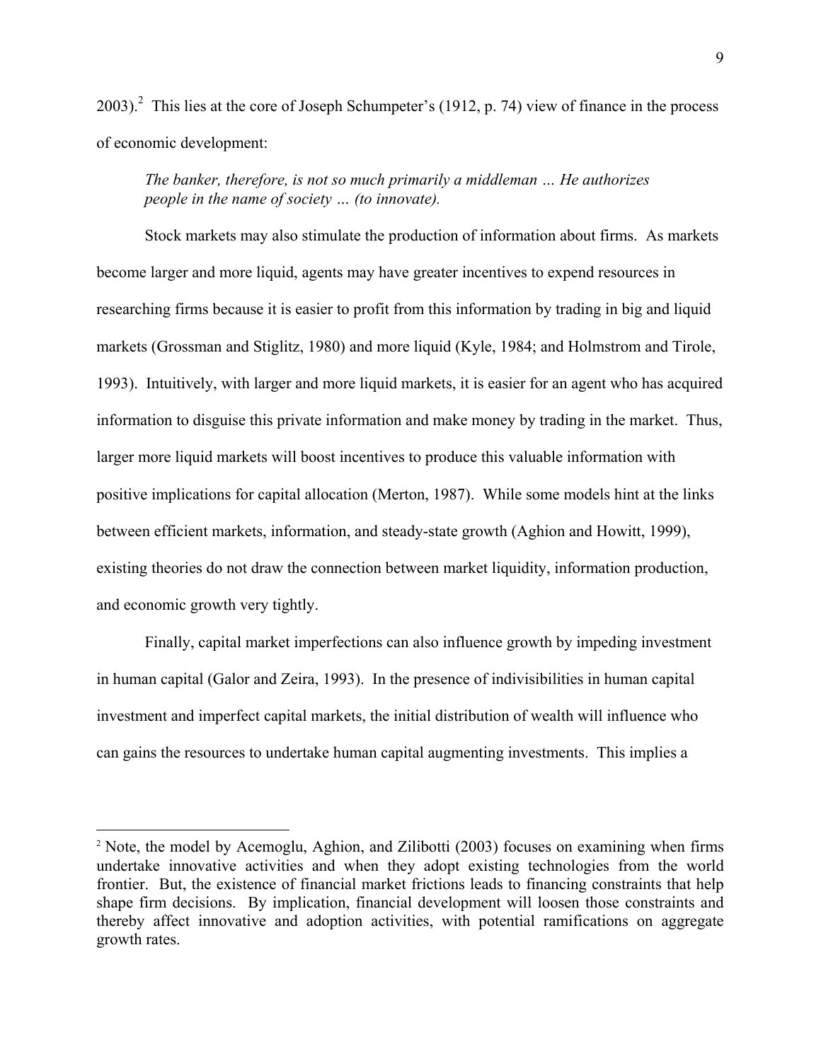2003).[2] This lies at the core of Joseph Schumpeter's (1912, p. 74) view of finance in the process of economic development:

> *The banker, therefore, is not so much primarily a middleman … He authorizes people in the name of society … (to innovate).*

Stock markets may also stimulate the production of information about firms. As markets become larger and more liquid, agents may have greater incentives to expend resources in researching firms because it is easier to profit from this information by trading in big and liquid markets (Grossman and Stiglitz, 1980) and more liquid (Kyle, 1984; and Holmstrom and Tirole, 1993). Intuitively, with larger and more liquid markets, it is easier for an agent who has acquired information to disguise this private information and make money by trading in the market. Thus, larger more liquid markets will boost incentives to produce this valuable information with positive implications for capital allocation (Merton, 1987). While some models hint at the links between efficient markets, information, and steady-state growth (Aghion and Howitt, 1999), existing theories do not draw the connection between market liquidity, information production, and economic growth very tightly.

Finally, capital market imperfections can also influence growth by impeding investment in human capital (Galor and Zeira, 1993). In the presence of indivisibilities in human capital investment and imperfect capital markets, the initial distribution of wealth will influence who can gains the resources to undertake human capital augmenting investments. This implies a

[2] Note, the model by Acemoglu, Aghion, and Zilibotti (2003) focuses on examining when firms undertake innovative activities and when they adopt existing technologies from the world frontier. But, the existence of financial market frictions leads to financing constraints that help shape firm decisions. By implication, financial development will loosen those constraints and thereby affect innovative and adoption activities, with potential ramifications on aggregate growth rates.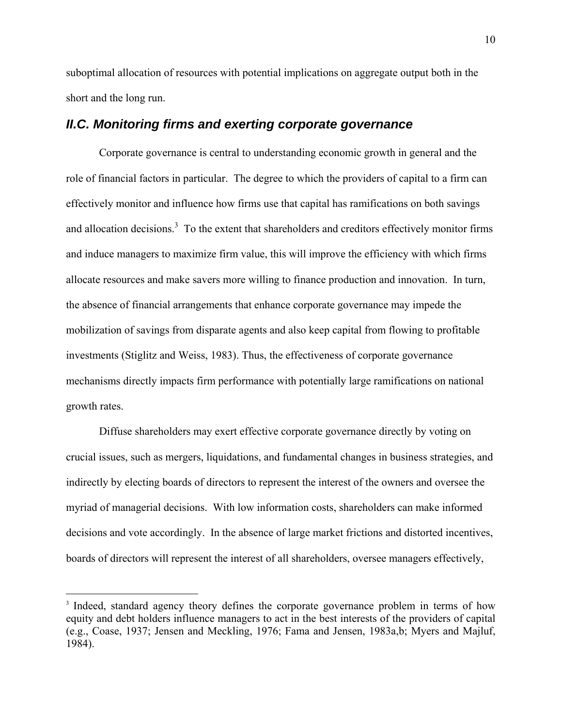suboptimal allocation of resources with potential implications on aggregate output both in the short and the long run.

### *II.C. Monitoring firms and exerting corporate governance*

Corporate governance is central to understanding economic growth in general and the role of financial factors in particular. The degree to which the providers of capital to a firm can effectively monitor and influence how firms use that capital has ramifications on both savings and allocation decisions.[3] To the extent that shareholders and creditors effectively monitor firms and induce managers to maximize firm value, this will improve the efficiency with which firms allocate resources and make savers more willing to finance production and innovation. In turn, the absence of financial arrangements that enhance corporate governance may impede the mobilization of savings from disparate agents and also keep capital from flowing to profitable investments (Stiglitz and Weiss, 1983). Thus, the effectiveness of corporate governance mechanisms directly impacts firm performance with potentially large ramifications on national growth rates.

Diffuse shareholders may exert effective corporate governance directly by voting on crucial issues, such as mergers, liquidations, and fundamental changes in business strategies, and indirectly by electing boards of directors to represent the interest of the owners and oversee the myriad of managerial decisions. With low information costs, shareholders can make informed decisions and vote accordingly. In the absence of large market frictions and distorted incentives, boards of directors will represent the interest of all shareholders, oversee managers effectively,

[3] Indeed, standard agency theory defines the corporate governance problem in terms of how equity and debt holders influence managers to act in the best interests of the providers of capital (e.g., Coase, 1937; Jensen and Meckling, 1976; Fama and Jensen, 1983a,b; Myers and Majluf, 1984).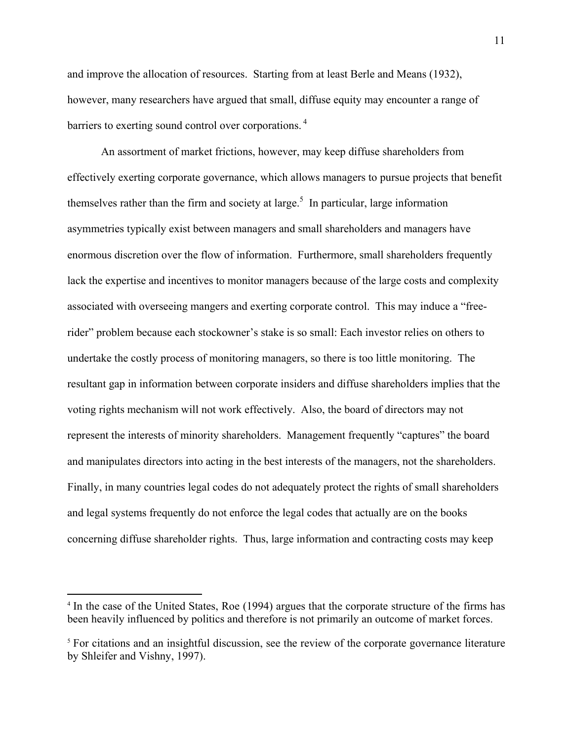and improve the allocation of resources. Starting from at least Berle and Means (1932), however, many researchers have argued that small, diffuse equity may encounter a range of barriers to exerting sound control over corporations.[4]

An assortment of market frictions, however, may keep diffuse shareholders from effectively exerting corporate governance, which allows managers to pursue projects that benefit themselves rather than the firm and society at large.[5] In particular, large information asymmetries typically exist between managers and small shareholders and managers have enormous discretion over the flow of information. Furthermore, small shareholders frequently lack the expertise and incentives to monitor managers because of the large costs and complexity associated with overseeing mangers and exerting corporate control. This may induce a "free-rider" problem because each stockowner's stake is so small: Each investor relies on others to undertake the costly process of monitoring managers, so there is too little monitoring. The resultant gap in information between corporate insiders and diffuse shareholders implies that the voting rights mechanism will not work effectively. Also, the board of directors may not represent the interests of minority shareholders. Management frequently "captures" the board and manipulates directors into acting in the best interests of the managers, not the shareholders. Finally, in many countries legal codes do not adequately protect the rights of small shareholders and legal systems frequently do not enforce the legal codes that actually are on the books concerning diffuse shareholder rights. Thus, large information and contracting costs may keep

[4] In the case of the United States, Roe (1994) argues that the corporate structure of the firms has been heavily influenced by politics and therefore is not primarily an outcome of market forces.

[5] For citations and an insightful discussion, see the review of the corporate governance literature by Shleifer and Vishny, 1997).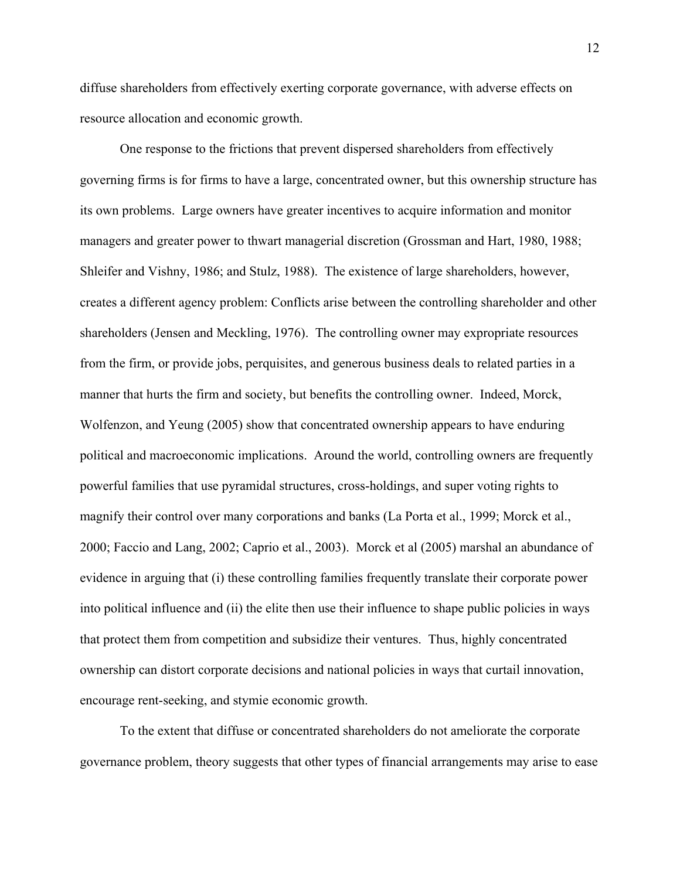diffuse shareholders from effectively exerting corporate governance, with adverse effects on resource allocation and economic growth.

One response to the frictions that prevent dispersed shareholders from effectively governing firms is for firms to have a large, concentrated owner, but this ownership structure has its own problems. Large owners have greater incentives to acquire information and monitor managers and greater power to thwart managerial discretion (Grossman and Hart, 1980, 1988; Shleifer and Vishny, 1986; and Stulz, 1988). The existence of large shareholders, however, creates a different agency problem: Conflicts arise between the controlling shareholder and other shareholders (Jensen and Meckling, 1976). The controlling owner may expropriate resources from the firm, or provide jobs, perquisites, and generous business deals to related parties in a manner that hurts the firm and society, but benefits the controlling owner. Indeed, Morck, Wolfenzon, and Yeung (2005) show that concentrated ownership appears to have enduring political and macroeconomic implications. Around the world, controlling owners are frequently powerful families that use pyramidal structures, cross-holdings, and super voting rights to magnify their control over many corporations and banks (La Porta et al., 1999; Morck et al., 2000; Faccio and Lang, 2002; Caprio et al., 2003). Morck et al (2005) marshal an abundance of evidence in arguing that (i) these controlling families frequently translate their corporate power into political influence and (ii) the elite then use their influence to shape public policies in ways that protect them from competition and subsidize their ventures. Thus, highly concentrated ownership can distort corporate decisions and national policies in ways that curtail innovation, encourage rent-seeking, and stymie economic growth.

To the extent that diffuse or concentrated shareholders do not ameliorate the corporate governance problem, theory suggests that other types of financial arrangements may arise to ease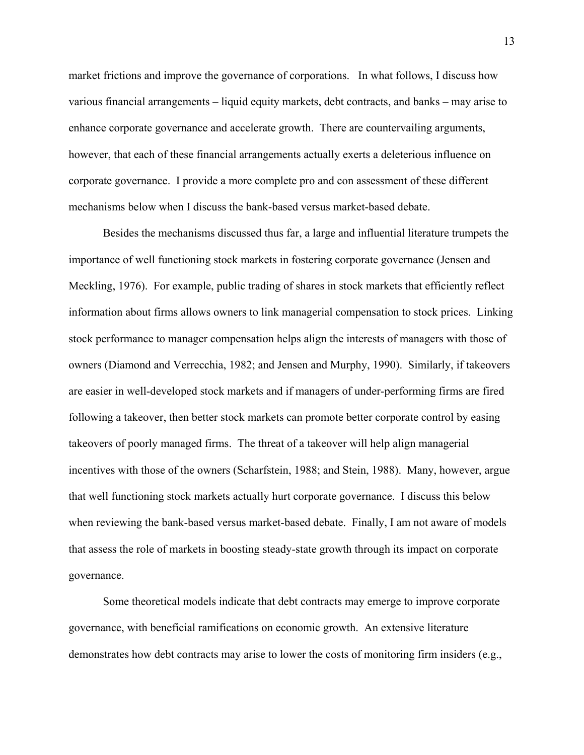market frictions and improve the governance of corporations. In what follows, I discuss how various financial arrangements – liquid equity markets, debt contracts, and banks – may arise to enhance corporate governance and accelerate growth. There are countervailing arguments, however, that each of these financial arrangements actually exerts a deleterious influence on corporate governance. I provide a more complete pro and con assessment of these different mechanisms below when I discuss the bank-based versus market-based debate.

Besides the mechanisms discussed thus far, a large and influential literature trumpets the importance of well functioning stock markets in fostering corporate governance (Jensen and Meckling, 1976). For example, public trading of shares in stock markets that efficiently reflect information about firms allows owners to link managerial compensation to stock prices. Linking stock performance to manager compensation helps align the interests of managers with those of owners (Diamond and Verrecchia, 1982; and Jensen and Murphy, 1990). Similarly, if takeovers are easier in well-developed stock markets and if managers of under-performing firms are fired following a takeover, then better stock markets can promote better corporate control by easing takeovers of poorly managed firms. The threat of a takeover will help align managerial incentives with those of the owners (Scharfstein, 1988; and Stein, 1988). Many, however, argue that well functioning stock markets actually hurt corporate governance. I discuss this below when reviewing the bank-based versus market-based debate. Finally, I am not aware of models that assess the role of markets in boosting steady-state growth through its impact on corporate governance.

Some theoretical models indicate that debt contracts may emerge to improve corporate governance, with beneficial ramifications on economic growth. An extensive literature demonstrates how debt contracts may arise to lower the costs of monitoring firm insiders (e.g.,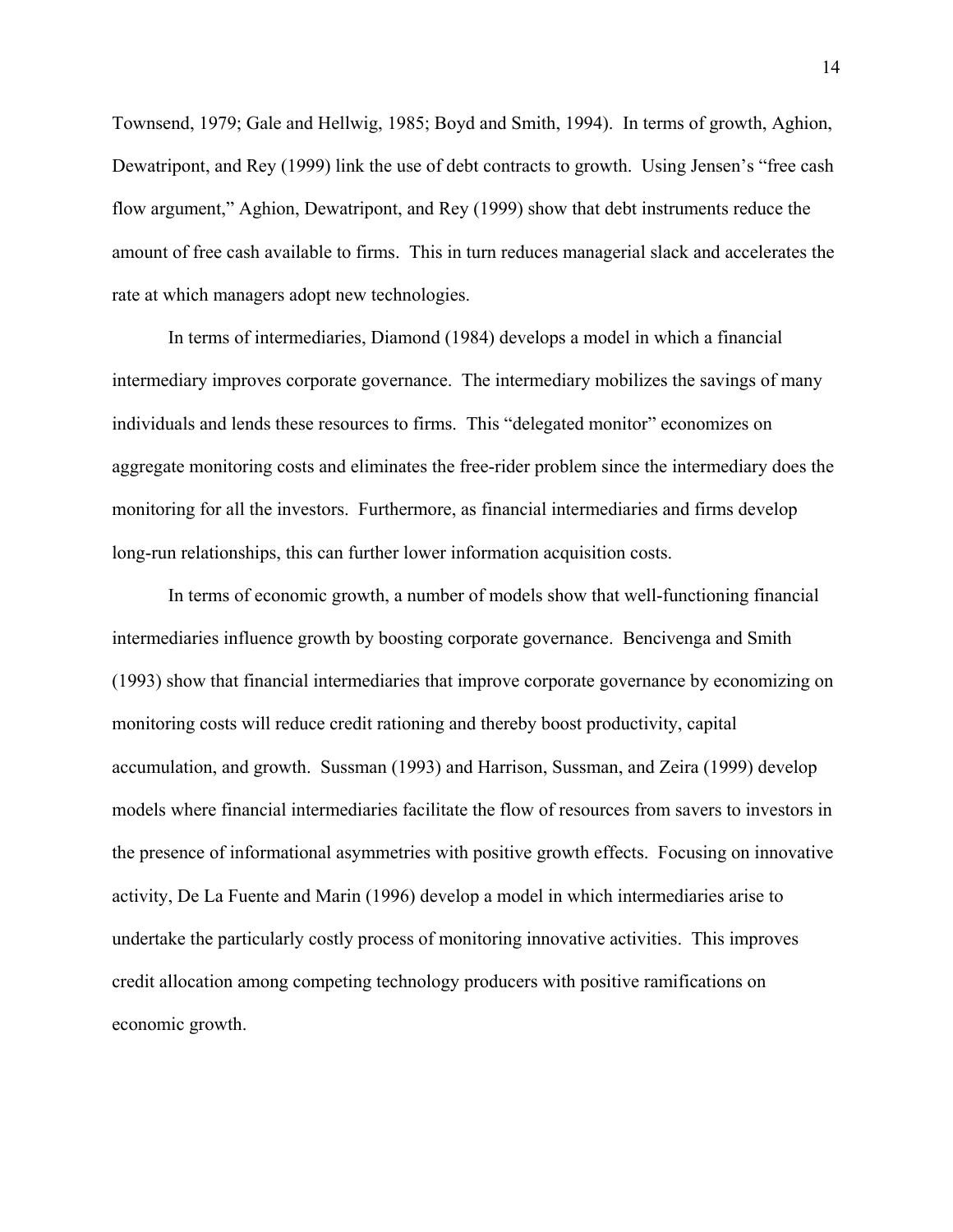Townsend, 1979; Gale and Hellwig, 1985; Boyd and Smith, 1994). In terms of growth, Aghion, Dewatripont, and Rey (1999) link the use of debt contracts to growth. Using Jensen's "free cash flow argument," Aghion, Dewatripont, and Rey (1999) show that debt instruments reduce the amount of free cash available to firms. This in turn reduces managerial slack and accelerates the rate at which managers adopt new technologies.

In terms of intermediaries, Diamond (1984) develops a model in which a financial intermediary improves corporate governance. The intermediary mobilizes the savings of many individuals and lends these resources to firms. This "delegated monitor" economizes on aggregate monitoring costs and eliminates the free-rider problem since the intermediary does the monitoring for all the investors. Furthermore, as financial intermediaries and firms develop long-run relationships, this can further lower information acquisition costs.

In terms of economic growth, a number of models show that well-functioning financial intermediaries influence growth by boosting corporate governance. Bencivenga and Smith (1993) show that financial intermediaries that improve corporate governance by economizing on monitoring costs will reduce credit rationing and thereby boost productivity, capital accumulation, and growth. Sussman (1993) and Harrison, Sussman, and Zeira (1999) develop models where financial intermediaries facilitate the flow of resources from savers to investors in the presence of informational asymmetries with positive growth effects. Focusing on innovative activity, De La Fuente and Marin (1996) develop a model in which intermediaries arise to undertake the particularly costly process of monitoring innovative activities. This improves credit allocation among competing technology producers with positive ramifications on economic growth.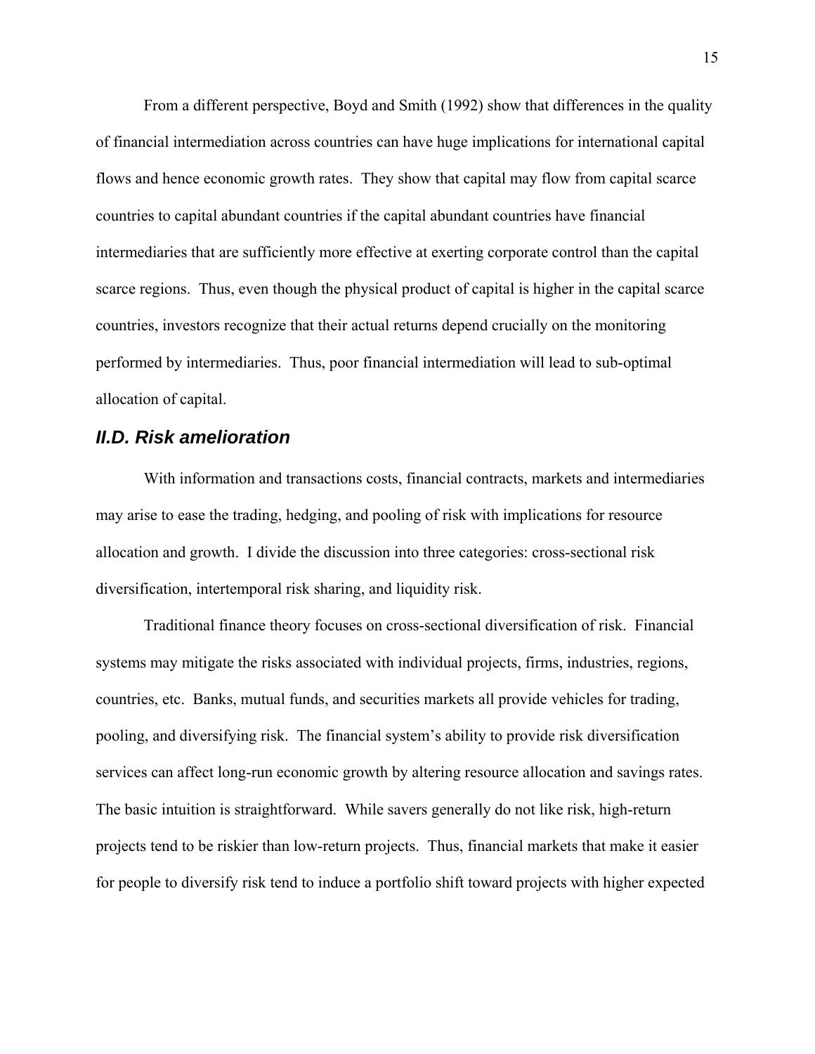From a different perspective, Boyd and Smith (1992) show that differences in the quality of financial intermediation across countries can have huge implications for international capital flows and hence economic growth rates. They show that capital may flow from capital scarce countries to capital abundant countries if the capital abundant countries have financial intermediaries that are sufficiently more effective at exerting corporate control than the capital scarce regions. Thus, even though the physical product of capital is higher in the capital scarce countries, investors recognize that their actual returns depend crucially on the monitoring performed by intermediaries. Thus, poor financial intermediation will lead to sub-optimal allocation of capital.

### *II.D. Risk amelioration*

With information and transactions costs, financial contracts, markets and intermediaries may arise to ease the trading, hedging, and pooling of risk with implications for resource allocation and growth. I divide the discussion into three categories: cross-sectional risk diversification, intertemporal risk sharing, and liquidity risk.

Traditional finance theory focuses on cross-sectional diversification of risk. Financial systems may mitigate the risks associated with individual projects, firms, industries, regions, countries, etc. Banks, mutual funds, and securities markets all provide vehicles for trading, pooling, and diversifying risk. The financial system's ability to provide risk diversification services can affect long-run economic growth by altering resource allocation and savings rates. The basic intuition is straightforward. While savers generally do not like risk, high-return projects tend to be riskier than low-return projects. Thus, financial markets that make it easier for people to diversify risk tend to induce a portfolio shift toward projects with higher expected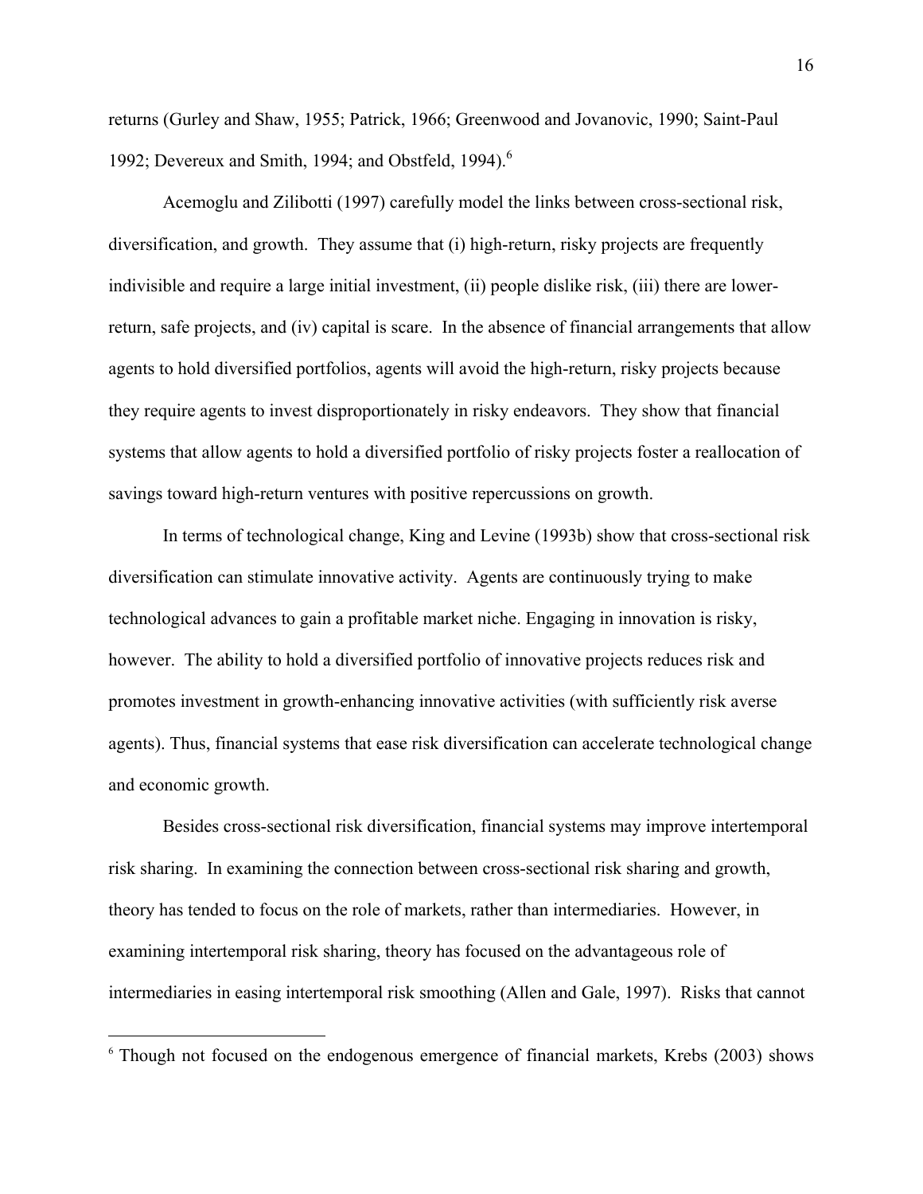returns (Gurley and Shaw, 1955; Patrick, 1966; Greenwood and Jovanovic, 1990; Saint-Paul 1992; Devereux and Smith, 1994; and Obstfeld, 1994).[6]

Acemoglu and Zilibotti (1997) carefully model the links between cross-sectional risk, diversification, and growth. They assume that (i) high-return, risky projects are frequently indivisible and require a large initial investment, (ii) people dislike risk, (iii) there are lower-return, safe projects, and (iv) capital is scare. In the absence of financial arrangements that allow agents to hold diversified portfolios, agents will avoid the high-return, risky projects because they require agents to invest disproportionately in risky endeavors. They show that financial systems that allow agents to hold a diversified portfolio of risky projects foster a reallocation of savings toward high-return ventures with positive repercussions on growth.

In terms of technological change, King and Levine (1993b) show that cross-sectional risk diversification can stimulate innovative activity. Agents are continuously trying to make technological advances to gain a profitable market niche. Engaging in innovation is risky, however. The ability to hold a diversified portfolio of innovative projects reduces risk and promotes investment in growth-enhancing innovative activities (with sufficiently risk averse agents). Thus, financial systems that ease risk diversification can accelerate technological change and economic growth.

Besides cross-sectional risk diversification, financial systems may improve intertemporal risk sharing. In examining the connection between cross-sectional risk sharing and growth, theory has tended to focus on the role of markets, rather than intermediaries. However, in examining intertemporal risk sharing, theory has focused on the advantageous role of intermediaries in easing intertemporal risk smoothing (Allen and Gale, 1997). Risks that cannot

[6] Though not focused on the endogenous emergence of financial markets, Krebs (2003) shows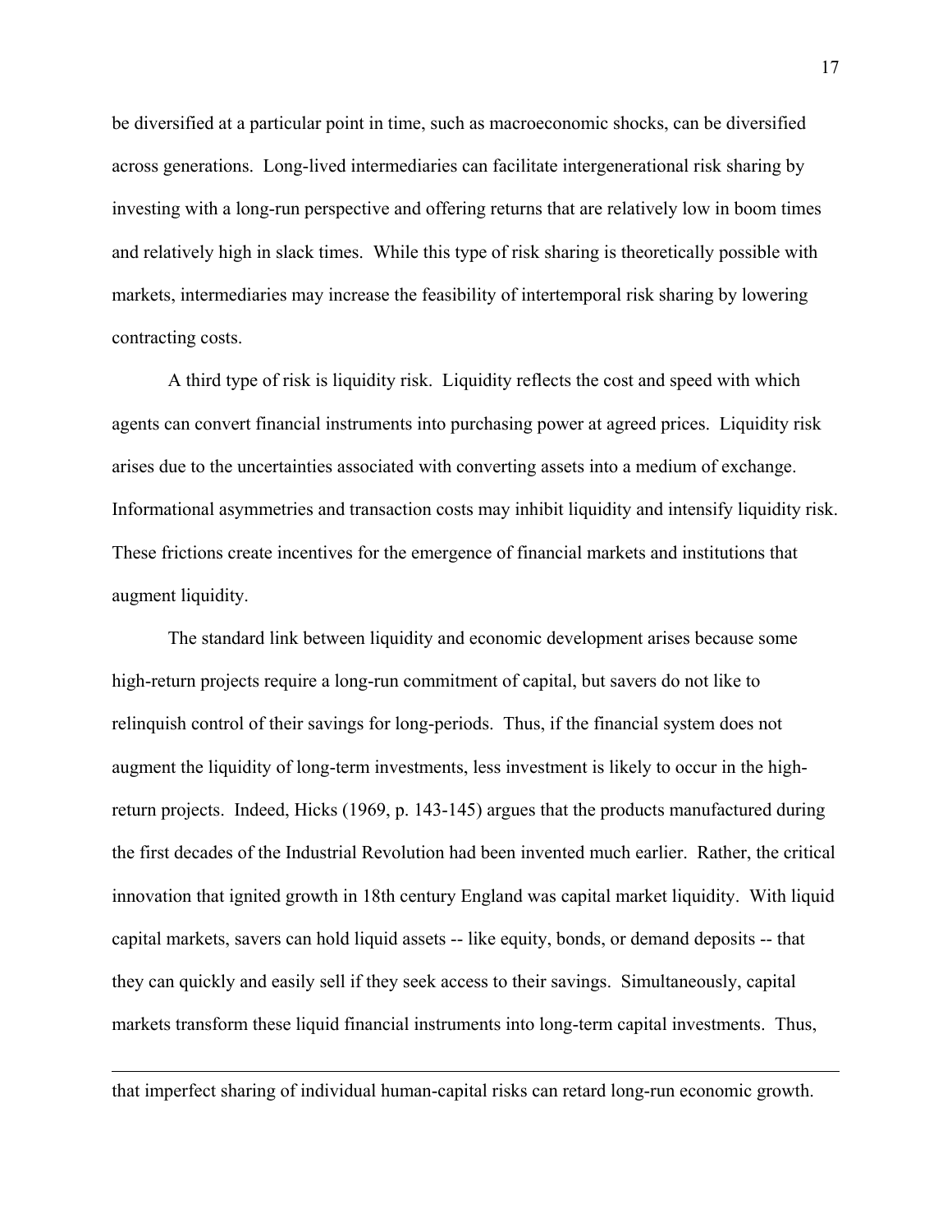be diversified at a particular point in time, such as macroeconomic shocks, can be diversified across generations. Long-lived intermediaries can facilitate intergenerational risk sharing by investing with a long-run perspective and offering returns that are relatively low in boom times and relatively high in slack times. While this type of risk sharing is theoretically possible with markets, intermediaries may increase the feasibility of intertemporal risk sharing by lowering contracting costs.

A third type of risk is liquidity risk. Liquidity reflects the cost and speed with which agents can convert financial instruments into purchasing power at agreed prices. Liquidity risk arises due to the uncertainties associated with converting assets into a medium of exchange. Informational asymmetries and transaction costs may inhibit liquidity and intensify liquidity risk. These frictions create incentives for the emergence of financial markets and institutions that augment liquidity.

The standard link between liquidity and economic development arises because some high-return projects require a long-run commitment of capital, but savers do not like to relinquish control of their savings for long-periods. Thus, if the financial system does not augment the liquidity of long-term investments, less investment is likely to occur in the high-return projects. Indeed, Hicks (1969, p. 143-145) argues that the products manufactured during the first decades of the Industrial Revolution had been invented much earlier. Rather, the critical innovation that ignited growth in 18th century England was capital market liquidity. With liquid capital markets, savers can hold liquid assets -- like equity, bonds, or demand deposits -- that they can quickly and easily sell if they seek access to their savings. Simultaneously, capital markets transform these liquid financial instruments into long-term capital investments. Thus,

---

that imperfect sharing of individual human-capital risks can retard long-run economic growth.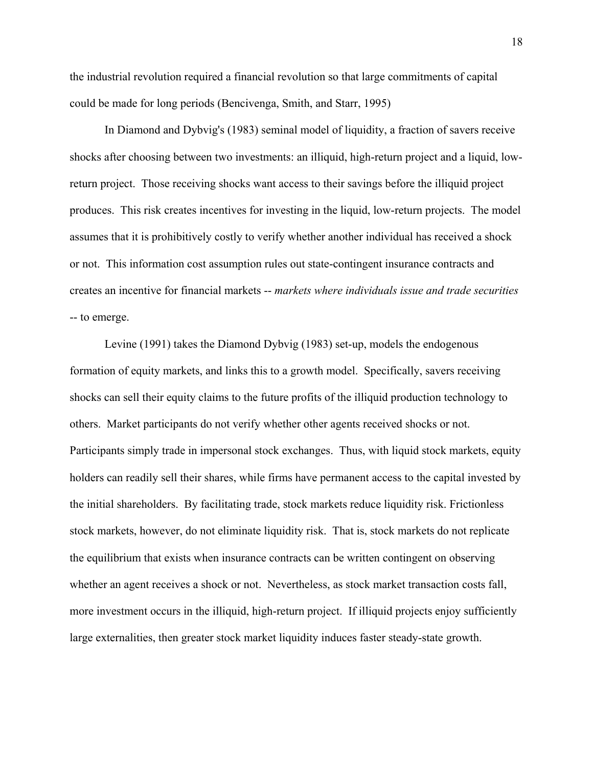the industrial revolution required a financial revolution so that large commitments of capital could be made for long periods (Bencivenga, Smith, and Starr, 1995)

In Diamond and Dybvig's (1983) seminal model of liquidity, a fraction of savers receive shocks after choosing between two investments: an illiquid, high-return project and a liquid, low-return project. Those receiving shocks want access to their savings before the illiquid project produces. This risk creates incentives for investing in the liquid, low-return projects. The model assumes that it is prohibitively costly to verify whether another individual has received a shock or not. This information cost assumption rules out state-contingent insurance contracts and creates an incentive for financial markets -- *markets where individuals issue and trade securities* -- to emerge.

Levine (1991) takes the Diamond Dybvig (1983) set-up, models the endogenous formation of equity markets, and links this to a growth model. Specifically, savers receiving shocks can sell their equity claims to the future profits of the illiquid production technology to others. Market participants do not verify whether other agents received shocks or not. Participants simply trade in impersonal stock exchanges. Thus, with liquid stock markets, equity holders can readily sell their shares, while firms have permanent access to the capital invested by the initial shareholders. By facilitating trade, stock markets reduce liquidity risk. Frictionless stock markets, however, do not eliminate liquidity risk. That is, stock markets do not replicate the equilibrium that exists when insurance contracts can be written contingent on observing whether an agent receives a shock or not. Nevertheless, as stock market transaction costs fall, more investment occurs in the illiquid, high-return project. If illiquid projects enjoy sufficiently large externalities, then greater stock market liquidity induces faster steady-state growth.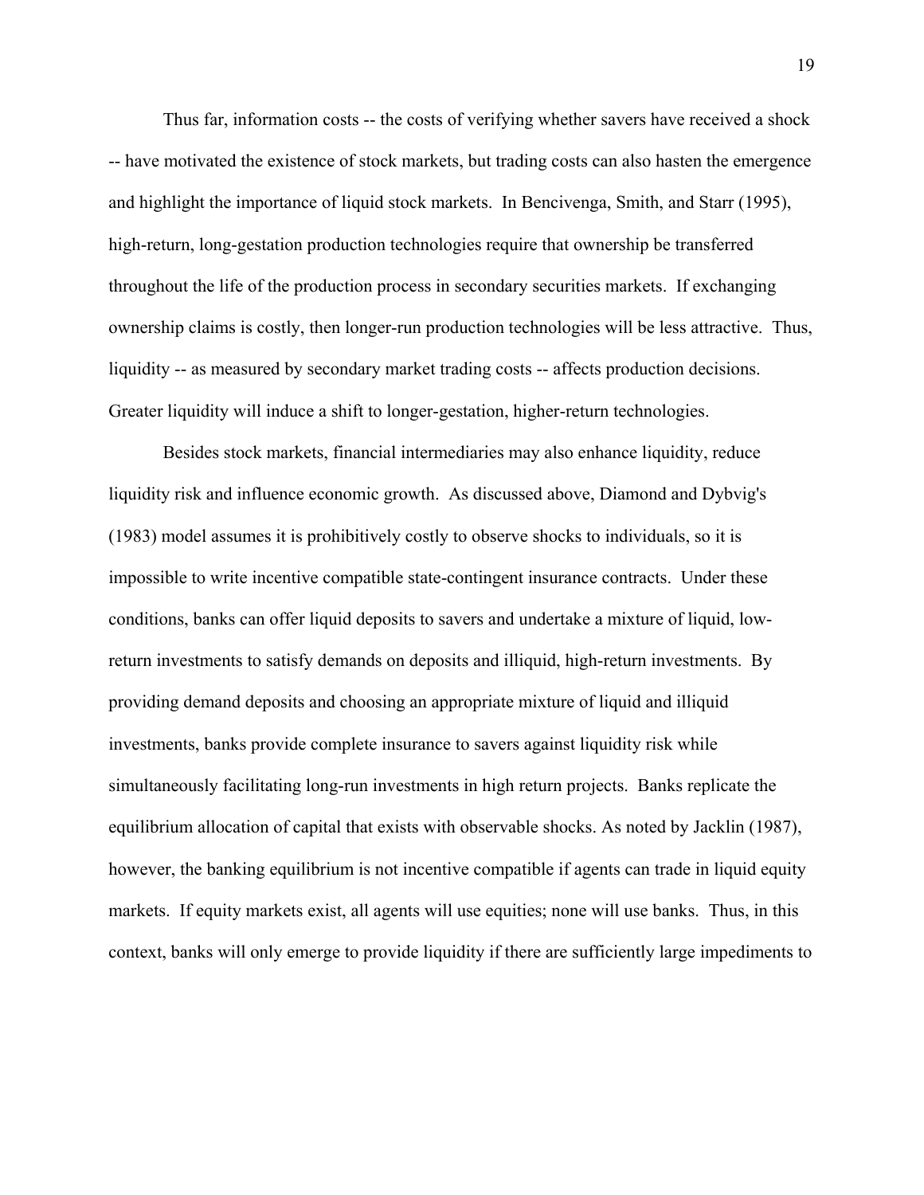Thus far, information costs -- the costs of verifying whether savers have received a shock -- have motivated the existence of stock markets, but trading costs can also hasten the emergence and highlight the importance of liquid stock markets. In Bencivenga, Smith, and Starr (1995), high-return, long-gestation production technologies require that ownership be transferred throughout the life of the production process in secondary securities markets. If exchanging ownership claims is costly, then longer-run production technologies will be less attractive. Thus, liquidity -- as measured by secondary market trading costs -- affects production decisions. Greater liquidity will induce a shift to longer-gestation, higher-return technologies.

Besides stock markets, financial intermediaries may also enhance liquidity, reduce liquidity risk and influence economic growth. As discussed above, Diamond and Dybvig's (1983) model assumes it is prohibitively costly to observe shocks to individuals, so it is impossible to write incentive compatible state-contingent insurance contracts. Under these conditions, banks can offer liquid deposits to savers and undertake a mixture of liquid, low-return investments to satisfy demands on deposits and illiquid, high-return investments. By providing demand deposits and choosing an appropriate mixture of liquid and illiquid investments, banks provide complete insurance to savers against liquidity risk while simultaneously facilitating long-run investments in high return projects. Banks replicate the equilibrium allocation of capital that exists with observable shocks. As noted by Jacklin (1987), however, the banking equilibrium is not incentive compatible if agents can trade in liquid equity markets. If equity markets exist, all agents will use equities; none will use banks. Thus, in this context, banks will only emerge to provide liquidity if there are sufficiently large impediments to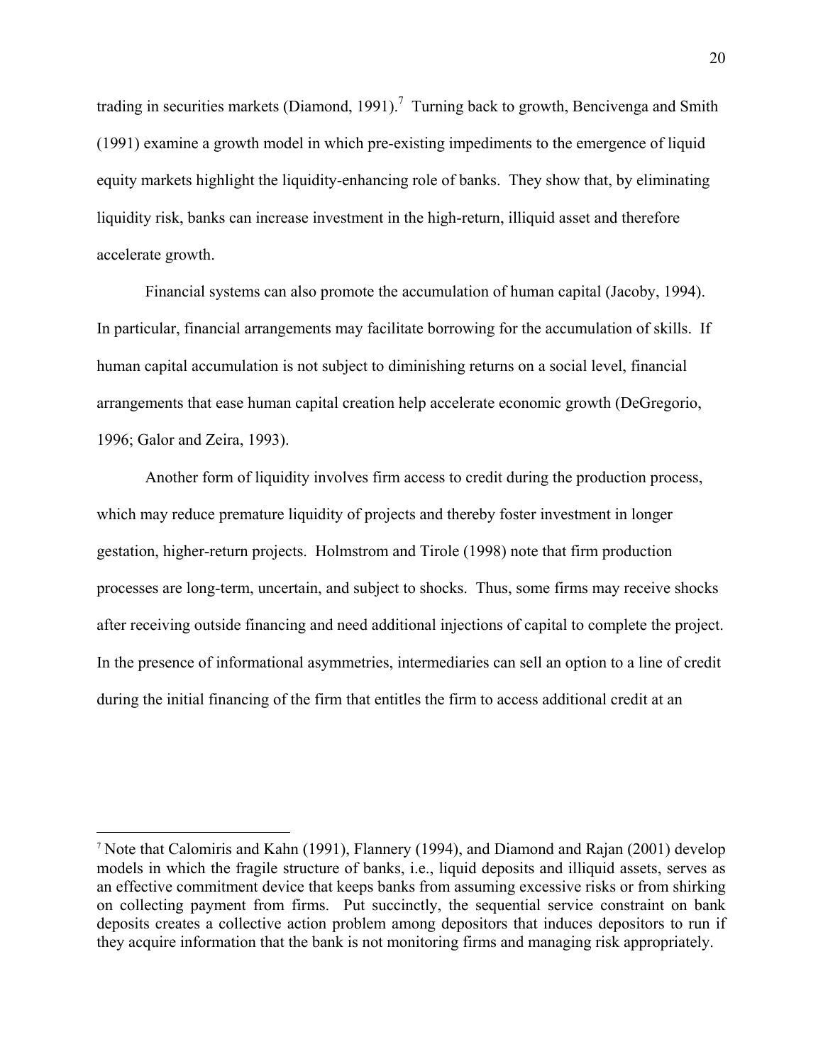trading in securities markets (Diamond, 1991).[7] Turning back to growth, Bencivenga and Smith (1991) examine a growth model in which pre-existing impediments to the emergence of liquid equity markets highlight the liquidity-enhancing role of banks. They show that, by eliminating liquidity risk, banks can increase investment in the high-return, illiquid asset and therefore accelerate growth.

Financial systems can also promote the accumulation of human capital (Jacoby, 1994). In particular, financial arrangements may facilitate borrowing for the accumulation of skills. If human capital accumulation is not subject to diminishing returns on a social level, financial arrangements that ease human capital creation help accelerate economic growth (DeGregorio, 1996; Galor and Zeira, 1993).

Another form of liquidity involves firm access to credit during the production process, which may reduce premature liquidity of projects and thereby foster investment in longer gestation, higher-return projects. Holmstrom and Tirole (1998) note that firm production processes are long-term, uncertain, and subject to shocks. Thus, some firms may receive shocks after receiving outside financing and need additional injections of capital to complete the project. In the presence of informational asymmetries, intermediaries can sell an option to a line of credit during the initial financing of the firm that entitles the firm to access additional credit at an

---

[7] Note that Calomiris and Kahn (1991), Flannery (1994), and Diamond and Rajan (2001) develop models in which the fragile structure of banks, i.e., liquid deposits and illiquid assets, serves as an effective commitment device that keeps banks from assuming excessive risks or from shirking on collecting payment from firms. Put succinctly, the sequential service constraint on bank deposits creates a collective action problem among depositors that induces depositors to run if they acquire information that the bank is not monitoring firms and managing risk appropriately.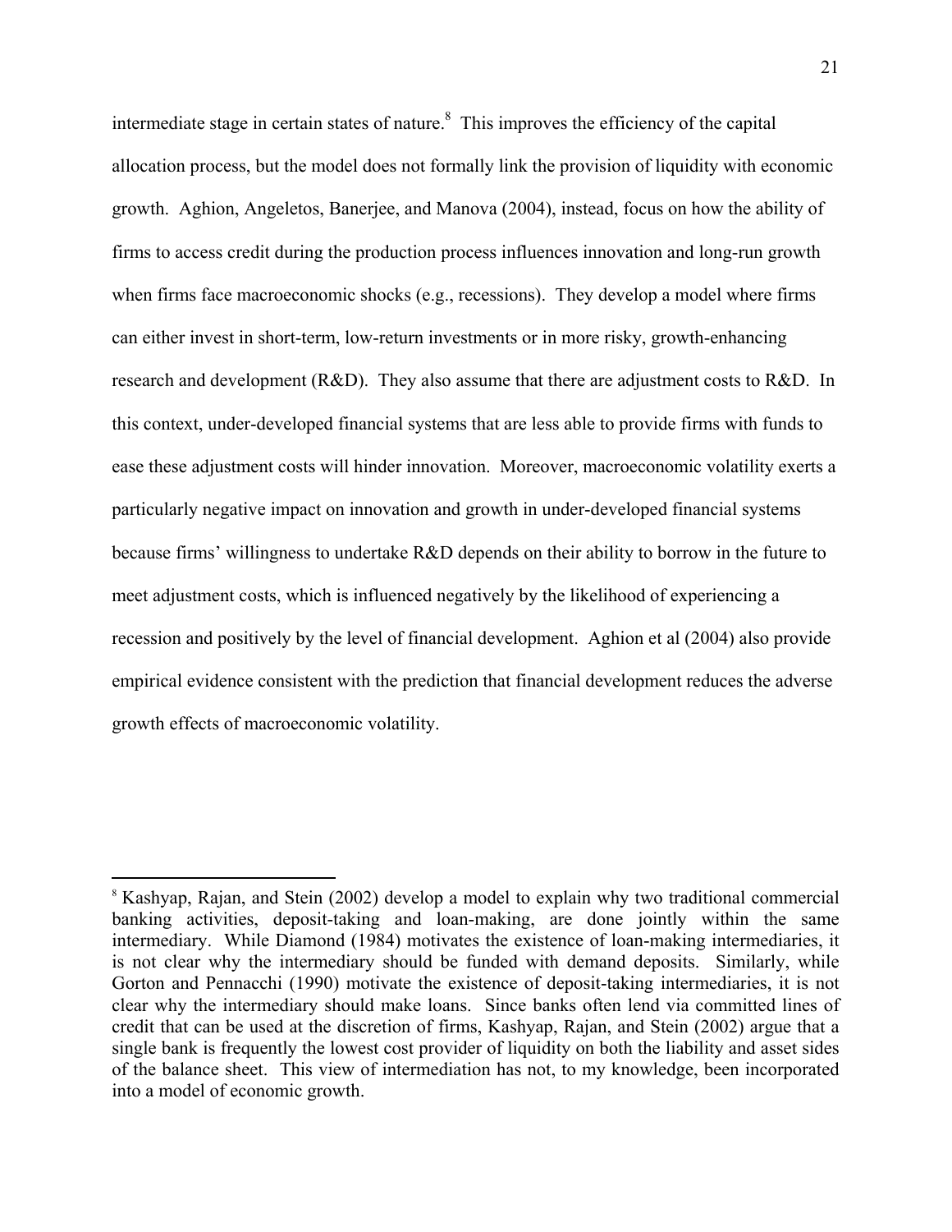intermediate stage in certain states of nature.[8] This improves the efficiency of the capital allocation process, but the model does not formally link the provision of liquidity with economic growth. Aghion, Angeletos, Banerjee, and Manova (2004), instead, focus on how the ability of firms to access credit during the production process influences innovation and long-run growth when firms face macroeconomic shocks (e.g., recessions). They develop a model where firms can either invest in short-term, low-return investments or in more risky, growth-enhancing research and development (R&D). They also assume that there are adjustment costs to R&D. In this context, under-developed financial systems that are less able to provide firms with funds to ease these adjustment costs will hinder innovation. Moreover, macroeconomic volatility exerts a particularly negative impact on innovation and growth in under-developed financial systems because firms' willingness to undertake R&D depends on their ability to borrow in the future to meet adjustment costs, which is influenced negatively by the likelihood of experiencing a recession and positively by the level of financial development. Aghion et al (2004) also provide empirical evidence consistent with the prediction that financial development reduces the adverse growth effects of macroeconomic volatility.

---

[8] Kashyap, Rajan, and Stein (2002) develop a model to explain why two traditional commercial banking activities, deposit-taking and loan-making, are done jointly within the same intermediary. While Diamond (1984) motivates the existence of loan-making intermediaries, it is not clear why the intermediary should be funded with demand deposits. Similarly, while Gorton and Pennacchi (1990) motivate the existence of deposit-taking intermediaries, it is not clear why the intermediary should make loans. Since banks often lend via committed lines of credit that can be used at the discretion of firms, Kashyap, Rajan, and Stein (2002) argue that a single bank is frequently the lowest cost provider of liquidity on both the liability and asset sides of the balance sheet. This view of intermediation has not, to my knowledge, been incorporated into a model of economic growth.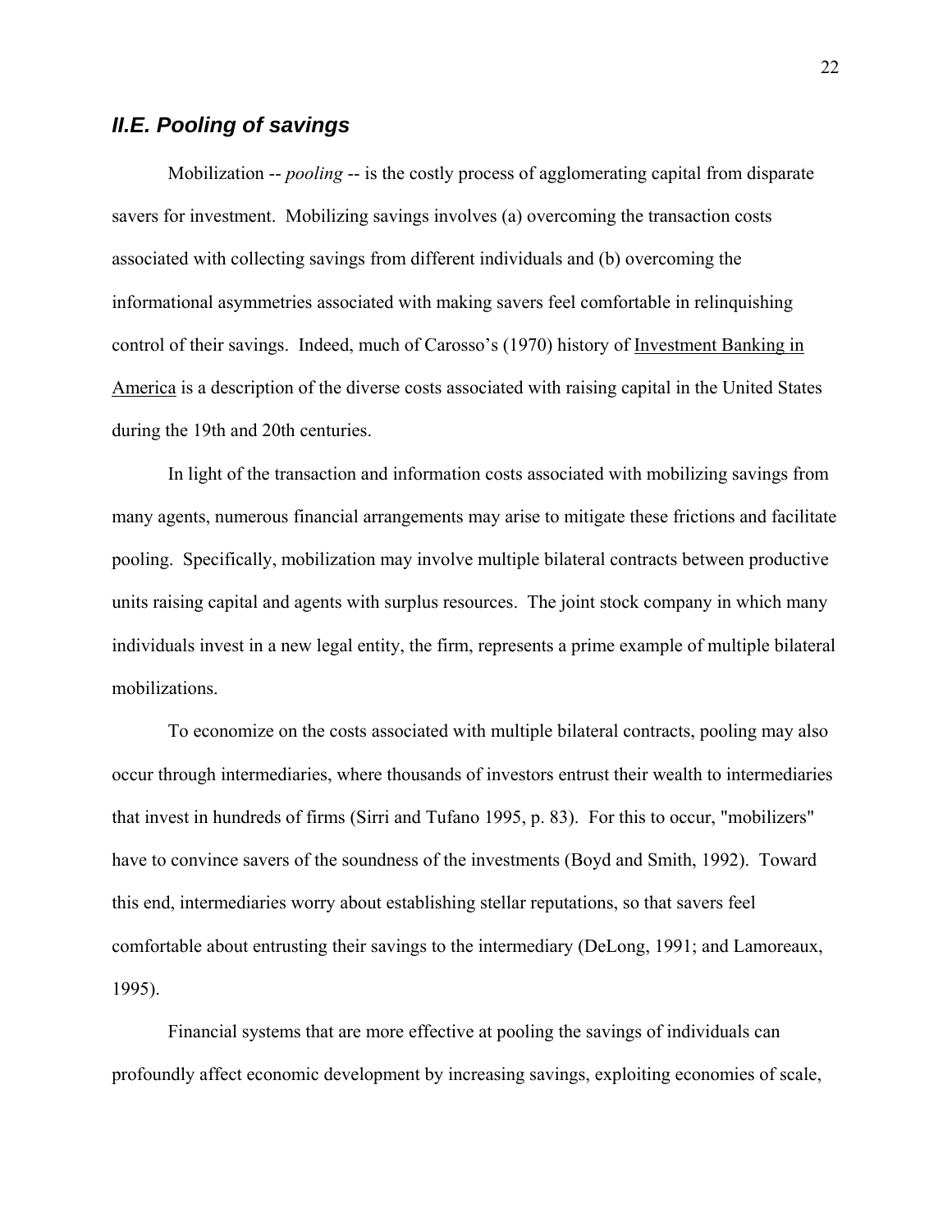## *II.E. Pooling of savings*

Mobilization -- *pooling* -- is the costly process of agglomerating capital from disparate savers for investment. Mobilizing savings involves (a) overcoming the transaction costs associated with collecting savings from different individuals and (b) overcoming the informational asymmetries associated with making savers feel comfortable in relinquishing control of their savings. Indeed, much of Carosso's (1970) history of Investment Banking in America is a description of the diverse costs associated with raising capital in the United States during the 19th and 20th centuries.

In light of the transaction and information costs associated with mobilizing savings from many agents, numerous financial arrangements may arise to mitigate these frictions and facilitate pooling. Specifically, mobilization may involve multiple bilateral contracts between productive units raising capital and agents with surplus resources. The joint stock company in which many individuals invest in a new legal entity, the firm, represents a prime example of multiple bilateral mobilizations.

To economize on the costs associated with multiple bilateral contracts, pooling may also occur through intermediaries, where thousands of investors entrust their wealth to intermediaries that invest in hundreds of firms (Sirri and Tufano 1995, p. 83). For this to occur, "mobilizers" have to convince savers of the soundness of the investments (Boyd and Smith, 1992). Toward this end, intermediaries worry about establishing stellar reputations, so that savers feel comfortable about entrusting their savings to the intermediary (DeLong, 1991; and Lamoreaux, 1995).

Financial systems that are more effective at pooling the savings of individuals can profoundly affect economic development by increasing savings, exploiting economies of scale,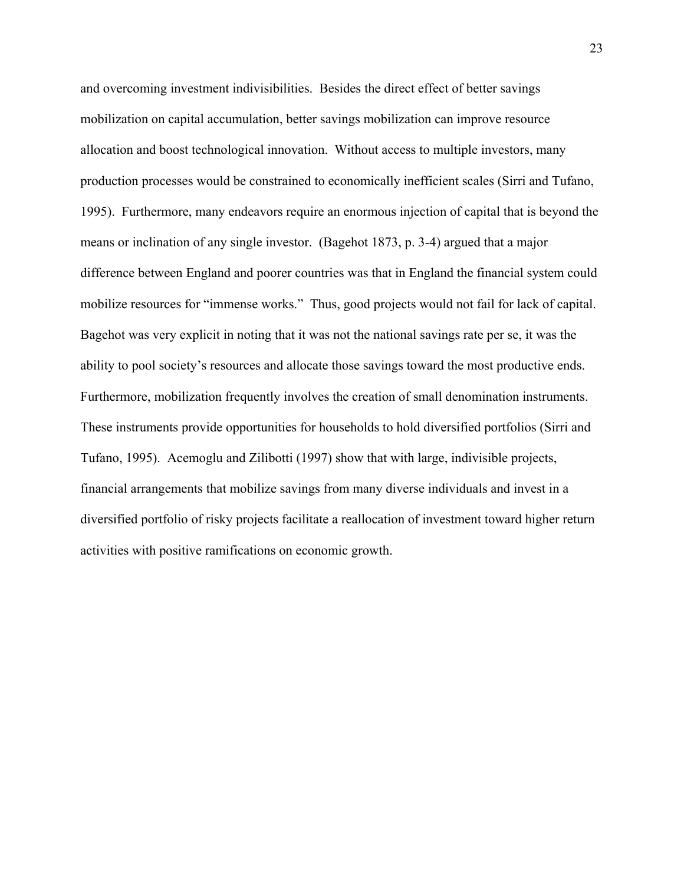and overcoming investment indivisibilities. Besides the direct effect of better savings mobilization on capital accumulation, better savings mobilization can improve resource allocation and boost technological innovation. Without access to multiple investors, many production processes would be constrained to economically inefficient scales (Sirri and Tufano, 1995). Furthermore, many endeavors require an enormous injection of capital that is beyond the means or inclination of any single investor. (Bagehot 1873, p. 3-4) argued that a major difference between England and poorer countries was that in England the financial system could mobilize resources for "immense works." Thus, good projects would not fail for lack of capital. Bagehot was very explicit in noting that it was not the national savings rate per se, it was the ability to pool society's resources and allocate those savings toward the most productive ends. Furthermore, mobilization frequently involves the creation of small denomination instruments. These instruments provide opportunities for households to hold diversified portfolios (Sirri and Tufano, 1995). Acemoglu and Zilibotti (1997) show that with large, indivisible projects, financial arrangements that mobilize savings from many diverse individuals and invest in a diversified portfolio of risky projects facilitate a reallocation of investment toward higher return activities with positive ramifications on economic growth.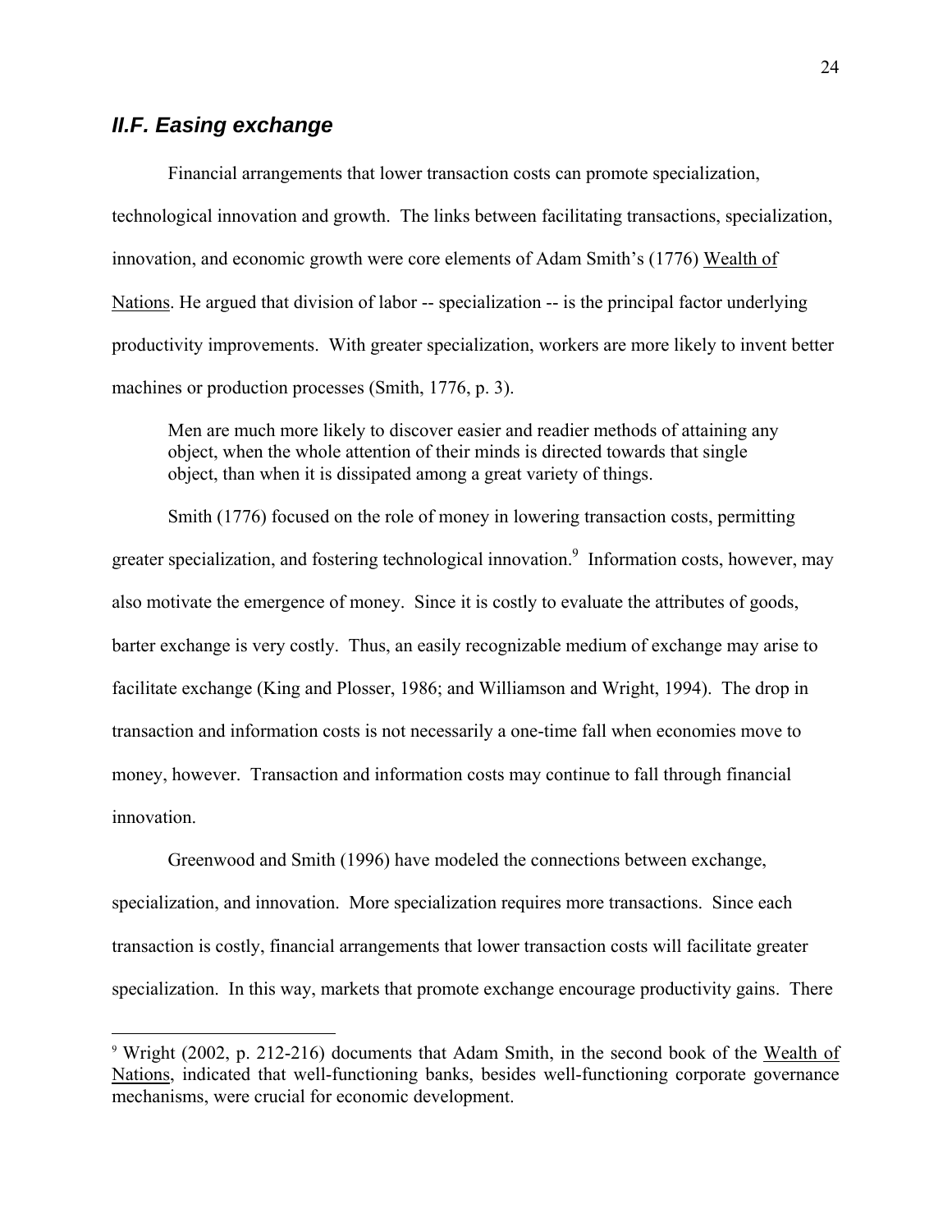### *II.F. Easing exchange*

Financial arrangements that lower transaction costs can promote specialization, technological innovation and growth. The links between facilitating transactions, specialization, innovation, and economic growth were core elements of Adam Smith's (1776) Wealth of Nations. He argued that division of labor -- specialization -- is the principal factor underlying productivity improvements. With greater specialization, workers are more likely to invent better machines or production processes (Smith, 1776, p. 3).

> Men are much more likely to discover easier and readier methods of attaining any object, when the whole attention of their minds is directed towards that single object, than when it is dissipated among a great variety of things.

Smith (1776) focused on the role of money in lowering transaction costs, permitting greater specialization, and fostering technological innovation.[9] Information costs, however, may also motivate the emergence of money. Since it is costly to evaluate the attributes of goods, barter exchange is very costly. Thus, an easily recognizable medium of exchange may arise to facilitate exchange (King and Plosser, 1986; and Williamson and Wright, 1994). The drop in transaction and information costs is not necessarily a one-time fall when economies move to money, however. Transaction and information costs may continue to fall through financial innovation.

Greenwood and Smith (1996) have modeled the connections between exchange, specialization, and innovation. More specialization requires more transactions. Since each transaction is costly, financial arrangements that lower transaction costs will facilitate greater specialization. In this way, markets that promote exchange encourage productivity gains. There

---

[9] Wright (2002, p. 212-216) documents that Adam Smith, in the second book of the Wealth of Nations, indicated that well-functioning banks, besides well-functioning corporate governance mechanisms, were crucial for economic development.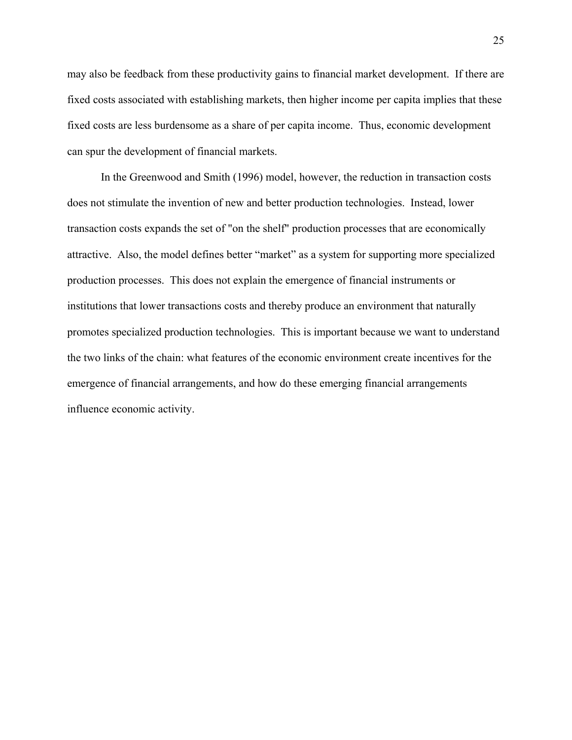may also be feedback from these productivity gains to financial market development. If there are fixed costs associated with establishing markets, then higher income per capita implies that these fixed costs are less burdensome as a share of per capita income. Thus, economic development can spur the development of financial markets.

In the Greenwood and Smith (1996) model, however, the reduction in transaction costs does not stimulate the invention of new and better production technologies. Instead, lower transaction costs expands the set of "on the shelf" production processes that are economically attractive. Also, the model defines better “market” as a system for supporting more specialized production processes. This does not explain the emergence of financial instruments or institutions that lower transactions costs and thereby produce an environment that naturally promotes specialized production technologies. This is important because we want to understand the two links of the chain: what features of the economic environment create incentives for the emergence of financial arrangements, and how do these emerging financial arrangements influence economic activity.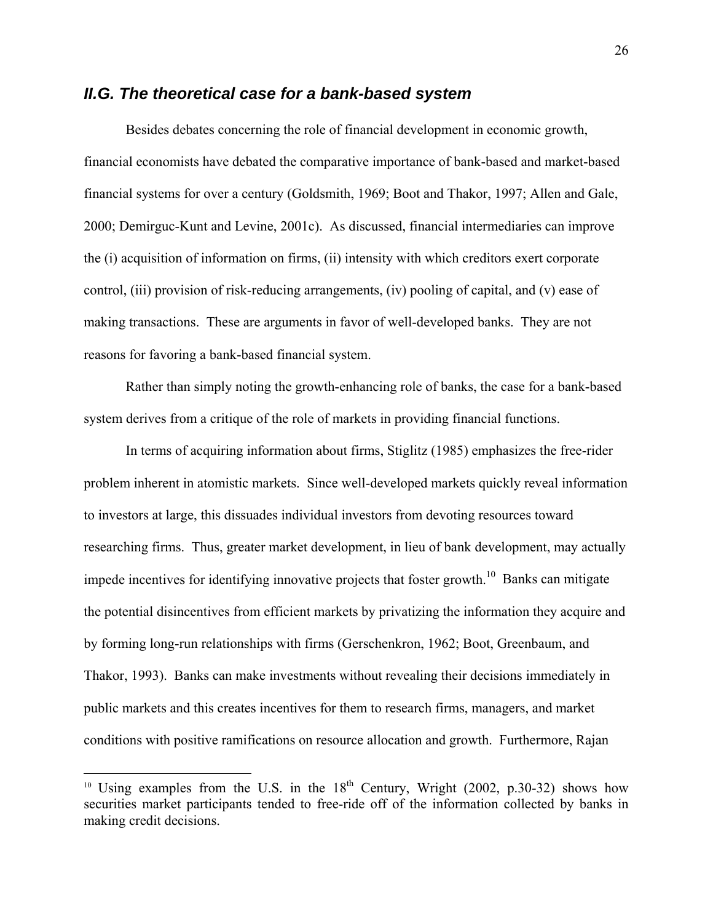## *II.G. The theoretical case for a bank-based system*

Besides debates concerning the role of financial development in economic growth, financial economists have debated the comparative importance of bank-based and market-based financial systems for over a century (Goldsmith, 1969; Boot and Thakor, 1997; Allen and Gale, 2000; Demirguc-Kunt and Levine, 2001c). As discussed, financial intermediaries can improve the (i) acquisition of information on firms, (ii) intensity with which creditors exert corporate control, (iii) provision of risk-reducing arrangements, (iv) pooling of capital, and (v) ease of making transactions. These are arguments in favor of well-developed banks. They are not reasons for favoring a bank-based financial system.

Rather than simply noting the growth-enhancing role of banks, the case for a bank-based system derives from a critique of the role of markets in providing financial functions.

In terms of acquiring information about firms, Stiglitz (1985) emphasizes the free-rider problem inherent in atomistic markets. Since well-developed markets quickly reveal information to investors at large, this dissuades individual investors from devoting resources toward researching firms. Thus, greater market development, in lieu of bank development, may actually impede incentives for identifying innovative projects that foster growth.[10] Banks can mitigate the potential disincentives from efficient markets by privatizing the information they acquire and by forming long-run relationships with firms (Gerschenkron, 1962; Boot, Greenbaum, and Thakor, 1993). Banks can make investments without revealing their decisions immediately in public markets and this creates incentives for them to research firms, managers, and market conditions with positive ramifications on resource allocation and growth. Furthermore, Rajan

---

[10] Using examples from the U.S. in the 18th Century, Wright (2002, p.30-32) shows how securities market participants tended to free-ride off of the information collected by banks in making credit decisions.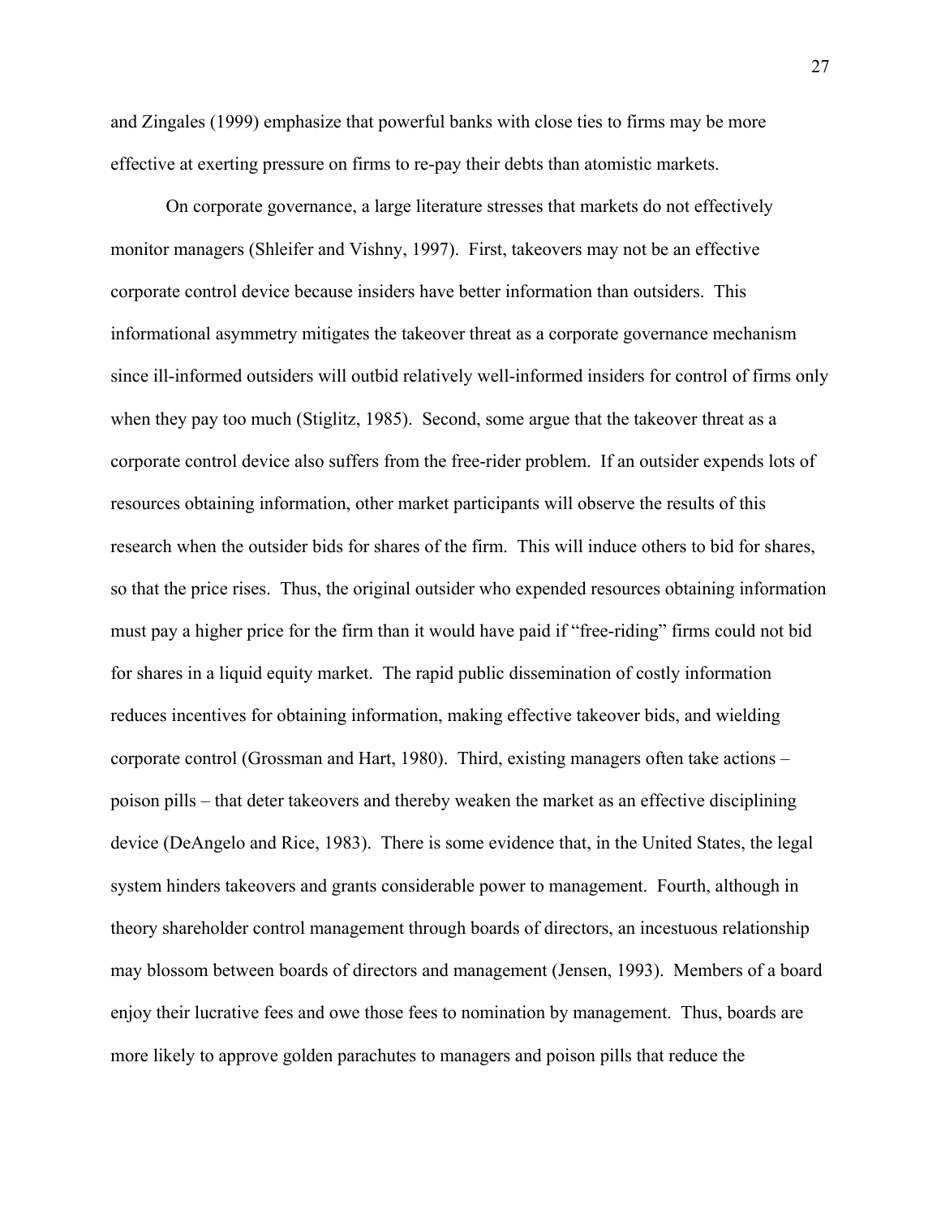and Zingales (1999) emphasize that powerful banks with close ties to firms may be more effective at exerting pressure on firms to re-pay their debts than atomistic markets.

On corporate governance, a large literature stresses that markets do not effectively monitor managers (Shleifer and Vishny, 1997). First, takeovers may not be an effective corporate control device because insiders have better information than outsiders. This informational asymmetry mitigates the takeover threat as a corporate governance mechanism since ill-informed outsiders will outbid relatively well-informed insiders for control of firms only when they pay too much (Stiglitz, 1985). Second, some argue that the takeover threat as a corporate control device also suffers from the free-rider problem. If an outsider expends lots of resources obtaining information, other market participants will observe the results of this research when the outsider bids for shares of the firm. This will induce others to bid for shares, so that the price rises. Thus, the original outsider who expended resources obtaining information must pay a higher price for the firm than it would have paid if "free-riding" firms could not bid for shares in a liquid equity market. The rapid public dissemination of costly information reduces incentives for obtaining information, making effective takeover bids, and wielding corporate control (Grossman and Hart, 1980). Third, existing managers often take actions – poison pills – that deter takeovers and thereby weaken the market as an effective disciplining device (DeAngelo and Rice, 1983). There is some evidence that, in the United States, the legal system hinders takeovers and grants considerable power to management. Fourth, although in theory shareholder control management through boards of directors, an incestuous relationship may blossom between boards of directors and management (Jensen, 1993). Members of a board enjoy their lucrative fees and owe those fees to nomination by management. Thus, boards are more likely to approve golden parachutes to managers and poison pills that reduce the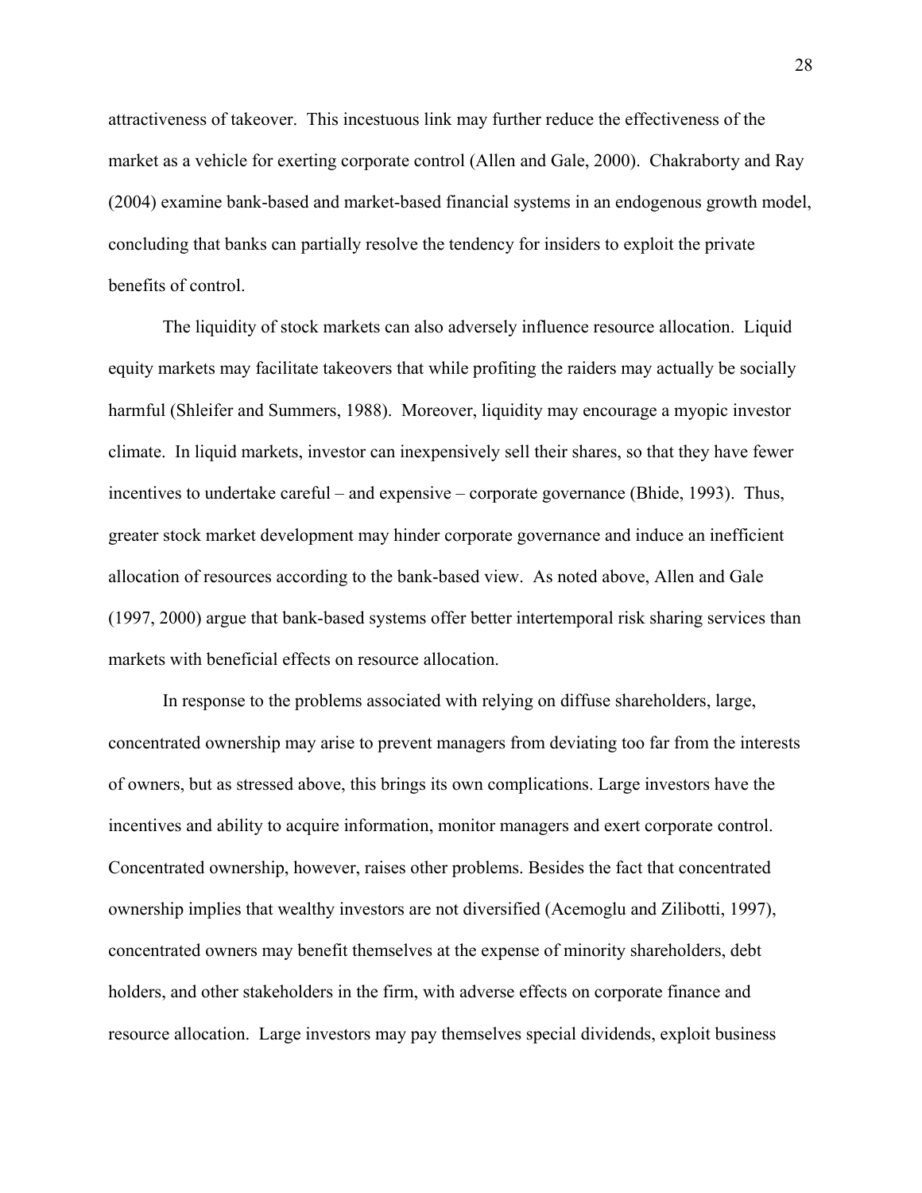attractiveness of takeover. This incestuous link may further reduce the effectiveness of the market as a vehicle for exerting corporate control (Allen and Gale, 2000). Chakraborty and Ray (2004) examine bank-based and market-based financial systems in an endogenous growth model, concluding that banks can partially resolve the tendency for insiders to exploit the private benefits of control.

The liquidity of stock markets can also adversely influence resource allocation. Liquid equity markets may facilitate takeovers that while profiting the raiders may actually be socially harmful (Shleifer and Summers, 1988). Moreover, liquidity may encourage a myopic investor climate. In liquid markets, investor can inexpensively sell their shares, so that they have fewer incentives to undertake careful – and expensive – corporate governance (Bhide, 1993). Thus, greater stock market development may hinder corporate governance and induce an inefficient allocation of resources according to the bank-based view. As noted above, Allen and Gale (1997, 2000) argue that bank-based systems offer better intertemporal risk sharing services than markets with beneficial effects on resource allocation.

In response to the problems associated with relying on diffuse shareholders, large, concentrated ownership may arise to prevent managers from deviating too far from the interests of owners, but as stressed above, this brings its own complications. Large investors have the incentives and ability to acquire information, monitor managers and exert corporate control. Concentrated ownership, however, raises other problems. Besides the fact that concentrated ownership implies that wealthy investors are not diversified (Acemoglu and Zilibotti, 1997), concentrated owners may benefit themselves at the expense of minority shareholders, debt holders, and other stakeholders in the firm, with adverse effects on corporate finance and resource allocation. Large investors may pay themselves special dividends, exploit business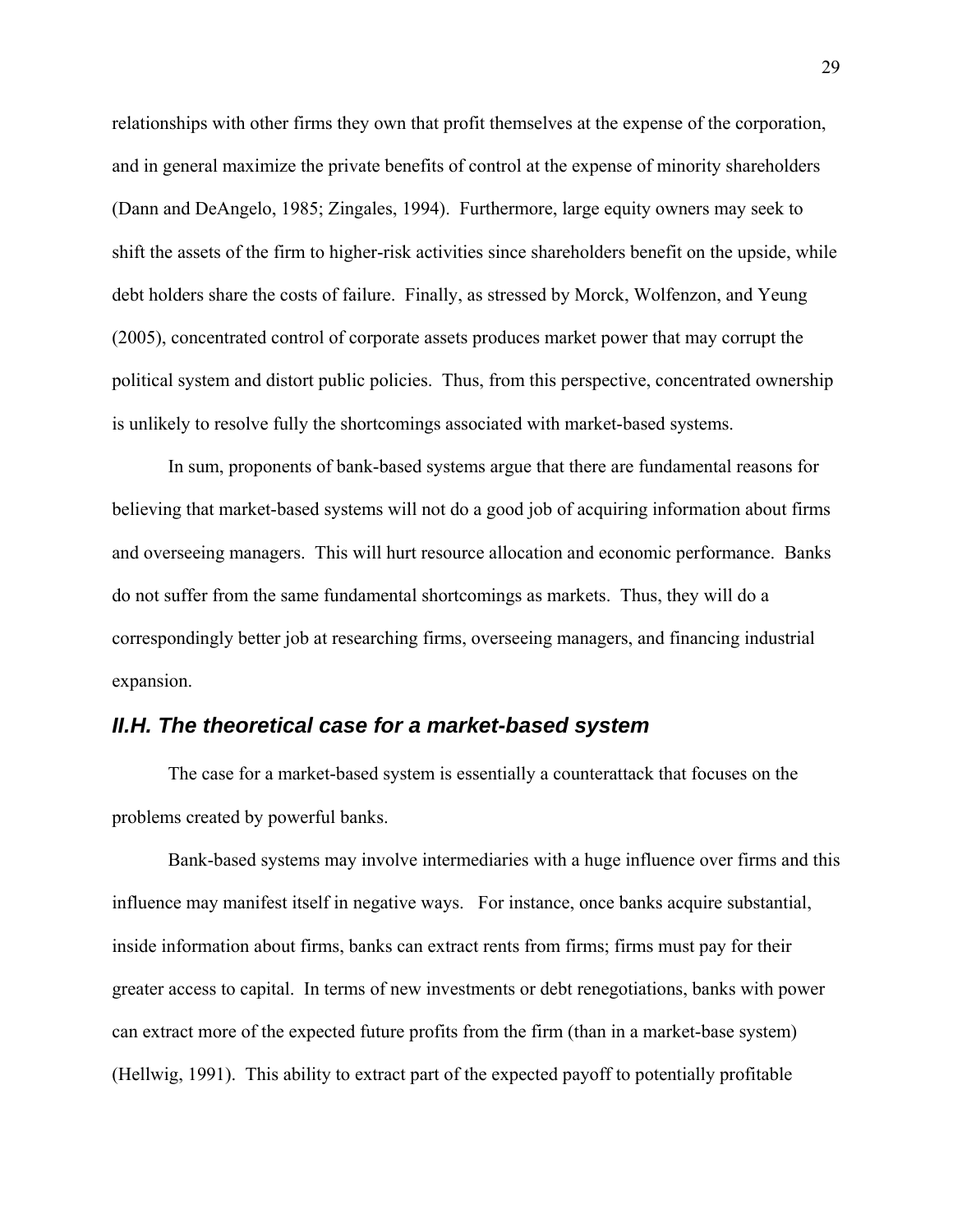relationships with other firms they own that profit themselves at the expense of the corporation, and in general maximize the private benefits of control at the expense of minority shareholders (Dann and DeAngelo, 1985; Zingales, 1994). Furthermore, large equity owners may seek to shift the assets of the firm to higher-risk activities since shareholders benefit on the upside, while debt holders share the costs of failure. Finally, as stressed by Morck, Wolfenzon, and Yeung (2005), concentrated control of corporate assets produces market power that may corrupt the political system and distort public policies. Thus, from this perspective, concentrated ownership is unlikely to resolve fully the shortcomings associated with market-based systems.

In sum, proponents of bank-based systems argue that there are fundamental reasons for believing that market-based systems will not do a good job of acquiring information about firms and overseeing managers. This will hurt resource allocation and economic performance. Banks do not suffer from the same fundamental shortcomings as markets. Thus, they will do a correspondingly better job at researching firms, overseeing managers, and financing industrial expansion.

### *II.H. The theoretical case for a market-based system*

The case for a market-based system is essentially a counterattack that focuses on the problems created by powerful banks.

Bank-based systems may involve intermediaries with a huge influence over firms and this influence may manifest itself in negative ways. For instance, once banks acquire substantial, inside information about firms, banks can extract rents from firms; firms must pay for their greater access to capital. In terms of new investments or debt renegotiations, banks with power can extract more of the expected future profits from the firm (than in a market-base system) (Hellwig, 1991). This ability to extract part of the expected payoff to potentially profitable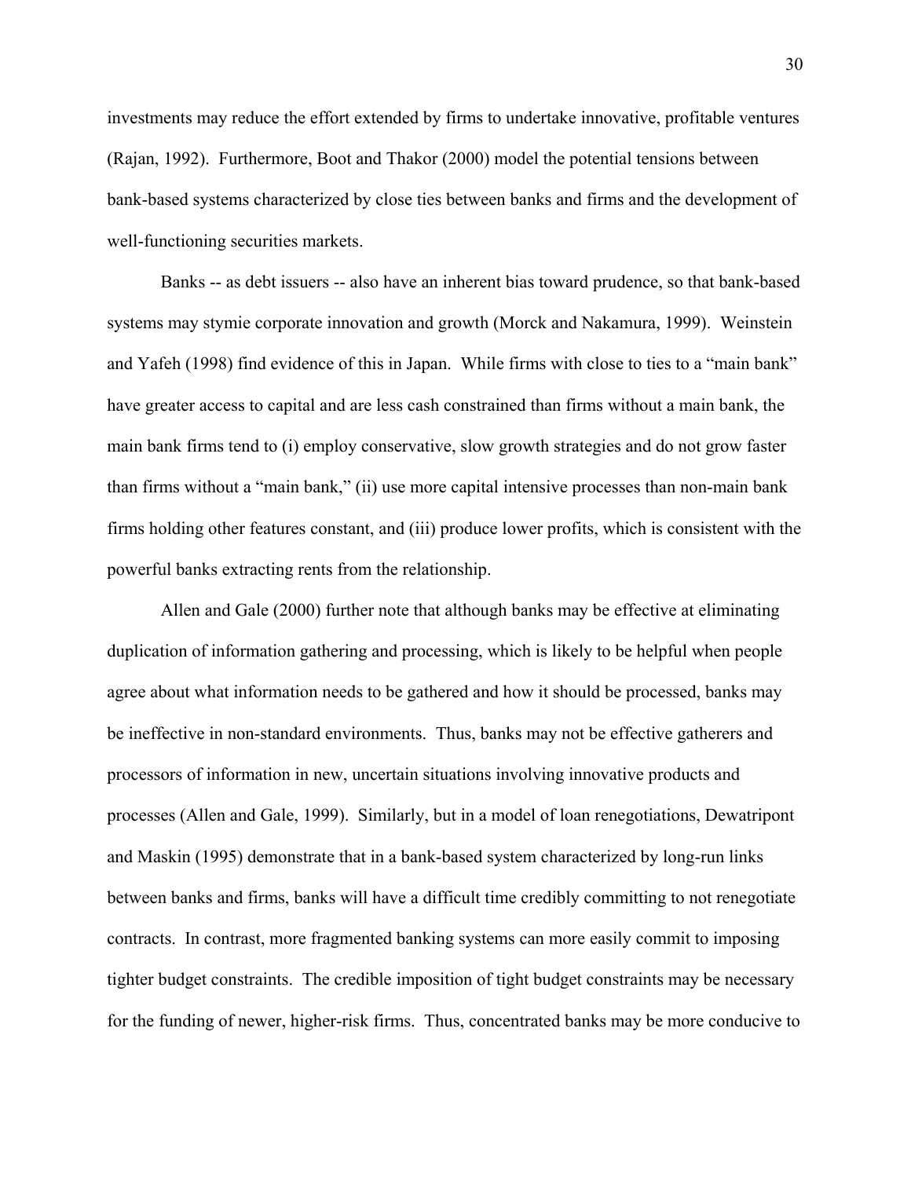investments may reduce the effort extended by firms to undertake innovative, profitable ventures (Rajan, 1992). Furthermore, Boot and Thakor (2000) model the potential tensions between bank-based systems characterized by close ties between banks and firms and the development of well-functioning securities markets.

Banks -- as debt issuers -- also have an inherent bias toward prudence, so that bank-based systems may stymie corporate innovation and growth (Morck and Nakamura, 1999). Weinstein and Yafeh (1998) find evidence of this in Japan. While firms with close to ties to a "main bank" have greater access to capital and are less cash constrained than firms without a main bank, the main bank firms tend to (i) employ conservative, slow growth strategies and do not grow faster than firms without a "main bank," (ii) use more capital intensive processes than non-main bank firms holding other features constant, and (iii) produce lower profits, which is consistent with the powerful banks extracting rents from the relationship.

Allen and Gale (2000) further note that although banks may be effective at eliminating duplication of information gathering and processing, which is likely to be helpful when people agree about what information needs to be gathered and how it should be processed, banks may be ineffective in non-standard environments. Thus, banks may not be effective gatherers and processors of information in new, uncertain situations involving innovative products and processes (Allen and Gale, 1999). Similarly, but in a model of loan renegotiations, Dewatripont and Maskin (1995) demonstrate that in a bank-based system characterized by long-run links between banks and firms, banks will have a difficult time credibly committing to not renegotiate contracts. In contrast, more fragmented banking systems can more easily commit to imposing tighter budget constraints. The credible imposition of tight budget constraints may be necessary for the funding of newer, higher-risk firms. Thus, concentrated banks may be more conducive to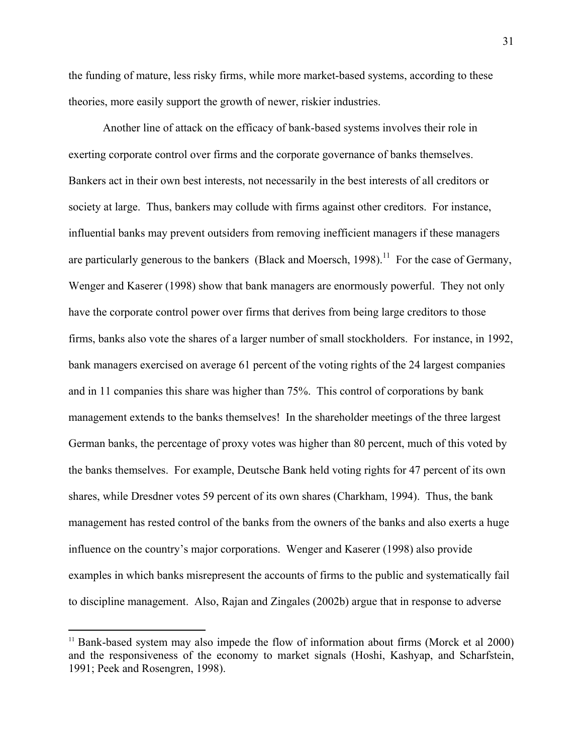the funding of mature, less risky firms, while more market-based systems, according to these theories, more easily support the growth of newer, riskier industries.

Another line of attack on the efficacy of bank-based systems involves their role in exerting corporate control over firms and the corporate governance of banks themselves. Bankers act in their own best interests, not necessarily in the best interests of all creditors or society at large. Thus, bankers may collude with firms against other creditors. For instance, influential banks may prevent outsiders from removing inefficient managers if these managers are particularly generous to the bankers (Black and Moersch, 1998).[11] For the case of Germany, Wenger and Kaserer (1998) show that bank managers are enormously powerful. They not only have the corporate control power over firms that derives from being large creditors to those firms, banks also vote the shares of a larger number of small stockholders. For instance, in 1992, bank managers exercised on average 61 percent of the voting rights of the 24 largest companies and in 11 companies this share was higher than 75%. This control of corporations by bank management extends to the banks themselves! In the shareholder meetings of the three largest German banks, the percentage of proxy votes was higher than 80 percent, much of this voted by the banks themselves. For example, Deutsche Bank held voting rights for 47 percent of its own shares, while Dresdner votes 59 percent of its own shares (Charkham, 1994). Thus, the bank management has rested control of the banks from the owners of the banks and also exerts a huge influence on the country's major corporations. Wenger and Kaserer (1998) also provide examples in which banks misrepresent the accounts of firms to the public and systematically fail to discipline management. Also, Rajan and Zingales (2002b) argue that in response to adverse

[11] Bank-based system may also impede the flow of information about firms (Morck et al 2000) and the responsiveness of the economy to market signals (Hoshi, Kashyap, and Scharfstein, 1991; Peek and Rosengren, 1998).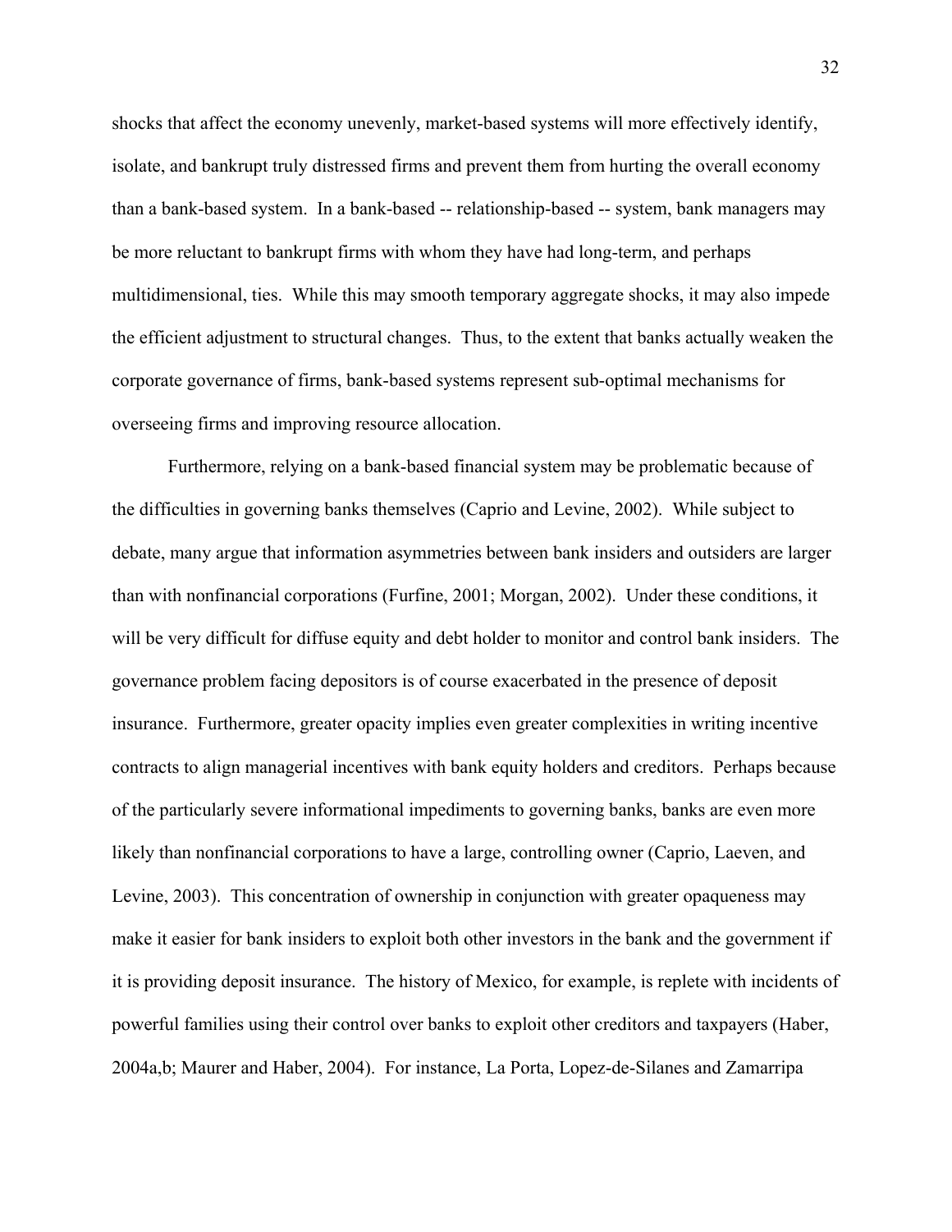shocks that affect the economy unevenly, market-based systems will more effectively identify, isolate, and bankrupt truly distressed firms and prevent them from hurting the overall economy than a bank-based system. In a bank-based -- relationship-based -- system, bank managers may be more reluctant to bankrupt firms with whom they have had long-term, and perhaps multidimensional, ties. While this may smooth temporary aggregate shocks, it may also impede the efficient adjustment to structural changes. Thus, to the extent that banks actually weaken the corporate governance of firms, bank-based systems represent sub-optimal mechanisms for overseeing firms and improving resource allocation.

Furthermore, relying on a bank-based financial system may be problematic because of the difficulties in governing banks themselves (Caprio and Levine, 2002). While subject to debate, many argue that information asymmetries between bank insiders and outsiders are larger than with nonfinancial corporations (Furfine, 2001; Morgan, 2002). Under these conditions, it will be very difficult for diffuse equity and debt holder to monitor and control bank insiders. The governance problem facing depositors is of course exacerbated in the presence of deposit insurance. Furthermore, greater opacity implies even greater complexities in writing incentive contracts to align managerial incentives with bank equity holders and creditors. Perhaps because of the particularly severe informational impediments to governing banks, banks are even more likely than nonfinancial corporations to have a large, controlling owner (Caprio, Laeven, and Levine, 2003). This concentration of ownership in conjunction with greater opaqueness may make it easier for bank insiders to exploit both other investors in the bank and the government if it is providing deposit insurance. The history of Mexico, for example, is replete with incidents of powerful families using their control over banks to exploit other creditors and taxpayers (Haber, 2004a,b; Maurer and Haber, 2004). For instance, La Porta, Lopez-de-Silanes and Zamarripa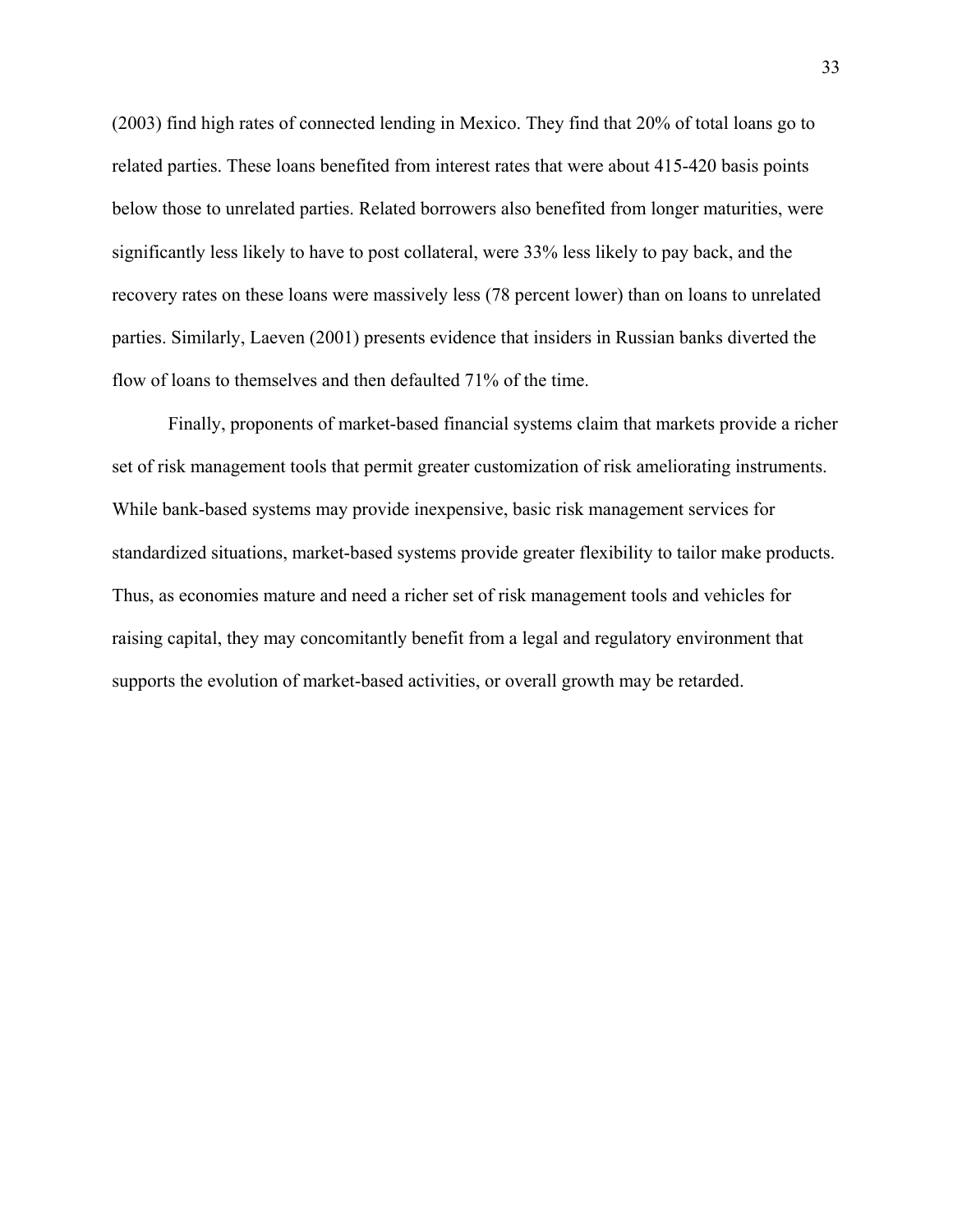(2003) find high rates of connected lending in Mexico. They find that 20% of total loans go to related parties. These loans benefited from interest rates that were about 415-420 basis points below those to unrelated parties. Related borrowers also benefited from longer maturities, were significantly less likely to have to post collateral, were 33% less likely to pay back, and the recovery rates on these loans were massively less (78 percent lower) than on loans to unrelated parties. Similarly, Laeven (2001) presents evidence that insiders in Russian banks diverted the flow of loans to themselves and then defaulted 71% of the time.

Finally, proponents of market-based financial systems claim that markets provide a richer set of risk management tools that permit greater customization of risk ameliorating instruments. While bank-based systems may provide inexpensive, basic risk management services for standardized situations, market-based systems provide greater flexibility to tailor make products. Thus, as economies mature and need a richer set of risk management tools and vehicles for raising capital, they may concomitantly benefit from a legal and regulatory environment that supports the evolution of market-based activities, or overall growth may be retarded.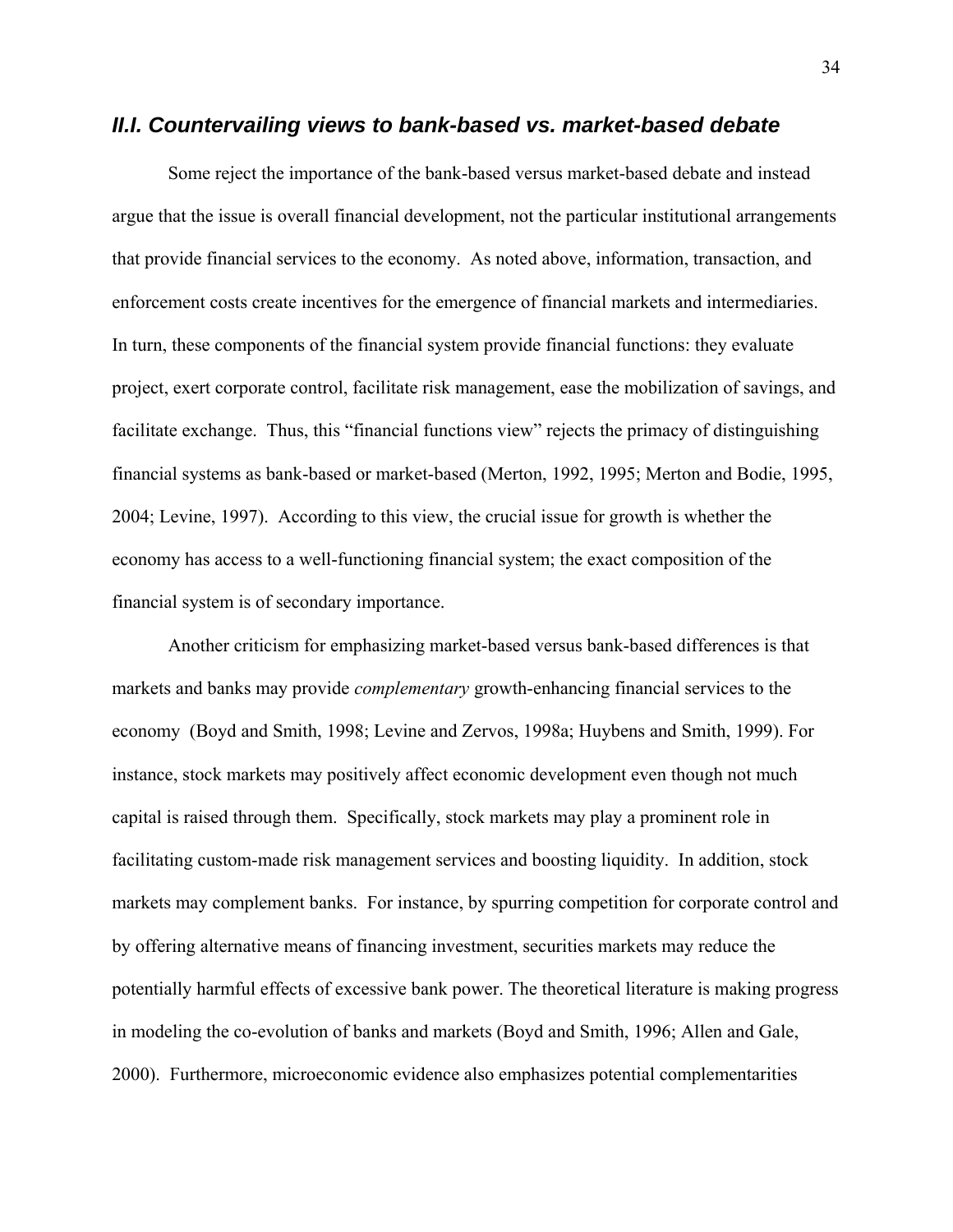## *II.I. Countervailing views to bank-based vs. market-based debate*

Some reject the importance of the bank-based versus market-based debate and instead argue that the issue is overall financial development, not the particular institutional arrangements that provide financial services to the economy. As noted above, information, transaction, and enforcement costs create incentives for the emergence of financial markets and intermediaries. In turn, these components of the financial system provide financial functions: they evaluate project, exert corporate control, facilitate risk management, ease the mobilization of savings, and facilitate exchange. Thus, this "financial functions view" rejects the primacy of distinguishing financial systems as bank-based or market-based (Merton, 1992, 1995; Merton and Bodie, 1995, 2004; Levine, 1997). According to this view, the crucial issue for growth is whether the economy has access to a well-functioning financial system; the exact composition of the financial system is of secondary importance.

Another criticism for emphasizing market-based versus bank-based differences is that markets and banks may provide *complementary* growth-enhancing financial services to the economy (Boyd and Smith, 1998; Levine and Zervos, 1998a; Huybens and Smith, 1999). For instance, stock markets may positively affect economic development even though not much capital is raised through them. Specifically, stock markets may play a prominent role in facilitating custom-made risk management services and boosting liquidity. In addition, stock markets may complement banks. For instance, by spurring competition for corporate control and by offering alternative means of financing investment, securities markets may reduce the potentially harmful effects of excessive bank power. The theoretical literature is making progress in modeling the co-evolution of banks and markets (Boyd and Smith, 1996; Allen and Gale, 2000). Furthermore, microeconomic evidence also emphasizes potential complementarities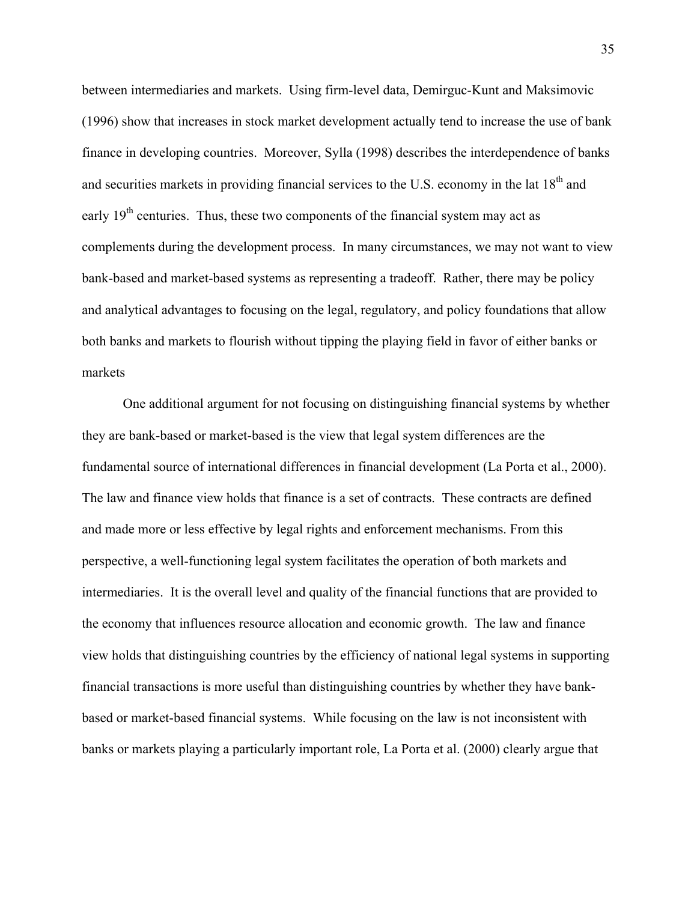between intermediaries and markets. Using firm-level data, Demirguc-Kunt and Maksimovic (1996) show that increases in stock market development actually tend to increase the use of bank finance in developing countries. Moreover, Sylla (1998) describes the interdependence of banks and securities markets in providing financial services to the U.S. economy in the lat 18th and early 19th centuries. Thus, these two components of the financial system may act as complements during the development process. In many circumstances, we may not want to view bank-based and market-based systems as representing a tradeoff. Rather, there may be policy and analytical advantages to focusing on the legal, regulatory, and policy foundations that allow both banks and markets to flourish without tipping the playing field in favor of either banks or markets

One additional argument for not focusing on distinguishing financial systems by whether they are bank-based or market-based is the view that legal system differences are the fundamental source of international differences in financial development (La Porta et al., 2000). The law and finance view holds that finance is a set of contracts. These contracts are defined and made more or less effective by legal rights and enforcement mechanisms. From this perspective, a well-functioning legal system facilitates the operation of both markets and intermediaries. It is the overall level and quality of the financial functions that are provided to the economy that influences resource allocation and economic growth. The law and finance view holds that distinguishing countries by the efficiency of national legal systems in supporting financial transactions is more useful than distinguishing countries by whether they have bank-based or market-based financial systems. While focusing on the law is not inconsistent with banks or markets playing a particularly important role, La Porta et al. (2000) clearly argue that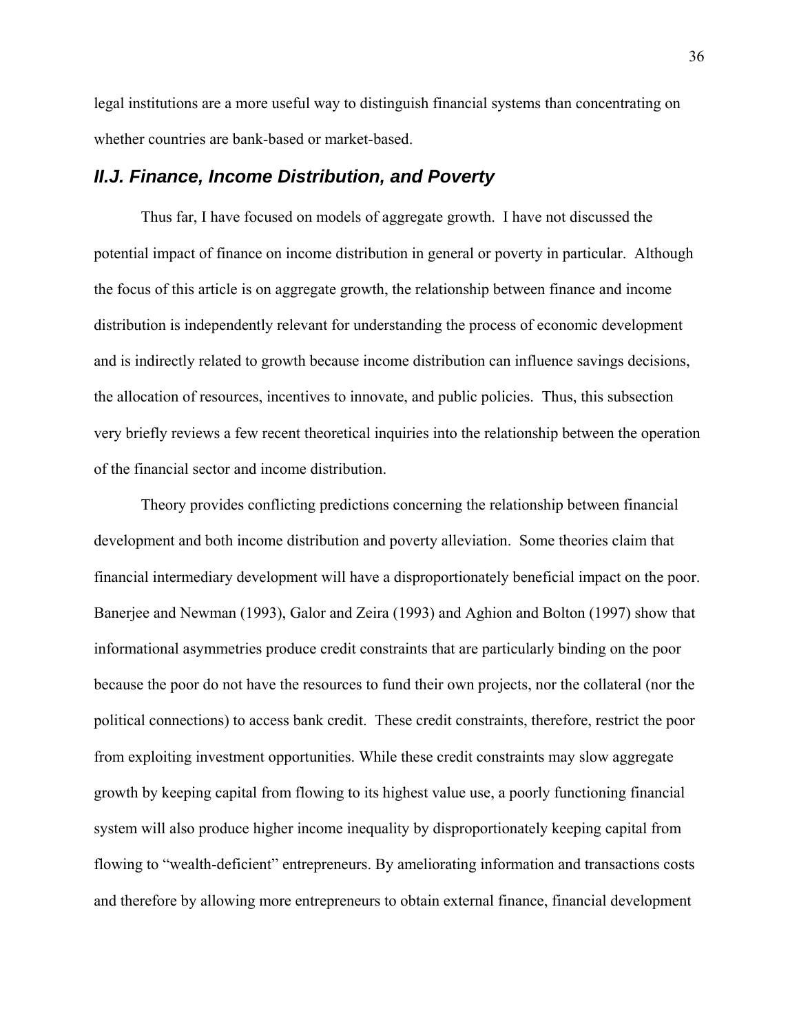legal institutions are a more useful way to distinguish financial systems than concentrating on whether countries are bank-based or market-based.

## *II.J. Finance, Income Distribution, and Poverty*

Thus far, I have focused on models of aggregate growth. I have not discussed the potential impact of finance on income distribution in general or poverty in particular. Although the focus of this article is on aggregate growth, the relationship between finance and income distribution is independently relevant for understanding the process of economic development and is indirectly related to growth because income distribution can influence savings decisions, the allocation of resources, incentives to innovate, and public policies. Thus, this subsection very briefly reviews a few recent theoretical inquiries into the relationship between the operation of the financial sector and income distribution.

Theory provides conflicting predictions concerning the relationship between financial development and both income distribution and poverty alleviation. Some theories claim that financial intermediary development will have a disproportionately beneficial impact on the poor. Banerjee and Newman (1993), Galor and Zeira (1993) and Aghion and Bolton (1997) show that informational asymmetries produce credit constraints that are particularly binding on the poor because the poor do not have the resources to fund their own projects, nor the collateral (nor the political connections) to access bank credit. These credit constraints, therefore, restrict the poor from exploiting investment opportunities. While these credit constraints may slow aggregate growth by keeping capital from flowing to its highest value use, a poorly functioning financial system will also produce higher income inequality by disproportionately keeping capital from flowing to "wealth-deficient" entrepreneurs. By ameliorating information and transactions costs and therefore by allowing more entrepreneurs to obtain external finance, financial development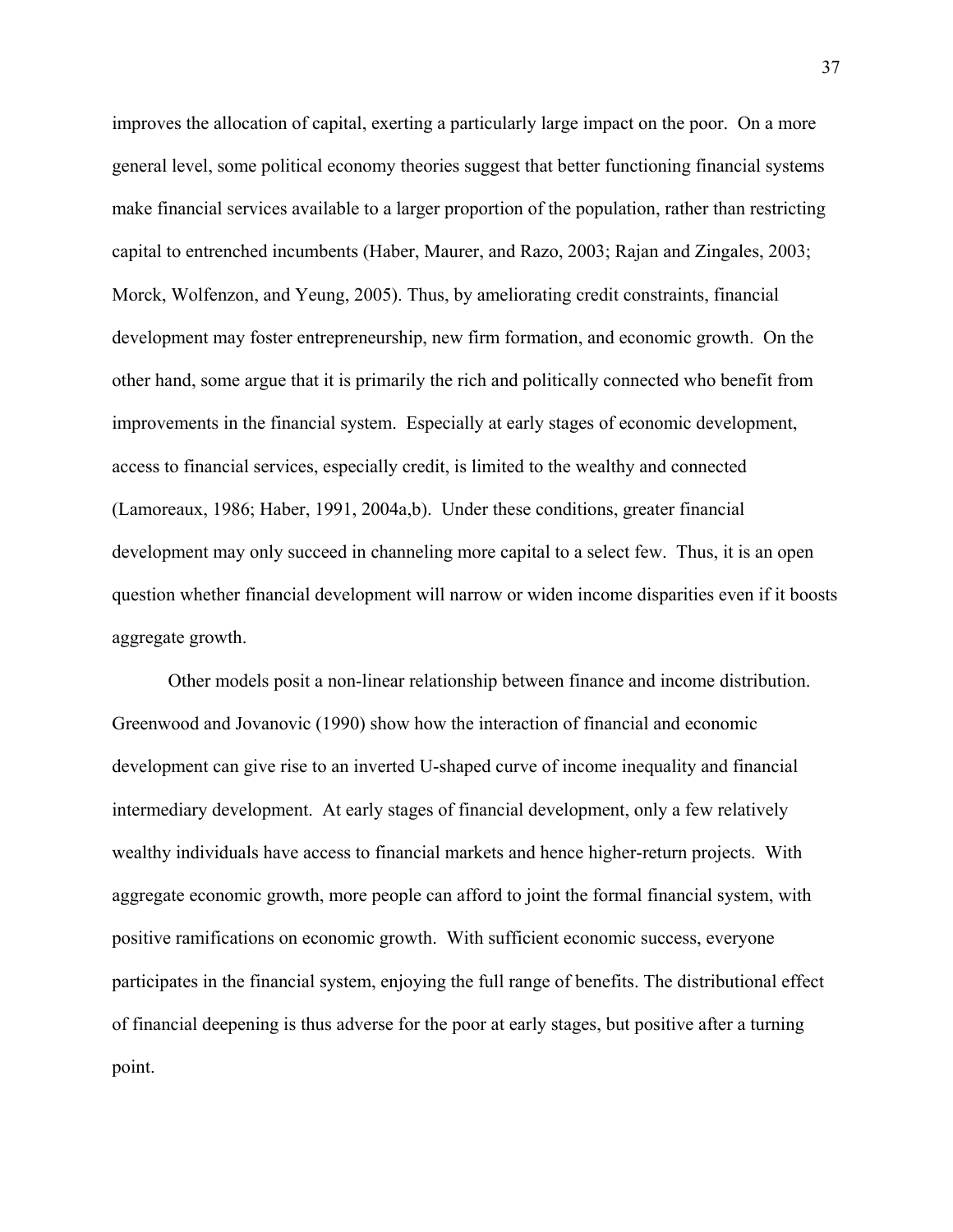improves the allocation of capital, exerting a particularly large impact on the poor. On a more general level, some political economy theories suggest that better functioning financial systems make financial services available to a larger proportion of the population, rather than restricting capital to entrenched incumbents (Haber, Maurer, and Razo, 2003; Rajan and Zingales, 2003; Morck, Wolfenzon, and Yeung, 2005). Thus, by ameliorating credit constraints, financial development may foster entrepreneurship, new firm formation, and economic growth. On the other hand, some argue that it is primarily the rich and politically connected who benefit from improvements in the financial system. Especially at early stages of economic development, access to financial services, especially credit, is limited to the wealthy and connected (Lamoreaux, 1986; Haber, 1991, 2004a,b). Under these conditions, greater financial development may only succeed in channeling more capital to a select few. Thus, it is an open question whether financial development will narrow or widen income disparities even if it boosts aggregate growth.

Other models posit a non-linear relationship between finance and income distribution. Greenwood and Jovanovic (1990) show how the interaction of financial and economic development can give rise to an inverted U-shaped curve of income inequality and financial intermediary development. At early stages of financial development, only a few relatively wealthy individuals have access to financial markets and hence higher-return projects. With aggregate economic growth, more people can afford to joint the formal financial system, with positive ramifications on economic growth. With sufficient economic success, everyone participates in the financial system, enjoying the full range of benefits. The distributional effect of financial deepening is thus adverse for the poor at early stages, but positive after a turning point.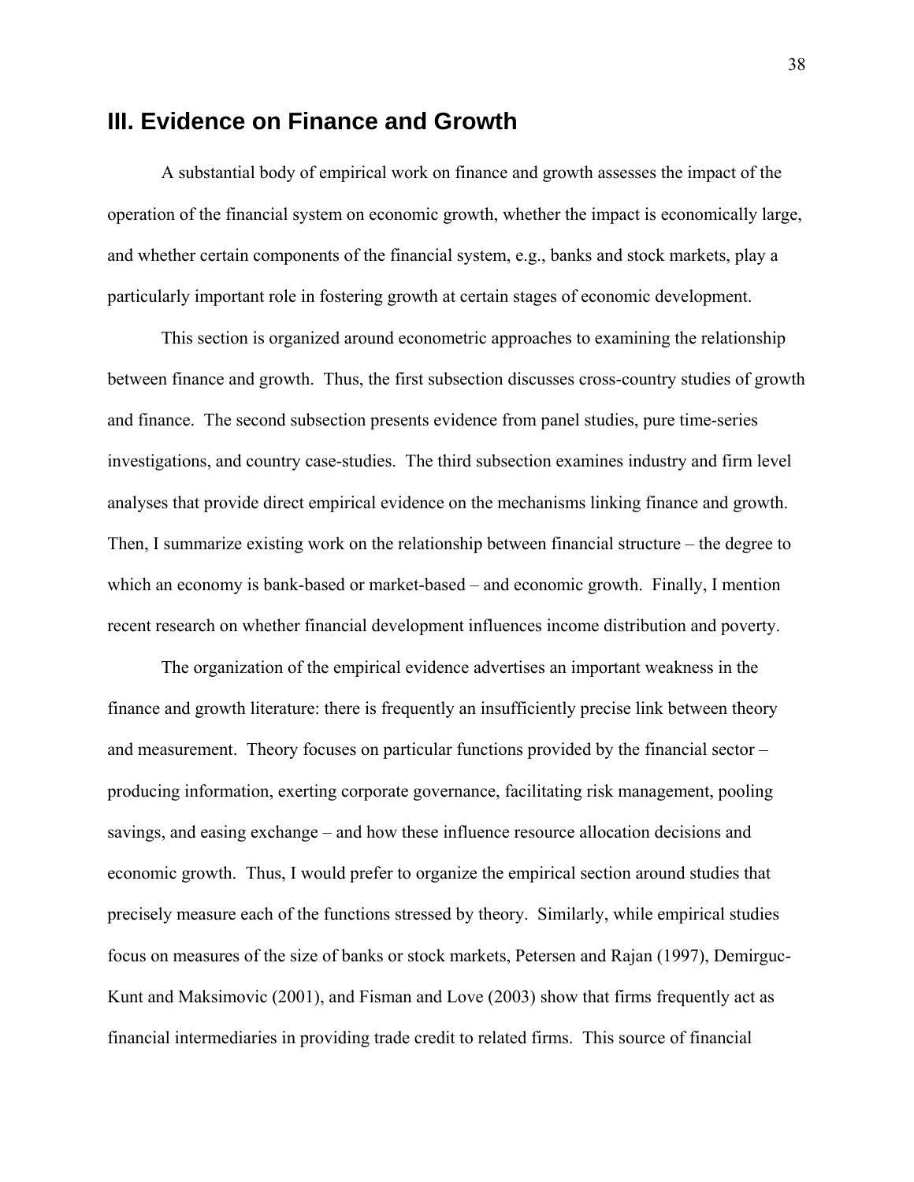## III. Evidence on Finance and Growth

A substantial body of empirical work on finance and growth assesses the impact of the operation of the financial system on economic growth, whether the impact is economically large, and whether certain components of the financial system, e.g., banks and stock markets, play a particularly important role in fostering growth at certain stages of economic development.

This section is organized around econometric approaches to examining the relationship between finance and growth. Thus, the first subsection discusses cross-country studies of growth and finance. The second subsection presents evidence from panel studies, pure time-series investigations, and country case-studies. The third subsection examines industry and firm level analyses that provide direct empirical evidence on the mechanisms linking finance and growth. Then, I summarize existing work on the relationship between financial structure – the degree to which an economy is bank-based or market-based – and economic growth. Finally, I mention recent research on whether financial development influences income distribution and poverty.

The organization of the empirical evidence advertises an important weakness in the finance and growth literature: there is frequently an insufficiently precise link between theory and measurement. Theory focuses on particular functions provided by the financial sector – producing information, exerting corporate governance, facilitating risk management, pooling savings, and easing exchange – and how these influence resource allocation decisions and economic growth. Thus, I would prefer to organize the empirical section around studies that precisely measure each of the functions stressed by theory. Similarly, while empirical studies focus on measures of the size of banks or stock markets, Petersen and Rajan (1997), Demirguc-Kunt and Maksimovic (2001), and Fisman and Love (2003) show that firms frequently act as financial intermediaries in providing trade credit to related firms. This source of financial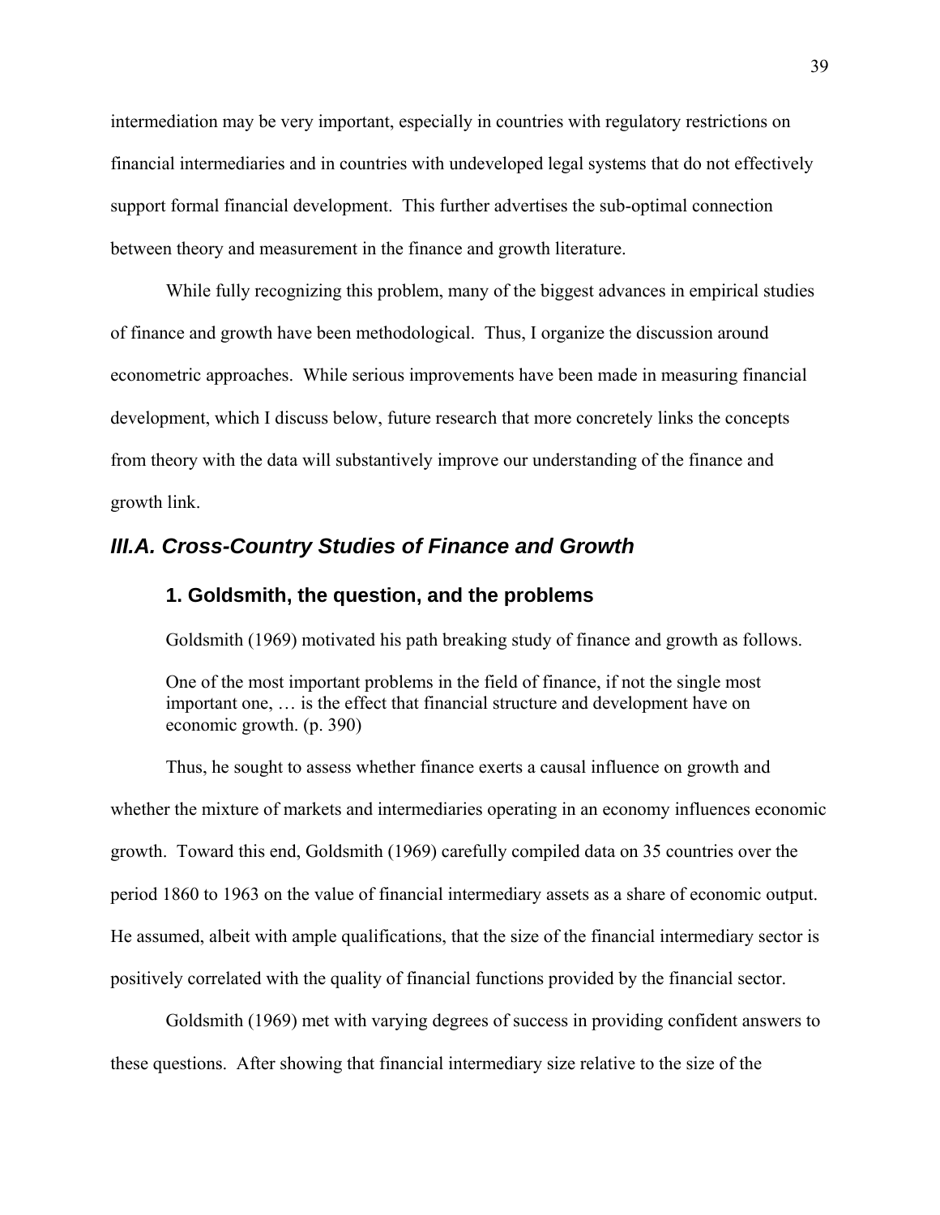intermediation may be very important, especially in countries with regulatory restrictions on financial intermediaries and in countries with undeveloped legal systems that do not effectively support formal financial development. This further advertises the sub-optimal connection between theory and measurement in the finance and growth literature.

While fully recognizing this problem, many of the biggest advances in empirical studies of finance and growth have been methodological. Thus, I organize the discussion around econometric approaches. While serious improvements have been made in measuring financial development, which I discuss below, future research that more concretely links the concepts from theory with the data will substantively improve our understanding of the finance and growth link.

## *III.A. Cross-Country Studies of Finance and Growth*

### 1. Goldsmith, the question, and the problems

Goldsmith (1969) motivated his path breaking study of finance and growth as follows.

> One of the most important problems in the field of finance, if not the single most important one, … is the effect that financial structure and development have on economic growth. (p. 390)

Thus, he sought to assess whether finance exerts a causal influence on growth and whether the mixture of markets and intermediaries operating in an economy influences economic growth. Toward this end, Goldsmith (1969) carefully compiled data on 35 countries over the period 1860 to 1963 on the value of financial intermediary assets as a share of economic output. He assumed, albeit with ample qualifications, that the size of the financial intermediary sector is positively correlated with the quality of financial functions provided by the financial sector.

Goldsmith (1969) met with varying degrees of success in providing confident answers to these questions. After showing that financial intermediary size relative to the size of the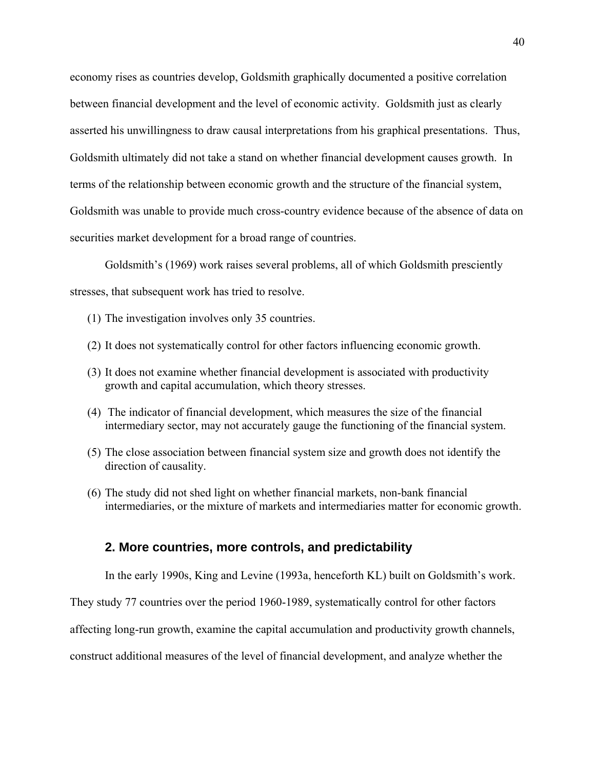economy rises as countries develop, Goldsmith graphically documented a positive correlation between financial development and the level of economic activity. Goldsmith just as clearly asserted his unwillingness to draw causal interpretations from his graphical presentations. Thus, Goldsmith ultimately did not take a stand on whether financial development causes growth. In terms of the relationship between economic growth and the structure of the financial system, Goldsmith was unable to provide much cross-country evidence because of the absence of data on securities market development for a broad range of countries.

Goldsmith's (1969) work raises several problems, all of which Goldsmith presciently stresses, that subsequent work has tried to resolve.

(1) The investigation involves only 35 countries.

(2) It does not systematically control for other factors influencing economic growth.

(3) It does not examine whether financial development is associated with productivity growth and capital accumulation, which theory stresses.

(4) The indicator of financial development, which measures the size of the financial intermediary sector, may not accurately gauge the functioning of the financial system.

(5) The close association between financial system size and growth does not identify the direction of causality.

(6) The study did not shed light on whether financial markets, non-bank financial intermediaries, or the mixture of markets and intermediaries matter for economic growth.

## 2. More countries, more controls, and predictability

In the early 1990s, King and Levine (1993a, henceforth KL) built on Goldsmith's work. They study 77 countries over the period 1960-1989, systematically control for other factors affecting long-run growth, examine the capital accumulation and productivity growth channels, construct additional measures of the level of financial development, and analyze whether the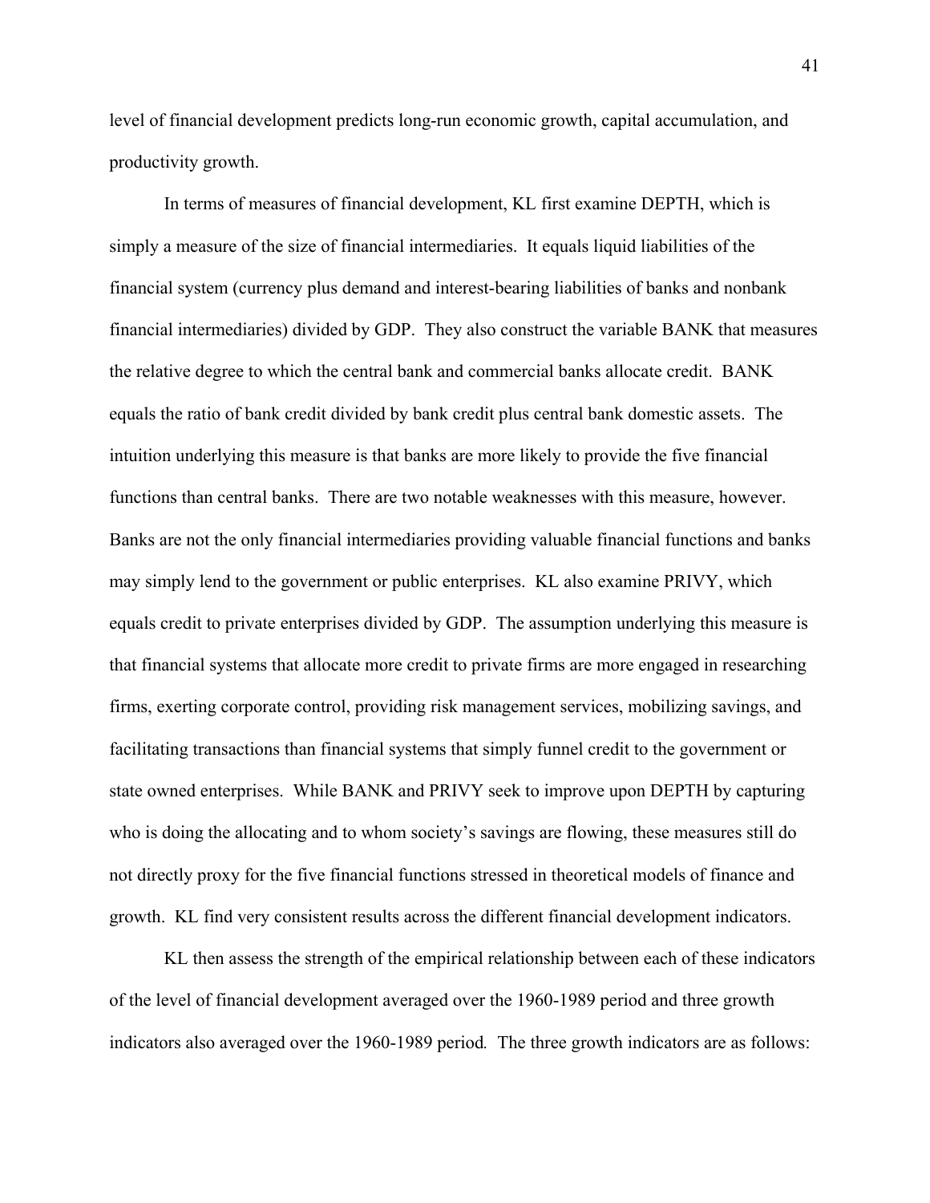level of financial development predicts long-run economic growth, capital accumulation, and productivity growth.

In terms of measures of financial development, KL first examine DEPTH, which is simply a measure of the size of financial intermediaries. It equals liquid liabilities of the financial system (currency plus demand and interest-bearing liabilities of banks and nonbank financial intermediaries) divided by GDP. They also construct the variable BANK that measures the relative degree to which the central bank and commercial banks allocate credit. BANK equals the ratio of bank credit divided by bank credit plus central bank domestic assets. The intuition underlying this measure is that banks are more likely to provide the five financial functions than central banks. There are two notable weaknesses with this measure, however. Banks are not the only financial intermediaries providing valuable financial functions and banks may simply lend to the government or public enterprises. KL also examine PRIVY, which equals credit to private enterprises divided by GDP. The assumption underlying this measure is that financial systems that allocate more credit to private firms are more engaged in researching firms, exerting corporate control, providing risk management services, mobilizing savings, and facilitating transactions than financial systems that simply funnel credit to the government or state owned enterprises. While BANK and PRIVY seek to improve upon DEPTH by capturing who is doing the allocating and to whom society's savings are flowing, these measures still do not directly proxy for the five financial functions stressed in theoretical models of finance and growth. KL find very consistent results across the different financial development indicators.

KL then assess the strength of the empirical relationship between each of these indicators of the level of financial development averaged over the 1960-1989 period and three growth indicators also averaged over the 1960-1989 period. The three growth indicators are as follows: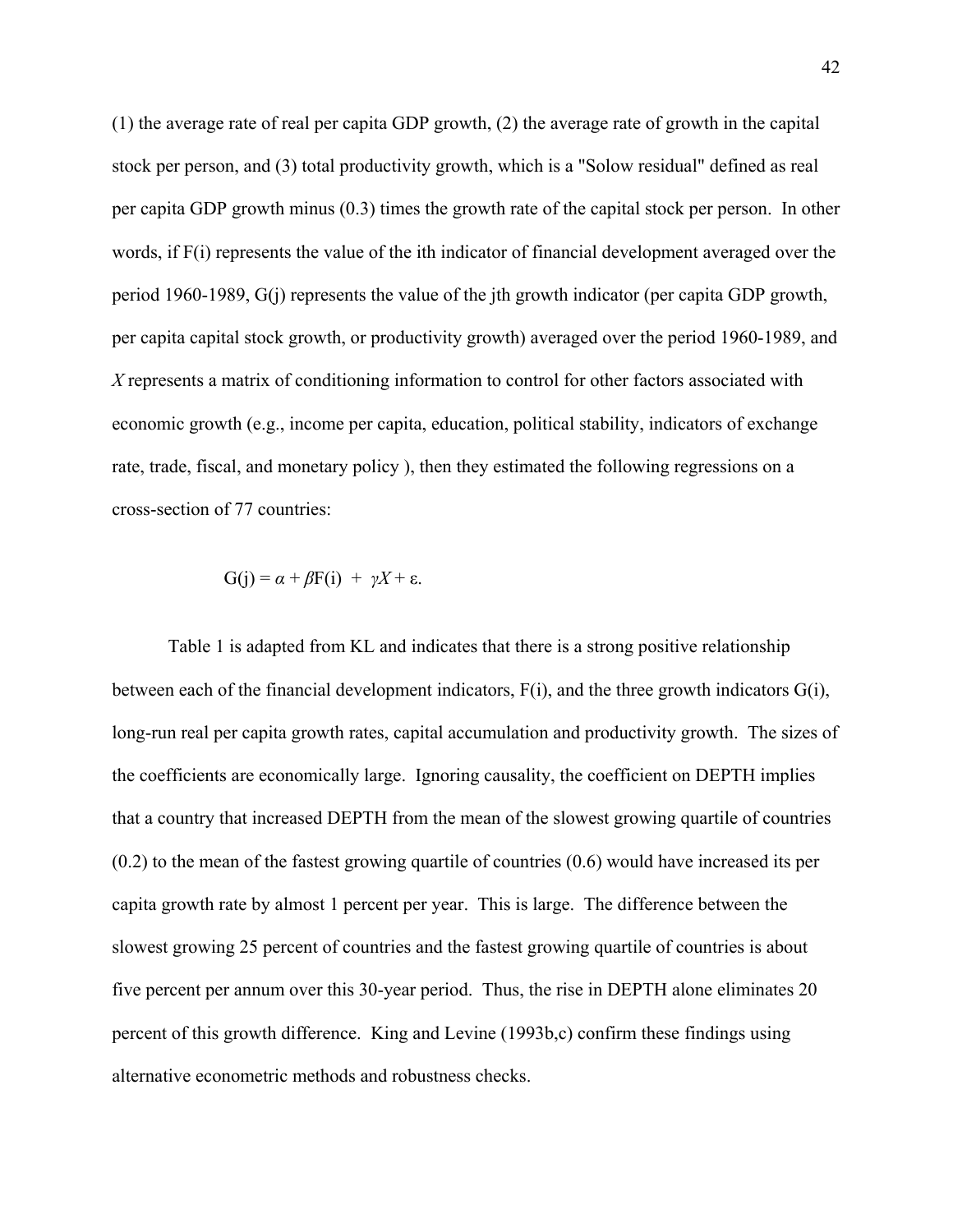(1) the average rate of real per capita GDP growth, (2) the average rate of growth in the capital stock per person, and (3) total productivity growth, which is a "Solow residual" defined as real per capita GDP growth minus (0.3) times the growth rate of the capital stock per person. In other words, if F(i) represents the value of the ith indicator of financial development averaged over the period 1960-1989, G(j) represents the value of the jth growth indicator (per capita GDP growth, per capita capital stock growth, or productivity growth) averaged over the period 1960-1989, and $X$ represents a matrix of conditioning information to control for other factors associated with economic growth (e.g., income per capita, education, political stability, indicators of exchange rate, trade, fiscal, and monetary policy ), then they estimated the following regressions on a cross-section of 77 countries:

$$\text{G(j)} = \alpha + \beta \text{F(i)} + \gamma X + \varepsilon.$$

Table 1 is adapted from KL and indicates that there is a strong positive relationship between each of the financial development indicators, F(i), and the three growth indicators G(i), long-run real per capita growth rates, capital accumulation and productivity growth. The sizes of the coefficients are economically large. Ignoring causality, the coefficient on DEPTH implies that a country that increased DEPTH from the mean of the slowest growing quartile of countries (0.2) to the mean of the fastest growing quartile of countries (0.6) would have increased its per capita growth rate by almost 1 percent per year. This is large. The difference between the slowest growing 25 percent of countries and the fastest growing quartile of countries is about five percent per annum over this 30-year period. Thus, the rise in DEPTH alone eliminates 20 percent of this growth difference. King and Levine (1993b,c) confirm these findings using alternative econometric methods and robustness checks.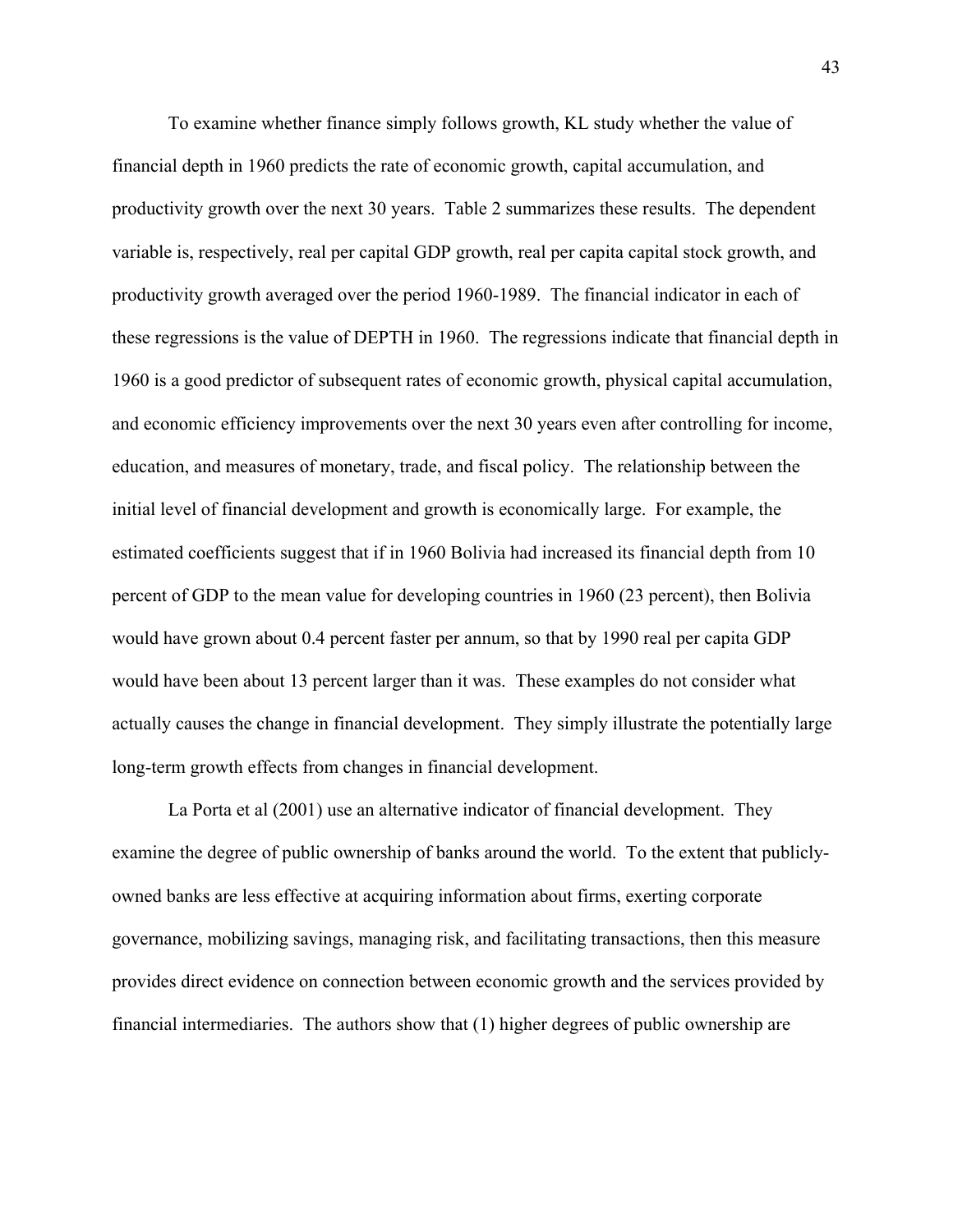To examine whether finance simply follows growth, KL study whether the value of financial depth in 1960 predicts the rate of economic growth, capital accumulation, and productivity growth over the next 30 years. Table 2 summarizes these results. The dependent variable is, respectively, real per capital GDP growth, real per capita capital stock growth, and productivity growth averaged over the period 1960-1989. The financial indicator in each of these regressions is the value of DEPTH in 1960. The regressions indicate that financial depth in 1960 is a good predictor of subsequent rates of economic growth, physical capital accumulation, and economic efficiency improvements over the next 30 years even after controlling for income, education, and measures of monetary, trade, and fiscal policy. The relationship between the initial level of financial development and growth is economically large. For example, the estimated coefficients suggest that if in 1960 Bolivia had increased its financial depth from 10 percent of GDP to the mean value for developing countries in 1960 (23 percent), then Bolivia would have grown about 0.4 percent faster per annum, so that by 1990 real per capita GDP would have been about 13 percent larger than it was. These examples do not consider what actually causes the change in financial development. They simply illustrate the potentially large long-term growth effects from changes in financial development.

La Porta et al (2001) use an alternative indicator of financial development. They examine the degree of public ownership of banks around the world. To the extent that publicly-owned banks are less effective at acquiring information about firms, exerting corporate governance, mobilizing savings, managing risk, and facilitating transactions, then this measure provides direct evidence on connection between economic growth and the services provided by financial intermediaries. The authors show that (1) higher degrees of public ownership are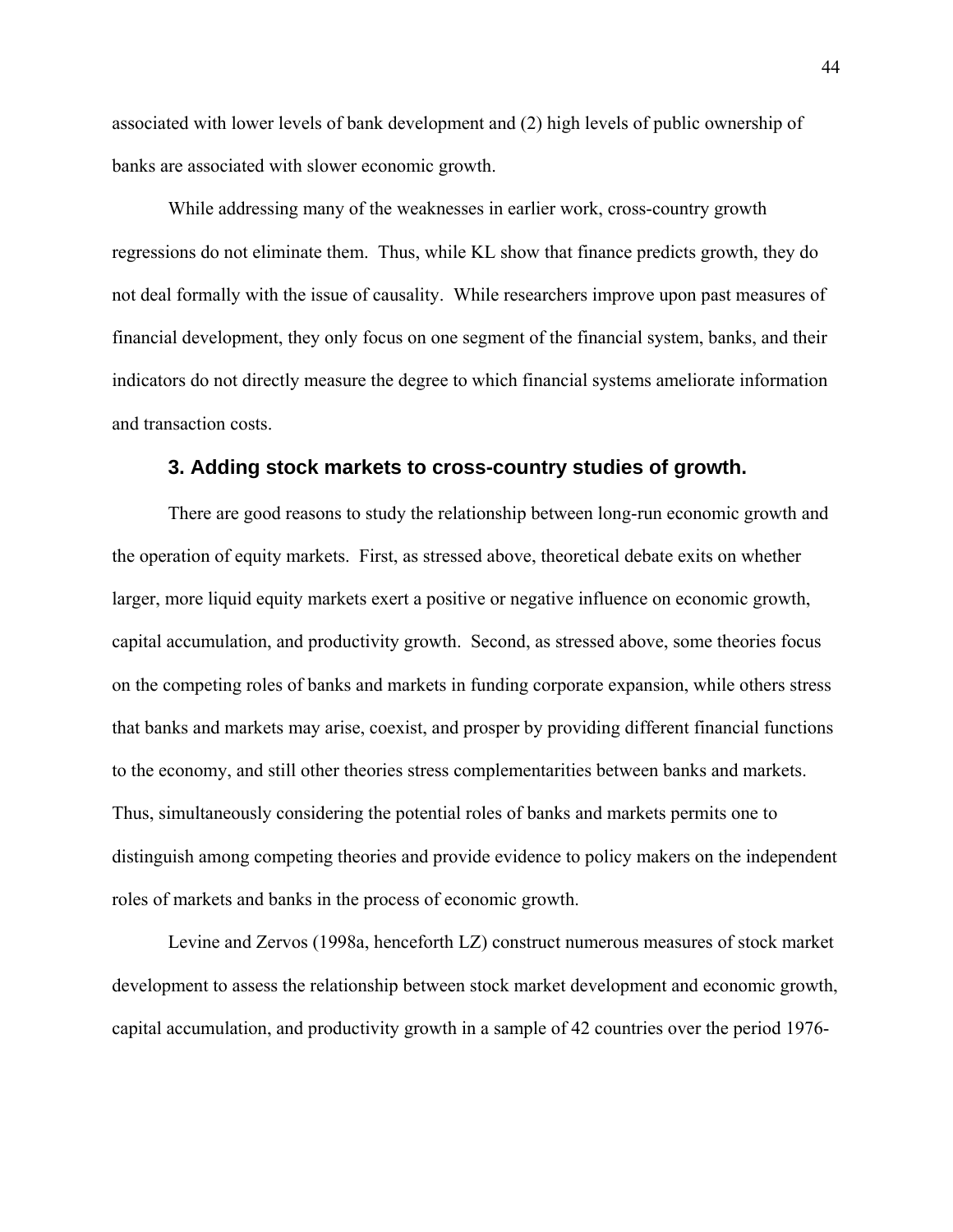associated with lower levels of bank development and (2) high levels of public ownership of banks are associated with slower economic growth.

While addressing many of the weaknesses in earlier work, cross-country growth regressions do not eliminate them. Thus, while KL show that finance predicts growth, they do not deal formally with the issue of causality. While researchers improve upon past measures of financial development, they only focus on one segment of the financial system, banks, and their indicators do not directly measure the degree to which financial systems ameliorate information and transaction costs.

### 3. Adding stock markets to cross-country studies of growth.

There are good reasons to study the relationship between long-run economic growth and the operation of equity markets. First, as stressed above, theoretical debate exits on whether larger, more liquid equity markets exert a positive or negative influence on economic growth, capital accumulation, and productivity growth. Second, as stressed above, some theories focus on the competing roles of banks and markets in funding corporate expansion, while others stress that banks and markets may arise, coexist, and prosper by providing different financial functions to the economy, and still other theories stress complementarities between banks and markets. Thus, simultaneously considering the potential roles of banks and markets permits one to distinguish among competing theories and provide evidence to policy makers on the independent roles of markets and banks in the process of economic growth.

Levine and Zervos (1998a, henceforth LZ) construct numerous measures of stock market development to assess the relationship between stock market development and economic growth, capital accumulation, and productivity growth in a sample of 42 countries over the period 1976-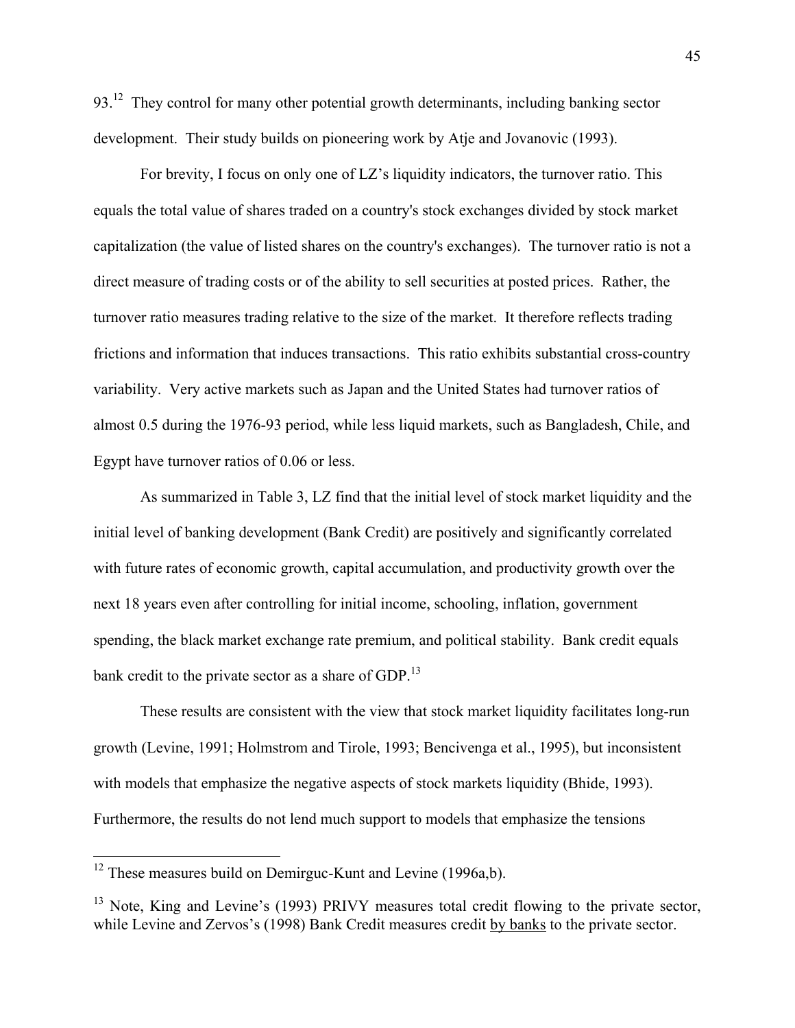93.[12] They control for many other potential growth determinants, including banking sector development. Their study builds on pioneering work by Atje and Jovanovic (1993).

For brevity, I focus on only one of LZ's liquidity indicators, the turnover ratio. This equals the total value of shares traded on a country's stock exchanges divided by stock market capitalization (the value of listed shares on the country's exchanges). The turnover ratio is not a direct measure of trading costs or of the ability to sell securities at posted prices. Rather, the turnover ratio measures trading relative to the size of the market. It therefore reflects trading frictions and information that induces transactions. This ratio exhibits substantial cross-country variability. Very active markets such as Japan and the United States had turnover ratios of almost 0.5 during the 1976-93 period, while less liquid markets, such as Bangladesh, Chile, and Egypt have turnover ratios of 0.06 or less.

As summarized in Table 3, LZ find that the initial level of stock market liquidity and the initial level of banking development (Bank Credit) are positively and significantly correlated with future rates of economic growth, capital accumulation, and productivity growth over the next 18 years even after controlling for initial income, schooling, inflation, government spending, the black market exchange rate premium, and political stability. Bank credit equals bank credit to the private sector as a share of GDP.[13]

These results are consistent with the view that stock market liquidity facilitates long-run growth (Levine, 1991; Holmstrom and Tirole, 1993; Bencivenga et al., 1995), but inconsistent with models that emphasize the negative aspects of stock markets liquidity (Bhide, 1993). Furthermore, the results do not lend much support to models that emphasize the tensions

---

[12] These measures build on Demirguc-Kunt and Levine (1996a,b).

[13] Note, King and Levine's (1993) PRIVY measures total credit flowing to the private sector, while Levine and Zervos's (1998) Bank Credit measures credit by banks to the private sector.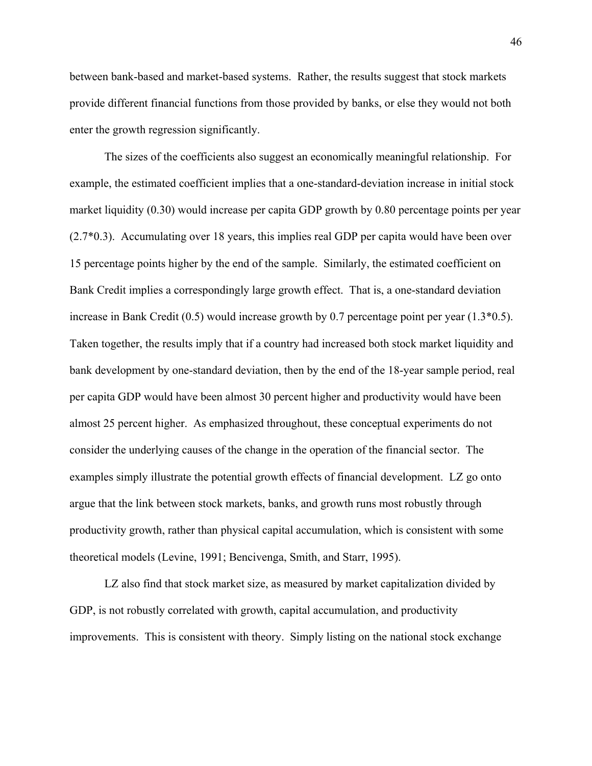between bank-based and market-based systems. Rather, the results suggest that stock markets provide different financial functions from those provided by banks, or else they would not both enter the growth regression significantly.

The sizes of the coefficients also suggest an economically meaningful relationship. For example, the estimated coefficient implies that a one-standard-deviation increase in initial stock market liquidity (0.30) would increase per capita GDP growth by 0.80 percentage points per year (2.7*0.3). Accumulating over 18 years, this implies real GDP per capita would have been over 15 percentage points higher by the end of the sample. Similarly, the estimated coefficient on Bank Credit implies a correspondingly large growth effect. That is, a one-standard deviation increase in Bank Credit (0.5) would increase growth by 0.7 percentage point per year (1.3*0.5). Taken together, the results imply that if a country had increased both stock market liquidity and bank development by one-standard deviation, then by the end of the 18-year sample period, real per capita GDP would have been almost 30 percent higher and productivity would have been almost 25 percent higher. As emphasized throughout, these conceptual experiments do not consider the underlying causes of the change in the operation of the financial sector. The examples simply illustrate the potential growth effects of financial development. LZ go onto argue that the link between stock markets, banks, and growth runs most robustly through productivity growth, rather than physical capital accumulation, which is consistent with some theoretical models (Levine, 1991; Bencivenga, Smith, and Starr, 1995).

LZ also find that stock market size, as measured by market capitalization divided by GDP, is not robustly correlated with growth, capital accumulation, and productivity improvements. This is consistent with theory. Simply listing on the national stock exchange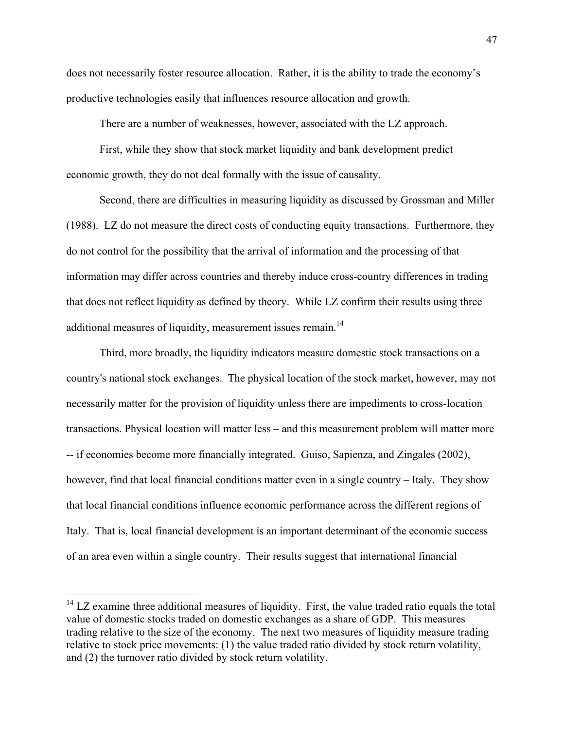does not necessarily foster resource allocation. Rather, it is the ability to trade the economy's productive technologies easily that influences resource allocation and growth.

There are a number of weaknesses, however, associated with the LZ approach.

First, while they show that stock market liquidity and bank development predict economic growth, they do not deal formally with the issue of causality.

Second, there are difficulties in measuring liquidity as discussed by Grossman and Miller (1988). LZ do not measure the direct costs of conducting equity transactions. Furthermore, they do not control for the possibility that the arrival of information and the processing of that information may differ across countries and thereby induce cross-country differences in trading that does not reflect liquidity as defined by theory. While LZ confirm their results using three additional measures of liquidity, measurement issues remain.[14]

Third, more broadly, the liquidity indicators measure domestic stock transactions on a country's national stock exchanges. The physical location of the stock market, however, may not necessarily matter for the provision of liquidity unless there are impediments to cross-location transactions. Physical location will matter less – and this measurement problem will matter more -- if economies become more financially integrated. Guiso, Sapienza, and Zingales (2002), however, find that local financial conditions matter even in a single country – Italy. They show that local financial conditions influence economic performance across the different regions of Italy. That is, local financial development is an important determinant of the economic success of an area even within a single country. Their results suggest that international financial

[14] LZ examine three additional measures of liquidity. First, the value traded ratio equals the total value of domestic stocks traded on domestic exchanges as a share of GDP. This measures trading relative to the size of the economy. The next two measures of liquidity measure trading relative to stock price movements: (1) the value traded ratio divided by stock return volatility, and (2) the turnover ratio divided by stock return volatility.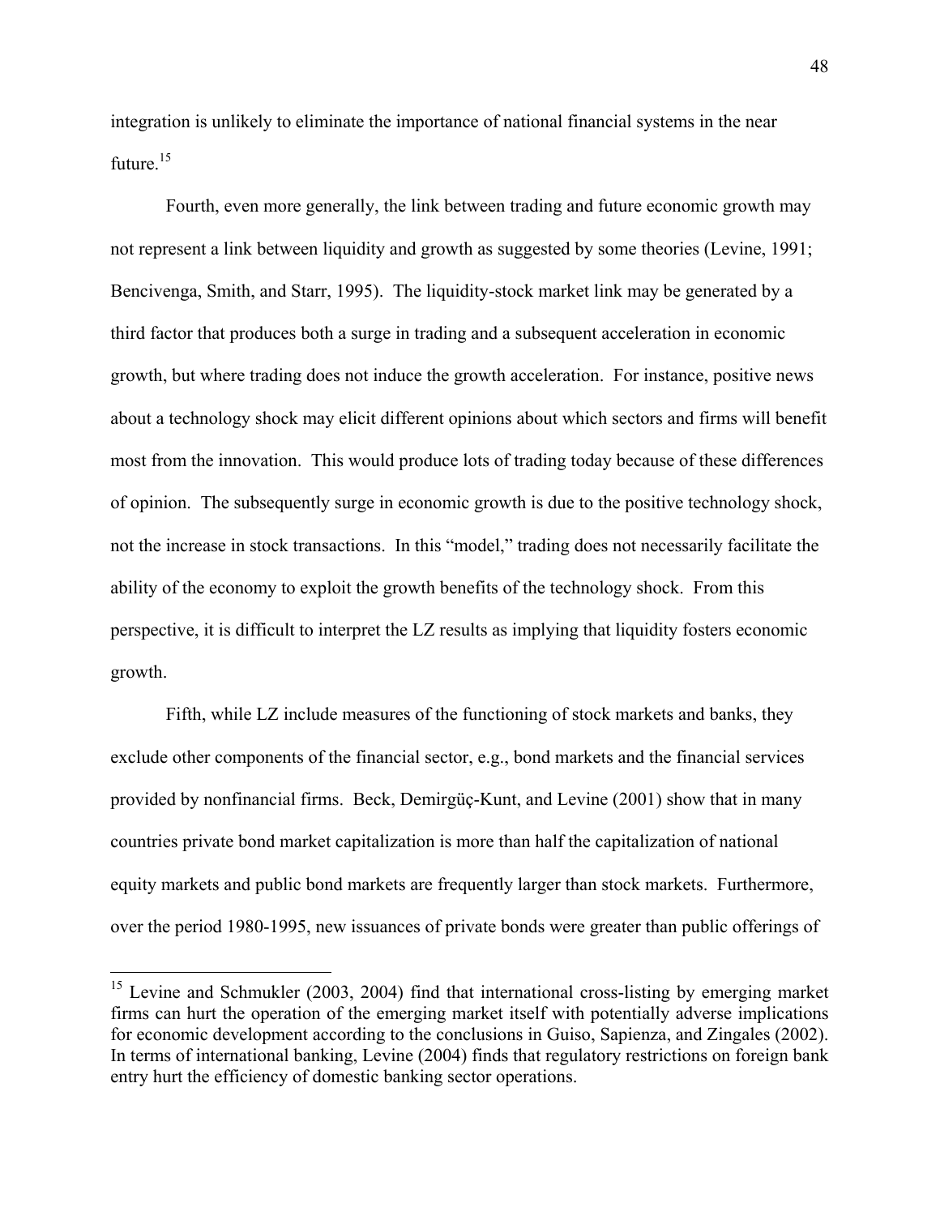integration is unlikely to eliminate the importance of national financial systems in the near future.[15]

Fourth, even more generally, the link between trading and future economic growth may not represent a link between liquidity and growth as suggested by some theories (Levine, 1991; Bencivenga, Smith, and Starr, 1995). The liquidity-stock market link may be generated by a third factor that produces both a surge in trading and a subsequent acceleration in economic growth, but where trading does not induce the growth acceleration. For instance, positive news about a technology shock may elicit different opinions about which sectors and firms will benefit most from the innovation. This would produce lots of trading today because of these differences of opinion. The subsequently surge in economic growth is due to the positive technology shock, not the increase in stock transactions. In this "model," trading does not necessarily facilitate the ability of the economy to exploit the growth benefits of the technology shock. From this perspective, it is difficult to interpret the LZ results as implying that liquidity fosters economic growth.

Fifth, while LZ include measures of the functioning of stock markets and banks, they exclude other components of the financial sector, e.g., bond markets and the financial services provided by nonfinancial firms. Beck, Demirgüç-Kunt, and Levine (2001) show that in many countries private bond market capitalization is more than half the capitalization of national equity markets and public bond markets are frequently larger than stock markets. Furthermore, over the period 1980-1995, new issuances of private bonds were greater than public offerings of

[15] Levine and Schmukler (2003, 2004) find that international cross-listing by emerging market firms can hurt the operation of the emerging market itself with potentially adverse implications for economic development according to the conclusions in Guiso, Sapienza, and Zingales (2002). In terms of international banking, Levine (2004) finds that regulatory restrictions on foreign bank entry hurt the efficiency of domestic banking sector operations.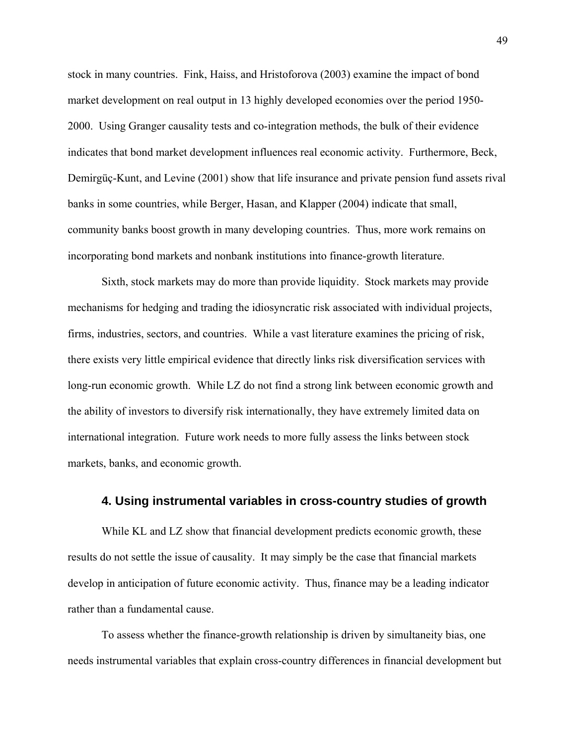stock in many countries. Fink, Haiss, and Hristoforova (2003) examine the impact of bond market development on real output in 13 highly developed economies over the period 1950-2000. Using Granger causality tests and co-integration methods, the bulk of their evidence indicates that bond market development influences real economic activity. Furthermore, Beck, Demirgüç-Kunt, and Levine (2001) show that life insurance and private pension fund assets rival banks in some countries, while Berger, Hasan, and Klapper (2004) indicate that small, community banks boost growth in many developing countries. Thus, more work remains on incorporating bond markets and nonbank institutions into finance-growth literature.

Sixth, stock markets may do more than provide liquidity. Stock markets may provide mechanisms for hedging and trading the idiosyncratic risk associated with individual projects, firms, industries, sectors, and countries. While a vast literature examines the pricing of risk, there exists very little empirical evidence that directly links risk diversification services with long-run economic growth. While LZ do not find a strong link between economic growth and the ability of investors to diversify risk internationally, they have extremely limited data on international integration. Future work needs to more fully assess the links between stock markets, banks, and economic growth.

## 4. Using instrumental variables in cross-country studies of growth

While KL and LZ show that financial development predicts economic growth, these results do not settle the issue of causality. It may simply be the case that financial markets develop in anticipation of future economic activity. Thus, finance may be a leading indicator rather than a fundamental cause.

To assess whether the finance-growth relationship is driven by simultaneity bias, one needs instrumental variables that explain cross-country differences in financial development but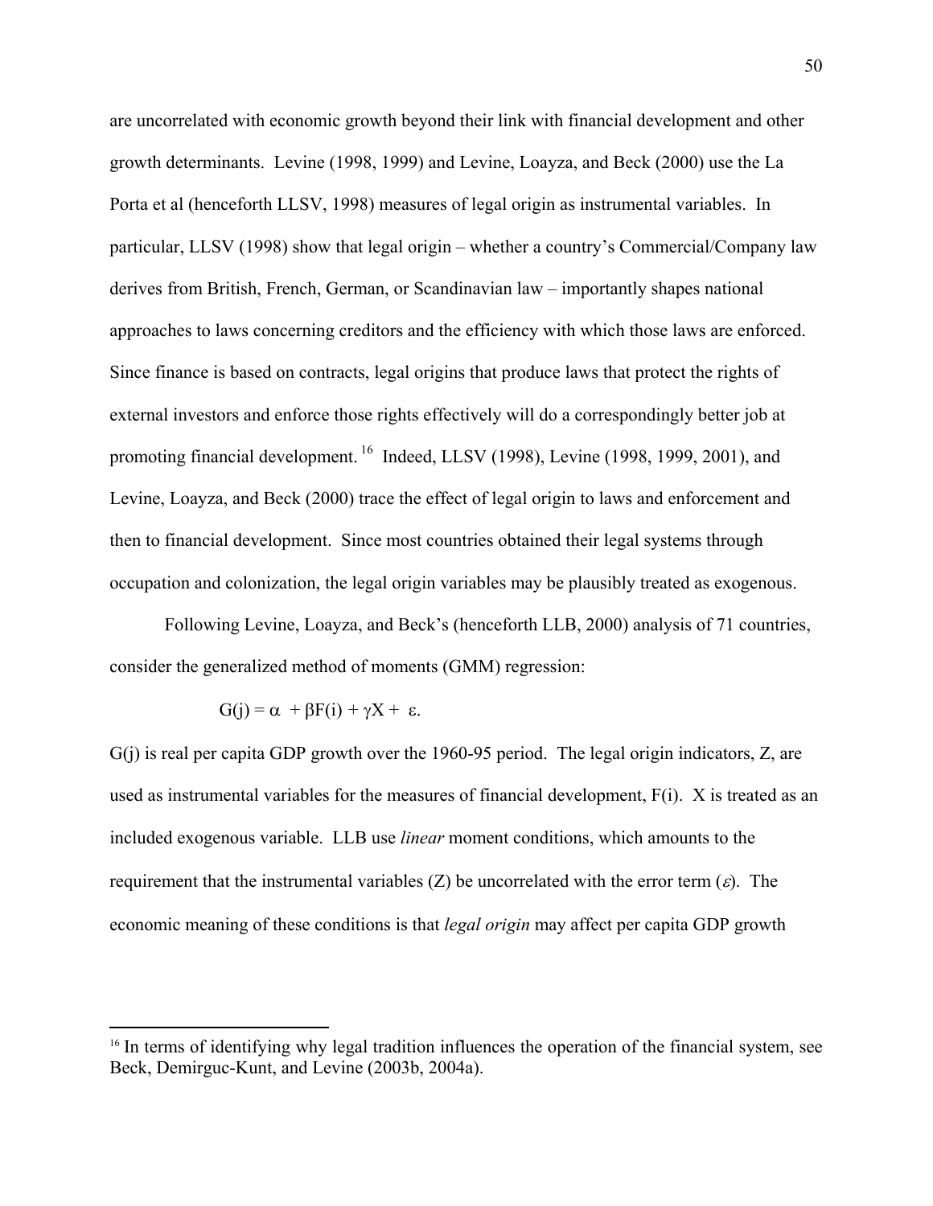are uncorrelated with economic growth beyond their link with financial development and other growth determinants. Levine (1998, 1999) and Levine, Loayza, and Beck (2000) use the La Porta et al (henceforth LLSV, 1998) measures of legal origin as instrumental variables. In particular, LLSV (1998) show that legal origin – whether a country's Commercial/Company law derives from British, French, German, or Scandinavian law – importantly shapes national approaches to laws concerning creditors and the efficiency with which those laws are enforced. Since finance is based on contracts, legal origins that produce laws that protect the rights of external investors and enforce those rights effectively will do a correspondingly better job at promoting financial development.[16] Indeed, LLSV (1998), Levine (1998, 1999, 2001), and Levine, Loayza, and Beck (2000) trace the effect of legal origin to laws and enforcement and then to financial development. Since most countries obtained their legal systems through occupation and colonization, the legal origin variables may be plausibly treated as exogenous.

Following Levine, Loayza, and Beck's (henceforth LLB, 2000) analysis of 71 countries, consider the generalized method of moments (GMM) regression:

$$G(j) = \alpha + \beta F(i) + \gamma X + \varepsilon.$$

G(j) is real per capita GDP growth over the 1960-95 period. The legal origin indicators, Z, are used as instrumental variables for the measures of financial development, F(i). X is treated as an included exogenous variable. LLB use *linear* moment conditions, which amounts to the requirement that the instrumental variables (Z) be uncorrelated with the error term ($\varepsilon$). The economic meaning of these conditions is that *legal origin* may affect per capita GDP growth

[16] In terms of identifying why legal tradition influences the operation of the financial system, see Beck, Demirguc-Kunt, and Levine (2003b, 2004a).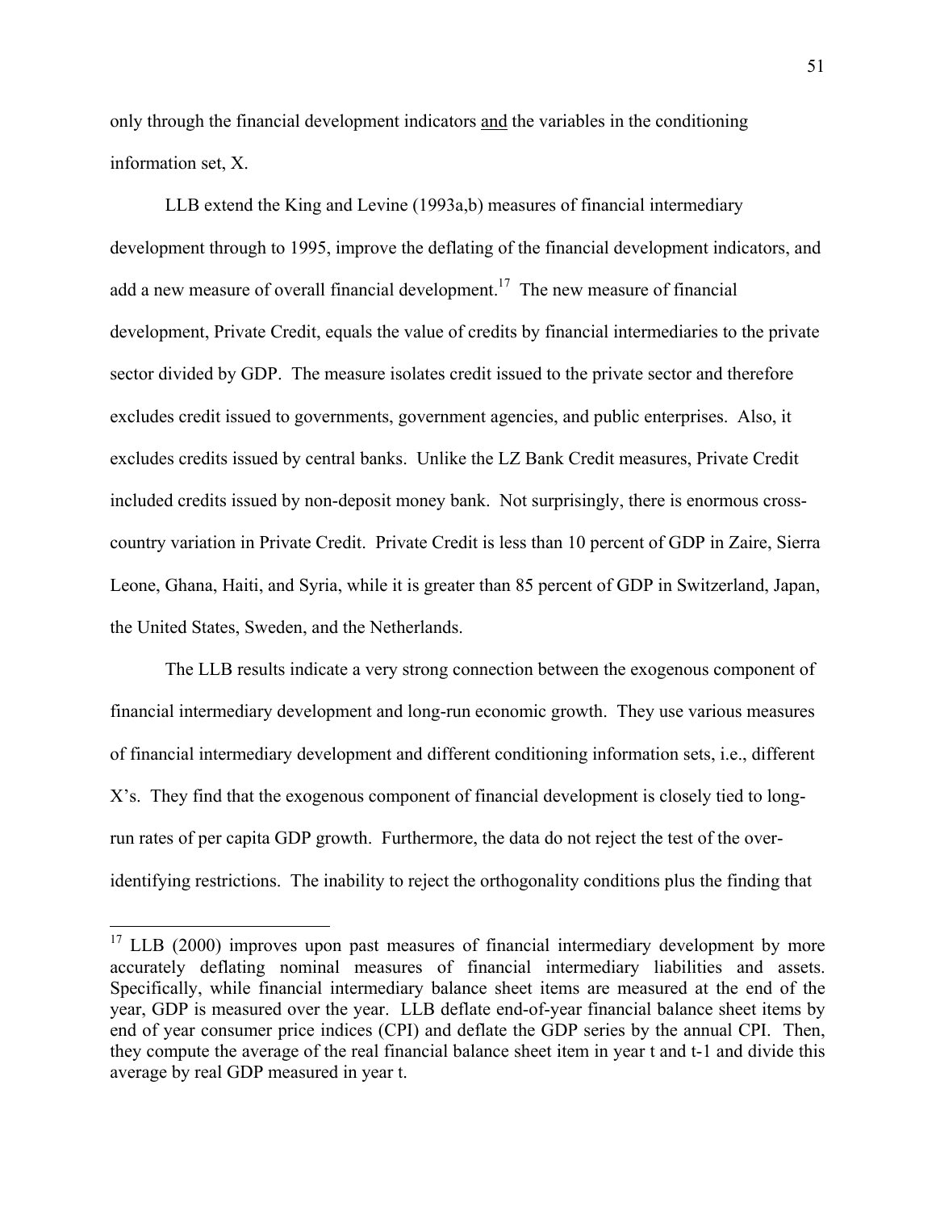only through the financial development indicators <u>and</u> the variables in the conditioning information set, X.

LLB extend the King and Levine (1993a,b) measures of financial intermediary development through to 1995, improve the deflating of the financial development indicators, and add a new measure of overall financial development.[17] The new measure of financial development, Private Credit, equals the value of credits by financial intermediaries to the private sector divided by GDP. The measure isolates credit issued to the private sector and therefore excludes credit issued to governments, government agencies, and public enterprises. Also, it excludes credits issued by central banks. Unlike the LZ Bank Credit measures, Private Credit included credits issued by non-deposit money bank. Not surprisingly, there is enormous cross-country variation in Private Credit. Private Credit is less than 10 percent of GDP in Zaire, Sierra Leone, Ghana, Haiti, and Syria, while it is greater than 85 percent of GDP in Switzerland, Japan, the United States, Sweden, and the Netherlands.

The LLB results indicate a very strong connection between the exogenous component of financial intermediary development and long-run economic growth. They use various measures of financial intermediary development and different conditioning information sets, i.e., different X's. They find that the exogenous component of financial development is closely tied to long-run rates of per capita GDP growth. Furthermore, the data do not reject the test of the over-identifying restrictions. The inability to reject the orthogonality conditions plus the finding that

---

[17] LLB (2000) improves upon past measures of financial intermediary development by more accurately deflating nominal measures of financial intermediary liabilities and assets. Specifically, while financial intermediary balance sheet items are measured at the end of the year, GDP is measured over the year. LLB deflate end-of-year financial balance sheet items by end of year consumer price indices (CPI) and deflate the GDP series by the annual CPI. Then, they compute the average of the real financial balance sheet item in year t and t-1 and divide this average by real GDP measured in year t.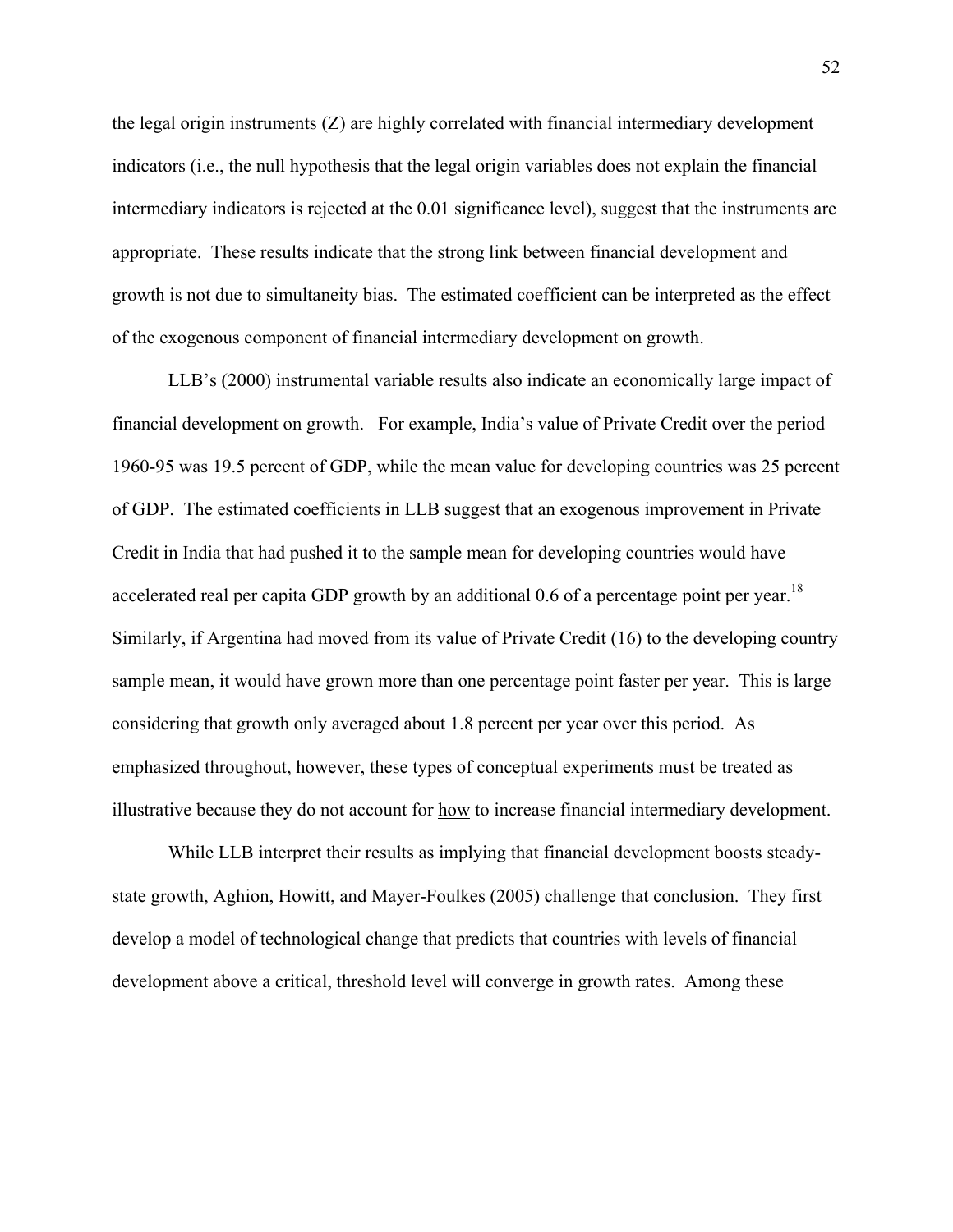the legal origin instruments (Z) are highly correlated with financial intermediary development indicators (i.e., the null hypothesis that the legal origin variables does not explain the financial intermediary indicators is rejected at the 0.01 significance level), suggest that the instruments are appropriate. These results indicate that the strong link between financial development and growth is not due to simultaneity bias. The estimated coefficient can be interpreted as the effect of the exogenous component of financial intermediary development on growth.

LLB's (2000) instrumental variable results also indicate an economically large impact of financial development on growth. For example, India's value of Private Credit over the period 1960-95 was 19.5 percent of GDP, while the mean value for developing countries was 25 percent of GDP. The estimated coefficients in LLB suggest that an exogenous improvement in Private Credit in India that had pushed it to the sample mean for developing countries would have accelerated real per capita GDP growth by an additional 0.6 of a percentage point per year.[18] Similarly, if Argentina had moved from its value of Private Credit (16) to the developing country sample mean, it would have grown more than one percentage point faster per year. This is large considering that growth only averaged about 1.8 percent per year over this period. As emphasized throughout, however, these types of conceptual experiments must be treated as illustrative because they do not account for <u>how</u> to increase financial intermediary development.

While LLB interpret their results as implying that financial development boosts steady-state growth, Aghion, Howitt, and Mayer-Foulkes (2005) challenge that conclusion. They first develop a model of technological change that predicts that countries with levels of financial development above a critical, threshold level will converge in growth rates. Among these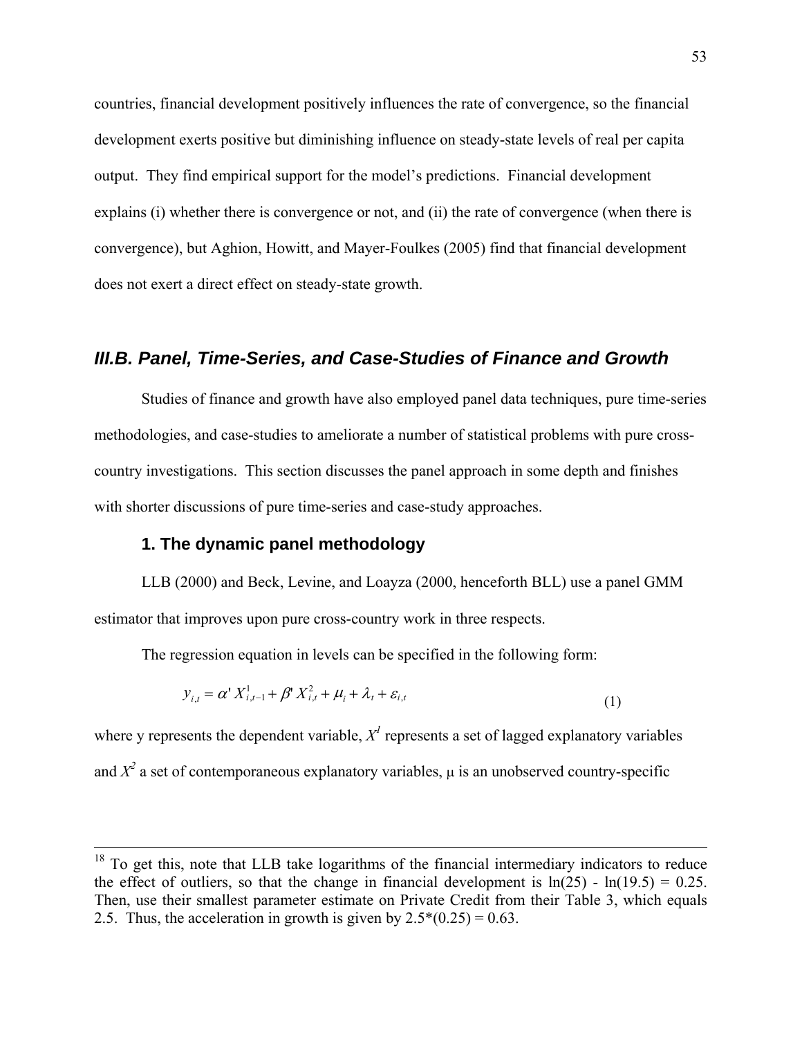countries, financial development positively influences the rate of convergence, so the financial development exerts positive but diminishing influence on steady-state levels of real per capita output. They find empirical support for the model's predictions. Financial development explains (i) whether there is convergence or not, and (ii) the rate of convergence (when there is convergence), but Aghion, Howitt, and Mayer-Foulkes (2005) find that financial development does not exert a direct effect on steady-state growth.

## *III.B. Panel, Time-Series, and Case-Studies of Finance and Growth*

Studies of finance and growth have also employed panel data techniques, pure time-series methodologies, and case-studies to ameliorate a number of statistical problems with pure cross-country investigations. This section discusses the panel approach in some depth and finishes with shorter discussions of pure time-series and case-study approaches.

### 1. The dynamic panel methodology

LLB (2000) and Beck, Levine, and Loayza (2000, henceforth BLL) use a panel GMM estimator that improves upon pure cross-country work in three respects.

The regression equation in levels can be specified in the following form:

$$y_{i,t} = \alpha' X^1_{i,t-1} + \beta' X^2_{i,t} + \mu_i + \lambda_t + \varepsilon_{i,t} \tag{1}$$

where y represents the dependent variable, $X^1$ represents a set of lagged explanatory variables and $X^2$ a set of contemporaneous explanatory variables, $\mu$ is an unobserved country-specific

---

[18] To get this, note that LLB take logarithms of the financial intermediary indicators to reduce the effect of outliers, so that the change in financial development is ln(25) - ln(19.5) = 0.25. Then, use their smallest parameter estimate on Private Credit from their Table 3, which equals 2.5. Thus, the acceleration in growth is given by 2.5*(0.25) = 0.63.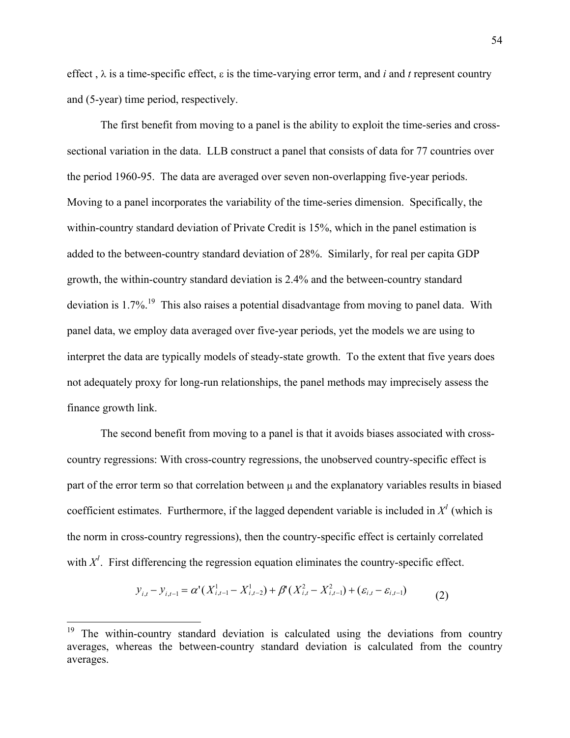effect , $\lambda$ is a time-specific effect, $\varepsilon$ is the time-varying error term, and *i* and *t* represent country and (5-year) time period, respectively.

The first benefit from moving to a panel is the ability to exploit the time-series and cross-sectional variation in the data. LLB construct a panel that consists of data for 77 countries over the period 1960-95. The data are averaged over seven non-overlapping five-year periods. Moving to a panel incorporates the variability of the time-series dimension. Specifically, the within-country standard deviation of Private Credit is 15%, which in the panel estimation is added to the between-country standard deviation of 28%. Similarly, for real per capita GDP growth, the within-country standard deviation is 2.4% and the between-country standard deviation is 1.7%.[19] This also raises a potential disadvantage from moving to panel data. With panel data, we employ data averaged over five-year periods, yet the models we are using to interpret the data are typically models of steady-state growth. To the extent that five years does not adequately proxy for long-run relationships, the panel methods may imprecisely assess the finance growth link.

The second benefit from moving to a panel is that it avoids biases associated with cross-country regressions: With cross-country regressions, the unobserved country-specific effect is part of the error term so that correlation between $\mu$ and the explanatory variables results in biased coefficient estimates. Furthermore, if the lagged dependent variable is included in $X^1$ (which is the norm in cross-country regressions), then the country-specific effect is certainly correlated with $X^1$. First differencing the regression equation eliminates the country-specific effect.

$$y_{i,t} - y_{i,t-1} = \alpha'(X^1_{i,t-1} - X^1_{i,t-2}) + \beta'(X^2_{i,t} - X^2_{i,t-1}) + (\varepsilon_{i,t} - \varepsilon_{i,t-1}) \qquad (2)$$

[19] The within-country standard deviation is calculated using the deviations from country averages, whereas the between-country standard deviation is calculated from the country averages.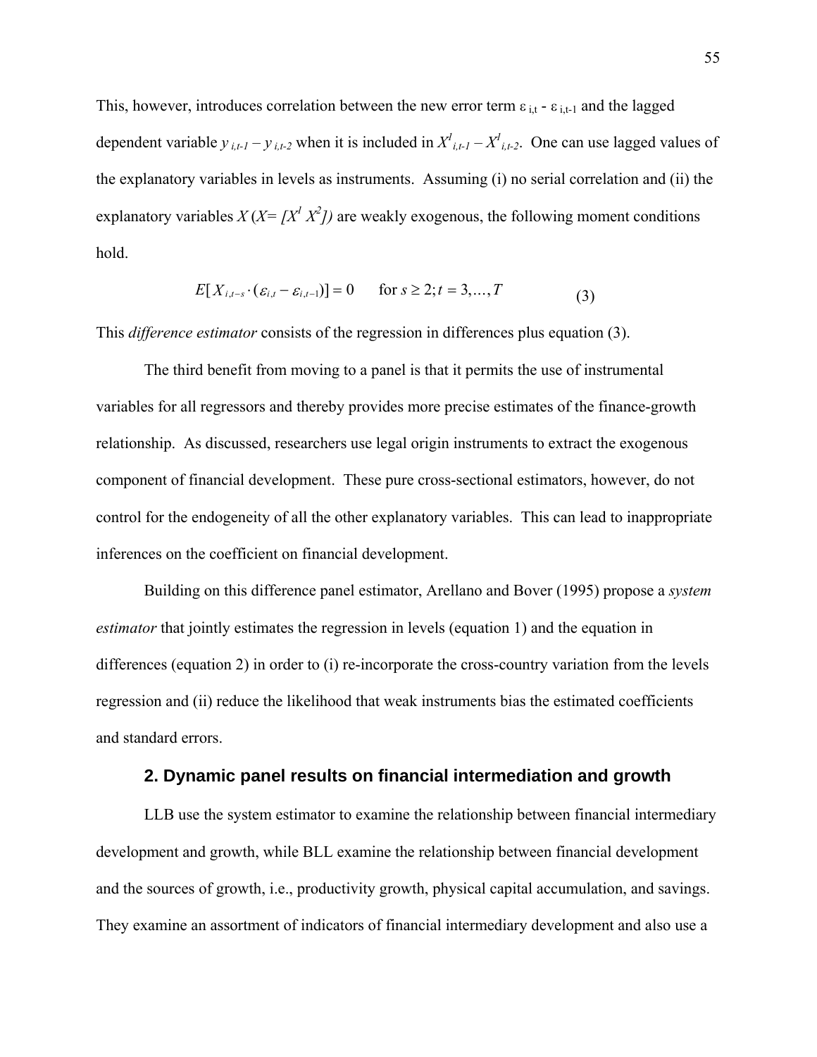This, however, introduces correlation between the new error term $\varepsilon_{i,t} - \varepsilon_{i,t-1}$ and the lagged dependent variable $y_{i,t-1} - y_{i,t-2}$ when it is included in $X^1_{i,t-1} - X^1_{i,t-2}$. One can use lagged values of the explanatory variables in levels as instruments. Assuming (i) no serial correlation and (ii) the explanatory variables $X$ ($X= [X^1\ X^2]$) are weakly exogenous, the following moment conditions hold.

$$E[X_{i,t-s} \cdot (\varepsilon_{i,t} - \varepsilon_{i,t-1})] = 0 \qquad \text{for } s \geq 2; t = 3,\ldots,T \tag{3}$$

This *difference estimator* consists of the regression in differences plus equation (3).

The third benefit from moving to a panel is that it permits the use of instrumental variables for all regressors and thereby provides more precise estimates of the finance-growth relationship. As discussed, researchers use legal origin instruments to extract the exogenous component of financial development. These pure cross-sectional estimators, however, do not control for the endogeneity of all the other explanatory variables. This can lead to inappropriate inferences on the coefficient on financial development.

Building on this difference panel estimator, Arellano and Bover (1995) propose a *system estimator* that jointly estimates the regression in levels (equation 1) and the equation in differences (equation 2) in order to (i) re-incorporate the cross-country variation from the levels regression and (ii) reduce the likelihood that weak instruments bias the estimated coefficients and standard errors.

## 2. Dynamic panel results on financial intermediation and growth

LLB use the system estimator to examine the relationship between financial intermediary development and growth, while BLL examine the relationship between financial development and the sources of growth, i.e., productivity growth, physical capital accumulation, and savings. They examine an assortment of indicators of financial intermediary development and also use a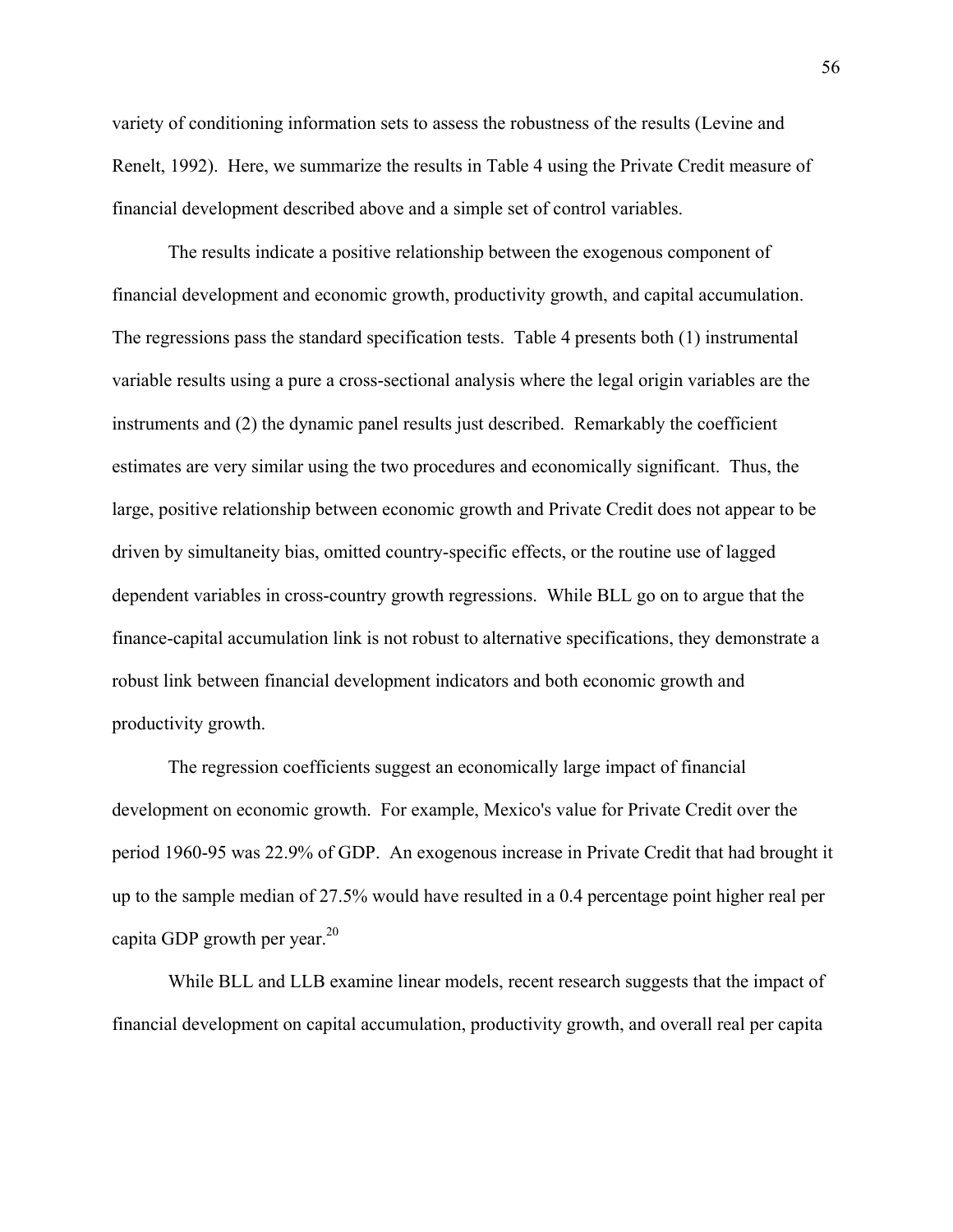variety of conditioning information sets to assess the robustness of the results (Levine and Renelt, 1992). Here, we summarize the results in Table 4 using the Private Credit measure of financial development described above and a simple set of control variables.

The results indicate a positive relationship between the exogenous component of financial development and economic growth, productivity growth, and capital accumulation. The regressions pass the standard specification tests. Table 4 presents both (1) instrumental variable results using a pure a cross-sectional analysis where the legal origin variables are the instruments and (2) the dynamic panel results just described. Remarkably the coefficient estimates are very similar using the two procedures and economically significant. Thus, the large, positive relationship between economic growth and Private Credit does not appear to be driven by simultaneity bias, omitted country-specific effects, or the routine use of lagged dependent variables in cross-country growth regressions. While BLL go on to argue that the finance-capital accumulation link is not robust to alternative specifications, they demonstrate a robust link between financial development indicators and both economic growth and productivity growth.

The regression coefficients suggest an economically large impact of financial development on economic growth. For example, Mexico's value for Private Credit over the period 1960-95 was 22.9% of GDP. An exogenous increase in Private Credit that had brought it up to the sample median of 27.5% would have resulted in a 0.4 percentage point higher real per capita GDP growth per year.[20]

While BLL and LLB examine linear models, recent research suggests that the impact of financial development on capital accumulation, productivity growth, and overall real per capita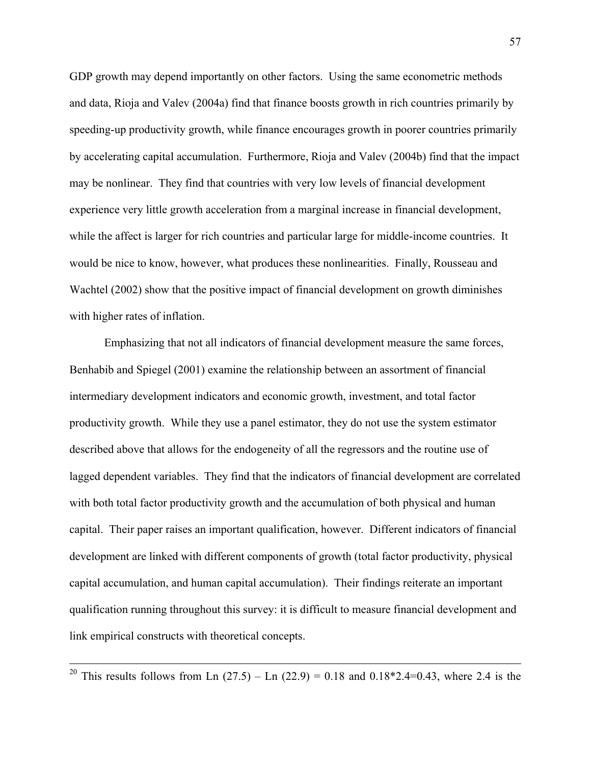GDP growth may depend importantly on other factors. Using the same econometric methods and data, Rioja and Valev (2004a) find that finance boosts growth in rich countries primarily by speeding-up productivity growth, while finance encourages growth in poorer countries primarily by accelerating capital accumulation. Furthermore, Rioja and Valev (2004b) find that the impact may be nonlinear. They find that countries with very low levels of financial development experience very little growth acceleration from a marginal increase in financial development, while the affect is larger for rich countries and particular large for middle-income countries. It would be nice to know, however, what produces these nonlinearities. Finally, Rousseau and Wachtel (2002) show that the positive impact of financial development on growth diminishes with higher rates of inflation.

Emphasizing that not all indicators of financial development measure the same forces, Benhabib and Spiegel (2001) examine the relationship between an assortment of financial intermediary development indicators and economic growth, investment, and total factor productivity growth. While they use a panel estimator, they do not use the system estimator described above that allows for the endogeneity of all the regressors and the routine use of lagged dependent variables. They find that the indicators of financial development are correlated with both total factor productivity growth and the accumulation of both physical and human capital. Their paper raises an important qualification, however. Different indicators of financial development are linked with different components of growth (total factor productivity, physical capital accumulation, and human capital accumulation). Their findings reiterate an important qualification running throughout this survey: it is difficult to measure financial development and link empirical constructs with theoretical concepts.

---

[20] This results follows from Ln (27.5) – Ln (22.9) = 0.18 and 0.18*2.4=0.43, where 2.4 is the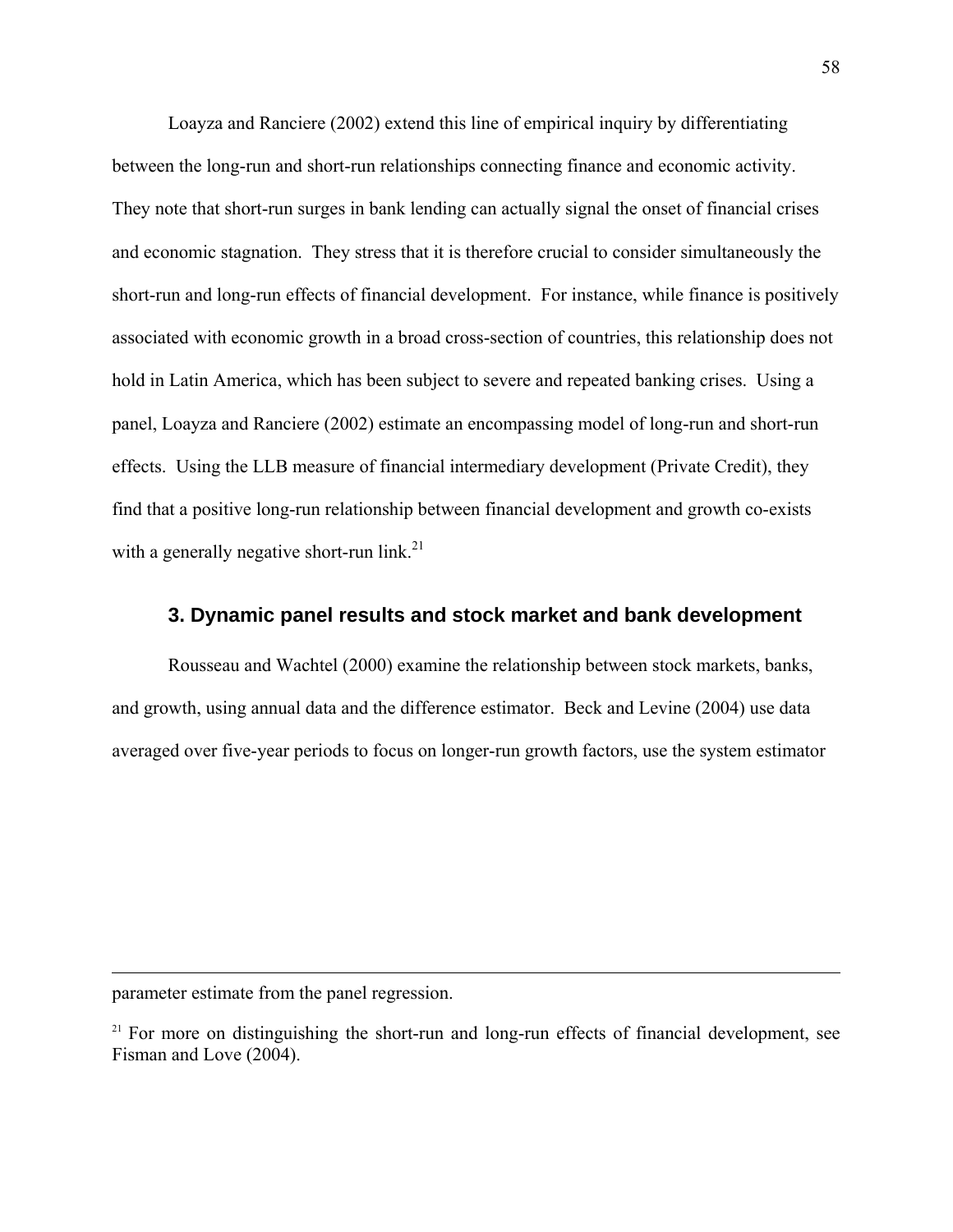Loayza and Ranciere (2002) extend this line of empirical inquiry by differentiating between the long-run and short-run relationships connecting finance and economic activity. They note that short-run surges in bank lending can actually signal the onset of financial crises and economic stagnation. They stress that it is therefore crucial to consider simultaneously the short-run and long-run effects of financial development. For instance, while finance is positively associated with economic growth in a broad cross-section of countries, this relationship does not hold in Latin America, which has been subject to severe and repeated banking crises. Using a panel, Loayza and Ranciere (2002) estimate an encompassing model of long-run and short-run effects. Using the LLB measure of financial intermediary development (Private Credit), they find that a positive long-run relationship between financial development and growth co-exists with a generally negative short-run link.[21]

### 3. Dynamic panel results and stock market and bank development

Rousseau and Wachtel (2000) examine the relationship between stock markets, banks, and growth, using annual data and the difference estimator. Beck and Levine (2004) use data averaged over five-year periods to focus on longer-run growth factors, use the system estimator

---

parameter estimate from the panel regression.

[21] For more on distinguishing the short-run and long-run effects of financial development, see Fisman and Love (2004).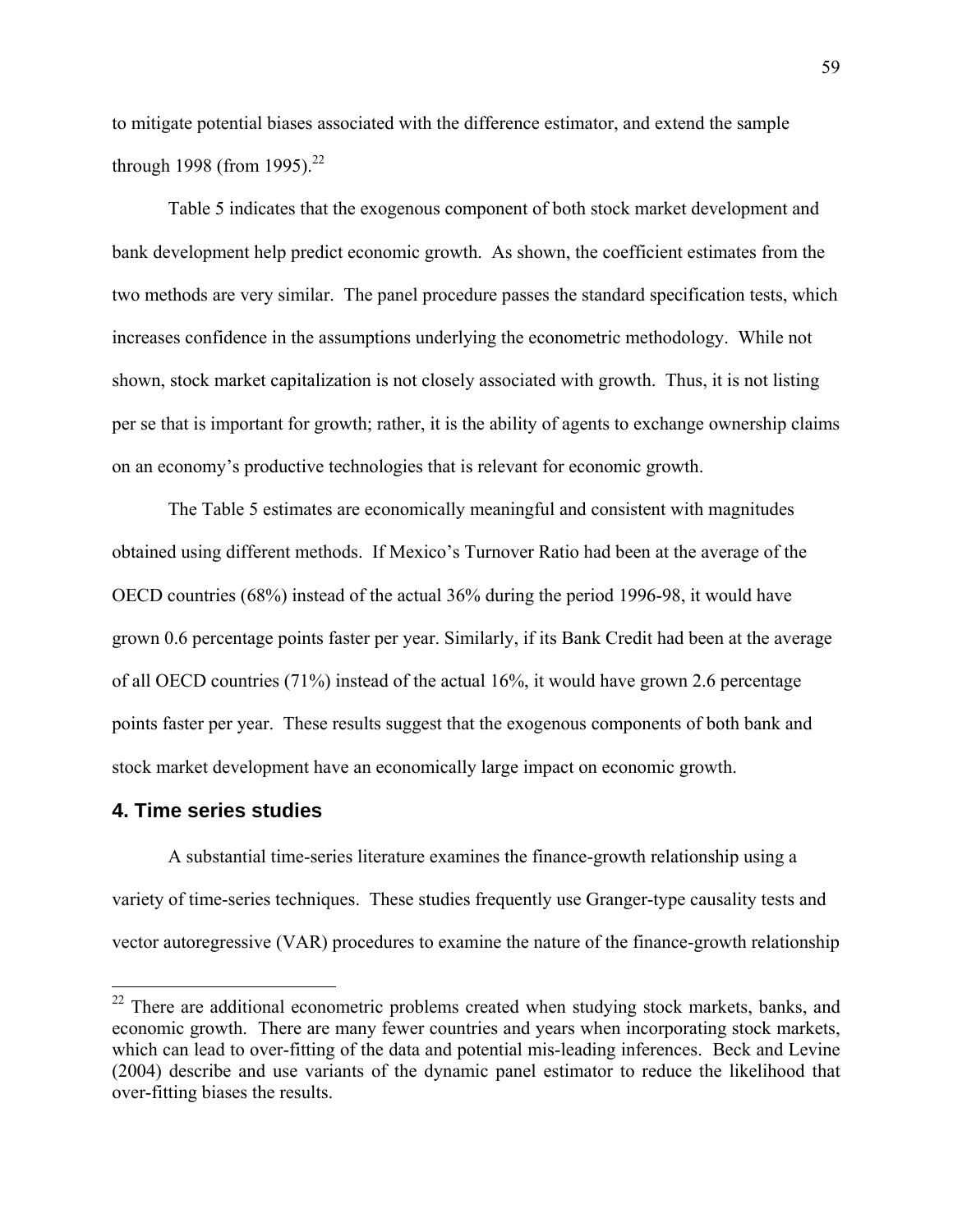to mitigate potential biases associated with the difference estimator, and extend the sample through 1998 (from 1995).[22]

Table 5 indicates that the exogenous component of both stock market development and bank development help predict economic growth. As shown, the coefficient estimates from the two methods are very similar. The panel procedure passes the standard specification tests, which increases confidence in the assumptions underlying the econometric methodology. While not shown, stock market capitalization is not closely associated with growth. Thus, it is not listing per se that is important for growth; rather, it is the ability of agents to exchange ownership claims on an economy's productive technologies that is relevant for economic growth.

The Table 5 estimates are economically meaningful and consistent with magnitudes obtained using different methods. If Mexico's Turnover Ratio had been at the average of the OECD countries (68%) instead of the actual 36% during the period 1996-98, it would have grown 0.6 percentage points faster per year. Similarly, if its Bank Credit had been at the average of all OECD countries (71%) instead of the actual 16%, it would have grown 2.6 percentage points faster per year. These results suggest that the exogenous components of both bank and stock market development have an economically large impact on economic growth.

## 4. Time series studies

A substantial time-series literature examines the finance-growth relationship using a variety of time-series techniques. These studies frequently use Granger-type causality tests and vector autoregressive (VAR) procedures to examine the nature of the finance-growth relationship

---

[22] There are additional econometric problems created when studying stock markets, banks, and economic growth. There are many fewer countries and years when incorporating stock markets, which can lead to over-fitting of the data and potential mis-leading inferences. Beck and Levine (2004) describe and use variants of the dynamic panel estimator to reduce the likelihood that over-fitting biases the results.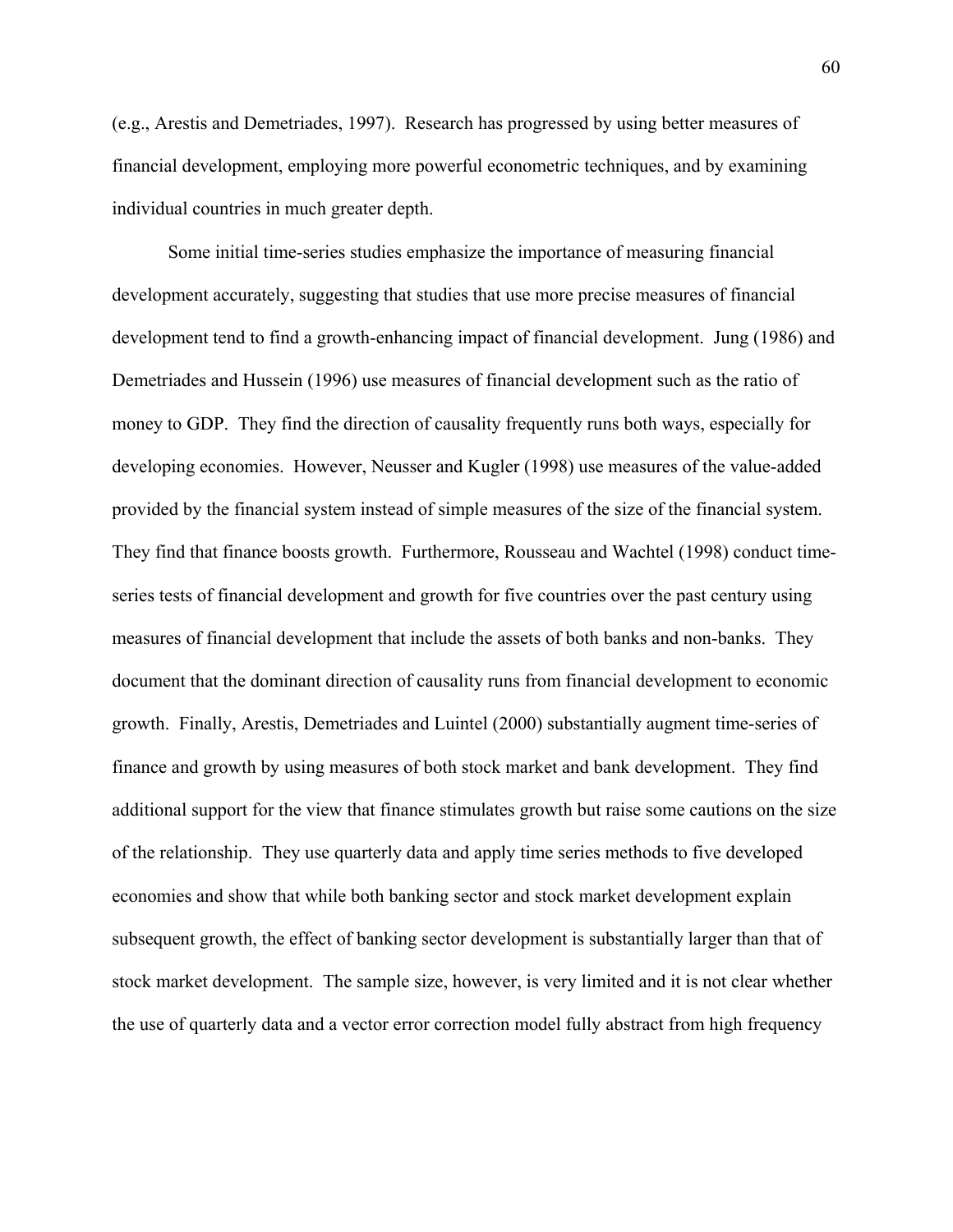(e.g., Arestis and Demetriades, 1997). Research has progressed by using better measures of financial development, employing more powerful econometric techniques, and by examining individual countries in much greater depth.

Some initial time-series studies emphasize the importance of measuring financial development accurately, suggesting that studies that use more precise measures of financial development tend to find a growth-enhancing impact of financial development. Jung (1986) and Demetriades and Hussein (1996) use measures of financial development such as the ratio of money to GDP. They find the direction of causality frequently runs both ways, especially for developing economies. However, Neusser and Kugler (1998) use measures of the value-added provided by the financial system instead of simple measures of the size of the financial system. They find that finance boosts growth. Furthermore, Rousseau and Wachtel (1998) conduct time-series tests of financial development and growth for five countries over the past century using measures of financial development that include the assets of both banks and non-banks. They document that the dominant direction of causality runs from financial development to economic growth. Finally, Arestis, Demetriades and Luintel (2000) substantially augment time-series of finance and growth by using measures of both stock market and bank development. They find additional support for the view that finance stimulates growth but raise some cautions on the size of the relationship. They use quarterly data and apply time series methods to five developed economies and show that while both banking sector and stock market development explain subsequent growth, the effect of banking sector development is substantially larger than that of stock market development. The sample size, however, is very limited and it is not clear whether the use of quarterly data and a vector error correction model fully abstract from high frequency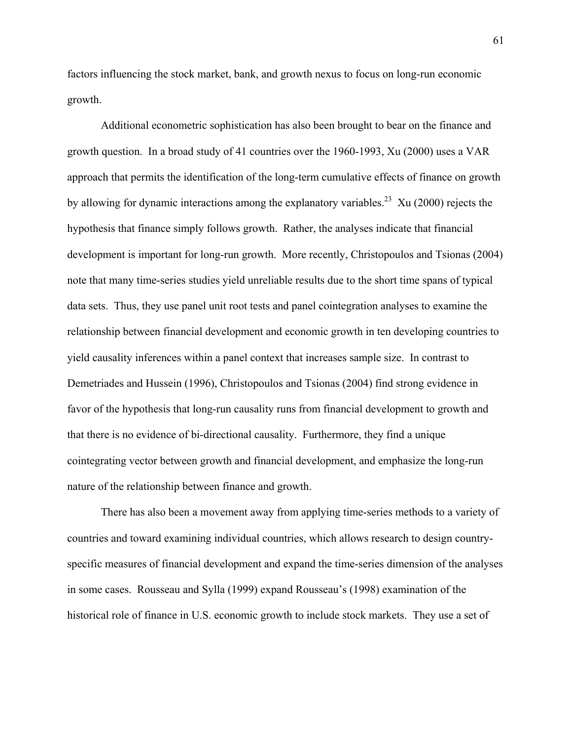factors influencing the stock market, bank, and growth nexus to focus on long-run economic growth.

Additional econometric sophistication has also been brought to bear on the finance and growth question. In a broad study of 41 countries over the 1960-1993, Xu (2000) uses a VAR approach that permits the identification of the long-term cumulative effects of finance on growth by allowing for dynamic interactions among the explanatory variables.[23] Xu (2000) rejects the hypothesis that finance simply follows growth. Rather, the analyses indicate that financial development is important for long-run growth. More recently, Christopoulos and Tsionas (2004) note that many time-series studies yield unreliable results due to the short time spans of typical data sets. Thus, they use panel unit root tests and panel cointegration analyses to examine the relationship between financial development and economic growth in ten developing countries to yield causality inferences within a panel context that increases sample size. In contrast to Demetriades and Hussein (1996), Christopoulos and Tsionas (2004) find strong evidence in favor of the hypothesis that long-run causality runs from financial development to growth and that there is no evidence of bi-directional causality. Furthermore, they find a unique cointegrating vector between growth and financial development, and emphasize the long-run nature of the relationship between finance and growth.

There has also been a movement away from applying time-series methods to a variety of countries and toward examining individual countries, which allows research to design country-specific measures of financial development and expand the time-series dimension of the analyses in some cases. Rousseau and Sylla (1999) expand Rousseau's (1998) examination of the historical role of finance in U.S. economic growth to include stock markets. They use a set of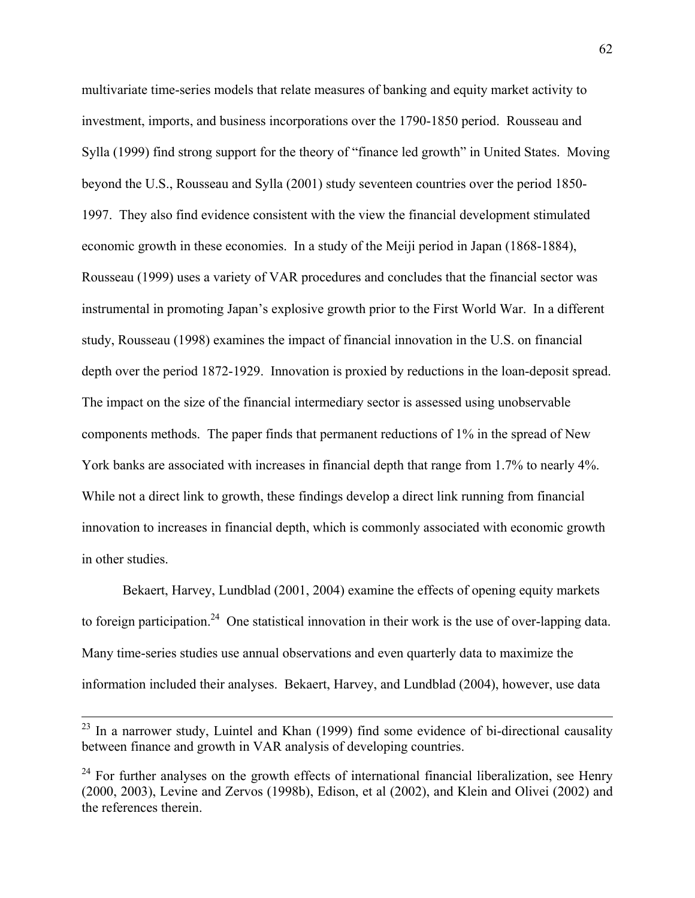multivariate time-series models that relate measures of banking and equity market activity to investment, imports, and business incorporations over the 1790-1850 period. Rousseau and Sylla (1999) find strong support for the theory of "finance led growth" in United States. Moving beyond the U.S., Rousseau and Sylla (2001) study seventeen countries over the period 1850-1997. They also find evidence consistent with the view the financial development stimulated economic growth in these economies. In a study of the Meiji period in Japan (1868-1884), Rousseau (1999) uses a variety of VAR procedures and concludes that the financial sector was instrumental in promoting Japan's explosive growth prior to the First World War. In a different study, Rousseau (1998) examines the impact of financial innovation in the U.S. on financial depth over the period 1872-1929. Innovation is proxied by reductions in the loan-deposit spread. The impact on the size of the financial intermediary sector is assessed using unobservable components methods. The paper finds that permanent reductions of 1% in the spread of New York banks are associated with increases in financial depth that range from 1.7% to nearly 4%. While not a direct link to growth, these findings develop a direct link running from financial innovation to increases in financial depth, which is commonly associated with economic growth in other studies.

Bekaert, Harvey, Lundblad (2001, 2004) examine the effects of opening equity markets to foreign participation.[24] One statistical innovation in their work is the use of over-lapping data. Many time-series studies use annual observations and even quarterly data to maximize the information included their analyses. Bekaert, Harvey, and Lundblad (2004), however, use data

---

[23] In a narrower study, Luintel and Khan (1999) find some evidence of bi-directional causality between finance and growth in VAR analysis of developing countries.

[24] For further analyses on the growth effects of international financial liberalization, see Henry (2000, 2003), Levine and Zervos (1998b), Edison, et al (2002), and Klein and Olivei (2002) and the references therein.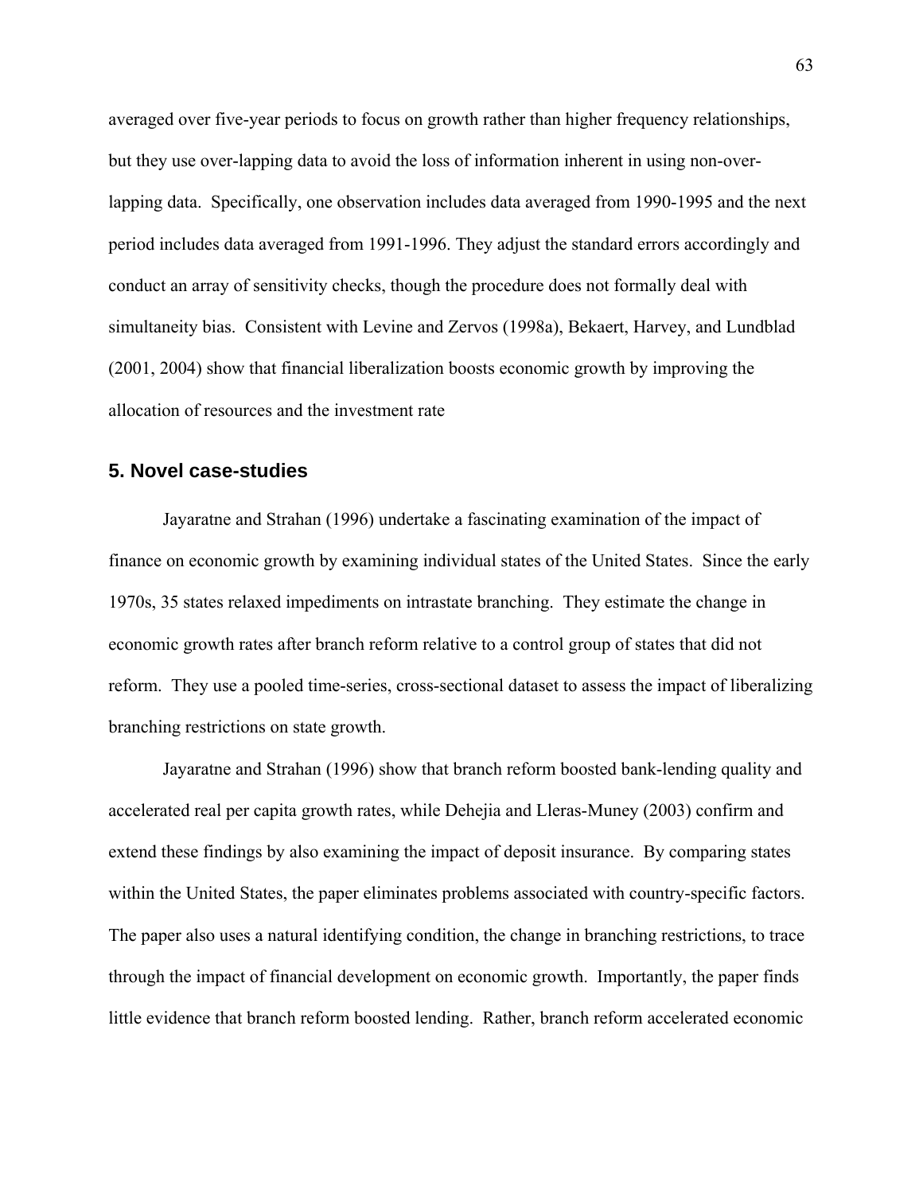averaged over five-year periods to focus on growth rather than higher frequency relationships, but they use over-lapping data to avoid the loss of information inherent in using non-over-lapping data. Specifically, one observation includes data averaged from 1990-1995 and the next period includes data averaged from 1991-1996. They adjust the standard errors accordingly and conduct an array of sensitivity checks, though the procedure does not formally deal with simultaneity bias. Consistent with Levine and Zervos (1998a), Bekaert, Harvey, and Lundblad (2001, 2004) show that financial liberalization boosts economic growth by improving the allocation of resources and the investment rate

## 5. Novel case-studies

Jayaratne and Strahan (1996) undertake a fascinating examination of the impact of finance on economic growth by examining individual states of the United States. Since the early 1970s, 35 states relaxed impediments on intrastate branching. They estimate the change in economic growth rates after branch reform relative to a control group of states that did not reform. They use a pooled time-series, cross-sectional dataset to assess the impact of liberalizing branching restrictions on state growth.

Jayaratne and Strahan (1996) show that branch reform boosted bank-lending quality and accelerated real per capita growth rates, while Dehejia and Lleras-Muney (2003) confirm and extend these findings by also examining the impact of deposit insurance. By comparing states within the United States, the paper eliminates problems associated with country-specific factors. The paper also uses a natural identifying condition, the change in branching restrictions, to trace through the impact of financial development on economic growth. Importantly, the paper finds little evidence that branch reform boosted lending. Rather, branch reform accelerated economic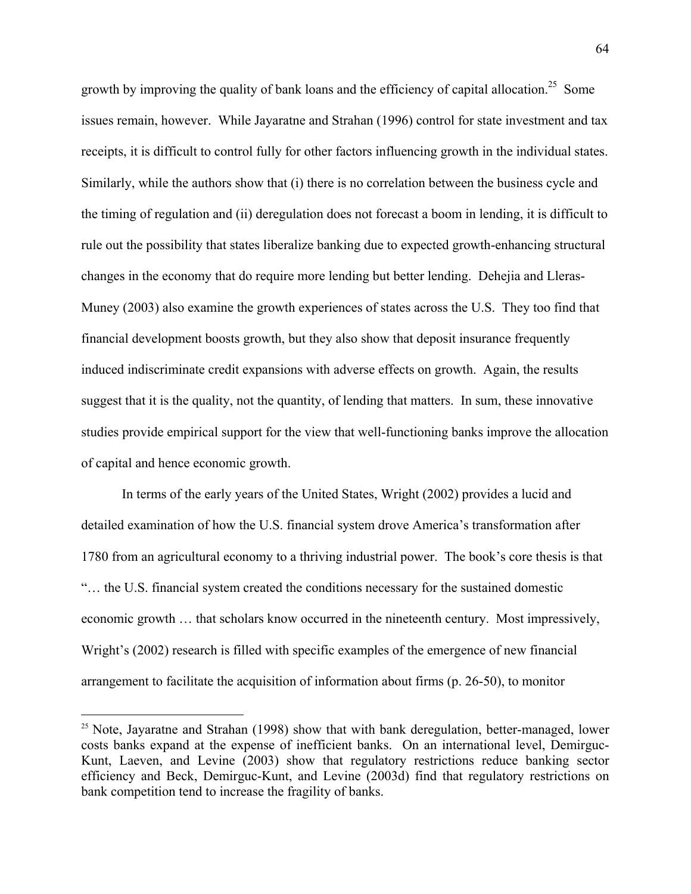growth by improving the quality of bank loans and the efficiency of capital allocation.[25] Some issues remain, however. While Jayaratne and Strahan (1996) control for state investment and tax receipts, it is difficult to control fully for other factors influencing growth in the individual states. Similarly, while the authors show that (i) there is no correlation between the business cycle and the timing of regulation and (ii) deregulation does not forecast a boom in lending, it is difficult to rule out the possibility that states liberalize banking due to expected growth-enhancing structural changes in the economy that do require more lending but better lending. Dehejia and Lleras-Muney (2003) also examine the growth experiences of states across the U.S. They too find that financial development boosts growth, but they also show that deposit insurance frequently induced indiscriminate credit expansions with adverse effects on growth. Again, the results suggest that it is the quality, not the quantity, of lending that matters. In sum, these innovative studies provide empirical support for the view that well-functioning banks improve the allocation of capital and hence economic growth.

In terms of the early years of the United States, Wright (2002) provides a lucid and detailed examination of how the U.S. financial system drove America's transformation after 1780 from an agricultural economy to a thriving industrial power. The book's core thesis is that "… the U.S. financial system created the conditions necessary for the sustained domestic economic growth … that scholars know occurred in the nineteenth century. Most impressively, Wright's (2002) research is filled with specific examples of the emergence of new financial arrangement to facilitate the acquisition of information about firms (p. 26-50), to monitor

[25] Note, Jayaratne and Strahan (1998) show that with bank deregulation, better-managed, lower costs banks expand at the expense of inefficient banks. On an international level, Demirguc-Kunt, Laeven, and Levine (2003) show that regulatory restrictions reduce banking sector efficiency and Beck, Demirguc-Kunt, and Levine (2003d) find that regulatory restrictions on bank competition tend to increase the fragility of banks.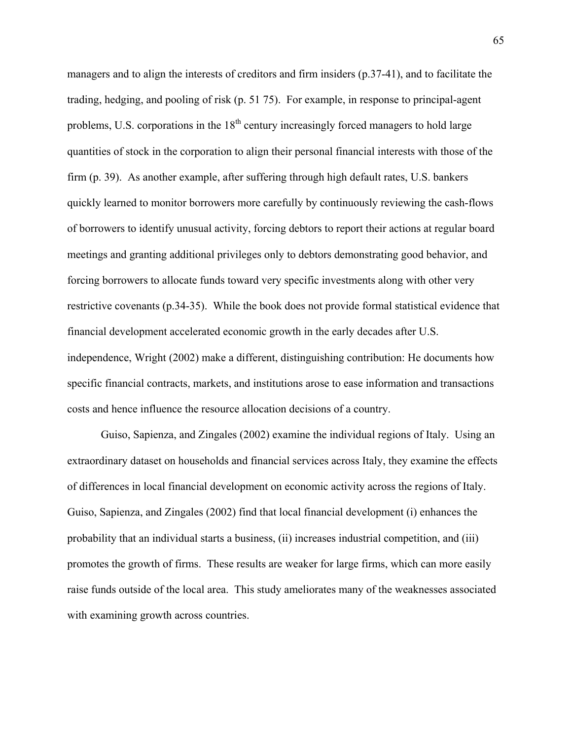managers and to align the interests of creditors and firm insiders (p.37-41), and to facilitate the trading, hedging, and pooling of risk (p. 51 75). For example, in response to principal-agent problems, U.S. corporations in the $18^{th}$ century increasingly forced managers to hold large quantities of stock in the corporation to align their personal financial interests with those of the firm (p. 39). As another example, after suffering through high default rates, U.S. bankers quickly learned to monitor borrowers more carefully by continuously reviewing the cash-flows of borrowers to identify unusual activity, forcing debtors to report their actions at regular board meetings and granting additional privileges only to debtors demonstrating good behavior, and forcing borrowers to allocate funds toward very specific investments along with other very restrictive covenants (p.34-35). While the book does not provide formal statistical evidence that financial development accelerated economic growth in the early decades after U.S. independence, Wright (2002) make a different, distinguishing contribution: He documents how specific financial contracts, markets, and institutions arose to ease information and transactions costs and hence influence the resource allocation decisions of a country.

Guiso, Sapienza, and Zingales (2002) examine the individual regions of Italy. Using an extraordinary dataset on households and financial services across Italy, they examine the effects of differences in local financial development on economic activity across the regions of Italy. Guiso, Sapienza, and Zingales (2002) find that local financial development (i) enhances the probability that an individual starts a business, (ii) increases industrial competition, and (iii) promotes the growth of firms. These results are weaker for large firms, which can more easily raise funds outside of the local area. This study ameliorates many of the weaknesses associated with examining growth across countries.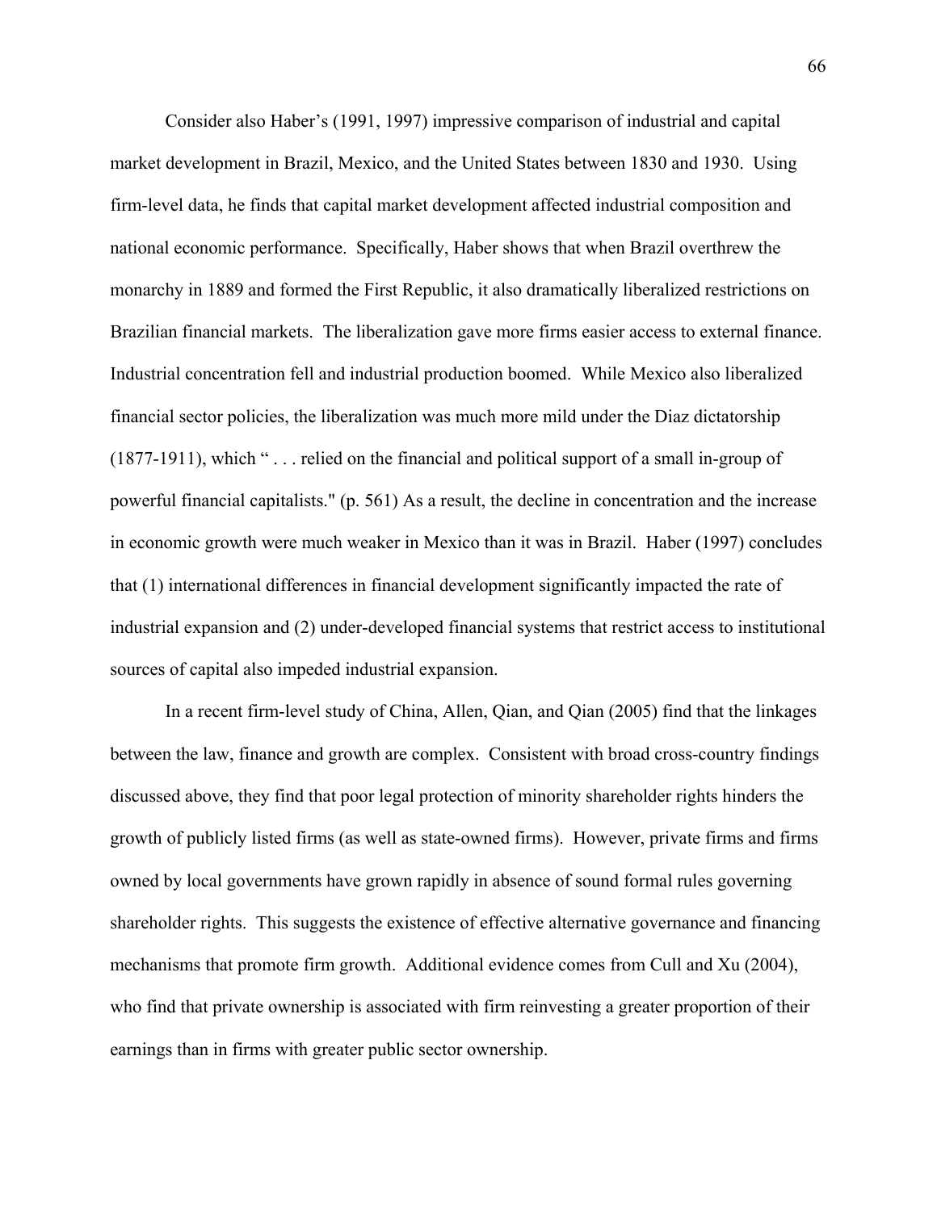Consider also Haber's (1991, 1997) impressive comparison of industrial and capital market development in Brazil, Mexico, and the United States between 1830 and 1930. Using firm-level data, he finds that capital market development affected industrial composition and national economic performance. Specifically, Haber shows that when Brazil overthrew the monarchy in 1889 and formed the First Republic, it also dramatically liberalized restrictions on Brazilian financial markets. The liberalization gave more firms easier access to external finance. Industrial concentration fell and industrial production boomed. While Mexico also liberalized financial sector policies, the liberalization was much more mild under the Diaz dictatorship (1877-1911), which " . . . relied on the financial and political support of a small in-group of powerful financial capitalists." (p. 561) As a result, the decline in concentration and the increase in economic growth were much weaker in Mexico than it was in Brazil. Haber (1997) concludes that (1) international differences in financial development significantly impacted the rate of industrial expansion and (2) under-developed financial systems that restrict access to institutional sources of capital also impeded industrial expansion.

In a recent firm-level study of China, Allen, Qian, and Qian (2005) find that the linkages between the law, finance and growth are complex. Consistent with broad cross-country findings discussed above, they find that poor legal protection of minority shareholder rights hinders the growth of publicly listed firms (as well as state-owned firms). However, private firms and firms owned by local governments have grown rapidly in absence of sound formal rules governing shareholder rights. This suggests the existence of effective alternative governance and financing mechanisms that promote firm growth. Additional evidence comes from Cull and Xu (2004), who find that private ownership is associated with firm reinvesting a greater proportion of their earnings than in firms with greater public sector ownership.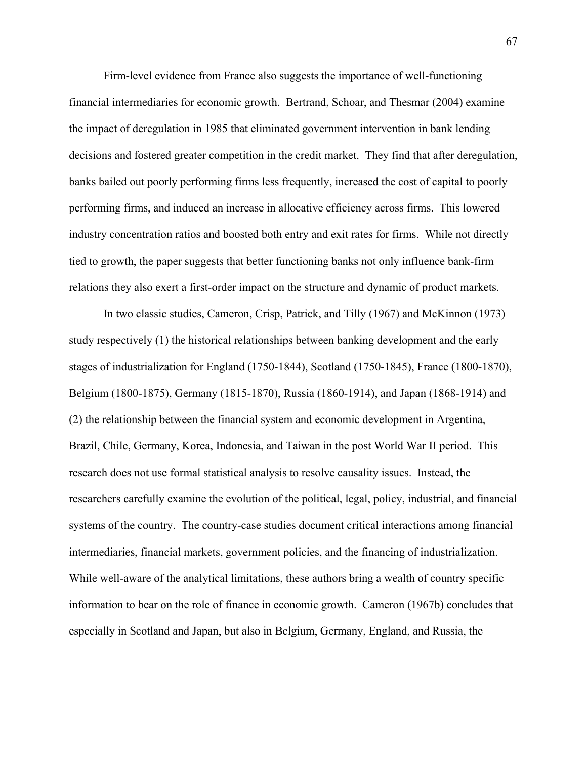Firm-level evidence from France also suggests the importance of well-functioning financial intermediaries for economic growth. Bertrand, Schoar, and Thesmar (2004) examine the impact of deregulation in 1985 that eliminated government intervention in bank lending decisions and fostered greater competition in the credit market. They find that after deregulation, banks bailed out poorly performing firms less frequently, increased the cost of capital to poorly performing firms, and induced an increase in allocative efficiency across firms. This lowered industry concentration ratios and boosted both entry and exit rates for firms. While not directly tied to growth, the paper suggests that better functioning banks not only influence bank-firm relations they also exert a first-order impact on the structure and dynamic of product markets.

In two classic studies, Cameron, Crisp, Patrick, and Tilly (1967) and McKinnon (1973) study respectively (1) the historical relationships between banking development and the early stages of industrialization for England (1750-1844), Scotland (1750-1845), France (1800-1870), Belgium (1800-1875), Germany (1815-1870), Russia (1860-1914), and Japan (1868-1914) and (2) the relationship between the financial system and economic development in Argentina, Brazil, Chile, Germany, Korea, Indonesia, and Taiwan in the post World War II period. This research does not use formal statistical analysis to resolve causality issues. Instead, the researchers carefully examine the evolution of the political, legal, policy, industrial, and financial systems of the country. The country-case studies document critical interactions among financial intermediaries, financial markets, government policies, and the financing of industrialization. While well-aware of the analytical limitations, these authors bring a wealth of country specific information to bear on the role of finance in economic growth. Cameron (1967b) concludes that especially in Scotland and Japan, but also in Belgium, Germany, England, and Russia, the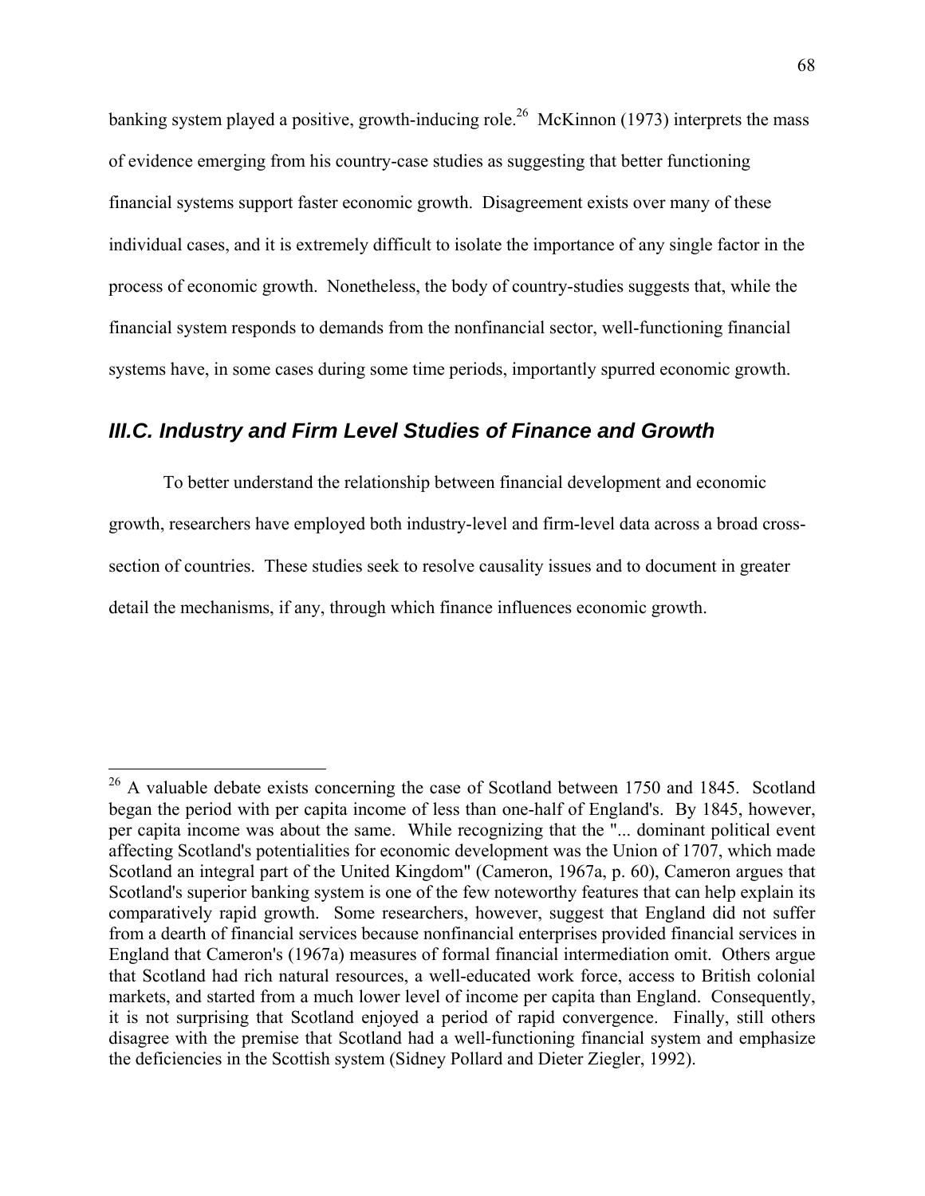banking system played a positive, growth-inducing role.[26] McKinnon (1973) interprets the mass of evidence emerging from his country-case studies as suggesting that better functioning financial systems support faster economic growth. Disagreement exists over many of these individual cases, and it is extremely difficult to isolate the importance of any single factor in the process of economic growth. Nonetheless, the body of country-studies suggests that, while the financial system responds to demands from the nonfinancial sector, well-functioning financial systems have, in some cases during some time periods, importantly spurred economic growth.

## *III.C. Industry and Firm Level Studies of Finance and Growth*

To better understand the relationship between financial development and economic growth, researchers have employed both industry-level and firm-level data across a broad cross-section of countries. These studies seek to resolve causality issues and to document in greater detail the mechanisms, if any, through which finance influences economic growth.

---

[26] A valuable debate exists concerning the case of Scotland between 1750 and 1845. Scotland began the period with per capita income of less than one-half of England's. By 1845, however, per capita income was about the same. While recognizing that the "... dominant political event affecting Scotland's potentialities for economic development was the Union of 1707, which made Scotland an integral part of the United Kingdom" (Cameron, 1967a, p. 60), Cameron argues that Scotland's superior banking system is one of the few noteworthy features that can help explain its comparatively rapid growth. Some researchers, however, suggest that England did not suffer from a dearth of financial services because nonfinancial enterprises provided financial services in England that Cameron's (1967a) measures of formal financial intermediation omit. Others argue that Scotland had rich natural resources, a well-educated work force, access to British colonial markets, and started from a much lower level of income per capita than England. Consequently, it is not surprising that Scotland enjoyed a period of rapid convergence. Finally, still others disagree with the premise that Scotland had a well-functioning financial system and emphasize the deficiencies in the Scottish system (Sidney Pollard and Dieter Ziegler, 1992).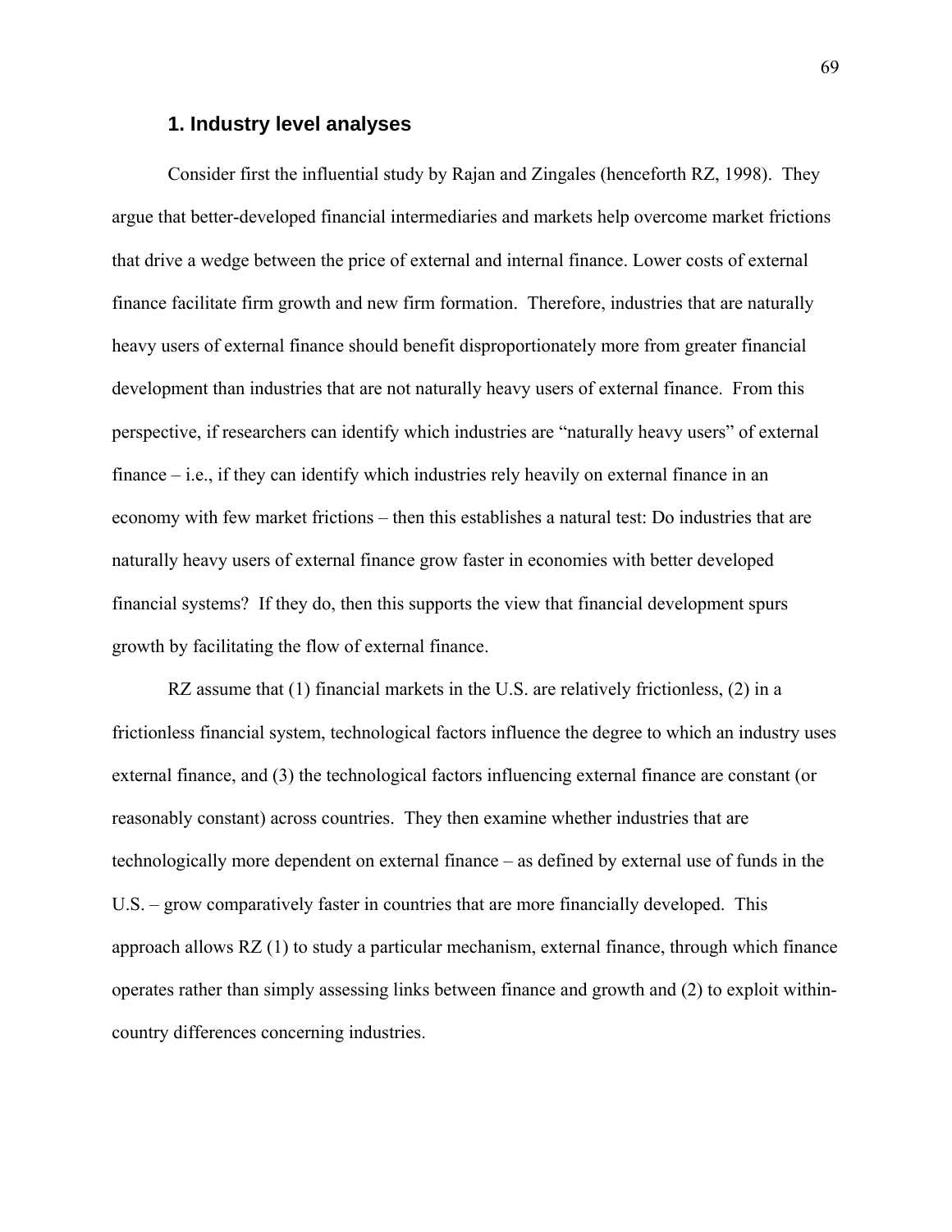## 1. Industry level analyses

Consider first the influential study by Rajan and Zingales (henceforth RZ, 1998). They argue that better-developed financial intermediaries and markets help overcome market frictions that drive a wedge between the price of external and internal finance. Lower costs of external finance facilitate firm growth and new firm formation. Therefore, industries that are naturally heavy users of external finance should benefit disproportionately more from greater financial development than industries that are not naturally heavy users of external finance. From this perspective, if researchers can identify which industries are "naturally heavy users" of external finance – i.e., if they can identify which industries rely heavily on external finance in an economy with few market frictions – then this establishes a natural test: Do industries that are naturally heavy users of external finance grow faster in economies with better developed financial systems? If they do, then this supports the view that financial development spurs growth by facilitating the flow of external finance.

RZ assume that (1) financial markets in the U.S. are relatively frictionless, (2) in a frictionless financial system, technological factors influence the degree to which an industry uses external finance, and (3) the technological factors influencing external finance are constant (or reasonably constant) across countries. They then examine whether industries that are technologically more dependent on external finance – as defined by external use of funds in the U.S. – grow comparatively faster in countries that are more financially developed. This approach allows RZ (1) to study a particular mechanism, external finance, through which finance operates rather than simply assessing links between finance and growth and (2) to exploit within-country differences concerning industries.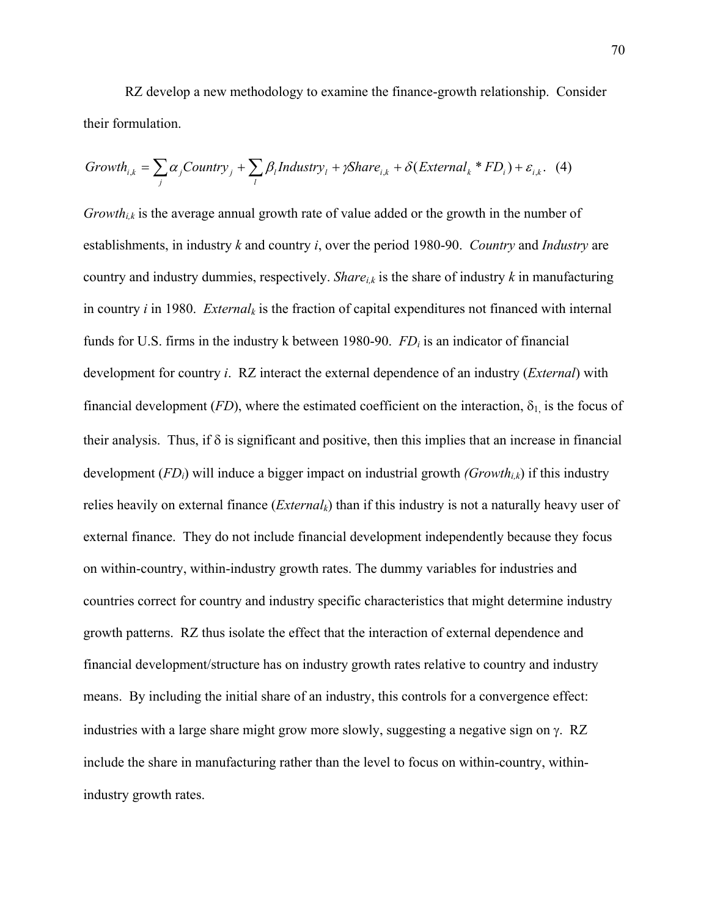RZ develop a new methodology to examine the finance-growth relationship. Consider their formulation.

$$Growth_{i,k} = \sum_j \alpha_j Country_j + \sum_l \beta_l Industry_l + \gamma Share_{i,k} + \delta(External_k * FD_i) + \varepsilon_{i,k}. \quad (4)$$

$Growth_{i,k}$ is the average annual growth rate of value added or the growth in the number of establishments, in industry *k* and country *i*, over the period 1980-90. *Country* and *Industry* are country and industry dummies, respectively. $Share_{i,k}$ is the share of industry *k* in manufacturing in country *i* in 1980. $External_k$ is the fraction of capital expenditures not financed with internal funds for U.S. firms in the industry k between 1980-90. $FD_i$ is an indicator of financial development for country *i*. RZ interact the external dependence of an industry (*External*) with financial development (*FD*), where the estimated coefficient on the interaction, $\delta_1$, is the focus of their analysis. Thus, if $\delta$ is significant and positive, then this implies that an increase in financial development ($FD_i$) will induce a bigger impact on industrial growth ($Growth_{i,k}$) if this industry relies heavily on external finance ($External_k$) than if this industry is not a naturally heavy user of external finance. They do not include financial development independently because they focus on within-country, within-industry growth rates. The dummy variables for industries and countries correct for country and industry specific characteristics that might determine industry growth patterns. RZ thus isolate the effect that the interaction of external dependence and financial development/structure has on industry growth rates relative to country and industry means. By including the initial share of an industry, this controls for a convergence effect: industries with a large share might grow more slowly, suggesting a negative sign on $\gamma$. RZ include the share in manufacturing rather than the level to focus on within-country, within-industry growth rates.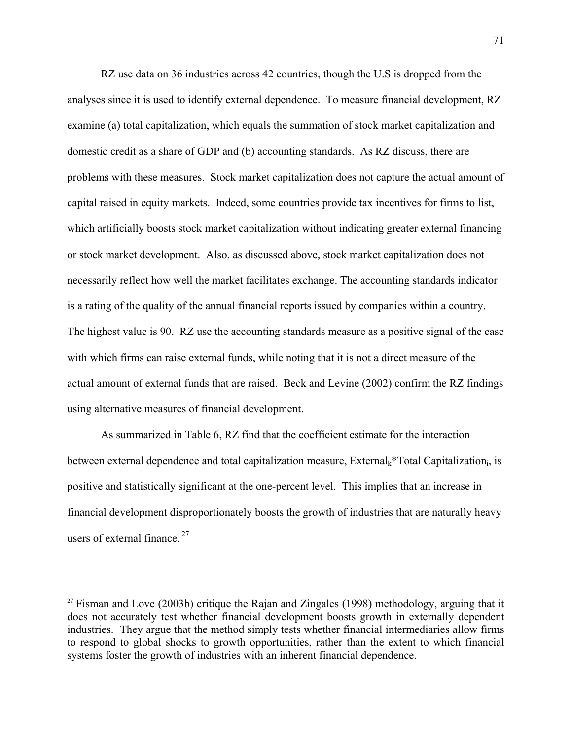RZ use data on 36 industries across 42 countries, though the U.S is dropped from the analyses since it is used to identify external dependence. To measure financial development, RZ examine (a) total capitalization, which equals the summation of stock market capitalization and domestic credit as a share of GDP and (b) accounting standards. As RZ discuss, there are problems with these measures. Stock market capitalization does not capture the actual amount of capital raised in equity markets. Indeed, some countries provide tax incentives for firms to list, which artificially boosts stock market capitalization without indicating greater external financing or stock market development. Also, as discussed above, stock market capitalization does not necessarily reflect how well the market facilitates exchange. The accounting standards indicator is a rating of the quality of the annual financial reports issued by companies within a country. The highest value is 90. RZ use the accounting standards measure as a positive signal of the ease with which firms can raise external funds, while noting that it is not a direct measure of the actual amount of external funds that are raised. Beck and Levine (2002) confirm the RZ findings using alternative measures of financial development.

As summarized in Table 6, RZ find that the coefficient estimate for the interaction between external dependence and total capitalization measure, $External_k$*$Total\ Capitalization_i$, is positive and statistically significant at the one-percent level. This implies that an increase in financial development disproportionately boosts the growth of industries that are naturally heavy users of external finance. [27]

---

[27] Fisman and Love (2003b) critique the Rajan and Zingales (1998) methodology, arguing that it does not accurately test whether financial development boosts growth in externally dependent industries. They argue that the method simply tests whether financial intermediaries allow firms to respond to global shocks to growth opportunities, rather than the extent to which financial systems foster the growth of industries with an inherent financial dependence.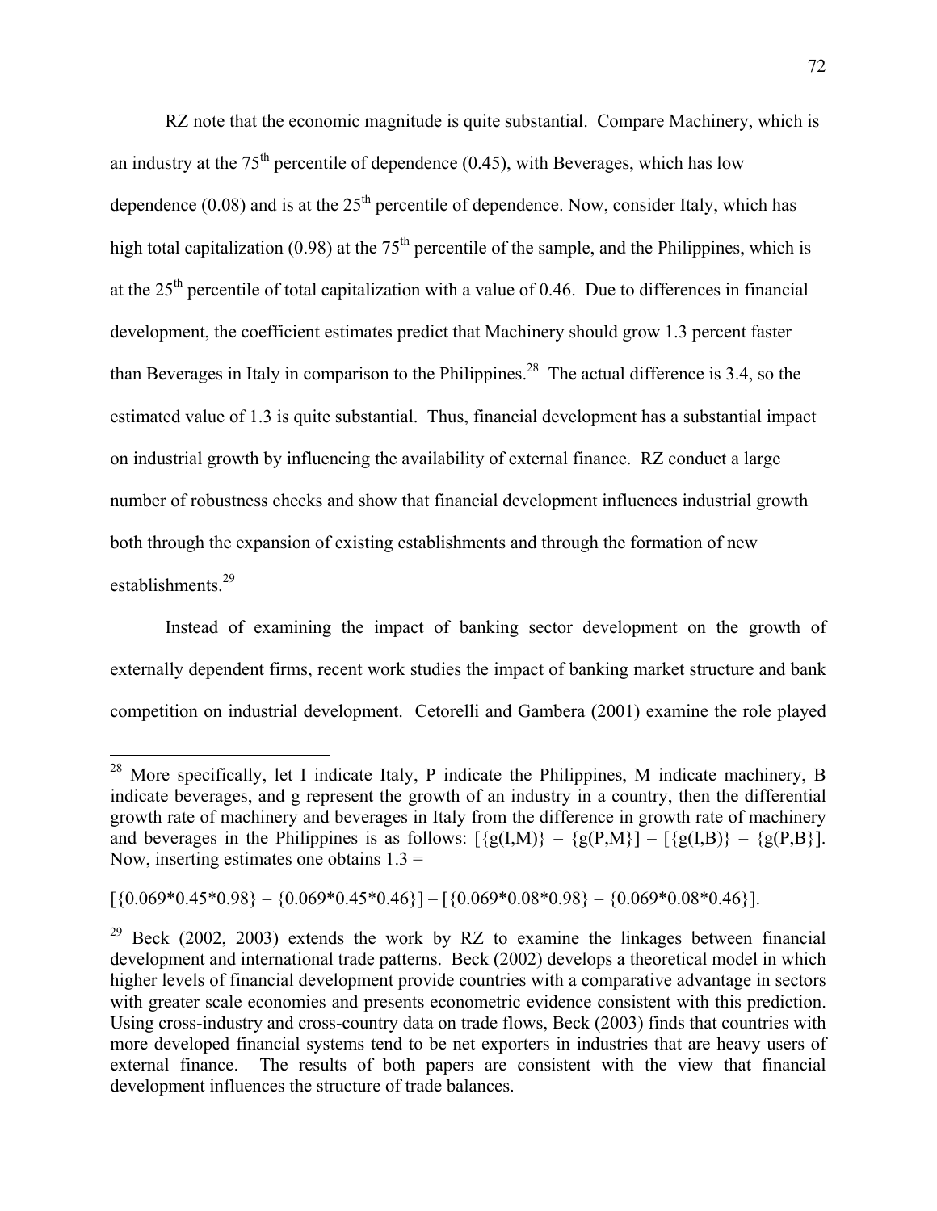RZ note that the economic magnitude is quite substantial. Compare Machinery, which is an industry at the 75th percentile of dependence (0.45), with Beverages, which has low dependence (0.08) and is at the 25th percentile of dependence. Now, consider Italy, which has high total capitalization (0.98) at the 75th percentile of the sample, and the Philippines, which is at the 25th percentile of total capitalization with a value of 0.46. Due to differences in financial development, the coefficient estimates predict that Machinery should grow 1.3 percent faster than Beverages in Italy in comparison to the Philippines.[28] The actual difference is 3.4, so the estimated value of 1.3 is quite substantial. Thus, financial development has a substantial impact on industrial growth by influencing the availability of external finance. RZ conduct a large number of robustness checks and show that financial development influences industrial growth both through the expansion of existing establishments and through the formation of new establishments.[29]

Instead of examining the impact of banking sector development on the growth of externally dependent firms, recent work studies the impact of banking market structure and bank competition on industrial development. Cetorelli and Gambera (2001) examine the role played

---

[28] More specifically, let I indicate Italy, P indicate the Philippines, M indicate machinery, B indicate beverages, and g represent the growth of an industry in a country, then the differential growth rate of machinery and beverages in Italy from the difference in growth rate of machinery and beverages in the Philippines is as follows: $[\{g(I,M)\} - \{g(P,M\}] - [\{g(I,B)\} - \{g(P,B\}]$. Now, inserting estimates one obtains 1.3 =

$$[\{0.069*0.45*0.98\} - \{0.069*0.45*0.46\}] - [\{0.069*0.08*0.98\} - \{0.069*0.08*0.46\}].$$

[29] Beck (2002, 2003) extends the work by RZ to examine the linkages between financial development and international trade patterns. Beck (2002) develops a theoretical model in which higher levels of financial development provide countries with a comparative advantage in sectors with greater scale economies and presents econometric evidence consistent with this prediction. Using cross-industry and cross-country data on trade flows, Beck (2003) finds that countries with more developed financial systems tend to be net exporters in industries that are heavy users of external finance. The results of both papers are consistent with the view that financial development influences the structure of trade balances.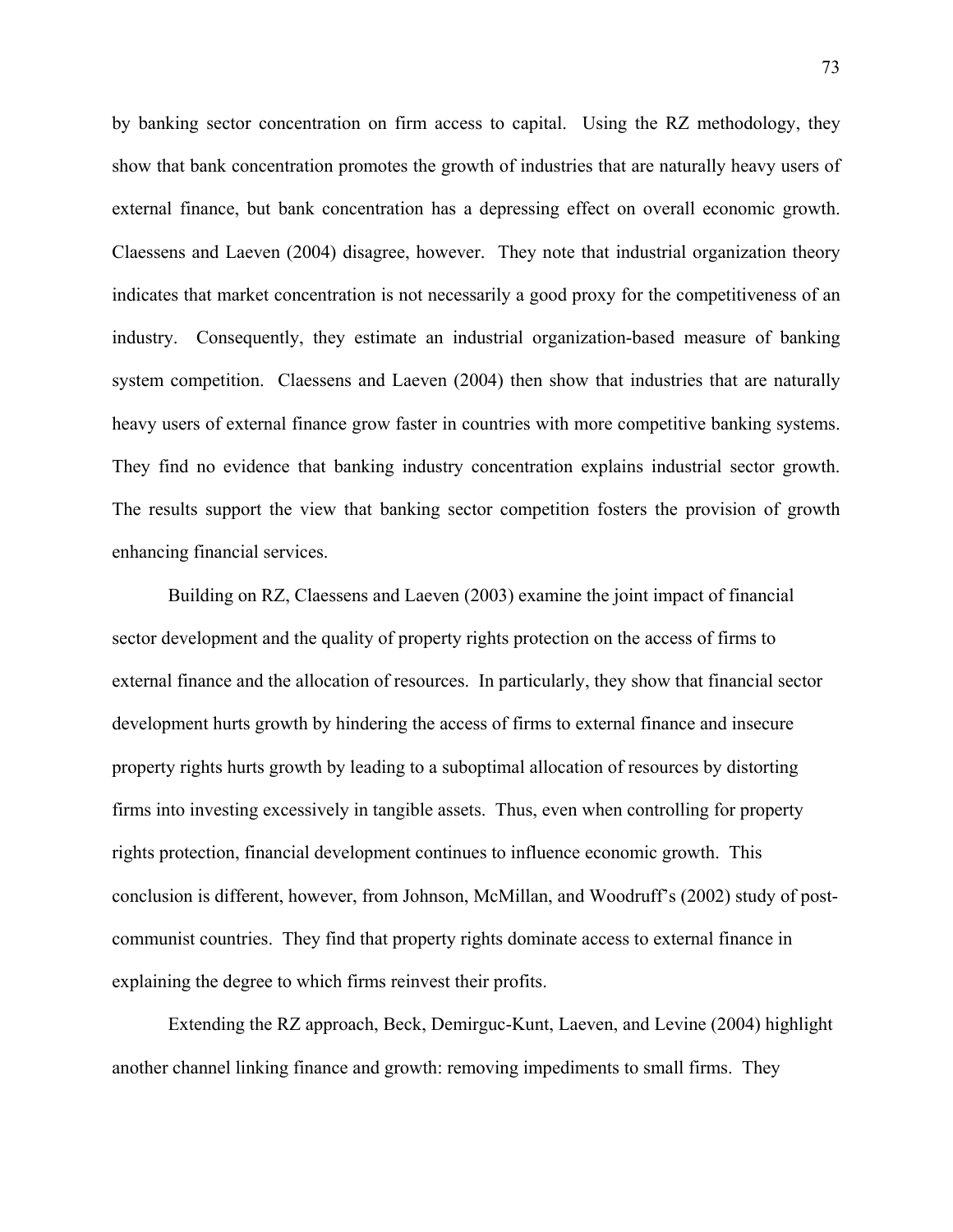by banking sector concentration on firm access to capital. Using the RZ methodology, they show that bank concentration promotes the growth of industries that are naturally heavy users of external finance, but bank concentration has a depressing effect on overall economic growth. Claessens and Laeven (2004) disagree, however. They note that industrial organization theory indicates that market concentration is not necessarily a good proxy for the competitiveness of an industry. Consequently, they estimate an industrial organization-based measure of banking system competition. Claessens and Laeven (2004) then show that industries that are naturally heavy users of external finance grow faster in countries with more competitive banking systems. They find no evidence that banking industry concentration explains industrial sector growth. The results support the view that banking sector competition fosters the provision of growth enhancing financial services.

Building on RZ, Claessens and Laeven (2003) examine the joint impact of financial sector development and the quality of property rights protection on the access of firms to external finance and the allocation of resources. In particularly, they show that financial sector development hurts growth by hindering the access of firms to external finance and insecure property rights hurts growth by leading to a suboptimal allocation of resources by distorting firms into investing excessively in tangible assets. Thus, even when controlling for property rights protection, financial development continues to influence economic growth. This conclusion is different, however, from Johnson, McMillan, and Woodruff's (2002) study of post-communist countries. They find that property rights dominate access to external finance in explaining the degree to which firms reinvest their profits.

Extending the RZ approach, Beck, Demirguc-Kunt, Laeven, and Levine (2004) highlight another channel linking finance and growth: removing impediments to small firms. They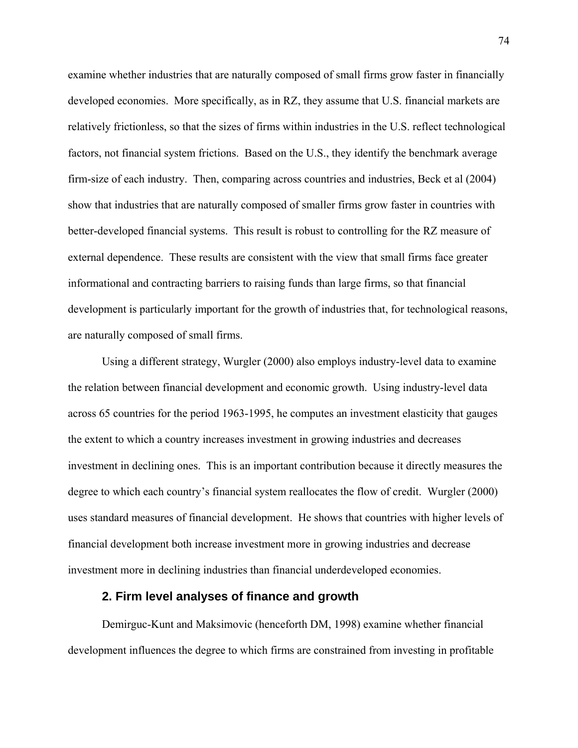examine whether industries that are naturally composed of small firms grow faster in financially developed economies. More specifically, as in RZ, they assume that U.S. financial markets are relatively frictionless, so that the sizes of firms within industries in the U.S. reflect technological factors, not financial system frictions. Based on the U.S., they identify the benchmark average firm-size of each industry. Then, comparing across countries and industries, Beck et al (2004) show that industries that are naturally composed of smaller firms grow faster in countries with better-developed financial systems. This result is robust to controlling for the RZ measure of external dependence. These results are consistent with the view that small firms face greater informational and contracting barriers to raising funds than large firms, so that financial development is particularly important for the growth of industries that, for technological reasons, are naturally composed of small firms.

Using a different strategy, Wurgler (2000) also employs industry-level data to examine the relation between financial development and economic growth. Using industry-level data across 65 countries for the period 1963-1995, he computes an investment elasticity that gauges the extent to which a country increases investment in growing industries and decreases investment in declining ones. This is an important contribution because it directly measures the degree to which each country's financial system reallocates the flow of credit. Wurgler (2000) uses standard measures of financial development. He shows that countries with higher levels of financial development both increase investment more in growing industries and decrease investment more in declining industries than financial underdeveloped economies.

## 2. Firm level analyses of finance and growth

Demirguc-Kunt and Maksimovic (henceforth DM, 1998) examine whether financial development influences the degree to which firms are constrained from investing in profitable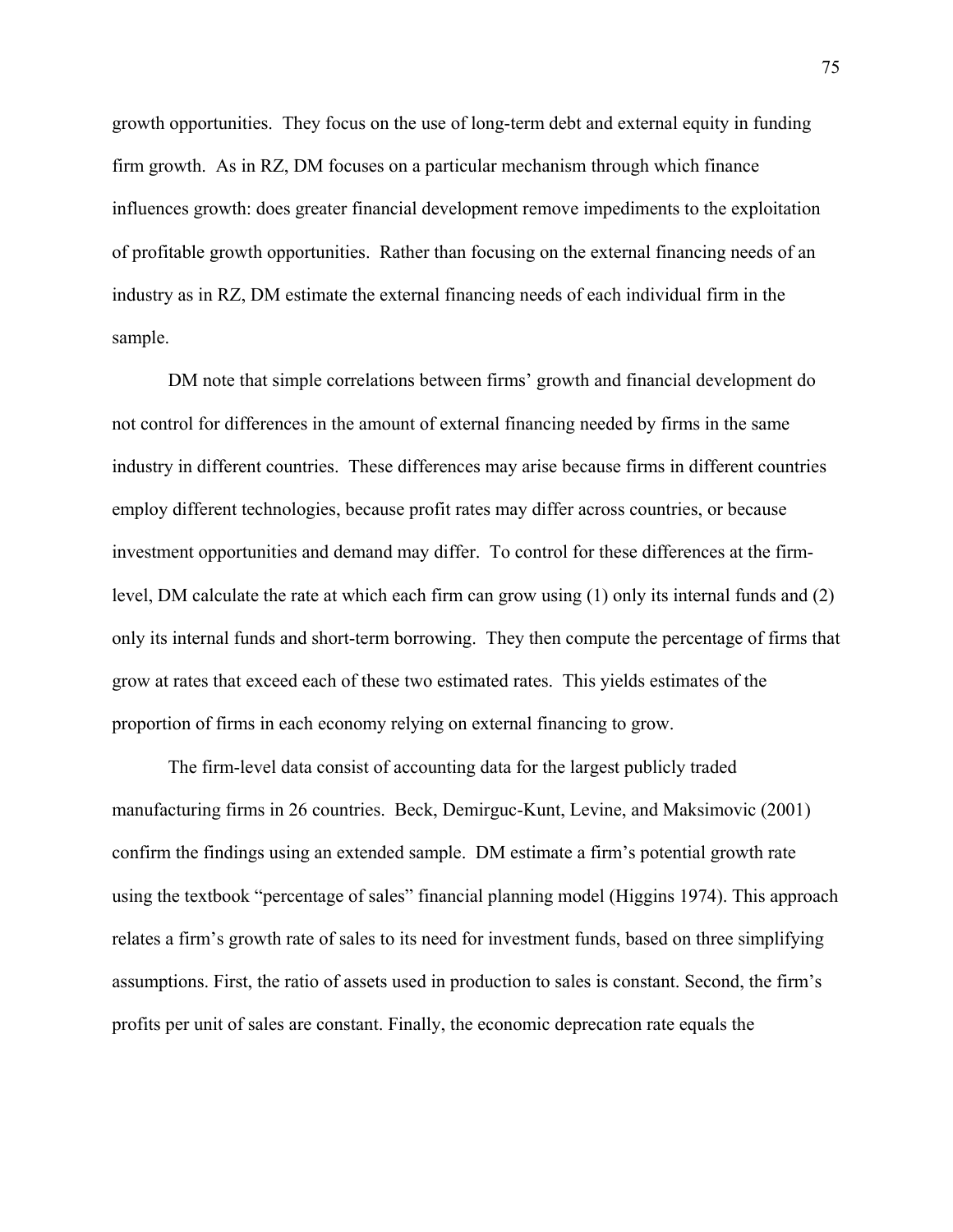growth opportunities. They focus on the use of long-term debt and external equity in funding firm growth. As in RZ, DM focuses on a particular mechanism through which finance influences growth: does greater financial development remove impediments to the exploitation of profitable growth opportunities. Rather than focusing on the external financing needs of an industry as in RZ, DM estimate the external financing needs of each individual firm in the sample.

DM note that simple correlations between firms' growth and financial development do not control for differences in the amount of external financing needed by firms in the same industry in different countries. These differences may arise because firms in different countries employ different technologies, because profit rates may differ across countries, or because investment opportunities and demand may differ. To control for these differences at the firm-level, DM calculate the rate at which each firm can grow using (1) only its internal funds and (2) only its internal funds and short-term borrowing. They then compute the percentage of firms that grow at rates that exceed each of these two estimated rates. This yields estimates of the proportion of firms in each economy relying on external financing to grow.

The firm-level data consist of accounting data for the largest publicly traded manufacturing firms in 26 countries. Beck, Demirguc-Kunt, Levine, and Maksimovic (2001) confirm the findings using an extended sample. DM estimate a firm's potential growth rate using the textbook "percentage of sales" financial planning model (Higgins 1974). This approach relates a firm's growth rate of sales to its need for investment funds, based on three simplifying assumptions. First, the ratio of assets used in production to sales is constant. Second, the firm's profits per unit of sales are constant. Finally, the economic deprecation rate equals the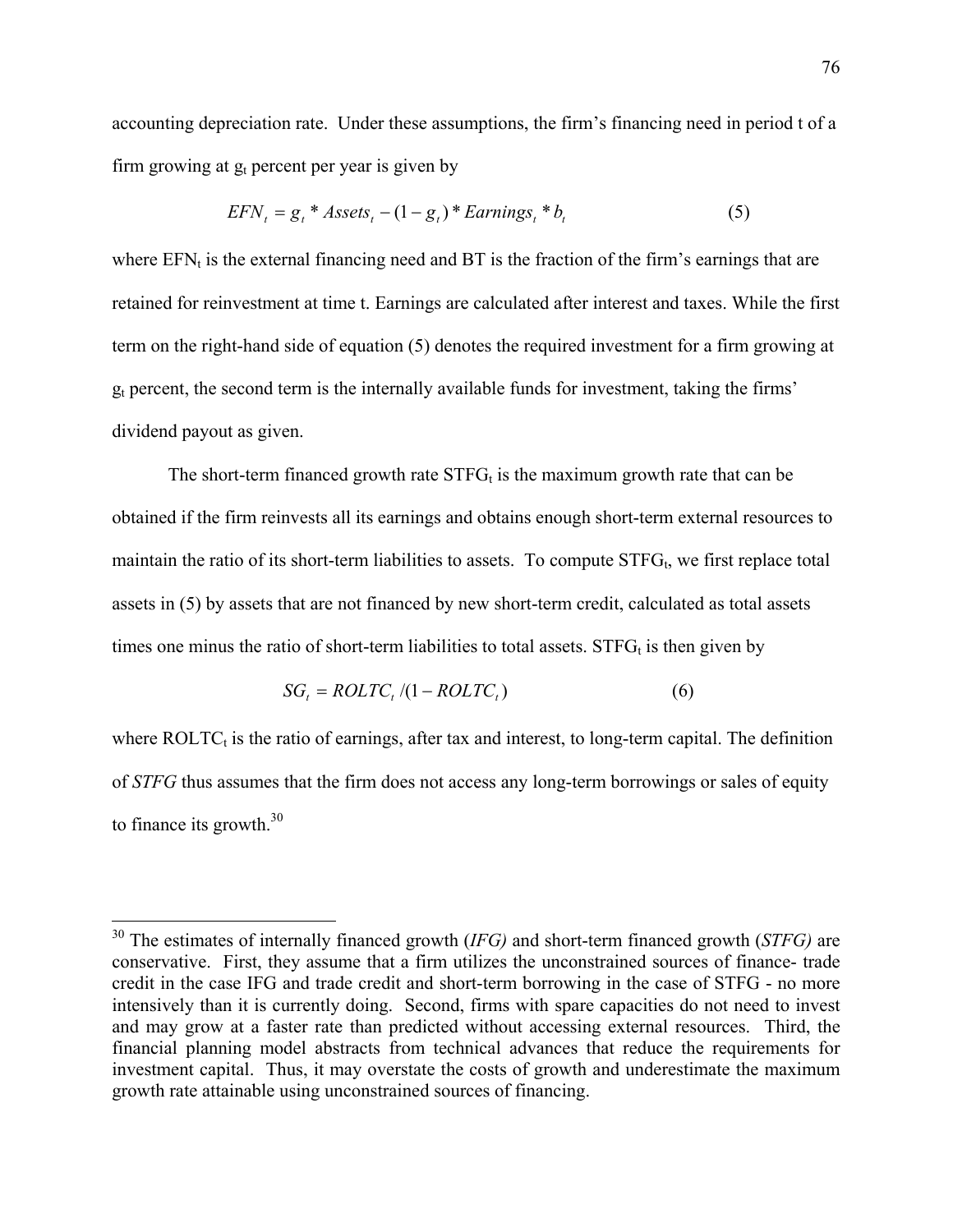accounting depreciation rate. Under these assumptions, the firm's financing need in period t of a firm growing at $g_t$ percent per year is given by

$$EFN_t = g_t * Assets_t - (1 - g_t) * Earnings_t * b_t \tag{5}$$

where $EFN_t$ is the external financing need and BT is the fraction of the firm's earnings that are retained for reinvestment at time t. Earnings are calculated after interest and taxes. While the first term on the right-hand side of equation (5) denotes the required investment for a firm growing at $g_t$ percent, the second term is the internally available funds for investment, taking the firms' dividend payout as given.

The short-term financed growth rate $STFG_t$ is the maximum growth rate that can be obtained if the firm reinvests all its earnings and obtains enough short-term external resources to maintain the ratio of its short-term liabilities to assets. To compute $STFG_t$, we first replace total assets in (5) by assets that are not financed by new short-term credit, calculated as total assets times one minus the ratio of short-term liabilities to total assets. $STFG_t$ is then given by

$$SG_t = ROLTC_t / (1 - ROLTC_t) \tag{6}$$

where $ROLTC_t$ is the ratio of earnings, after tax and interest, to long-term capital. The definition of *STFG* thus assumes that the firm does not access any long-term borrowings or sales of equity to finance its growth.[30]

---

[30] The estimates of internally financed growth (*IFG)* and short-term financed growth (*STFG)* are conservative. First, they assume that a firm utilizes the unconstrained sources of finance- trade credit in the case IFG and trade credit and short-term borrowing in the case of STFG - no more intensively than it is currently doing. Second, firms with spare capacities do not need to invest and may grow at a faster rate than predicted without accessing external resources. Third, the financial planning model abstracts from technical advances that reduce the requirements for investment capital. Thus, it may overstate the costs of growth and underestimate the maximum growth rate attainable using unconstrained sources of financing.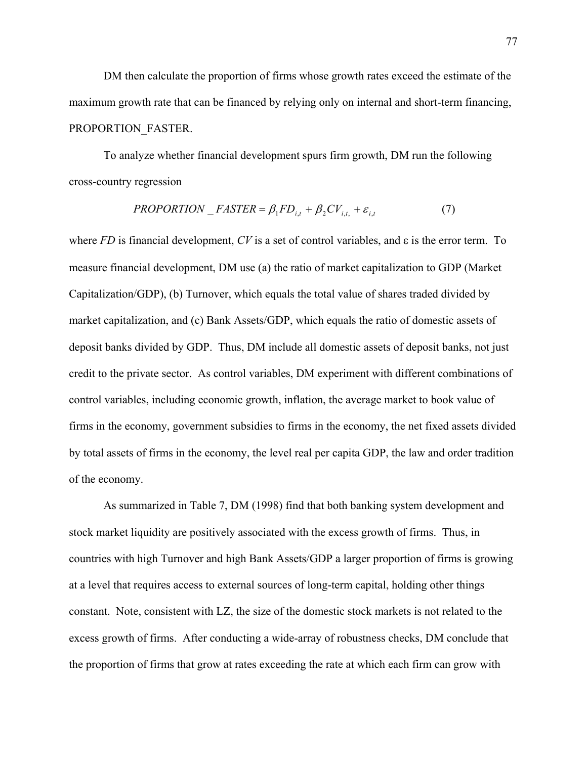DM then calculate the proportion of firms whose growth rates exceed the estimate of the maximum growth rate that can be financed by relying only on internal and short-term financing, PROPORTION_FASTER.

To analyze whether financial development spurs firm growth, DM run the following cross-country regression

$$PROPORTION\_FASTER = \beta_1 FD_{i,t} + \beta_2 CV_{i,t,} + \varepsilon_{i,t} \tag{7}$$

where *FD* is financial development, *CV* is a set of control variables, and ε is the error term. To measure financial development, DM use (a) the ratio of market capitalization to GDP (Market Capitalization/GDP), (b) Turnover, which equals the total value of shares traded divided by market capitalization, and (c) Bank Assets/GDP, which equals the ratio of domestic assets of deposit banks divided by GDP. Thus, DM include all domestic assets of deposit banks, not just credit to the private sector. As control variables, DM experiment with different combinations of control variables, including economic growth, inflation, the average market to book value of firms in the economy, government subsidies to firms in the economy, the net fixed assets divided by total assets of firms in the economy, the level real per capita GDP, the law and order tradition of the economy.

As summarized in Table 7, DM (1998) find that both banking system development and stock market liquidity are positively associated with the excess growth of firms. Thus, in countries with high Turnover and high Bank Assets/GDP a larger proportion of firms is growing at a level that requires access to external sources of long-term capital, holding other things constant. Note, consistent with LZ, the size of the domestic stock markets is not related to the excess growth of firms. After conducting a wide-array of robustness checks, DM conclude that the proportion of firms that grow at rates exceeding the rate at which each firm can grow with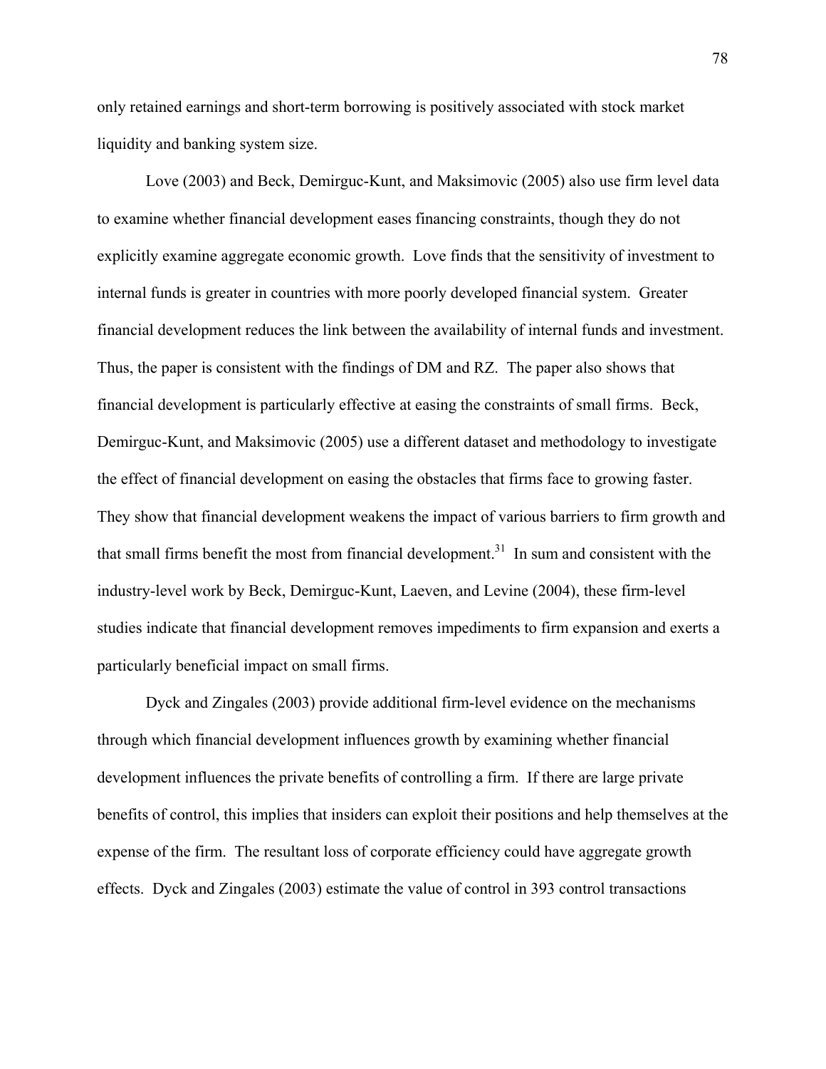only retained earnings and short-term borrowing is positively associated with stock market liquidity and banking system size.

Love (2003) and Beck, Demirguc-Kunt, and Maksimovic (2005) also use firm level data to examine whether financial development eases financing constraints, though they do not explicitly examine aggregate economic growth. Love finds that the sensitivity of investment to internal funds is greater in countries with more poorly developed financial system. Greater financial development reduces the link between the availability of internal funds and investment. Thus, the paper is consistent with the findings of DM and RZ. The paper also shows that financial development is particularly effective at easing the constraints of small firms. Beck, Demirguc-Kunt, and Maksimovic (2005) use a different dataset and methodology to investigate the effect of financial development on easing the obstacles that firms face to growing faster. They show that financial development weakens the impact of various barriers to firm growth and that small firms benefit the most from financial development.[31] In sum and consistent with the industry-level work by Beck, Demirguc-Kunt, Laeven, and Levine (2004), these firm-level studies indicate that financial development removes impediments to firm expansion and exerts a particularly beneficial impact on small firms.

Dyck and Zingales (2003) provide additional firm-level evidence on the mechanisms through which financial development influences growth by examining whether financial development influences the private benefits of controlling a firm. If there are large private benefits of control, this implies that insiders can exploit their positions and help themselves at the expense of the firm. The resultant loss of corporate efficiency could have aggregate growth effects. Dyck and Zingales (2003) estimate the value of control in 393 control transactions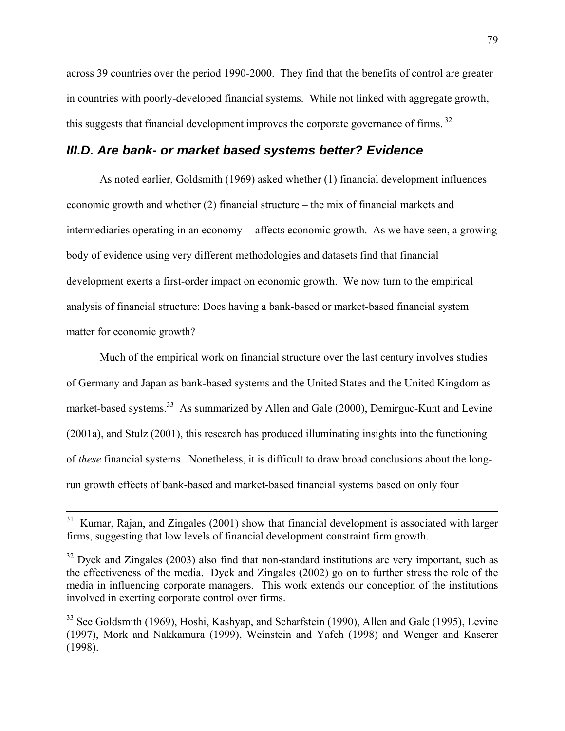across 39 countries over the period 1990-2000. They find that the benefits of control are greater in countries with poorly-developed financial systems. While not linked with aggregate growth, this suggests that financial development improves the corporate governance of firms. [32]

### *III.D. Are bank- or market based systems better? Evidence*

As noted earlier, Goldsmith (1969) asked whether (1) financial development influences economic growth and whether (2) financial structure – the mix of financial markets and intermediaries operating in an economy -- affects economic growth. As we have seen, a growing body of evidence using very different methodologies and datasets find that financial development exerts a first-order impact on economic growth. We now turn to the empirical analysis of financial structure: Does having a bank-based or market-based financial system matter for economic growth?

Much of the empirical work on financial structure over the last century involves studies of Germany and Japan as bank-based systems and the United States and the United Kingdom as market-based systems.[33] As summarized by Allen and Gale (2000), Demirguc-Kunt and Levine (2001a), and Stulz (2001), this research has produced illuminating insights into the functioning of *these* financial systems. Nonetheless, it is difficult to draw broad conclusions about the long-run growth effects of bank-based and market-based financial systems based on only four

---

[31] Kumar, Rajan, and Zingales (2001) show that financial development is associated with larger firms, suggesting that low levels of financial development constraint firm growth.

[32] Dyck and Zingales (2003) also find that non-standard institutions are very important, such as the effectiveness of the media. Dyck and Zingales (2002) go on to further stress the role of the media in influencing corporate managers. This work extends our conception of the institutions involved in exerting corporate control over firms.

[33] See Goldsmith (1969), Hoshi, Kashyap, and Scharfstein (1990), Allen and Gale (1995), Levine (1997), Mork and Nakkamura (1999), Weinstein and Yafeh (1998) and Wenger and Kaserer (1998).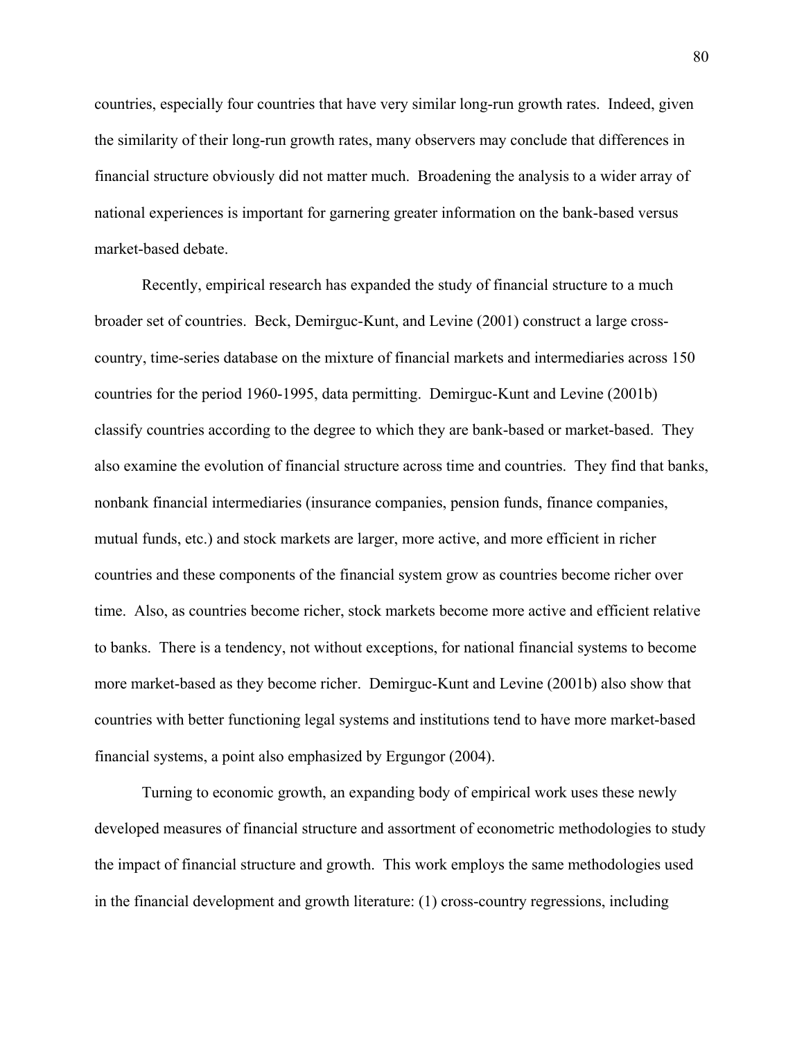countries, especially four countries that have very similar long-run growth rates. Indeed, given the similarity of their long-run growth rates, many observers may conclude that differences in financial structure obviously did not matter much. Broadening the analysis to a wider array of national experiences is important for garnering greater information on the bank-based versus market-based debate.

Recently, empirical research has expanded the study of financial structure to a much broader set of countries. Beck, Demirguc-Kunt, and Levine (2001) construct a large cross-country, time-series database on the mixture of financial markets and intermediaries across 150 countries for the period 1960-1995, data permitting. Demirguc-Kunt and Levine (2001b) classify countries according to the degree to which they are bank-based or market-based. They also examine the evolution of financial structure across time and countries. They find that banks, nonbank financial intermediaries (insurance companies, pension funds, finance companies, mutual funds, etc.) and stock markets are larger, more active, and more efficient in richer countries and these components of the financial system grow as countries become richer over time. Also, as countries become richer, stock markets become more active and efficient relative to banks. There is a tendency, not without exceptions, for national financial systems to become more market-based as they become richer. Demirguc-Kunt and Levine (2001b) also show that countries with better functioning legal systems and institutions tend to have more market-based financial systems, a point also emphasized by Ergungor (2004).

Turning to economic growth, an expanding body of empirical work uses these newly developed measures of financial structure and assortment of econometric methodologies to study the impact of financial structure and growth. This work employs the same methodologies used in the financial development and growth literature: (1) cross-country regressions, including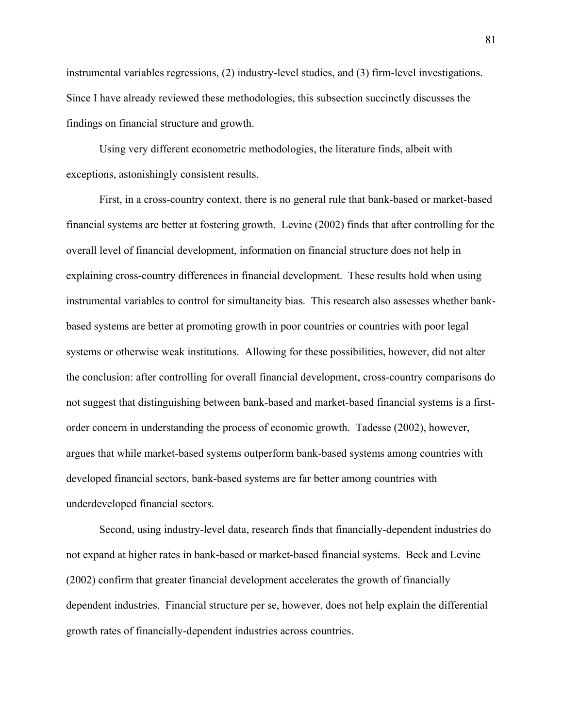instrumental variables regressions, (2) industry-level studies, and (3) firm-level investigations. Since I have already reviewed these methodologies, this subsection succinctly discusses the findings on financial structure and growth.

Using very different econometric methodologies, the literature finds, albeit with exceptions, astonishingly consistent results.

First, in a cross-country context, there is no general rule that bank-based or market-based financial systems are better at fostering growth. Levine (2002) finds that after controlling for the overall level of financial development, information on financial structure does not help in explaining cross-country differences in financial development. These results hold when using instrumental variables to control for simultaneity bias. This research also assesses whether bank-based systems are better at promoting growth in poor countries or countries with poor legal systems or otherwise weak institutions. Allowing for these possibilities, however, did not alter the conclusion: after controlling for overall financial development, cross-country comparisons do not suggest that distinguishing between bank-based and market-based financial systems is a first-order concern in understanding the process of economic growth. Tadesse (2002), however, argues that while market-based systems outperform bank-based systems among countries with developed financial sectors, bank-based systems are far better among countries with underdeveloped financial sectors.

Second, using industry-level data, research finds that financially-dependent industries do not expand at higher rates in bank-based or market-based financial systems. Beck and Levine (2002) confirm that greater financial development accelerates the growth of financially dependent industries. Financial structure per se, however, does not help explain the differential growth rates of financially-dependent industries across countries.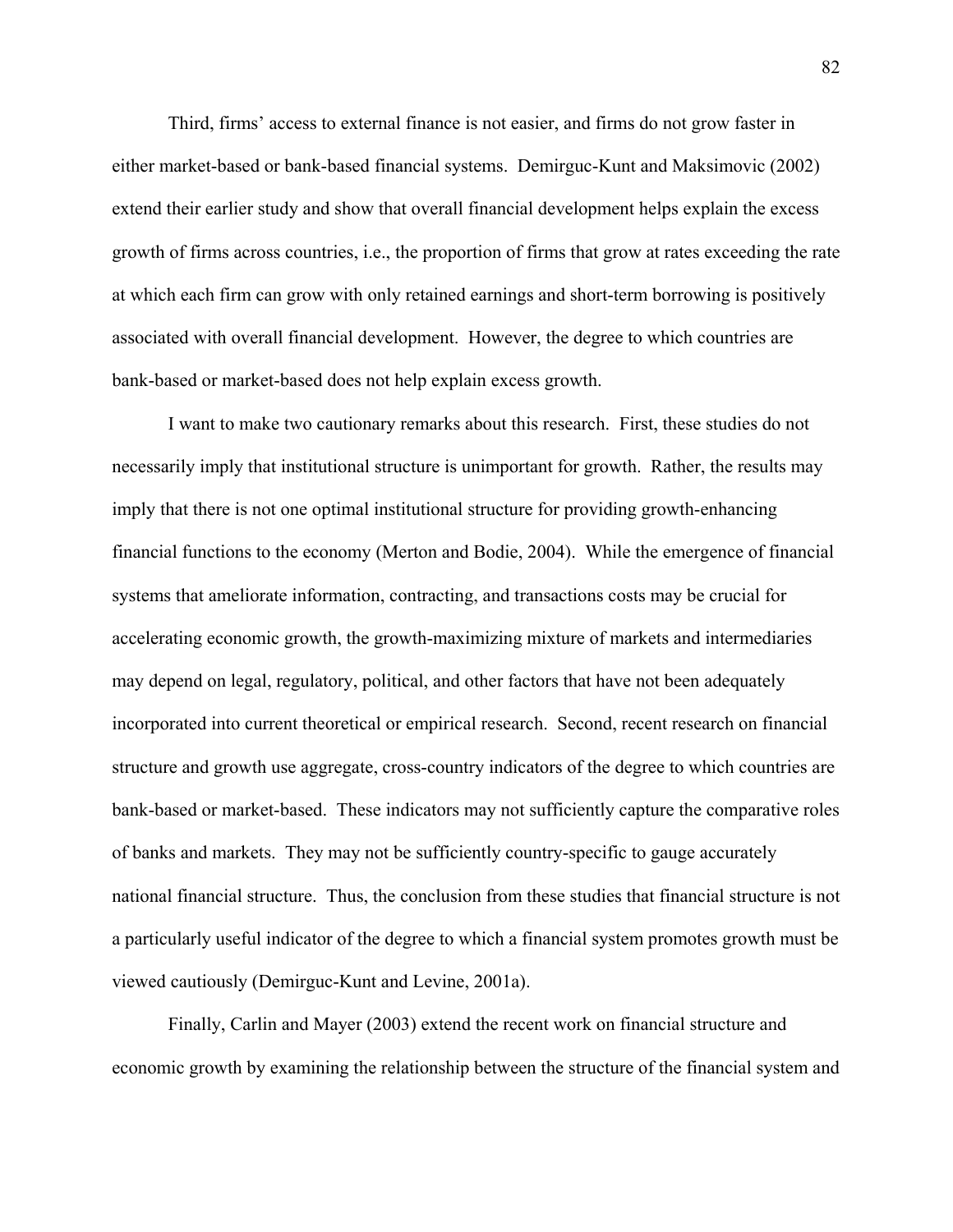Third, firms' access to external finance is not easier, and firms do not grow faster in either market-based or bank-based financial systems. Demirguc-Kunt and Maksimovic (2002) extend their earlier study and show that overall financial development helps explain the excess growth of firms across countries, i.e., the proportion of firms that grow at rates exceeding the rate at which each firm can grow with only retained earnings and short-term borrowing is positively associated with overall financial development. However, the degree to which countries are bank-based or market-based does not help explain excess growth.

I want to make two cautionary remarks about this research. First, these studies do not necessarily imply that institutional structure is unimportant for growth. Rather, the results may imply that there is not one optimal institutional structure for providing growth-enhancing financial functions to the economy (Merton and Bodie, 2004). While the emergence of financial systems that ameliorate information, contracting, and transactions costs may be crucial for accelerating economic growth, the growth-maximizing mixture of markets and intermediaries may depend on legal, regulatory, political, and other factors that have not been adequately incorporated into current theoretical or empirical research. Second, recent research on financial structure and growth use aggregate, cross-country indicators of the degree to which countries are bank-based or market-based. These indicators may not sufficiently capture the comparative roles of banks and markets. They may not be sufficiently country-specific to gauge accurately national financial structure. Thus, the conclusion from these studies that financial structure is not a particularly useful indicator of the degree to which a financial system promotes growth must be viewed cautiously (Demirguc-Kunt and Levine, 2001a).

Finally, Carlin and Mayer (2003) extend the recent work on financial structure and economic growth by examining the relationship between the structure of the financial system and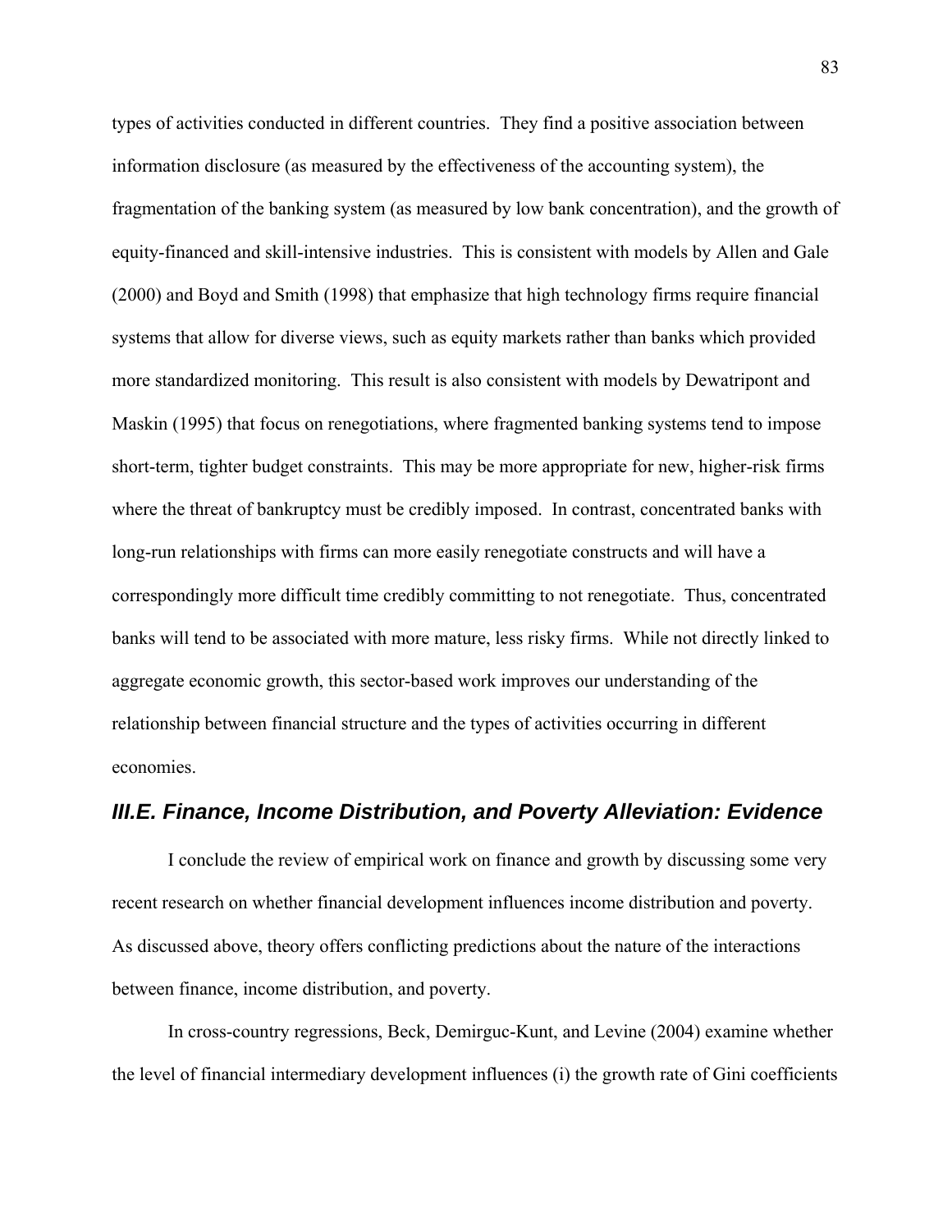types of activities conducted in different countries. They find a positive association between information disclosure (as measured by the effectiveness of the accounting system), the fragmentation of the banking system (as measured by low bank concentration), and the growth of equity-financed and skill-intensive industries. This is consistent with models by Allen and Gale (2000) and Boyd and Smith (1998) that emphasize that high technology firms require financial systems that allow for diverse views, such as equity markets rather than banks which provided more standardized monitoring. This result is also consistent with models by Dewatripont and Maskin (1995) that focus on renegotiations, where fragmented banking systems tend to impose short-term, tighter budget constraints. This may be more appropriate for new, higher-risk firms where the threat of bankruptcy must be credibly imposed. In contrast, concentrated banks with long-run relationships with firms can more easily renegotiate constructs and will have a correspondingly more difficult time credibly committing to not renegotiate. Thus, concentrated banks will tend to be associated with more mature, less risky firms. While not directly linked to aggregate economic growth, this sector-based work improves our understanding of the relationship between financial structure and the types of activities occurring in different economies.

### *III.E. Finance, Income Distribution, and Poverty Alleviation: Evidence*

I conclude the review of empirical work on finance and growth by discussing some very recent research on whether financial development influences income distribution and poverty. As discussed above, theory offers conflicting predictions about the nature of the interactions between finance, income distribution, and poverty.

In cross-country regressions, Beck, Demirguc-Kunt, and Levine (2004) examine whether the level of financial intermediary development influences (i) the growth rate of Gini coefficients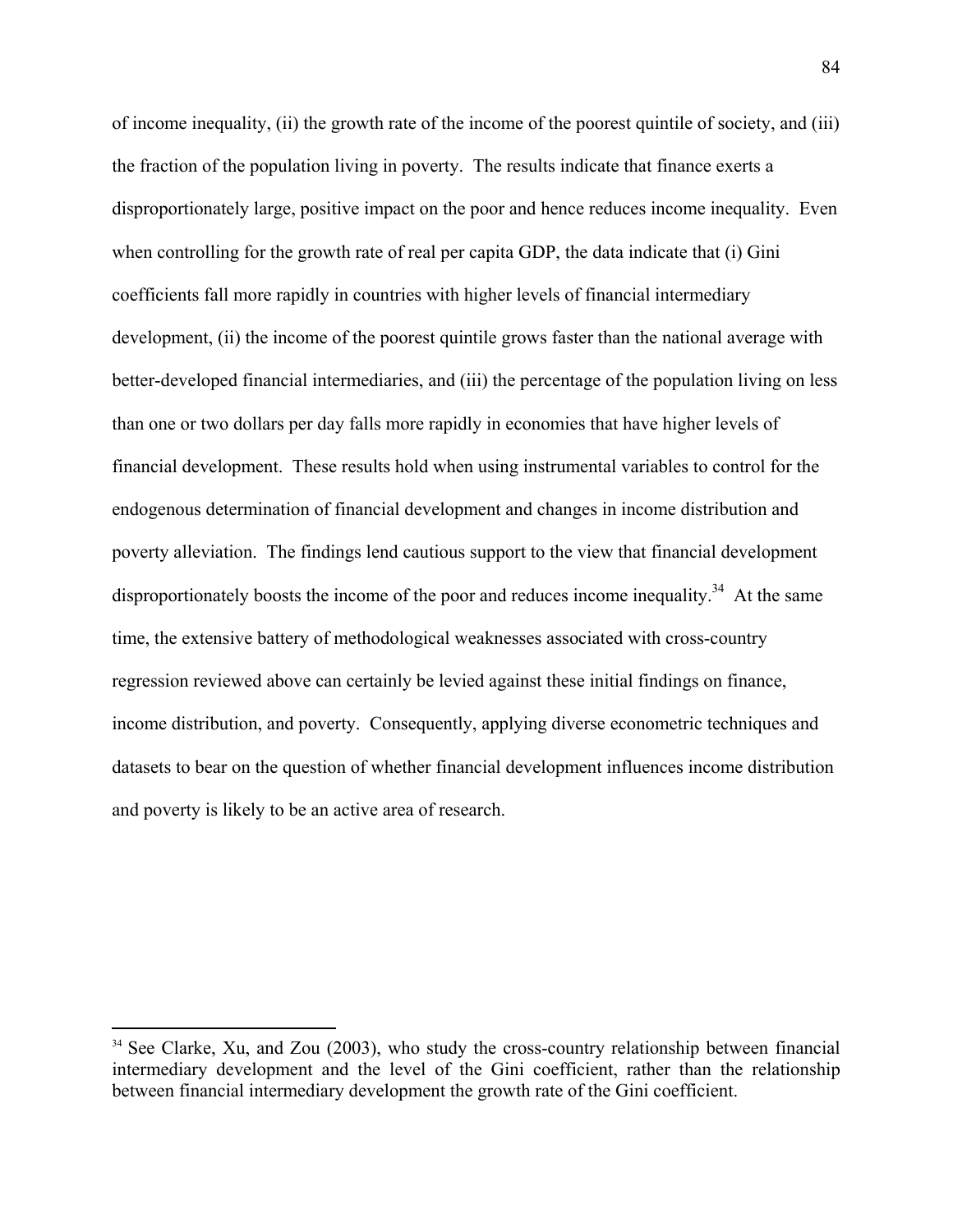of income inequality, (ii) the growth rate of the income of the poorest quintile of society, and (iii) the fraction of the population living in poverty. The results indicate that finance exerts a disproportionately large, positive impact on the poor and hence reduces income inequality. Even when controlling for the growth rate of real per capita GDP, the data indicate that (i) Gini coefficients fall more rapidly in countries with higher levels of financial intermediary development, (ii) the income of the poorest quintile grows faster than the national average with better-developed financial intermediaries, and (iii) the percentage of the population living on less than one or two dollars per day falls more rapidly in economies that have higher levels of financial development. These results hold when using instrumental variables to control for the endogenous determination of financial development and changes in income distribution and poverty alleviation. The findings lend cautious support to the view that financial development disproportionately boosts the income of the poor and reduces income inequality.[34] At the same time, the extensive battery of methodological weaknesses associated with cross-country regression reviewed above can certainly be levied against these initial findings on finance, income distribution, and poverty. Consequently, applying diverse econometric techniques and datasets to bear on the question of whether financial development influences income distribution and poverty is likely to be an active area of research.

[34] See Clarke, Xu, and Zou (2003), who study the cross-country relationship between financial intermediary development and the level of the Gini coefficient, rather than the relationship between financial intermediary development the growth rate of the Gini coefficient.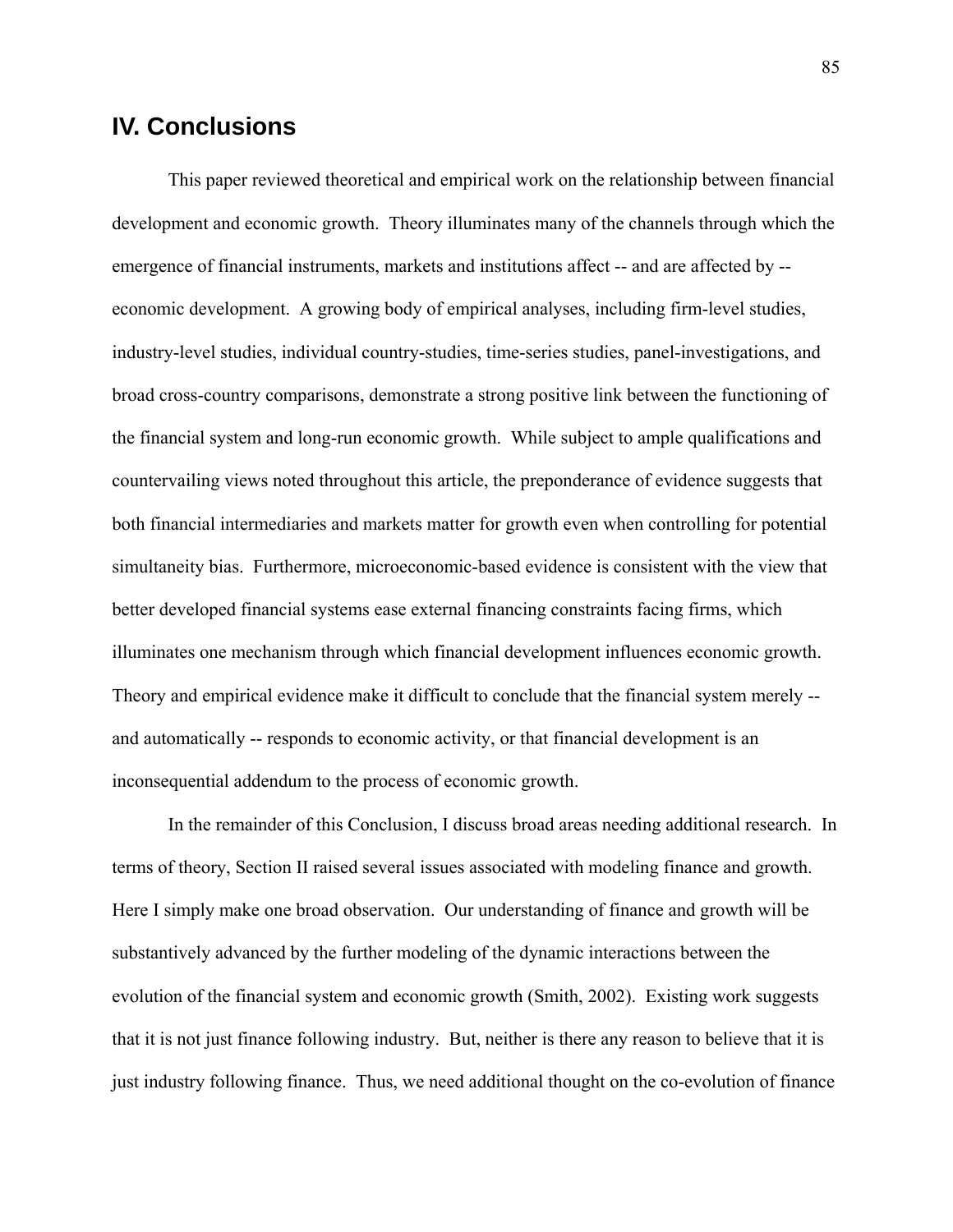## IV. Conclusions

This paper reviewed theoretical and empirical work on the relationship between financial development and economic growth. Theory illuminates many of the channels through which the emergence of financial instruments, markets and institutions affect -- and are affected by -- economic development. A growing body of empirical analyses, including firm-level studies, industry-level studies, individual country-studies, time-series studies, panel-investigations, and broad cross-country comparisons, demonstrate a strong positive link between the functioning of the financial system and long-run economic growth. While subject to ample qualifications and countervailing views noted throughout this article, the preponderance of evidence suggests that both financial intermediaries and markets matter for growth even when controlling for potential simultaneity bias. Furthermore, microeconomic-based evidence is consistent with the view that better developed financial systems ease external financing constraints facing firms, which illuminates one mechanism through which financial development influences economic growth. Theory and empirical evidence make it difficult to conclude that the financial system merely -- and automatically -- responds to economic activity, or that financial development is an inconsequential addendum to the process of economic growth.

In the remainder of this Conclusion, I discuss broad areas needing additional research. In terms of theory, Section II raised several issues associated with modeling finance and growth. Here I simply make one broad observation. Our understanding of finance and growth will be substantively advanced by the further modeling of the dynamic interactions between the evolution of the financial system and economic growth (Smith, 2002). Existing work suggests that it is not just finance following industry. But, neither is there any reason to believe that it is just industry following finance. Thus, we need additional thought on the co-evolution of finance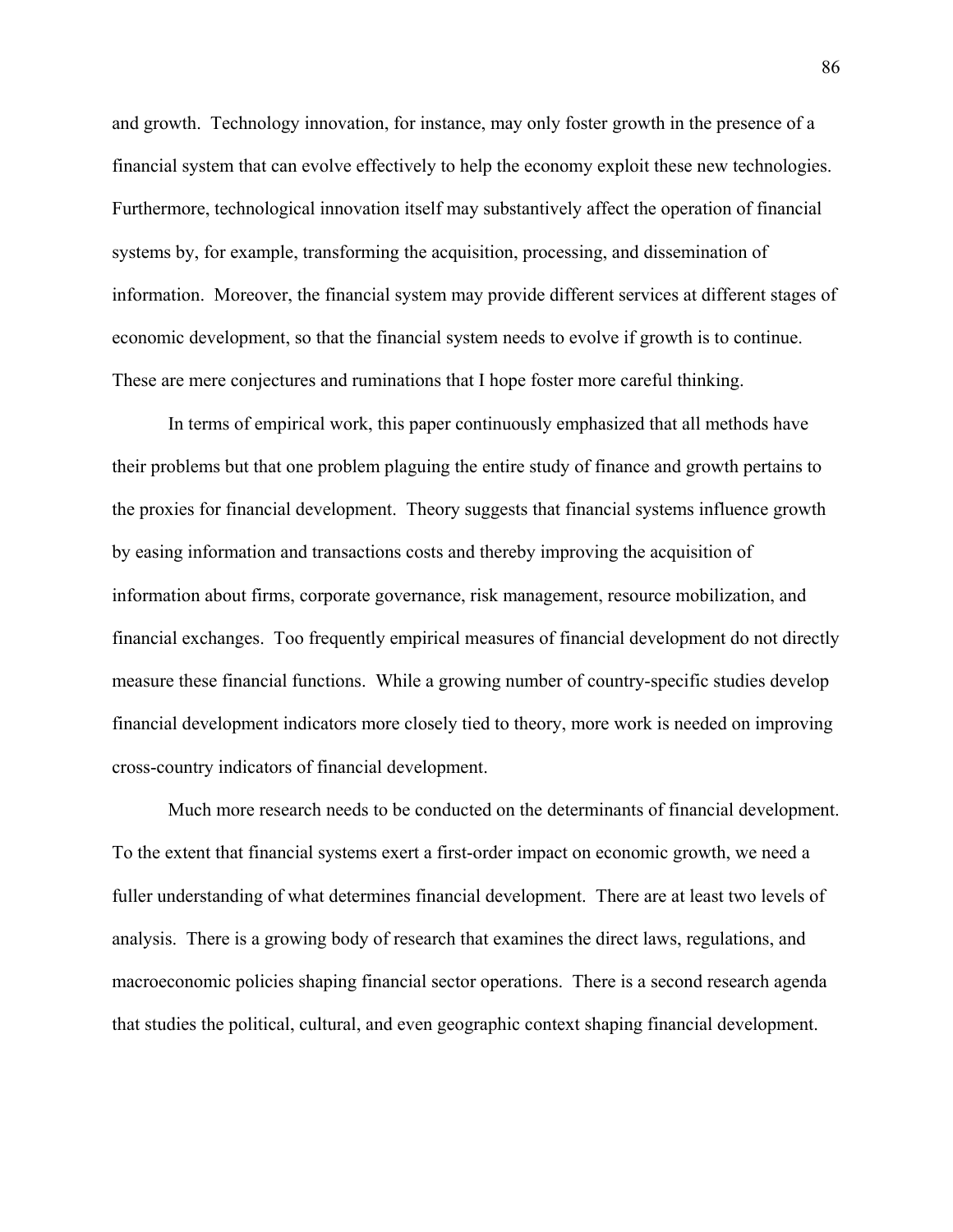and growth. Technology innovation, for instance, may only foster growth in the presence of a financial system that can evolve effectively to help the economy exploit these new technologies. Furthermore, technological innovation itself may substantively affect the operation of financial systems by, for example, transforming the acquisition, processing, and dissemination of information. Moreover, the financial system may provide different services at different stages of economic development, so that the financial system needs to evolve if growth is to continue. These are mere conjectures and ruminations that I hope foster more careful thinking.

In terms of empirical work, this paper continuously emphasized that all methods have their problems but that one problem plaguing the entire study of finance and growth pertains to the proxies for financial development. Theory suggests that financial systems influence growth by easing information and transactions costs and thereby improving the acquisition of information about firms, corporate governance, risk management, resource mobilization, and financial exchanges. Too frequently empirical measures of financial development do not directly measure these financial functions. While a growing number of country-specific studies develop financial development indicators more closely tied to theory, more work is needed on improving cross-country indicators of financial development.

Much more research needs to be conducted on the determinants of financial development. To the extent that financial systems exert a first-order impact on economic growth, we need a fuller understanding of what determines financial development. There are at least two levels of analysis. There is a growing body of research that examines the direct laws, regulations, and macroeconomic policies shaping financial sector operations. There is a second research agenda that studies the political, cultural, and even geographic context shaping financial development.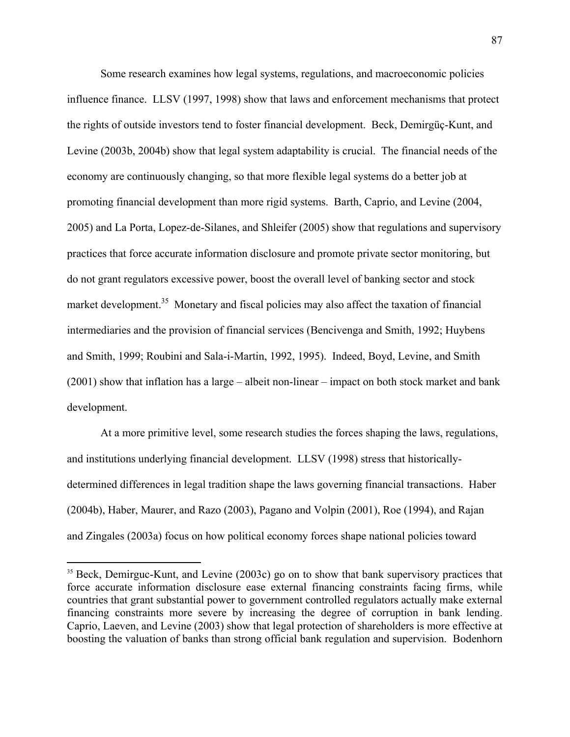Some research examines how legal systems, regulations, and macroeconomic policies influence finance. LLSV (1997, 1998) show that laws and enforcement mechanisms that protect the rights of outside investors tend to foster financial development. Beck, Demirgüç-Kunt, and Levine (2003b, 2004b) show that legal system adaptability is crucial. The financial needs of the economy are continuously changing, so that more flexible legal systems do a better job at promoting financial development than more rigid systems. Barth, Caprio, and Levine (2004, 2005) and La Porta, Lopez-de-Silanes, and Shleifer (2005) show that regulations and supervisory practices that force accurate information disclosure and promote private sector monitoring, but do not grant regulators excessive power, boost the overall level of banking sector and stock market development.[35] Monetary and fiscal policies may also affect the taxation of financial intermediaries and the provision of financial services (Bencivenga and Smith, 1992; Huybens and Smith, 1999; Roubini and Sala-i-Martin, 1992, 1995). Indeed, Boyd, Levine, and Smith (2001) show that inflation has a large – albeit non-linear – impact on both stock market and bank development.

At a more primitive level, some research studies the forces shaping the laws, regulations, and institutions underlying financial development. LLSV (1998) stress that historically-determined differences in legal tradition shape the laws governing financial transactions. Haber (2004b), Haber, Maurer, and Razo (2003), Pagano and Volpin (2001), Roe (1994), and Rajan and Zingales (2003a) focus on how political economy forces shape national policies toward

---

[35] Beck, Demirguc-Kunt, and Levine (2003c) go on to show that bank supervisory practices that force accurate information disclosure ease external financing constraints facing firms, while countries that grant substantial power to government controlled regulators actually make external financing constraints more severe by increasing the degree of corruption in bank lending. Caprio, Laeven, and Levine (2003) show that legal protection of shareholders is more effective at boosting the valuation of banks than strong official bank regulation and supervision. Bodenhorn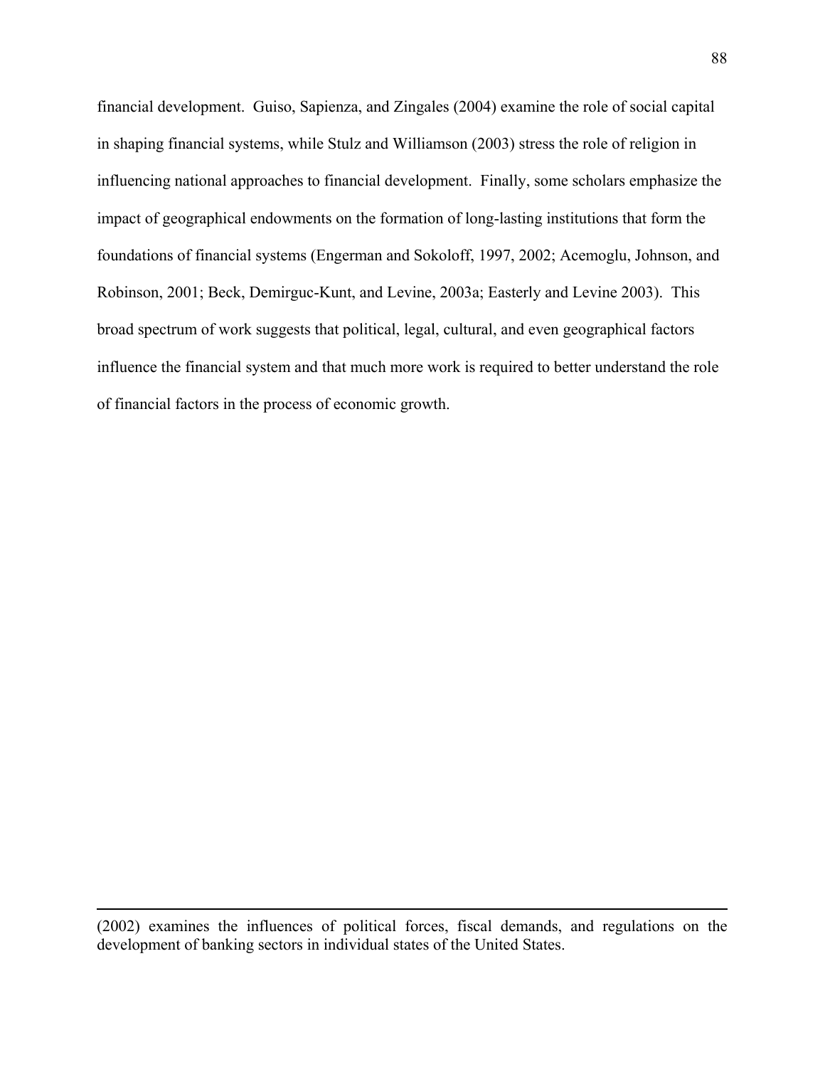financial development. Guiso, Sapienza, and Zingales (2004) examine the role of social capital in shaping financial systems, while Stulz and Williamson (2003) stress the role of religion in influencing national approaches to financial development. Finally, some scholars emphasize the impact of geographical endowments on the formation of long-lasting institutions that form the foundations of financial systems (Engerman and Sokoloff, 1997, 2002; Acemoglu, Johnson, and Robinson, 2001; Beck, Demirguc-Kunt, and Levine, 2003a; Easterly and Levine 2003). This broad spectrum of work suggests that political, legal, cultural, and even geographical factors influence the financial system and that much more work is required to better understand the role of financial factors in the process of economic growth.

---

(2002) examines the influences of political forces, fiscal demands, and regulations on the development of banking sectors in individual states of the United States.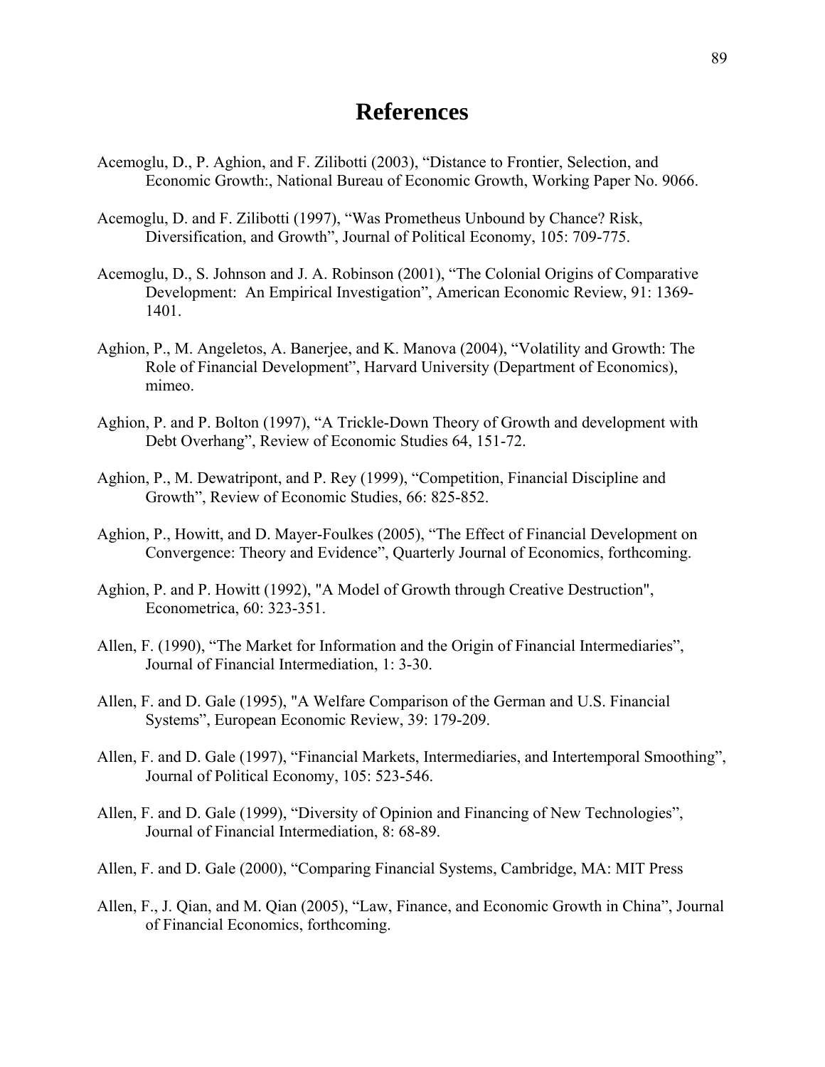# References

Acemoglu, D., P. Aghion, and F. Zilibotti (2003), "Distance to Frontier, Selection, and Economic Growth:, National Bureau of Economic Growth, Working Paper No. 9066.

Acemoglu, D. and F. Zilibotti (1997), "Was Prometheus Unbound by Chance? Risk, Diversification, and Growth", Journal of Political Economy, 105: 709-775.

Acemoglu, D., S. Johnson and J. A. Robinson (2001), "The Colonial Origins of Comparative Development: An Empirical Investigation", American Economic Review, 91: 1369-1401.

Aghion, P., M. Angeletos, A. Banerjee, and K. Manova (2004), "Volatility and Growth: The Role of Financial Development", Harvard University (Department of Economics), mimeo.

Aghion, P. and P. Bolton (1997), "A Trickle-Down Theory of Growth and development with Debt Overhang", Review of Economic Studies 64, 151-72.

Aghion, P., M. Dewatripont, and P. Rey (1999), "Competition, Financial Discipline and Growth", Review of Economic Studies, 66: 825-852.

Aghion, P., Howitt, and D. Mayer-Foulkes (2005), "The Effect of Financial Development on Convergence: Theory and Evidence", Quarterly Journal of Economics, forthcoming.

Aghion, P. and P. Howitt (1992), "A Model of Growth through Creative Destruction", Econometrica, 60: 323-351.

Allen, F. (1990), "The Market for Information and the Origin of Financial Intermediaries", Journal of Financial Intermediation, 1: 3-30.

Allen, F. and D. Gale (1995), "A Welfare Comparison of the German and U.S. Financial Systems", European Economic Review, 39: 179-209.

Allen, F. and D. Gale (1997), "Financial Markets, Intermediaries, and Intertemporal Smoothing", Journal of Political Economy, 105: 523-546.

Allen, F. and D. Gale (1999), "Diversity of Opinion and Financing of New Technologies", Journal of Financial Intermediation, 8: 68-89.

Allen, F. and D. Gale (2000), "Comparing Financial Systems, Cambridge, MA: MIT Press

Allen, F., J. Qian, and M. Qian (2005), "Law, Finance, and Economic Growth in China", Journal of Financial Economics, forthcoming.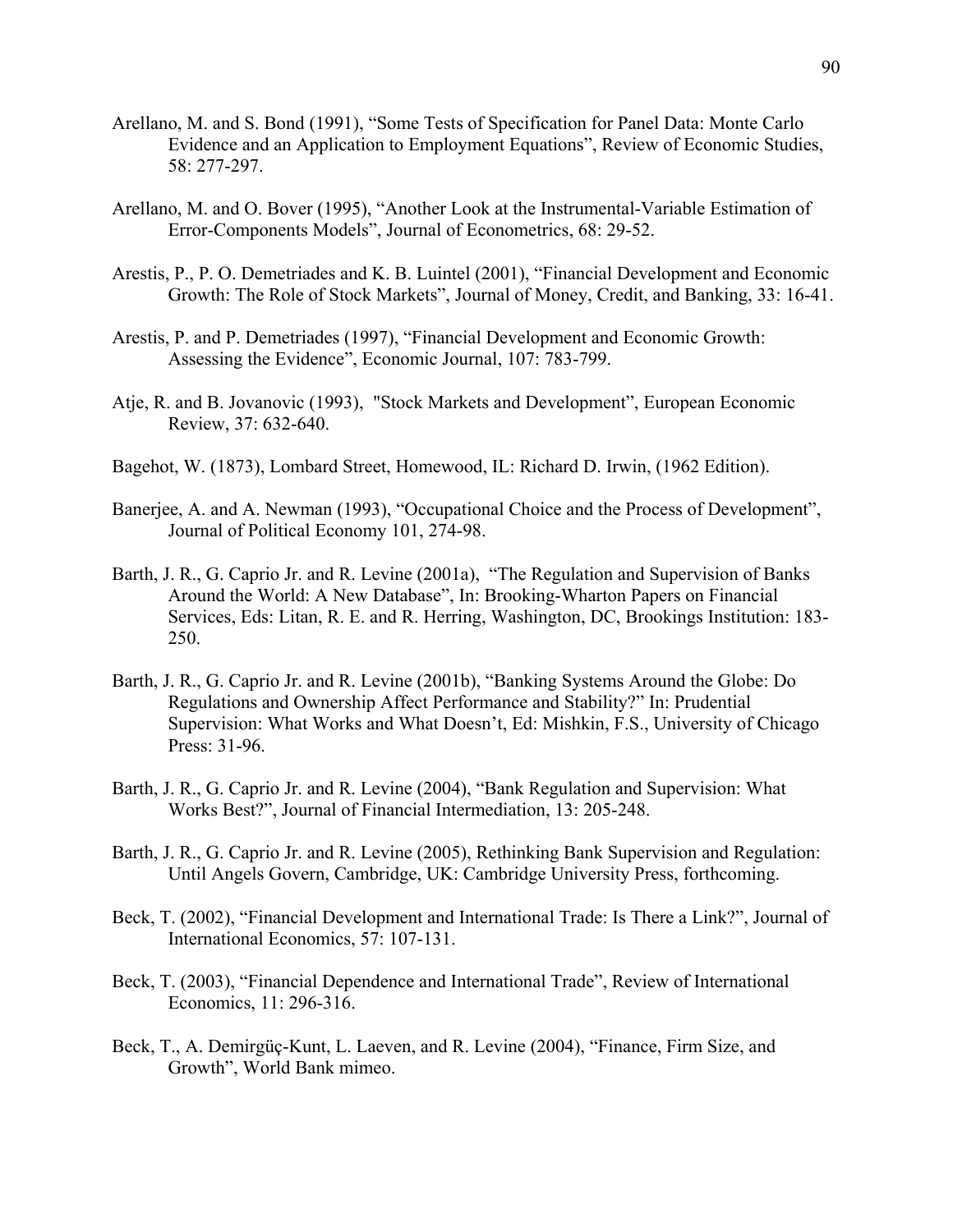Arellano, M. and S. Bond (1991), “Some Tests of Specification for Panel Data: Monte Carlo Evidence and an Application to Employment Equations”, Review of Economic Studies, 58: 277-297.

Arellano, M. and O. Bover (1995), “Another Look at the Instrumental-Variable Estimation of Error-Components Models”, Journal of Econometrics, 68: 29-52.

Arestis, P., P. O. Demetriades and K. B. Luintel (2001), “Financial Development and Economic Growth: The Role of Stock Markets”, Journal of Money, Credit, and Banking, 33: 16-41.

Arestis, P. and P. Demetriades (1997), “Financial Development and Economic Growth: Assessing the Evidence”, Economic Journal, 107: 783-799.

Atje, R. and B. Jovanovic (1993), "Stock Markets and Development”, European Economic Review, 37: 632-640.

Bagehot, W. (1873), Lombard Street, Homewood, IL: Richard D. Irwin, (1962 Edition).

Banerjee, A. and A. Newman (1993), “Occupational Choice and the Process of Development”, Journal of Political Economy 101, 274-98.

Barth, J. R., G. Caprio Jr. and R. Levine (2001a), “The Regulation and Supervision of Banks Around the World: A New Database”, In: Brooking-Wharton Papers on Financial Services, Eds: Litan, R. E. and R. Herring, Washington, DC, Brookings Institution: 183-250.

Barth, J. R., G. Caprio Jr. and R. Levine (2001b), “Banking Systems Around the Globe: Do Regulations and Ownership Affect Performance and Stability?” In: Prudential Supervision: What Works and What Doesn’t, Ed: Mishkin, F.S., University of Chicago Press: 31-96.

Barth, J. R., G. Caprio Jr. and R. Levine (2004), “Bank Regulation and Supervision: What Works Best?”, Journal of Financial Intermediation, 13: 205-248.

Barth, J. R., G. Caprio Jr. and R. Levine (2005), Rethinking Bank Supervision and Regulation: Until Angels Govern, Cambridge, UK: Cambridge University Press, forthcoming.

Beck, T. (2002), “Financial Development and International Trade: Is There a Link?”, Journal of International Economics, 57: 107-131.

Beck, T. (2003), “Financial Dependence and International Trade”, Review of International Economics, 11: 296-316.

Beck, T., A. Demirgüç-Kunt, L. Laeven, and R. Levine (2004), “Finance, Firm Size, and Growth”, World Bank mimeo.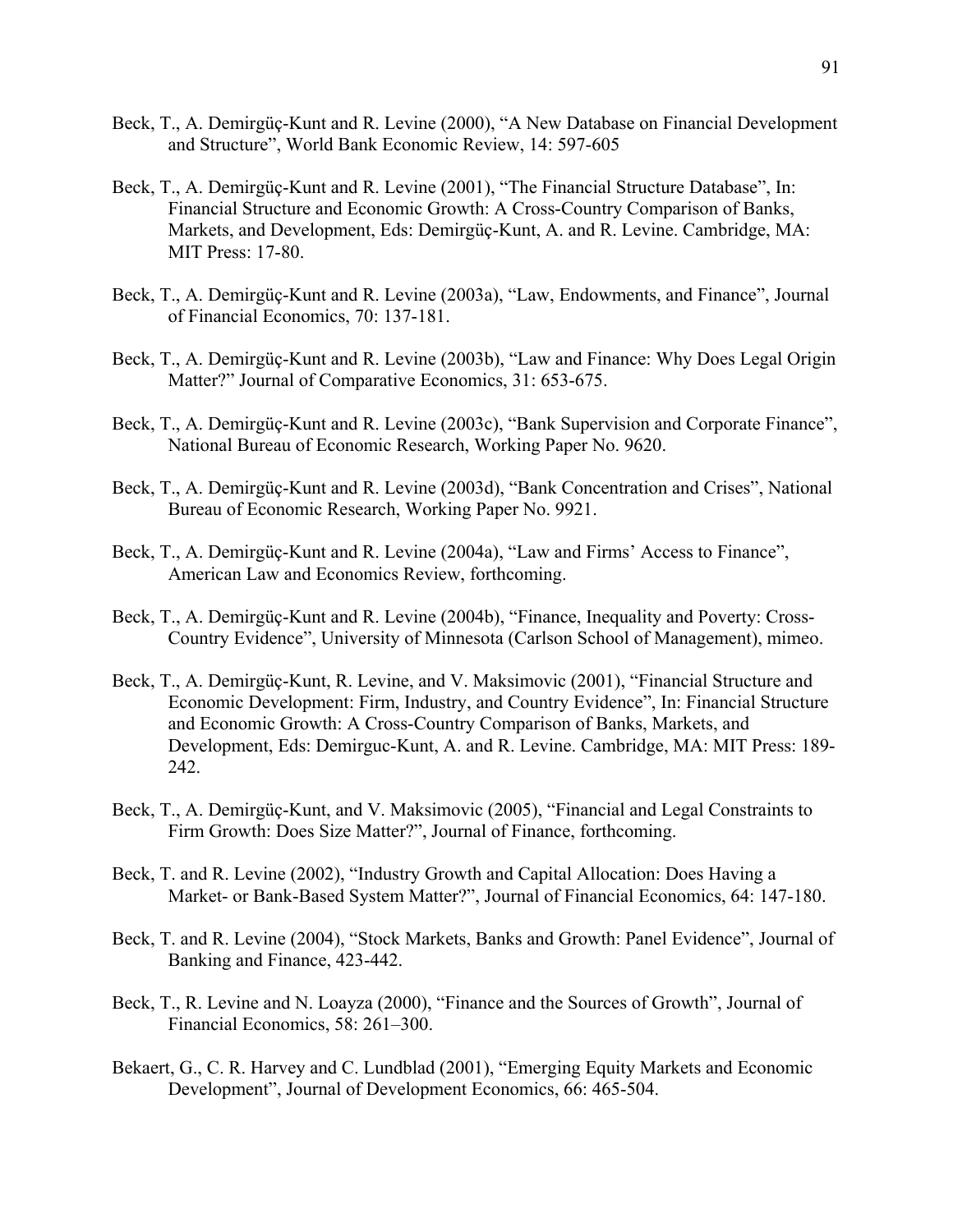Beck, T., A. Demirgüç-Kunt and R. Levine (2000), "A New Database on Financial Development and Structure", World Bank Economic Review, 14: 597-605

Beck, T., A. Demirgüç-Kunt and R. Levine (2001), "The Financial Structure Database", In: Financial Structure and Economic Growth: A Cross-Country Comparison of Banks, Markets, and Development, Eds: Demirgüç-Kunt, A. and R. Levine. Cambridge, MA: MIT Press: 17-80.

Beck, T., A. Demirgüç-Kunt and R. Levine (2003a), "Law, Endowments, and Finance", Journal of Financial Economics, 70: 137-181.

Beck, T., A. Demirgüç-Kunt and R. Levine (2003b), "Law and Finance: Why Does Legal Origin Matter?" Journal of Comparative Economics, 31: 653-675.

Beck, T., A. Demirgüç-Kunt and R. Levine (2003c), "Bank Supervision and Corporate Finance", National Bureau of Economic Research, Working Paper No. 9620.

Beck, T., A. Demirgüç-Kunt and R. Levine (2003d), "Bank Concentration and Crises", National Bureau of Economic Research, Working Paper No. 9921.

Beck, T., A. Demirgüç-Kunt and R. Levine (2004a), "Law and Firms' Access to Finance", American Law and Economics Review, forthcoming.

Beck, T., A. Demirgüç-Kunt and R. Levine (2004b), "Finance, Inequality and Poverty: Cross-Country Evidence", University of Minnesota (Carlson School of Management), mimeo.

Beck, T., A. Demirgüç-Kunt, R. Levine, and V. Maksimovic (2001), "Financial Structure and Economic Development: Firm, Industry, and Country Evidence", In: Financial Structure and Economic Growth: A Cross-Country Comparison of Banks, Markets, and Development, Eds: Demirguc-Kunt, A. and R. Levine. Cambridge, MA: MIT Press: 189-242.

Beck, T., A. Demirgüç-Kunt, and V. Maksimovic (2005), "Financial and Legal Constraints to Firm Growth: Does Size Matter?", Journal of Finance, forthcoming.

Beck, T. and R. Levine (2002), "Industry Growth and Capital Allocation: Does Having a Market- or Bank-Based System Matter?", Journal of Financial Economics, 64: 147-180.

Beck, T. and R. Levine (2004), "Stock Markets, Banks and Growth: Panel Evidence", Journal of Banking and Finance, 423-442.

Beck, T., R. Levine and N. Loayza (2000), "Finance and the Sources of Growth", Journal of Financial Economics, 58: 261–300.

Bekaert, G., C. R. Harvey and C. Lundblad (2001), "Emerging Equity Markets and Economic Development", Journal of Development Economics, 66: 465-504.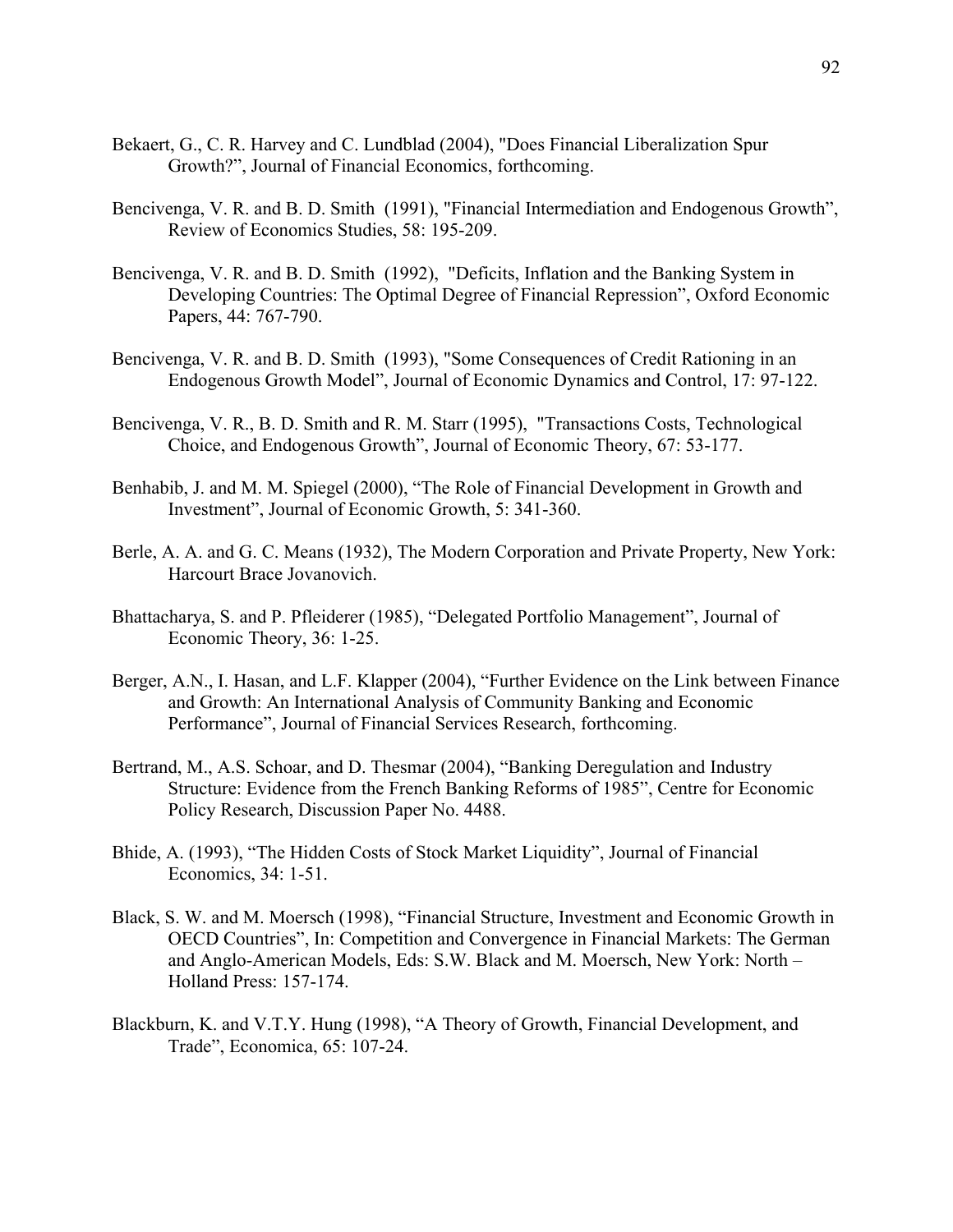Bekaert, G., C. R. Harvey and C. Lundblad (2004), "Does Financial Liberalization Spur Growth?", Journal of Financial Economics, forthcoming.

Bencivenga, V. R. and B. D. Smith (1991), "Financial Intermediation and Endogenous Growth", Review of Economics Studies, 58: 195-209.

Bencivenga, V. R. and B. D. Smith (1992), "Deficits, Inflation and the Banking System in Developing Countries: The Optimal Degree of Financial Repression", Oxford Economic Papers, 44: 767-790.

Bencivenga, V. R. and B. D. Smith (1993), "Some Consequences of Credit Rationing in an Endogenous Growth Model", Journal of Economic Dynamics and Control, 17: 97-122.

Bencivenga, V. R., B. D. Smith and R. M. Starr (1995), "Transactions Costs, Technological Choice, and Endogenous Growth", Journal of Economic Theory, 67: 53-177.

Benhabib, J. and M. M. Spiegel (2000), "The Role of Financial Development in Growth and Investment", Journal of Economic Growth, 5: 341-360.

Berle, A. A. and G. C. Means (1932), The Modern Corporation and Private Property, New York: Harcourt Brace Jovanovich.

Bhattacharya, S. and P. Pfleiderer (1985), "Delegated Portfolio Management", Journal of Economic Theory, 36: 1-25.

Berger, A.N., I. Hasan, and L.F. Klapper (2004), "Further Evidence on the Link between Finance and Growth: An International Analysis of Community Banking and Economic Performance", Journal of Financial Services Research, forthcoming.

Bertrand, M., A.S. Schoar, and D. Thesmar (2004), "Banking Deregulation and Industry Structure: Evidence from the French Banking Reforms of 1985", Centre for Economic Policy Research, Discussion Paper No. 4488.

Bhide, A. (1993), "The Hidden Costs of Stock Market Liquidity", Journal of Financial Economics, 34: 1-51.

Black, S. W. and M. Moersch (1998), "Financial Structure, Investment and Economic Growth in OECD Countries", In: Competition and Convergence in Financial Markets: The German and Anglo-American Models, Eds: S.W. Black and M. Moersch, New York: North – Holland Press: 157-174.

Blackburn, K. and V.T.Y. Hung (1998), "A Theory of Growth, Financial Development, and Trade", Economica, 65: 107-24.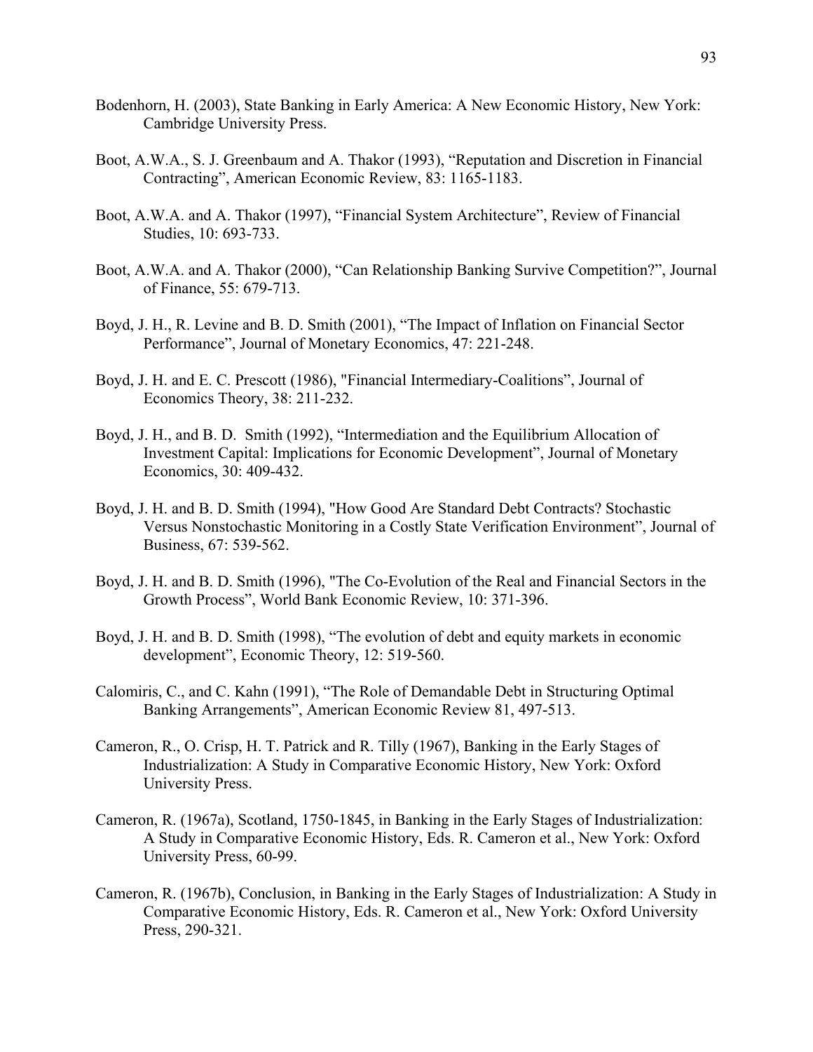Bodenhorn, H. (2003), State Banking in Early America: A New Economic History, New York: Cambridge University Press.

Boot, A.W.A., S. J. Greenbaum and A. Thakor (1993), "Reputation and Discretion in Financial Contracting", American Economic Review, 83: 1165-1183.

Boot, A.W.A. and A. Thakor (1997), "Financial System Architecture", Review of Financial Studies, 10: 693-733.

Boot, A.W.A. and A. Thakor (2000), "Can Relationship Banking Survive Competition?", Journal of Finance, 55: 679-713.

Boyd, J. H., R. Levine and B. D. Smith (2001), "The Impact of Inflation on Financial Sector Performance", Journal of Monetary Economics, 47: 221-248.

Boyd, J. H. and E. C. Prescott (1986), "Financial Intermediary-Coalitions", Journal of Economics Theory, 38: 211-232.

Boyd, J. H., and B. D. Smith (1992), "Intermediation and the Equilibrium Allocation of Investment Capital: Implications for Economic Development", Journal of Monetary Economics, 30: 409-432.

Boyd, J. H. and B. D. Smith (1994), "How Good Are Standard Debt Contracts? Stochastic Versus Nonstochastic Monitoring in a Costly State Verification Environment", Journal of Business, 67: 539-562.

Boyd, J. H. and B. D. Smith (1996), "The Co-Evolution of the Real and Financial Sectors in the Growth Process", World Bank Economic Review, 10: 371-396.

Boyd, J. H. and B. D. Smith (1998), "The evolution of debt and equity markets in economic development", Economic Theory, 12: 519-560.

Calomiris, C., and C. Kahn (1991), "The Role of Demandable Debt in Structuring Optimal Banking Arrangements", American Economic Review 81, 497-513.

Cameron, R., O. Crisp, H. T. Patrick and R. Tilly (1967), Banking in the Early Stages of Industrialization: A Study in Comparative Economic History, New York: Oxford University Press.

Cameron, R. (1967a), Scotland, 1750-1845, in Banking in the Early Stages of Industrialization: A Study in Comparative Economic History, Eds. R. Cameron et al., New York: Oxford University Press, 60-99.

Cameron, R. (1967b), Conclusion, in Banking in the Early Stages of Industrialization: A Study in Comparative Economic History, Eds. R. Cameron et al., New York: Oxford University Press, 290-321.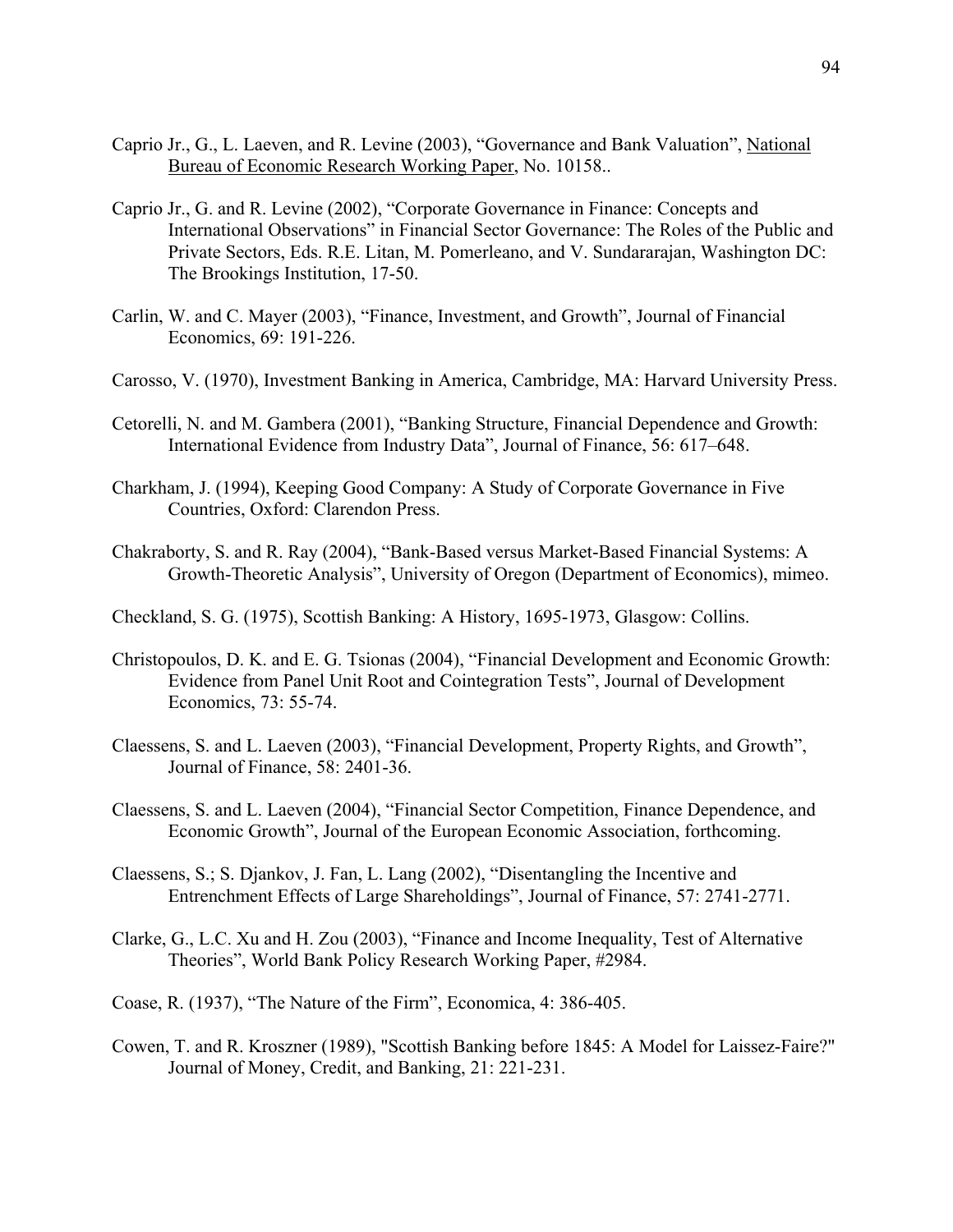Caprio Jr., G., L. Laeven, and R. Levine (2003), "Governance and Bank Valuation", National Bureau of Economic Research Working Paper, No. 10158..

Caprio Jr., G. and R. Levine (2002), "Corporate Governance in Finance: Concepts and International Observations" in Financial Sector Governance: The Roles of the Public and Private Sectors, Eds. R.E. Litan, M. Pomerleano, and V. Sundararajan, Washington DC: The Brookings Institution, 17-50.

Carlin, W. and C. Mayer (2003), "Finance, Investment, and Growth", Journal of Financial Economics, 69: 191-226.

Carosso, V. (1970), Investment Banking in America, Cambridge, MA: Harvard University Press.

Cetorelli, N. and M. Gambera (2001), "Banking Structure, Financial Dependence and Growth: International Evidence from Industry Data", Journal of Finance, 56: 617–648.

Charkham, J. (1994), Keeping Good Company: A Study of Corporate Governance in Five Countries, Oxford: Clarendon Press.

Chakraborty, S. and R. Ray (2004), "Bank-Based versus Market-Based Financial Systems: A Growth-Theoretic Analysis", University of Oregon (Department of Economics), mimeo.

Checkland, S. G. (1975), Scottish Banking: A History, 1695-1973, Glasgow: Collins.

Christopoulos, D. K. and E. G. Tsionas (2004), "Financial Development and Economic Growth: Evidence from Panel Unit Root and Cointegration Tests", Journal of Development Economics, 73: 55-74.

Claessens, S. and L. Laeven (2003), "Financial Development, Property Rights, and Growth", Journal of Finance, 58: 2401-36.

Claessens, S. and L. Laeven (2004), "Financial Sector Competition, Finance Dependence, and Economic Growth", Journal of the European Economic Association, forthcoming.

Claessens, S.; S. Djankov, J. Fan, L. Lang (2002), "Disentangling the Incentive and Entrenchment Effects of Large Shareholdings", Journal of Finance, 57: 2741-2771.

Clarke, G., L.C. Xu and H. Zou (2003), "Finance and Income Inequality, Test of Alternative Theories", World Bank Policy Research Working Paper, #2984.

Coase, R. (1937), "The Nature of the Firm", Economica, 4: 386-405.

Cowen, T. and R. Kroszner (1989), "Scottish Banking before 1845: A Model for Laissez-Faire?" Journal of Money, Credit, and Banking, 21: 221-231.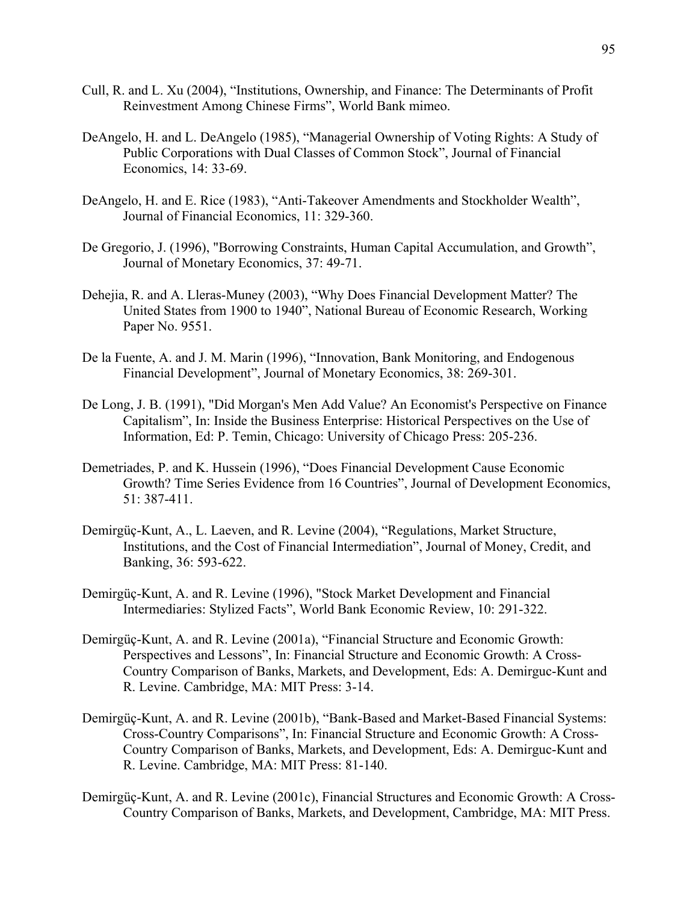Cull, R. and L. Xu (2004), “Institutions, Ownership, and Finance: The Determinants of Profit Reinvestment Among Chinese Firms”, World Bank mimeo.

DeAngelo, H. and L. DeAngelo (1985), “Managerial Ownership of Voting Rights: A Study of Public Corporations with Dual Classes of Common Stock”, Journal of Financial Economics, 14: 33-69.

DeAngelo, H. and E. Rice (1983), “Anti-Takeover Amendments and Stockholder Wealth”, Journal of Financial Economics, 11: 329-360.

De Gregorio, J. (1996), "Borrowing Constraints, Human Capital Accumulation, and Growth”, Journal of Monetary Economics, 37: 49-71.

Dehejia, R. and A. Lleras-Muney (2003), “Why Does Financial Development Matter? The United States from 1900 to 1940”, National Bureau of Economic Research, Working Paper No. 9551.

De la Fuente, A. and J. M. Marin (1996), “Innovation, Bank Monitoring, and Endogenous Financial Development”, Journal of Monetary Economics, 38: 269-301.

De Long, J. B. (1991), "Did Morgan's Men Add Value? An Economist's Perspective on Finance Capitalism”, In: Inside the Business Enterprise: Historical Perspectives on the Use of Information, Ed: P. Temin, Chicago: University of Chicago Press: 205-236.

Demetriades, P. and K. Hussein (1996), “Does Financial Development Cause Economic Growth? Time Series Evidence from 16 Countries”, Journal of Development Economics, 51: 387-411.

Demirgüç-Kunt, A., L. Laeven, and R. Levine (2004), “Regulations, Market Structure, Institutions, and the Cost of Financial Intermediation”, Journal of Money, Credit, and Banking, 36: 593-622.

Demirgüç-Kunt, A. and R. Levine (1996), "Stock Market Development and Financial Intermediaries: Stylized Facts”, World Bank Economic Review, 10: 291-322.

Demirgüç-Kunt, A. and R. Levine (2001a), “Financial Structure and Economic Growth: Perspectives and Lessons”, In: Financial Structure and Economic Growth: A Cross-Country Comparison of Banks, Markets, and Development, Eds: A. Demirguc-Kunt and R. Levine. Cambridge, MA: MIT Press: 3-14.

Demirgüç-Kunt, A. and R. Levine (2001b), “Bank-Based and Market-Based Financial Systems: Cross-Country Comparisons”, In: Financial Structure and Economic Growth: A Cross-Country Comparison of Banks, Markets, and Development, Eds: A. Demirguc-Kunt and R. Levine. Cambridge, MA: MIT Press: 81-140.

Demirgüç-Kunt, A. and R. Levine (2001c), Financial Structures and Economic Growth: A Cross-Country Comparison of Banks, Markets, and Development, Cambridge, MA: MIT Press.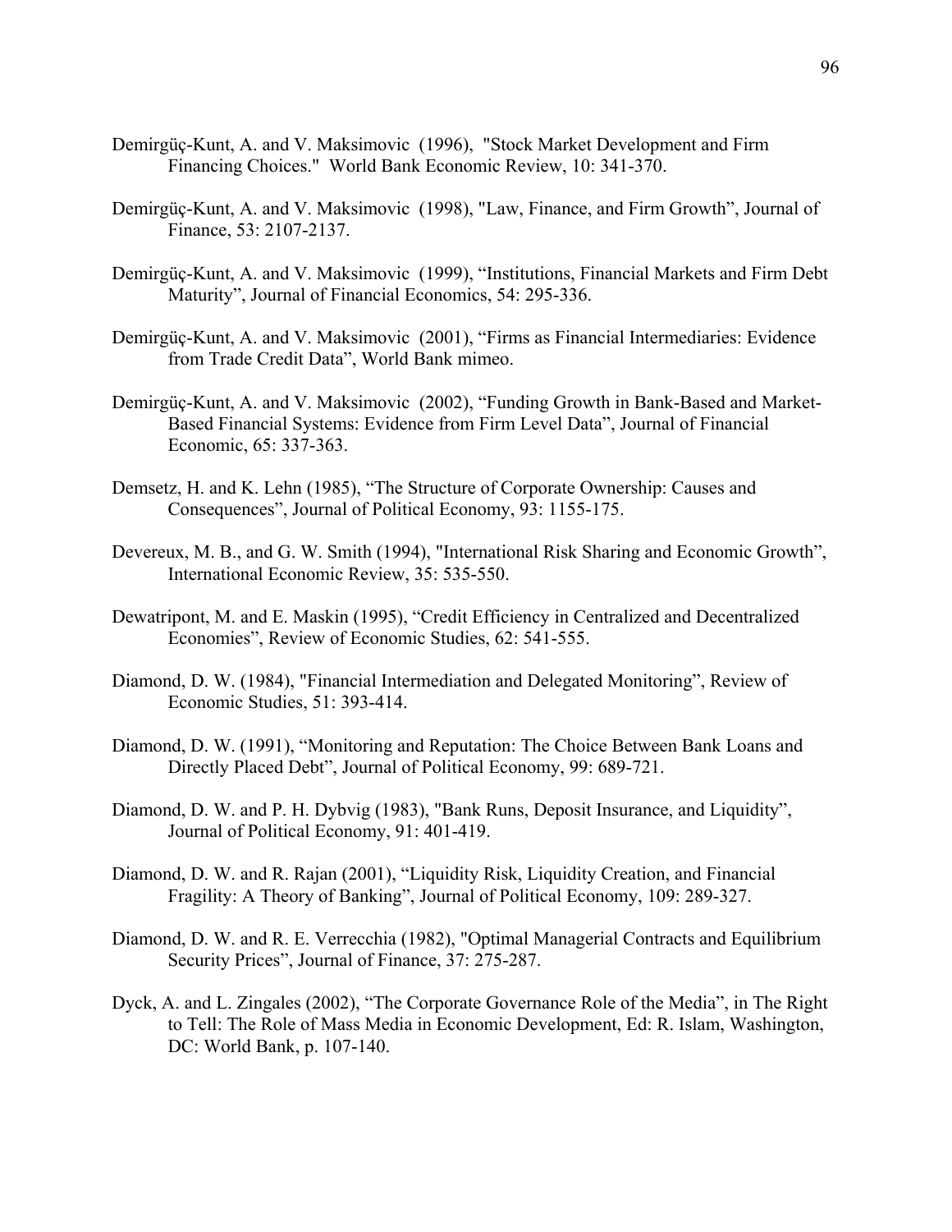Demirgüç-Kunt, A. and V. Maksimovic (1996), "Stock Market Development and Firm Financing Choices." World Bank Economic Review, 10: 341-370.

Demirgüç-Kunt, A. and V. Maksimovic (1998), "Law, Finance, and Firm Growth", Journal of Finance, 53: 2107-2137.

Demirgüç-Kunt, A. and V. Maksimovic (1999), "Institutions, Financial Markets and Firm Debt Maturity", Journal of Financial Economics, 54: 295-336.

Demirgüç-Kunt, A. and V. Maksimovic (2001), "Firms as Financial Intermediaries: Evidence from Trade Credit Data", World Bank mimeo.

Demirgüç-Kunt, A. and V. Maksimovic (2002), "Funding Growth in Bank-Based and Market-Based Financial Systems: Evidence from Firm Level Data", Journal of Financial Economic, 65: 337-363.

Demsetz, H. and K. Lehn (1985), "The Structure of Corporate Ownership: Causes and Consequences", Journal of Political Economy, 93: 1155-175.

Devereux, M. B., and G. W. Smith (1994), "International Risk Sharing and Economic Growth", International Economic Review, 35: 535-550.

Dewatripont, M. and E. Maskin (1995), "Credit Efficiency in Centralized and Decentralized Economies", Review of Economic Studies, 62: 541-555.

Diamond, D. W. (1984), "Financial Intermediation and Delegated Monitoring", Review of Economic Studies, 51: 393-414.

Diamond, D. W. (1991), "Monitoring and Reputation: The Choice Between Bank Loans and Directly Placed Debt", Journal of Political Economy, 99: 689-721.

Diamond, D. W. and P. H. Dybvig (1983), "Bank Runs, Deposit Insurance, and Liquidity", Journal of Political Economy, 91: 401-419.

Diamond, D. W. and R. Rajan (2001), "Liquidity Risk, Liquidity Creation, and Financial Fragility: A Theory of Banking", Journal of Political Economy, 109: 289-327.

Diamond, D. W. and R. E. Verrecchia (1982), "Optimal Managerial Contracts and Equilibrium Security Prices", Journal of Finance, 37: 275-287.

Dyck, A. and L. Zingales (2002), "The Corporate Governance Role of the Media", in The Right to Tell: The Role of Mass Media in Economic Development, Ed: R. Islam, Washington, DC: World Bank, p. 107-140.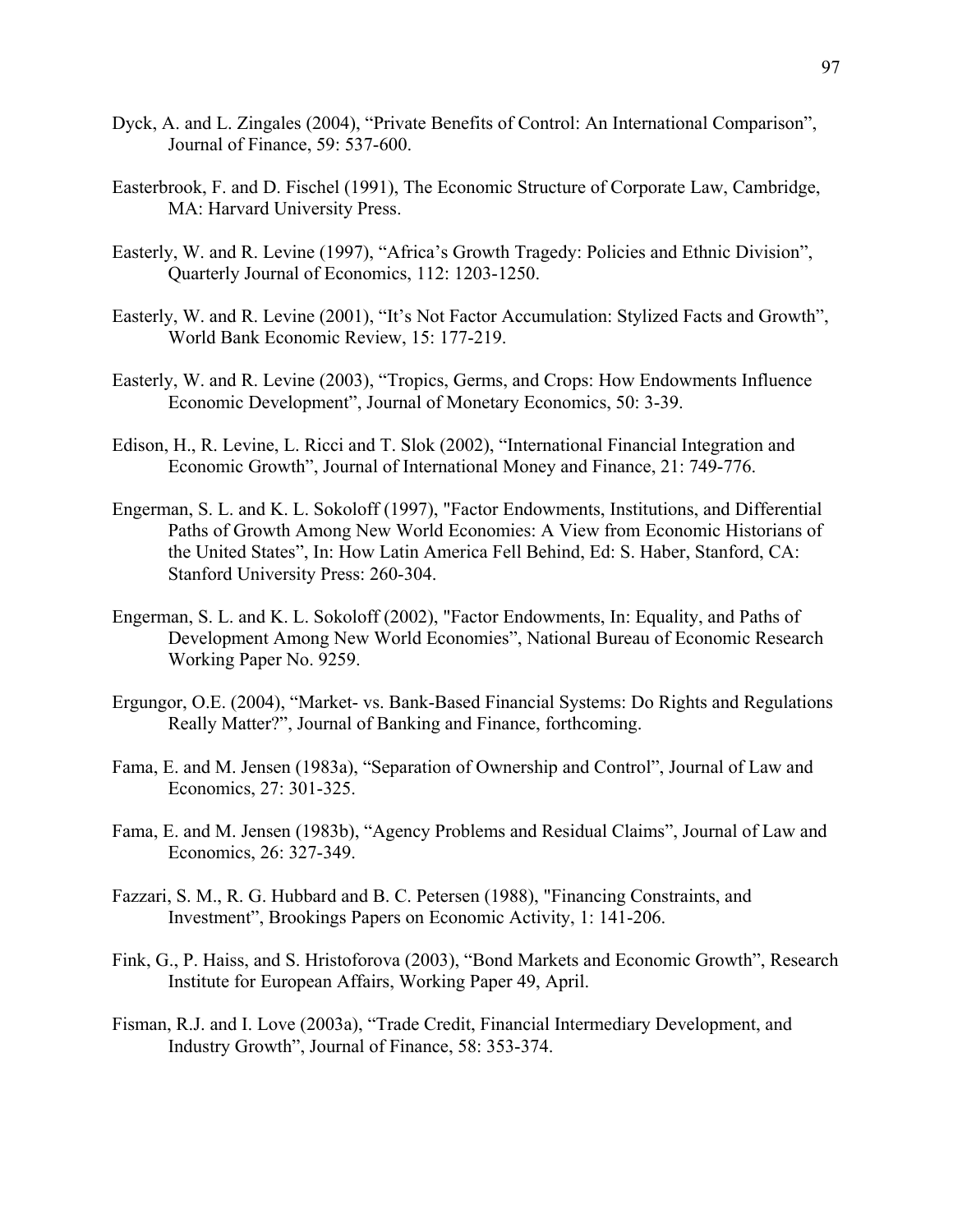Dyck, A. and L. Zingales (2004), "Private Benefits of Control: An International Comparison", Journal of Finance, 59: 537-600.

Easterbrook, F. and D. Fischel (1991), The Economic Structure of Corporate Law, Cambridge, MA: Harvard University Press.

Easterly, W. and R. Levine (1997), "Africa's Growth Tragedy: Policies and Ethnic Division", Quarterly Journal of Economics, 112: 1203-1250.

Easterly, W. and R. Levine (2001), "It's Not Factor Accumulation: Stylized Facts and Growth", World Bank Economic Review, 15: 177-219.

Easterly, W. and R. Levine (2003), "Tropics, Germs, and Crops: How Endowments Influence Economic Development", Journal of Monetary Economics, 50: 3-39.

Edison, H., R. Levine, L. Ricci and T. Slok (2002), "International Financial Integration and Economic Growth", Journal of International Money and Finance, 21: 749-776.

Engerman, S. L. and K. L. Sokoloff (1997), "Factor Endowments, Institutions, and Differential Paths of Growth Among New World Economies: A View from Economic Historians of the United States", In: How Latin America Fell Behind, Ed: S. Haber, Stanford, CA: Stanford University Press: 260-304.

Engerman, S. L. and K. L. Sokoloff (2002), "Factor Endowments, In: Equality, and Paths of Development Among New World Economies", National Bureau of Economic Research Working Paper No. 9259.

Ergungor, O.E. (2004), "Market- vs. Bank-Based Financial Systems: Do Rights and Regulations Really Matter?", Journal of Banking and Finance, forthcoming.

Fama, E. and M. Jensen (1983a), "Separation of Ownership and Control", Journal of Law and Economics, 27: 301-325.

Fama, E. and M. Jensen (1983b), "Agency Problems and Residual Claims", Journal of Law and Economics, 26: 327-349.

Fazzari, S. M., R. G. Hubbard and B. C. Petersen (1988), "Financing Constraints, and Investment", Brookings Papers on Economic Activity, 1: 141-206.

Fink, G., P. Haiss, and S. Hristoforova (2003), "Bond Markets and Economic Growth", Research Institute for European Affairs, Working Paper 49, April.

Fisman, R.J. and I. Love (2003a), "Trade Credit, Financial Intermediary Development, and Industry Growth", Journal of Finance, 58: 353-374.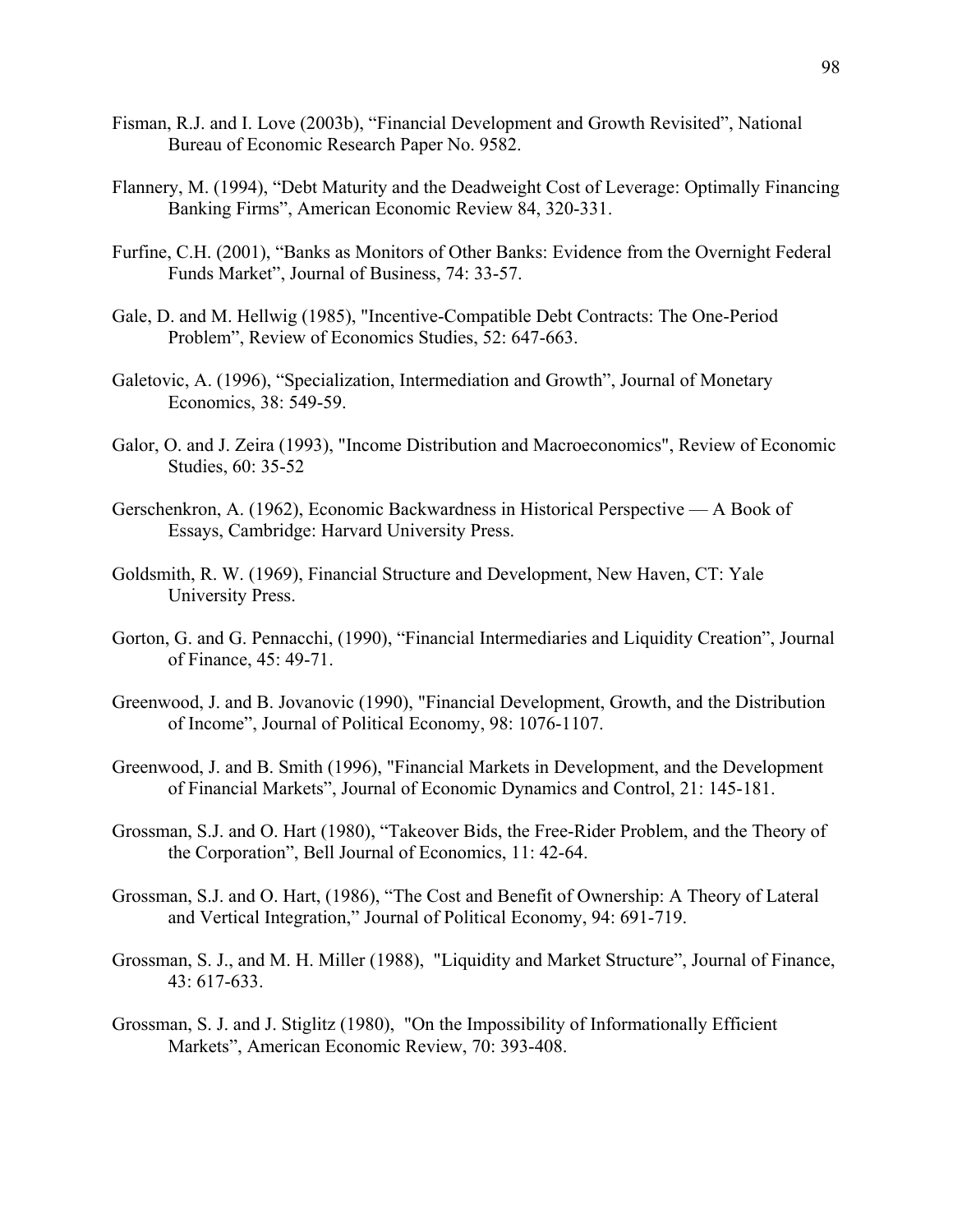Fisman, R.J. and I. Love (2003b), “Financial Development and Growth Revisited”, National Bureau of Economic Research Paper No. 9582.

Flannery, M. (1994), “Debt Maturity and the Deadweight Cost of Leverage: Optimally Financing Banking Firms”, American Economic Review 84, 320-331.

Furfine, C.H. (2001), “Banks as Monitors of Other Banks: Evidence from the Overnight Federal Funds Market”, Journal of Business, 74: 33-57.

Gale, D. and M. Hellwig (1985), "Incentive-Compatible Debt Contracts: The One-Period Problem”, Review of Economics Studies, 52: 647-663.

Galetovic, A. (1996), “Specialization, Intermediation and Growth”, Journal of Monetary Economics, 38: 549-59.

Galor, O. and J. Zeira (1993), "Income Distribution and Macroeconomics", Review of Economic Studies, 60: 35-52

Gerschenkron, A. (1962), Economic Backwardness in Historical Perspective — A Book of Essays, Cambridge: Harvard University Press.

Goldsmith, R. W. (1969), Financial Structure and Development, New Haven, CT: Yale University Press.

Gorton, G. and G. Pennacchi, (1990), “Financial Intermediaries and Liquidity Creation”, Journal of Finance, 45: 49-71.

Greenwood, J. and B. Jovanovic (1990), "Financial Development, Growth, and the Distribution of Income”, Journal of Political Economy, 98: 1076-1107.

Greenwood, J. and B. Smith (1996), "Financial Markets in Development, and the Development of Financial Markets”, Journal of Economic Dynamics and Control, 21: 145-181.

Grossman, S.J. and O. Hart (1980), “Takeover Bids, the Free-Rider Problem, and the Theory of the Corporation”, Bell Journal of Economics, 11: 42-64.

Grossman, S.J. and O. Hart, (1986), “The Cost and Benefit of Ownership: A Theory of Lateral and Vertical Integration,” Journal of Political Economy, 94: 691-719.

Grossman, S. J., and M. H. Miller (1988), "Liquidity and Market Structure”, Journal of Finance, 43: 617-633.

Grossman, S. J. and J. Stiglitz (1980), "On the Impossibility of Informationally Efficient Markets”, American Economic Review, 70: 393-408.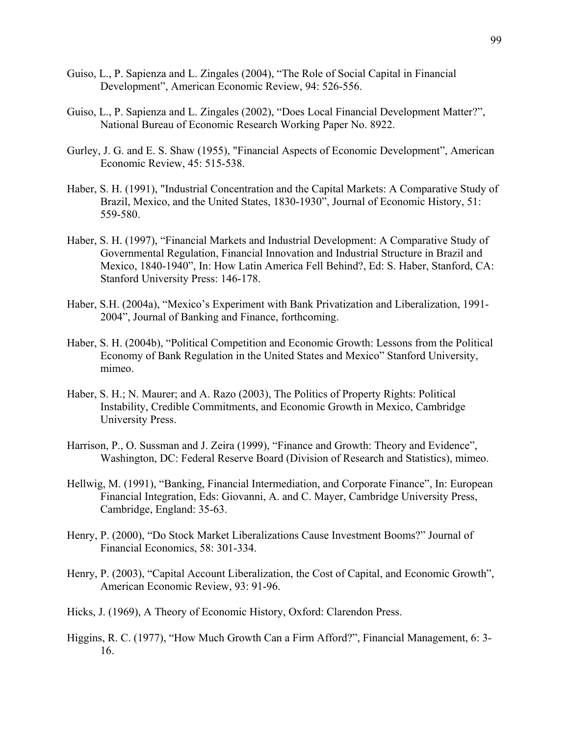Guiso, L., P. Sapienza and L. Zingales (2004), “The Role of Social Capital in Financial Development”, American Economic Review, 94: 526-556.

Guiso, L., P. Sapienza and L. Zingales (2002), “Does Local Financial Development Matter?”, National Bureau of Economic Research Working Paper No. 8922.

Gurley, J. G. and E. S. Shaw (1955), "Financial Aspects of Economic Development”, American Economic Review, 45: 515-538.

Haber, S. H. (1991), "Industrial Concentration and the Capital Markets: A Comparative Study of Brazil, Mexico, and the United States, 1830-1930”, Journal of Economic History, 51: 559-580.

Haber, S. H. (1997), “Financial Markets and Industrial Development: A Comparative Study of Governmental Regulation, Financial Innovation and Industrial Structure in Brazil and Mexico, 1840-1940”, In: How Latin America Fell Behind?, Ed: S. Haber, Stanford, CA: Stanford University Press: 146-178.

Haber, S.H. (2004a), “Mexico’s Experiment with Bank Privatization and Liberalization, 1991-2004”, Journal of Banking and Finance, forthcoming.

Haber, S. H. (2004b), “Political Competition and Economic Growth: Lessons from the Political Economy of Bank Regulation in the United States and Mexico” Stanford University, mimeo.

Haber, S. H.; N. Maurer; and A. Razo (2003), The Politics of Property Rights: Political Instability, Credible Commitments, and Economic Growth in Mexico, Cambridge University Press.

Harrison, P., O. Sussman and J. Zeira (1999), “Finance and Growth: Theory and Evidence”, Washington, DC: Federal Reserve Board (Division of Research and Statistics), mimeo.

Hellwig, M. (1991), “Banking, Financial Intermediation, and Corporate Finance”, In: European Financial Integration, Eds: Giovanni, A. and C. Mayer, Cambridge University Press, Cambridge, England: 35-63.

Henry, P. (2000), “Do Stock Market Liberalizations Cause Investment Booms?” Journal of Financial Economics, 58: 301-334.

Henry, P. (2003), “Capital Account Liberalization, the Cost of Capital, and Economic Growth”, American Economic Review, 93: 91-96.

Hicks, J. (1969), A Theory of Economic History, Oxford: Clarendon Press.

Higgins, R. C. (1977), “How Much Growth Can a Firm Afford?”, Financial Management, 6: 3-16.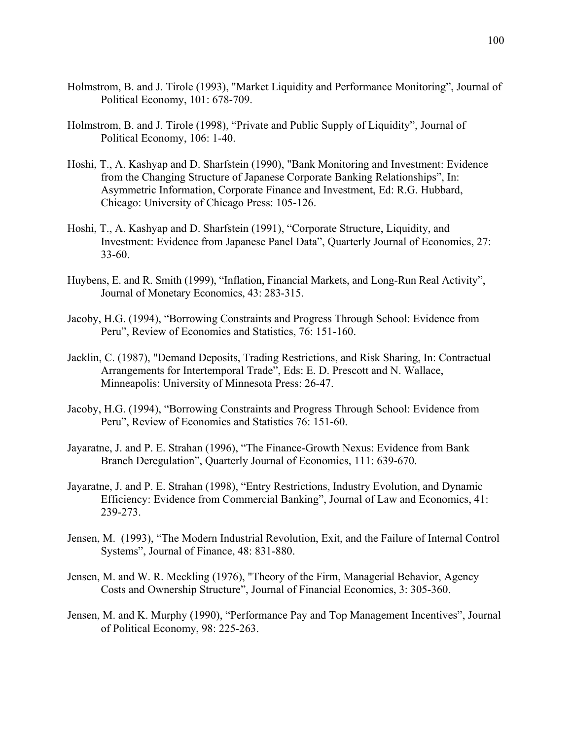Holmstrom, B. and J. Tirole (1993), "Market Liquidity and Performance Monitoring", Journal of Political Economy, 101: 678-709.

Holmstrom, B. and J. Tirole (1998), "Private and Public Supply of Liquidity", Journal of Political Economy, 106: 1-40.

Hoshi, T., A. Kashyap and D. Sharfstein (1990), "Bank Monitoring and Investment: Evidence from the Changing Structure of Japanese Corporate Banking Relationships", In: Asymmetric Information, Corporate Finance and Investment, Ed: R.G. Hubbard, Chicago: University of Chicago Press: 105-126.

Hoshi, T., A. Kashyap and D. Sharfstein (1991), "Corporate Structure, Liquidity, and Investment: Evidence from Japanese Panel Data", Quarterly Journal of Economics, 27: 33-60.

Huybens, E. and R. Smith (1999), "Inflation, Financial Markets, and Long-Run Real Activity", Journal of Monetary Economics, 43: 283-315.

Jacoby, H.G. (1994), "Borrowing Constraints and Progress Through School: Evidence from Peru", Review of Economics and Statistics, 76: 151-160.

Jacklin, C. (1987), "Demand Deposits, Trading Restrictions, and Risk Sharing, In: Contractual Arrangements for Intertemporal Trade", Eds: E. D. Prescott and N. Wallace, Minneapolis: University of Minnesota Press: 26-47.

Jacoby, H.G. (1994), "Borrowing Constraints and Progress Through School: Evidence from Peru", Review of Economics and Statistics 76: 151-60.

Jayaratne, J. and P. E. Strahan (1996), "The Finance-Growth Nexus: Evidence from Bank Branch Deregulation", Quarterly Journal of Economics, 111: 639-670.

Jayaratne, J. and P. E. Strahan (1998), "Entry Restrictions, Industry Evolution, and Dynamic Efficiency: Evidence from Commercial Banking", Journal of Law and Economics, 41: 239-273.

Jensen, M. (1993), "The Modern Industrial Revolution, Exit, and the Failure of Internal Control Systems", Journal of Finance, 48: 831-880.

Jensen, M. and W. R. Meckling (1976), "Theory of the Firm, Managerial Behavior, Agency Costs and Ownership Structure", Journal of Financial Economics, 3: 305-360.

Jensen, M. and K. Murphy (1990), "Performance Pay and Top Management Incentives", Journal of Political Economy, 98: 225-263.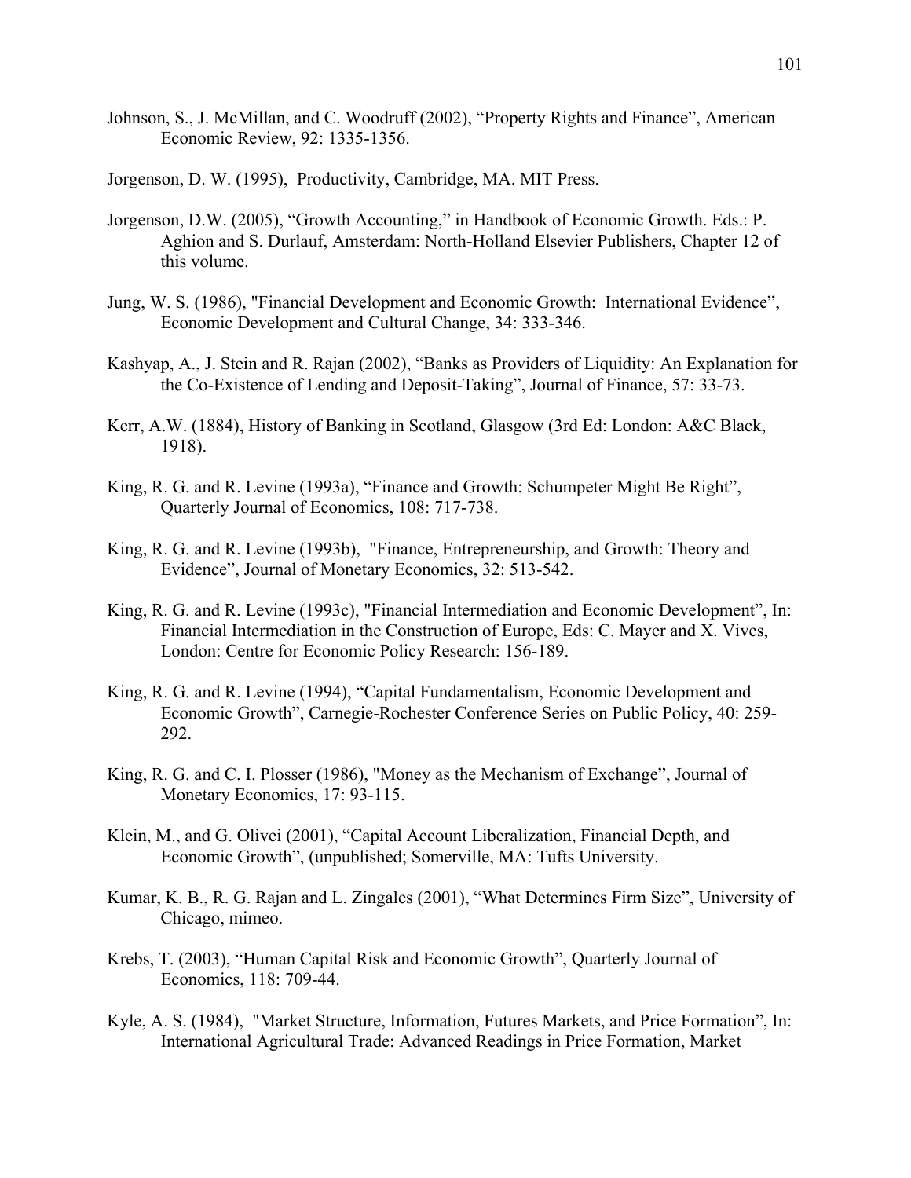Johnson, S., J. McMillan, and C. Woodruff (2002), "Property Rights and Finance", American Economic Review, 92: 1335-1356.

Jorgenson, D. W. (1995), Productivity, Cambridge, MA. MIT Press.

Jorgenson, D.W. (2005), "Growth Accounting," in Handbook of Economic Growth. Eds.: P. Aghion and S. Durlauf, Amsterdam: North-Holland Elsevier Publishers, Chapter 12 of this volume.

Jung, W. S. (1986), "Financial Development and Economic Growth: International Evidence", Economic Development and Cultural Change, 34: 333-346.

Kashyap, A., J. Stein and R. Rajan (2002), "Banks as Providers of Liquidity: An Explanation for the Co-Existence of Lending and Deposit-Taking", Journal of Finance, 57: 33-73.

Kerr, A.W. (1884), History of Banking in Scotland, Glasgow (3rd Ed: London: A&C Black, 1918).

King, R. G. and R. Levine (1993a), "Finance and Growth: Schumpeter Might Be Right", Quarterly Journal of Economics, 108: 717-738.

King, R. G. and R. Levine (1993b), "Finance, Entrepreneurship, and Growth: Theory and Evidence", Journal of Monetary Economics, 32: 513-542.

King, R. G. and R. Levine (1993c), "Financial Intermediation and Economic Development", In: Financial Intermediation in the Construction of Europe, Eds: C. Mayer and X. Vives, London: Centre for Economic Policy Research: 156-189.

King, R. G. and R. Levine (1994), "Capital Fundamentalism, Economic Development and Economic Growth", Carnegie-Rochester Conference Series on Public Policy, 40: 259-292.

King, R. G. and C. I. Plosser (1986), "Money as the Mechanism of Exchange", Journal of Monetary Economics, 17: 93-115.

Klein, M., and G. Olivei (2001), "Capital Account Liberalization, Financial Depth, and Economic Growth", (unpublished; Somerville, MA: Tufts University.

Kumar, K. B., R. G. Rajan and L. Zingales (2001), "What Determines Firm Size", University of Chicago, mimeo.

Krebs, T. (2003), "Human Capital Risk and Economic Growth", Quarterly Journal of Economics, 118: 709-44.

Kyle, A. S. (1984), "Market Structure, Information, Futures Markets, and Price Formation", In: International Agricultural Trade: Advanced Readings in Price Formation, Market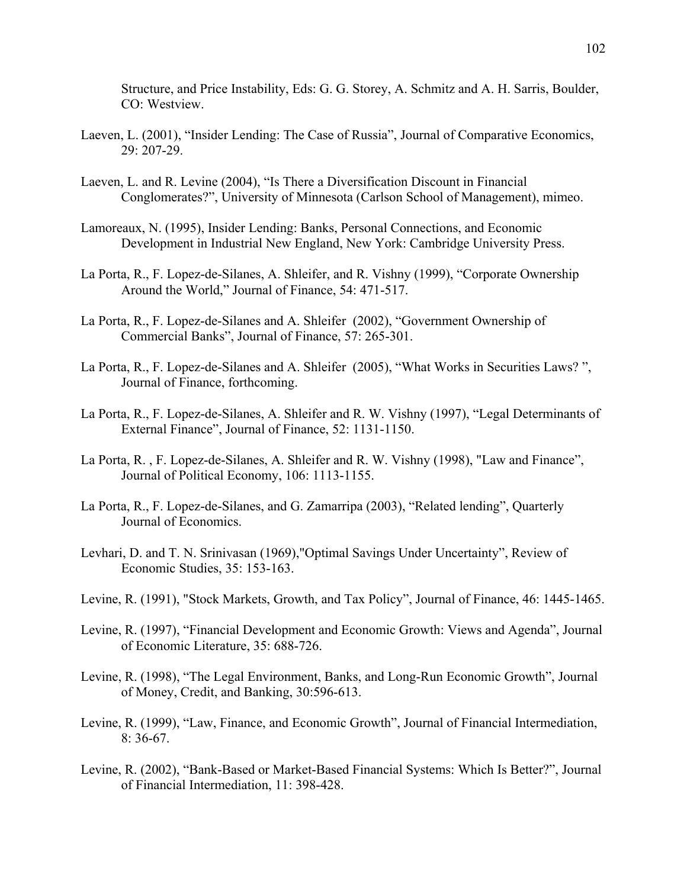Structure, and Price Instability, Eds: G. G. Storey, A. Schmitz and A. H. Sarris, Boulder, CO: Westview.

Laeven, L. (2001), "Insider Lending: The Case of Russia", Journal of Comparative Economics, 29: 207-29.

Laeven, L. and R. Levine (2004), "Is There a Diversification Discount in Financial Conglomerates?", University of Minnesota (Carlson School of Management), mimeo.

Lamoreaux, N. (1995), Insider Lending: Banks, Personal Connections, and Economic Development in Industrial New England, New York: Cambridge University Press.

La Porta, R., F. Lopez-de-Silanes, A. Shleifer, and R. Vishny (1999), "Corporate Ownership Around the World," Journal of Finance, 54: 471-517.

La Porta, R., F. Lopez-de-Silanes and A. Shleifer (2002), "Government Ownership of Commercial Banks", Journal of Finance, 57: 265-301.

La Porta, R., F. Lopez-de-Silanes and A. Shleifer (2005), "What Works in Securities Laws? ", Journal of Finance, forthcoming.

La Porta, R., F. Lopez-de-Silanes, A. Shleifer and R. W. Vishny (1997), "Legal Determinants of External Finance", Journal of Finance, 52: 1131-1150.

La Porta, R. , F. Lopez-de-Silanes, A. Shleifer and R. W. Vishny (1998), "Law and Finance", Journal of Political Economy, 106: 1113-1155.

La Porta, R., F. Lopez-de-Silanes, and G. Zamarripa (2003), "Related lending", Quarterly Journal of Economics.

Levhari, D. and T. N. Srinivasan (1969),"Optimal Savings Under Uncertainty", Review of Economic Studies, 35: 153-163.

Levine, R. (1991), "Stock Markets, Growth, and Tax Policy", Journal of Finance, 46: 1445-1465.

Levine, R. (1997), "Financial Development and Economic Growth: Views and Agenda", Journal of Economic Literature, 35: 688-726.

Levine, R. (1998), "The Legal Environment, Banks, and Long-Run Economic Growth", Journal of Money, Credit, and Banking, 30:596-613.

Levine, R. (1999), "Law, Finance, and Economic Growth", Journal of Financial Intermediation, 8: 36-67.

Levine, R. (2002), "Bank-Based or Market-Based Financial Systems: Which Is Better?", Journal of Financial Intermediation, 11: 398-428.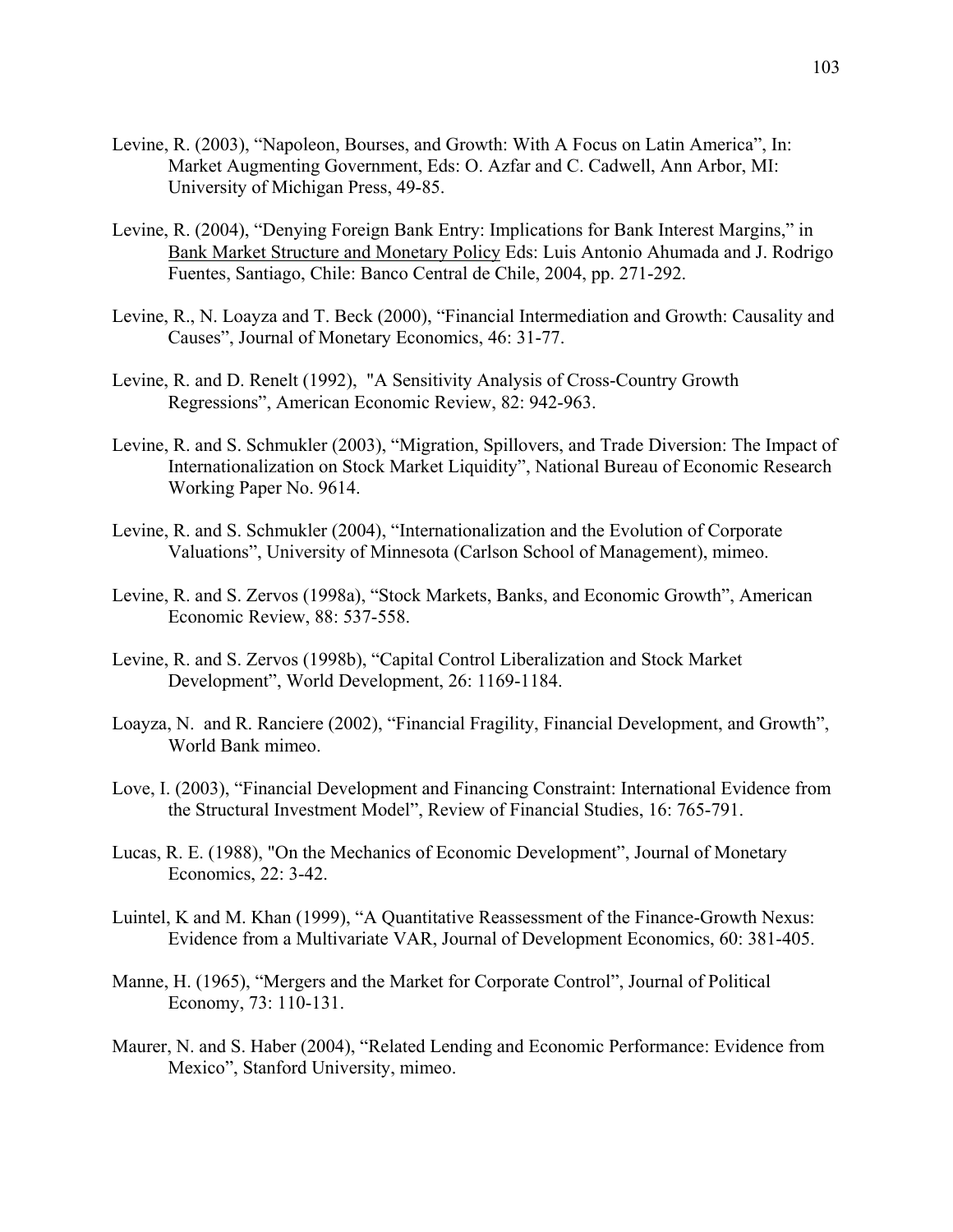Levine, R. (2003), “Napoleon, Bourses, and Growth: With A Focus on Latin America”, In: Market Augmenting Government, Eds: O. Azfar and C. Cadwell, Ann Arbor, MI: University of Michigan Press, 49-85.

Levine, R. (2004), “Denying Foreign Bank Entry: Implications for Bank Interest Margins,” in Bank Market Structure and Monetary Policy Eds: Luis Antonio Ahumada and J. Rodrigo Fuentes, Santiago, Chile: Banco Central de Chile, 2004, pp. 271-292.

Levine, R., N. Loayza and T. Beck (2000), “Financial Intermediation and Growth: Causality and Causes”, Journal of Monetary Economics, 46: 31-77.

Levine, R. and D. Renelt (1992), "A Sensitivity Analysis of Cross-Country Growth Regressions”, American Economic Review, 82: 942-963.

Levine, R. and S. Schmukler (2003), “Migration, Spillovers, and Trade Diversion: The Impact of Internationalization on Stock Market Liquidity”, National Bureau of Economic Research Working Paper No. 9614.

Levine, R. and S. Schmukler (2004), “Internationalization and the Evolution of Corporate Valuations”, University of Minnesota (Carlson School of Management), mimeo.

Levine, R. and S. Zervos (1998a), “Stock Markets, Banks, and Economic Growth”, American Economic Review, 88: 537-558.

Levine, R. and S. Zervos (1998b), “Capital Control Liberalization and Stock Market Development”, World Development, 26: 1169-1184.

Loayza, N. and R. Ranciere (2002), “Financial Fragility, Financial Development, and Growth”, World Bank mimeo.

Love, I. (2003), “Financial Development and Financing Constraint: International Evidence from the Structural Investment Model”, Review of Financial Studies, 16: 765-791.

Lucas, R. E. (1988), "On the Mechanics of Economic Development”, Journal of Monetary Economics, 22: 3-42.

Luintel, K and M. Khan (1999), “A Quantitative Reassessment of the Finance-Growth Nexus: Evidence from a Multivariate VAR, Journal of Development Economics, 60: 381-405.

Manne, H. (1965), “Mergers and the Market for Corporate Control”, Journal of Political Economy, 73: 110-131.

Maurer, N. and S. Haber (2004), “Related Lending and Economic Performance: Evidence from Mexico”, Stanford University, mimeo.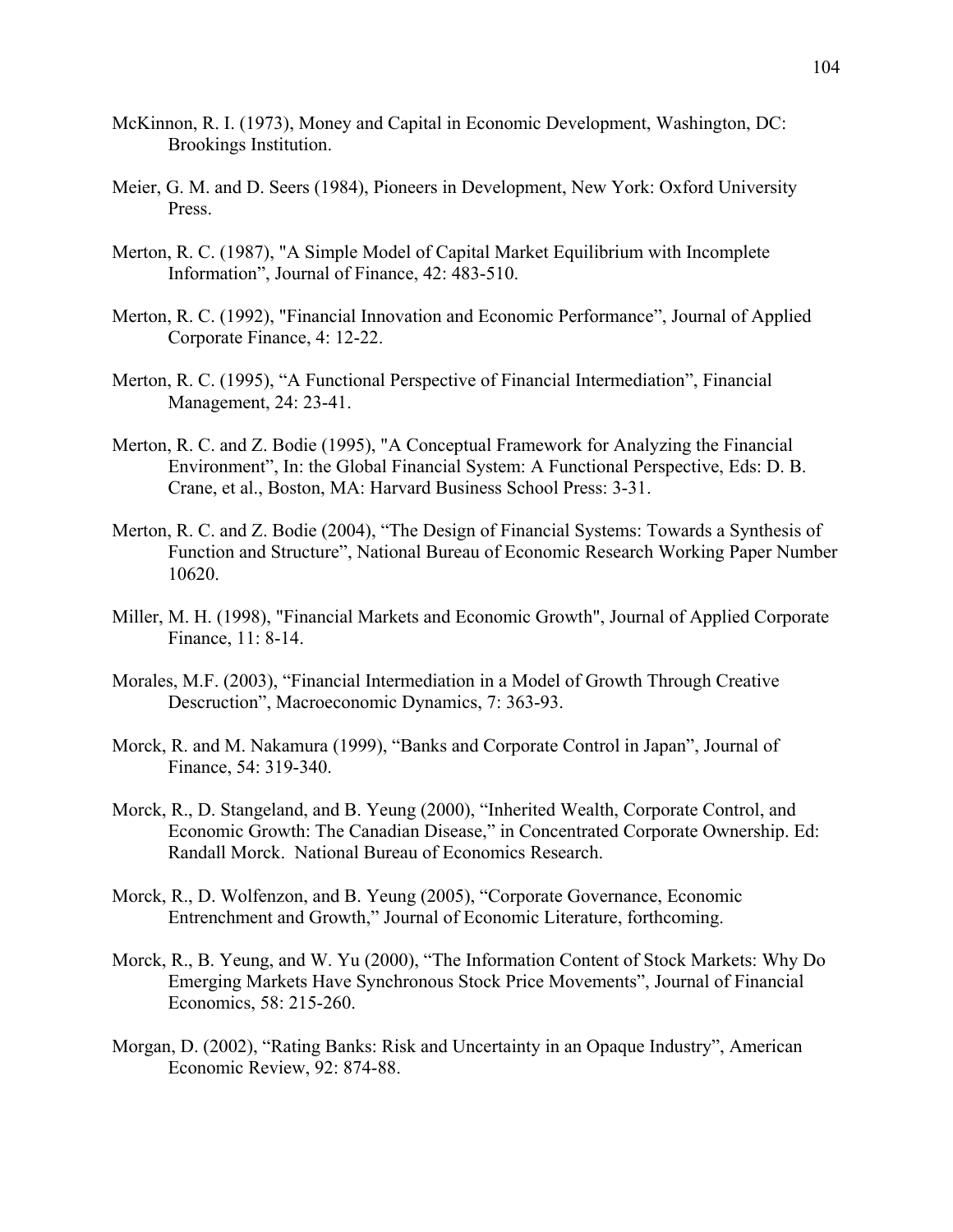McKinnon, R. I. (1973), Money and Capital in Economic Development, Washington, DC: Brookings Institution.

Meier, G. M. and D. Seers (1984), Pioneers in Development, New York: Oxford University Press.

Merton, R. C. (1987), "A Simple Model of Capital Market Equilibrium with Incomplete Information", Journal of Finance, 42: 483-510.

Merton, R. C. (1992), "Financial Innovation and Economic Performance", Journal of Applied Corporate Finance, 4: 12-22.

Merton, R. C. (1995), "A Functional Perspective of Financial Intermediation", Financial Management, 24: 23-41.

Merton, R. C. and Z. Bodie (1995), "A Conceptual Framework for Analyzing the Financial Environment", In: the Global Financial System: A Functional Perspective, Eds: D. B. Crane, et al., Boston, MA: Harvard Business School Press: 3-31.

Merton, R. C. and Z. Bodie (2004), "The Design of Financial Systems: Towards a Synthesis of Function and Structure", National Bureau of Economic Research Working Paper Number 10620.

Miller, M. H. (1998), "Financial Markets and Economic Growth", Journal of Applied Corporate Finance, 11: 8-14.

Morales, M.F. (2003), "Financial Intermediation in a Model of Growth Through Creative Descruction", Macroeconomic Dynamics, 7: 363-93.

Morck, R. and M. Nakamura (1999), "Banks and Corporate Control in Japan", Journal of Finance, 54: 319-340.

Morck, R., D. Stangeland, and B. Yeung (2000), "Inherited Wealth, Corporate Control, and Economic Growth: The Canadian Disease," in Concentrated Corporate Ownership. Ed: Randall Morck. National Bureau of Economics Research.

Morck, R., D. Wolfenzon, and B. Yeung (2005), "Corporate Governance, Economic Entrenchment and Growth," Journal of Economic Literature, forthcoming.

Morck, R., B. Yeung, and W. Yu (2000), "The Information Content of Stock Markets: Why Do Emerging Markets Have Synchronous Stock Price Movements", Journal of Financial Economics, 58: 215-260.

Morgan, D. (2002), "Rating Banks: Risk and Uncertainty in an Opaque Industry", American Economic Review, 92: 874-88.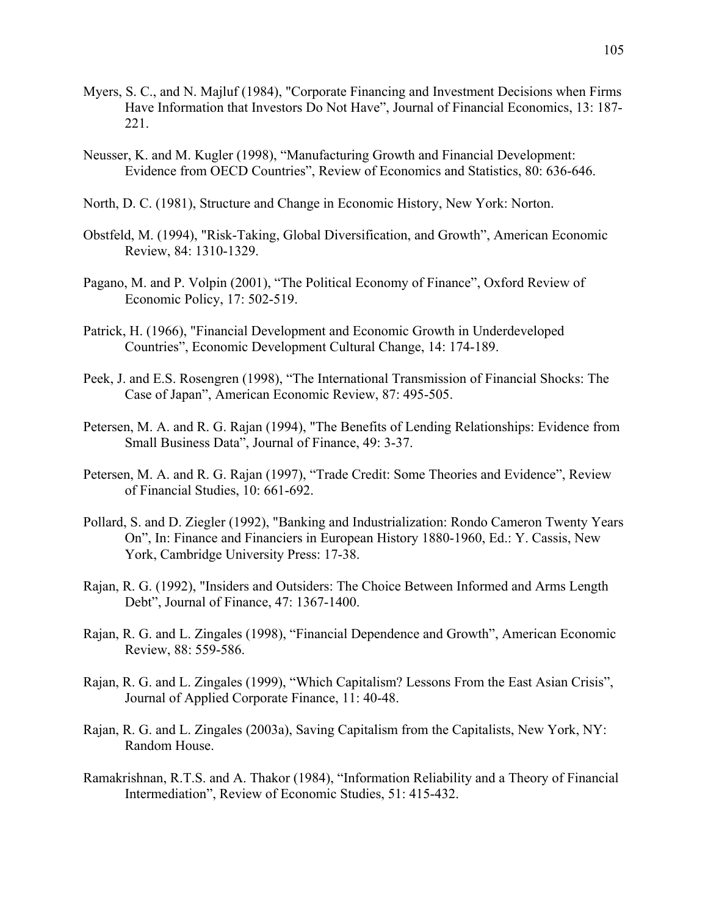Myers, S. C., and N. Majluf (1984), "Corporate Financing and Investment Decisions when Firms Have Information that Investors Do Not Have", Journal of Financial Economics, 13: 187-221.

Neusser, K. and M. Kugler (1998), "Manufacturing Growth and Financial Development: Evidence from OECD Countries", Review of Economics and Statistics, 80: 636-646.

North, D. C. (1981), Structure and Change in Economic History, New York: Norton.

Obstfeld, M. (1994), "Risk-Taking, Global Diversification, and Growth", American Economic Review, 84: 1310-1329.

Pagano, M. and P. Volpin (2001), "The Political Economy of Finance", Oxford Review of Economic Policy, 17: 502-519.

Patrick, H. (1966), "Financial Development and Economic Growth in Underdeveloped Countries", Economic Development Cultural Change, 14: 174-189.

Peek, J. and E.S. Rosengren (1998), "The International Transmission of Financial Shocks: The Case of Japan", American Economic Review, 87: 495-505.

Petersen, M. A. and R. G. Rajan (1994), "The Benefits of Lending Relationships: Evidence from Small Business Data", Journal of Finance, 49: 3-37.

Petersen, M. A. and R. G. Rajan (1997), "Trade Credit: Some Theories and Evidence", Review of Financial Studies, 10: 661-692.

Pollard, S. and D. Ziegler (1992), "Banking and Industrialization: Rondo Cameron Twenty Years On", In: Finance and Financiers in European History 1880-1960, Ed.: Y. Cassis, New York, Cambridge University Press: 17-38.

Rajan, R. G. (1992), "Insiders and Outsiders: The Choice Between Informed and Arms Length Debt", Journal of Finance, 47: 1367-1400.

Rajan, R. G. and L. Zingales (1998), "Financial Dependence and Growth", American Economic Review, 88: 559-586.

Rajan, R. G. and L. Zingales (1999), "Which Capitalism? Lessons From the East Asian Crisis", Journal of Applied Corporate Finance, 11: 40-48.

Rajan, R. G. and L. Zingales (2003a), Saving Capitalism from the Capitalists, New York, NY: Random House.

Ramakrishnan, R.T.S. and A. Thakor (1984), "Information Reliability and a Theory of Financial Intermediation", Review of Economic Studies, 51: 415-432.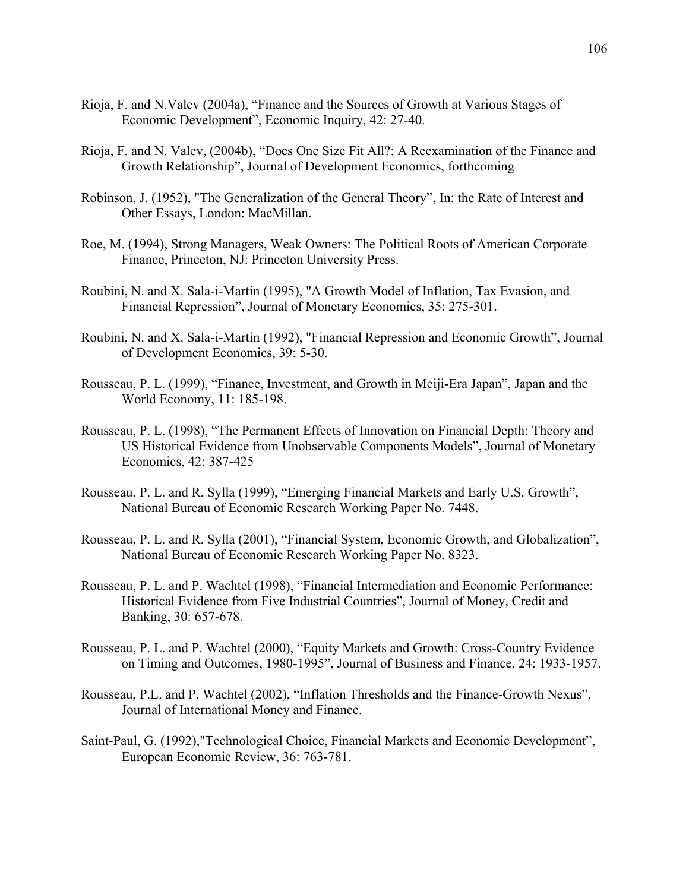Rioja, F. and N.Valev (2004a), "Finance and the Sources of Growth at Various Stages of Economic Development", Economic Inquiry, 42: 27-40.

Rioja, F. and N. Valev, (2004b), "Does One Size Fit All?: A Reexamination of the Finance and Growth Relationship", Journal of Development Economics, forthcoming

Robinson, J. (1952), "The Generalization of the General Theory", In: the Rate of Interest and Other Essays, London: MacMillan.

Roe, M. (1994), Strong Managers, Weak Owners: The Political Roots of American Corporate Finance, Princeton, NJ: Princeton University Press.

Roubini, N. and X. Sala-i-Martin (1995), "A Growth Model of Inflation, Tax Evasion, and Financial Repression", Journal of Monetary Economics, 35: 275-301.

Roubini, N. and X. Sala-i-Martin (1992), "Financial Repression and Economic Growth", Journal of Development Economics, 39: 5-30.

Rousseau, P. L. (1999), "Finance, Investment, and Growth in Meiji-Era Japan", Japan and the World Economy, 11: 185-198.

Rousseau, P. L. (1998), "The Permanent Effects of Innovation on Financial Depth: Theory and US Historical Evidence from Unobservable Components Models", Journal of Monetary Economics, 42: 387-425

Rousseau, P. L. and R. Sylla (1999), "Emerging Financial Markets and Early U.S. Growth", National Bureau of Economic Research Working Paper No. 7448.

Rousseau, P. L. and R. Sylla (2001), "Financial System, Economic Growth, and Globalization", National Bureau of Economic Research Working Paper No. 8323.

Rousseau, P. L. and P. Wachtel (1998), "Financial Intermediation and Economic Performance: Historical Evidence from Five Industrial Countries", Journal of Money, Credit and Banking, 30: 657-678.

Rousseau, P. L. and P. Wachtel (2000), "Equity Markets and Growth: Cross-Country Evidence on Timing and Outcomes, 1980-1995", Journal of Business and Finance, 24: 1933-1957.

Rousseau, P.L. and P. Wachtel (2002), "Inflation Thresholds and the Finance-Growth Nexus", Journal of International Money and Finance.

Saint-Paul, G. (1992),"Technological Choice, Financial Markets and Economic Development", European Economic Review, 36: 763-781.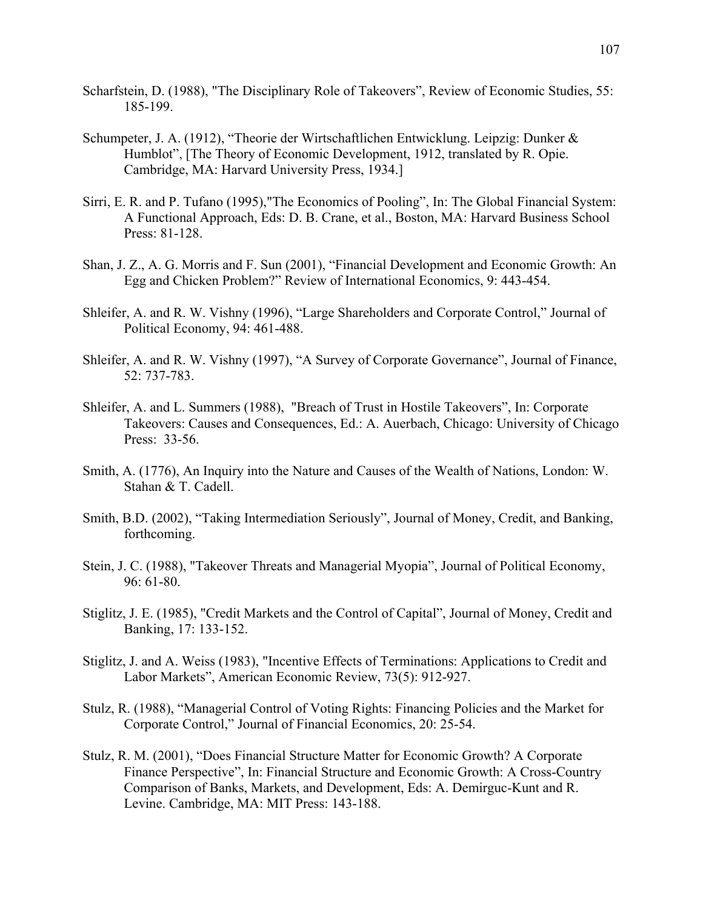Scharfstein, D. (1988), "The Disciplinary Role of Takeovers", Review of Economic Studies, 55: 185-199.

Schumpeter, J. A. (1912), "Theorie der Wirtschaftlichen Entwicklung. Leipzig: Dunker & Humblot", [The Theory of Economic Development, 1912, translated by R. Opie. Cambridge, MA: Harvard University Press, 1934.]

Sirri, E. R. and P. Tufano (1995),"The Economics of Pooling", In: The Global Financial System: A Functional Approach, Eds: D. B. Crane, et al., Boston, MA: Harvard Business School Press: 81-128.

Shan, J. Z., A. G. Morris and F. Sun (2001), "Financial Development and Economic Growth: An Egg and Chicken Problem?" Review of International Economics, 9: 443-454.

Shleifer, A. and R. W. Vishny (1996), "Large Shareholders and Corporate Control," Journal of Political Economy, 94: 461-488.

Shleifer, A. and R. W. Vishny (1997), "A Survey of Corporate Governance", Journal of Finance, 52: 737-783.

Shleifer, A. and L. Summers (1988), "Breach of Trust in Hostile Takeovers", In: Corporate Takeovers: Causes and Consequences, Ed.: A. Auerbach, Chicago: University of Chicago Press: 33-56.

Smith, A. (1776), An Inquiry into the Nature and Causes of the Wealth of Nations, London: W. Stahan & T. Cadell.

Smith, B.D. (2002), "Taking Intermediation Seriously", Journal of Money, Credit, and Banking, forthcoming.

Stein, J. C. (1988), "Takeover Threats and Managerial Myopia", Journal of Political Economy, 96: 61-80.

Stiglitz, J. E. (1985), "Credit Markets and the Control of Capital", Journal of Money, Credit and Banking, 17: 133-152.

Stiglitz, J. and A. Weiss (1983), "Incentive Effects of Terminations: Applications to Credit and Labor Markets", American Economic Review, 73(5): 912-927.

Stulz, R. (1988), "Managerial Control of Voting Rights: Financing Policies and the Market for Corporate Control," Journal of Financial Economics, 20: 25-54.

Stulz, R. M. (2001), "Does Financial Structure Matter for Economic Growth? A Corporate Finance Perspective", In: Financial Structure and Economic Growth: A Cross-Country Comparison of Banks, Markets, and Development, Eds: A. Demirguc-Kunt and R. Levine. Cambridge, MA: MIT Press: 143-188.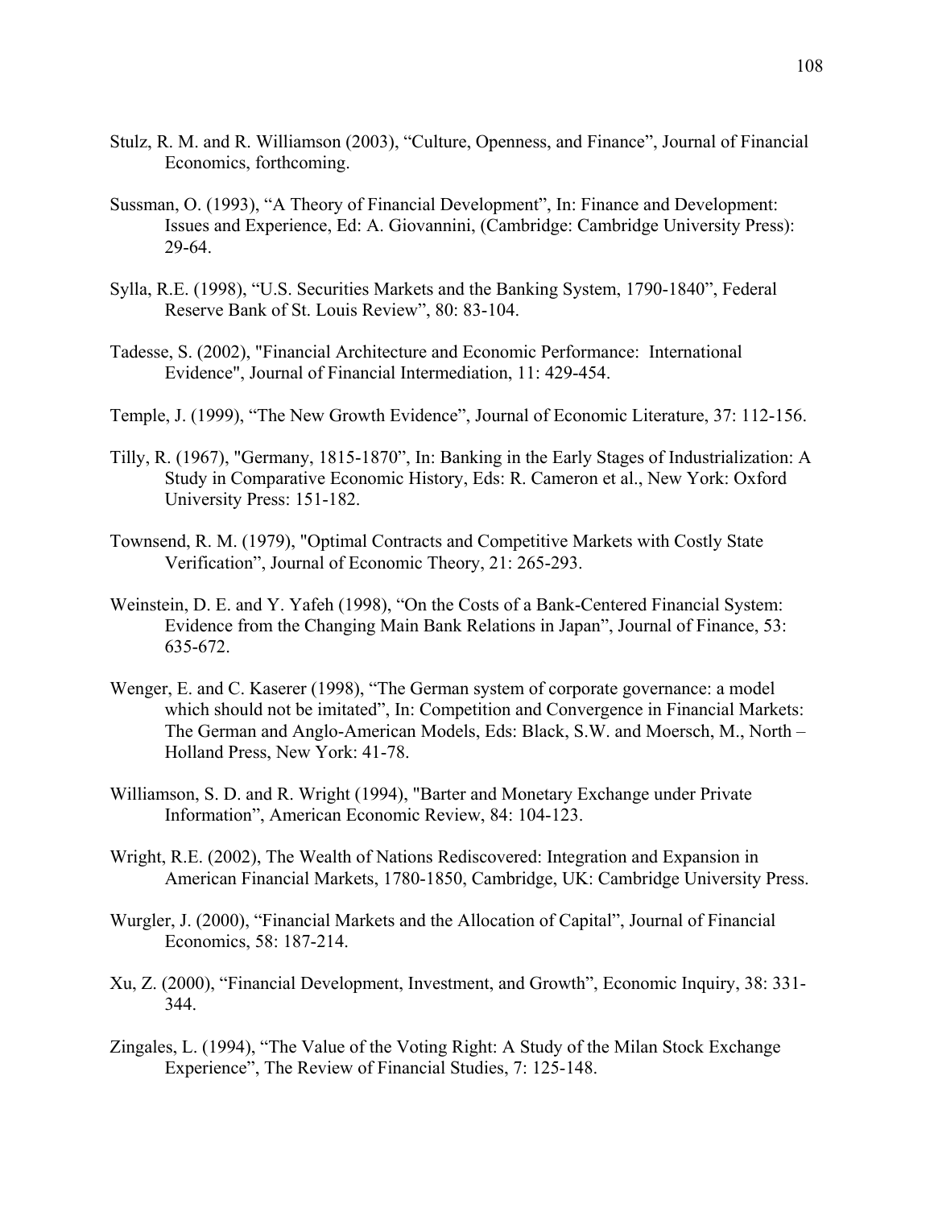Stulz, R. M. and R. Williamson (2003), "Culture, Openness, and Finance", Journal of Financial Economics, forthcoming.

Sussman, O. (1993), "A Theory of Financial Development", In: Finance and Development: Issues and Experience, Ed: A. Giovannini, (Cambridge: Cambridge University Press): 29-64.

Sylla, R.E. (1998), "U.S. Securities Markets and the Banking System, 1790-1840", Federal Reserve Bank of St. Louis Review", 80: 83-104.

Tadesse, S. (2002), "Financial Architecture and Economic Performance: International Evidence", Journal of Financial Intermediation, 11: 429-454.

Temple, J. (1999), "The New Growth Evidence", Journal of Economic Literature, 37: 112-156.

Tilly, R. (1967), "Germany, 1815-1870", In: Banking in the Early Stages of Industrialization: A Study in Comparative Economic History, Eds: R. Cameron et al., New York: Oxford University Press: 151-182.

Townsend, R. M. (1979), "Optimal Contracts and Competitive Markets with Costly State Verification", Journal of Economic Theory, 21: 265-293.

Weinstein, D. E. and Y. Yafeh (1998), "On the Costs of a Bank-Centered Financial System: Evidence from the Changing Main Bank Relations in Japan", Journal of Finance, 53: 635-672.

Wenger, E. and C. Kaserer (1998), "The German system of corporate governance: a model which should not be imitated", In: Competition and Convergence in Financial Markets: The German and Anglo-American Models, Eds: Black, S.W. and Moersch, M., North – Holland Press, New York: 41-78.

Williamson, S. D. and R. Wright (1994), "Barter and Monetary Exchange under Private Information", American Economic Review, 84: 104-123.

Wright, R.E. (2002), The Wealth of Nations Rediscovered: Integration and Expansion in American Financial Markets, 1780-1850, Cambridge, UK: Cambridge University Press.

Wurgler, J. (2000), "Financial Markets and the Allocation of Capital", Journal of Financial Economics, 58: 187-214.

Xu, Z. (2000), "Financial Development, Investment, and Growth", Economic Inquiry, 38: 331-344.

Zingales, L. (1994), "The Value of the Voting Right: A Study of the Milan Stock Exchange Experience", The Review of Financial Studies, 7: 125-148.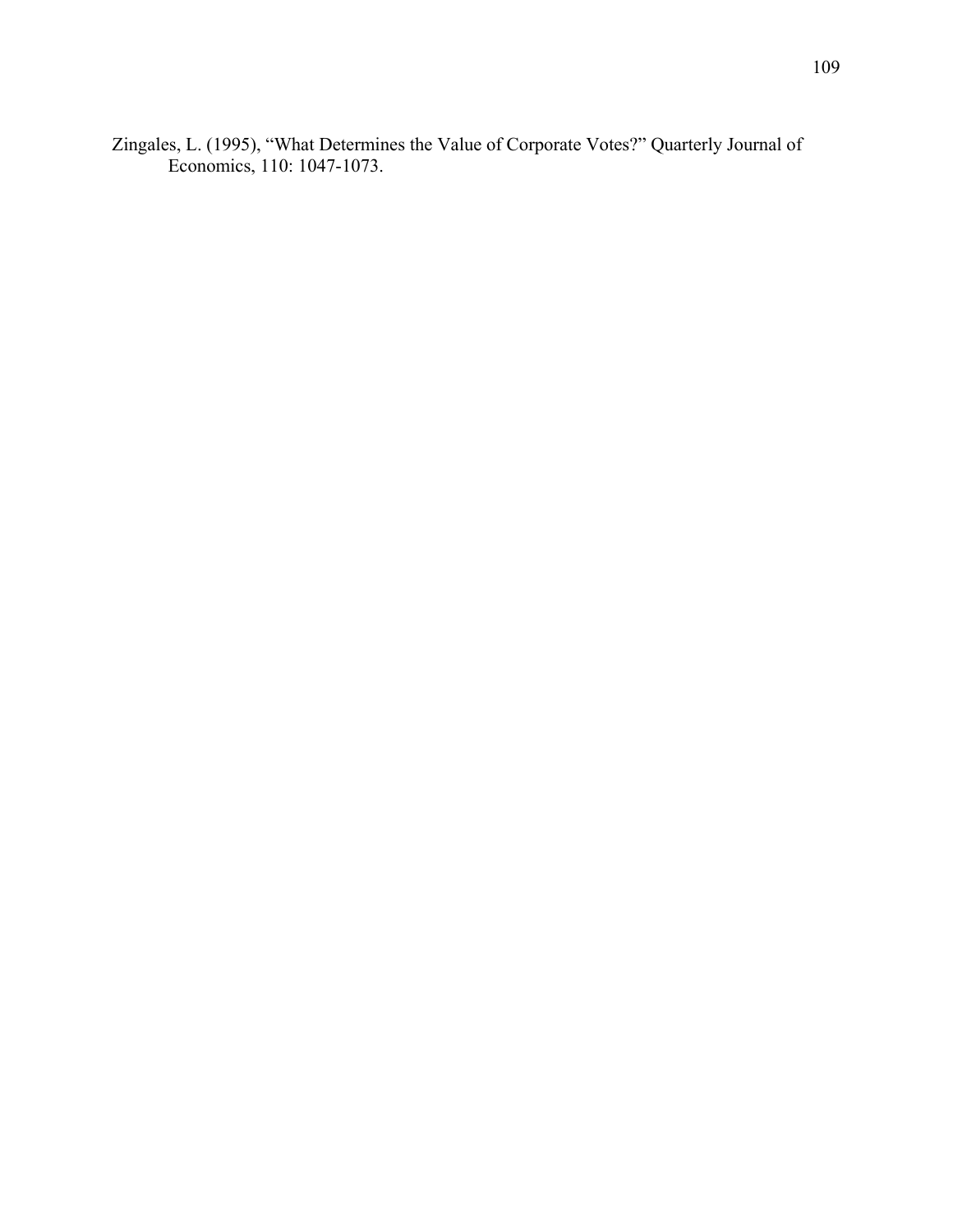Zingales, L. (1995), "What Determines the Value of Corporate Votes?" Quarterly Journal of Economics, 110: 1047-1073.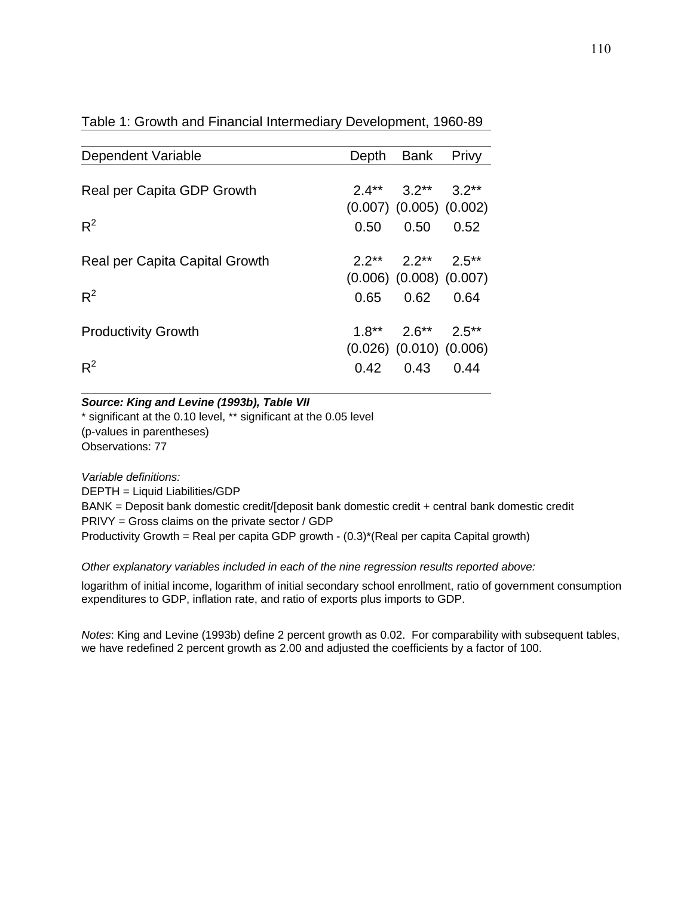Table 1: Growth and Financial Intermediary Development, 1960-89

| Dependent Variable | Depth | Bank | Privy |
|---|---|---|---|
| Real per Capita GDP Growth | 2.4** | 3.2** | 3.2** |
| | (0.007) | (0.005) | (0.002) |
| $R^2$ | 0.50 | 0.50 | 0.52 |
| Real per Capita Capital Growth | 2.2** | 2.2** | 2.5** |
| | (0.006) | (0.008) | (0.007) |
| $R^2$ | 0.65 | 0.62 | 0.64 |
| Productivity Growth | 1.8** | 2.6** | 2.5** |
| | (0.026) | (0.010) | (0.006) |
| $R^2$ | 0.42 | 0.43 | 0.44 |

***Source: King and Levine (1993b), Table VII***
\* significant at the 0.10 level, ** significant at the 0.05 level
(p-values in parentheses)
Observations: 77

*Variable definitions:*
DEPTH = Liquid Liabilities/GDP
BANK = Deposit bank domestic credit/[deposit bank domestic credit + central bank domestic credit
PRIVY = Gross claims on the private sector / GDP
Productivity Growth = Real per capita GDP growth - (0.3)*(Real per capita Capital growth)

*Other explanatory variables included in each of the nine regression results reported above:*

logarithm of initial income, logarithm of initial secondary school enrollment, ratio of government consumption expenditures to GDP, inflation rate, and ratio of exports plus imports to GDP.

*Notes*: King and Levine (1993b) define 2 percent growth as 0.02. For comparability with subsequent tables, we have redefined 2 percent growth as 2.00 and adjusted the coefficients by a factor of 100.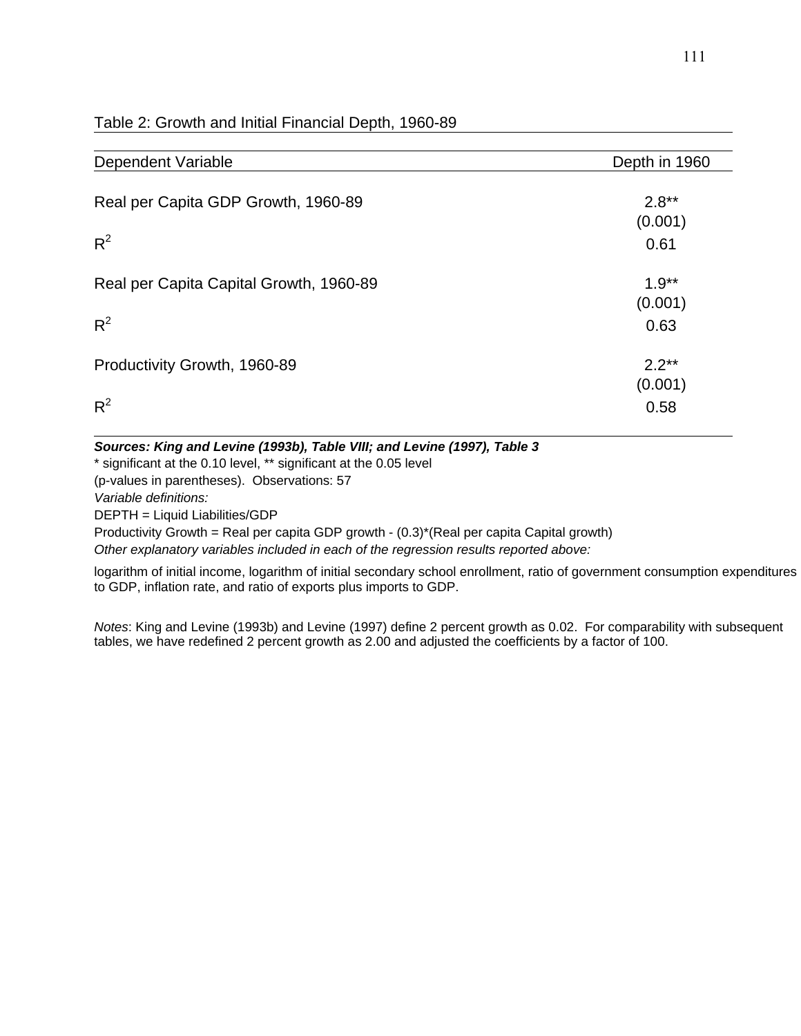Table 2: Growth and Initial Financial Depth, 1960-89

| Dependent Variable | Depth in 1960 |
|---|---|
| Real per Capita GDP Growth, 1960-89 | 2.8** |
| | (0.001) |
| $R^2$ | 0.61 |
| Real per Capita Capital Growth, 1960-89 | 1.9** |
| | (0.001) |
| $R^2$ | 0.63 |
| Productivity Growth, 1960-89 | 2.2** |
| | (0.001) |
| $R^2$ | 0.58 |

***Sources: King and Levine (1993b), Table VIII; and Levine (1997), Table 3***

\* significant at the 0.10 level, ** significant at the 0.05 level

(p-values in parentheses). Observations: 57

*Variable definitions:*

DEPTH = Liquid Liabilities/GDP

Productivity Growth = Real per capita GDP growth - (0.3)*(Real per capita Capital growth)

*Other explanatory variables included in each of the regression results reported above:*

logarithm of initial income, logarithm of initial secondary school enrollment, ratio of government consumption expenditures to GDP, inflation rate, and ratio of exports plus imports to GDP.

*Notes*: King and Levine (1993b) and Levine (1997) define 2 percent growth as 0.02. For comparability with subsequent tables, we have redefined 2 percent growth as 2.00 and adjusted the coefficients by a factor of 100.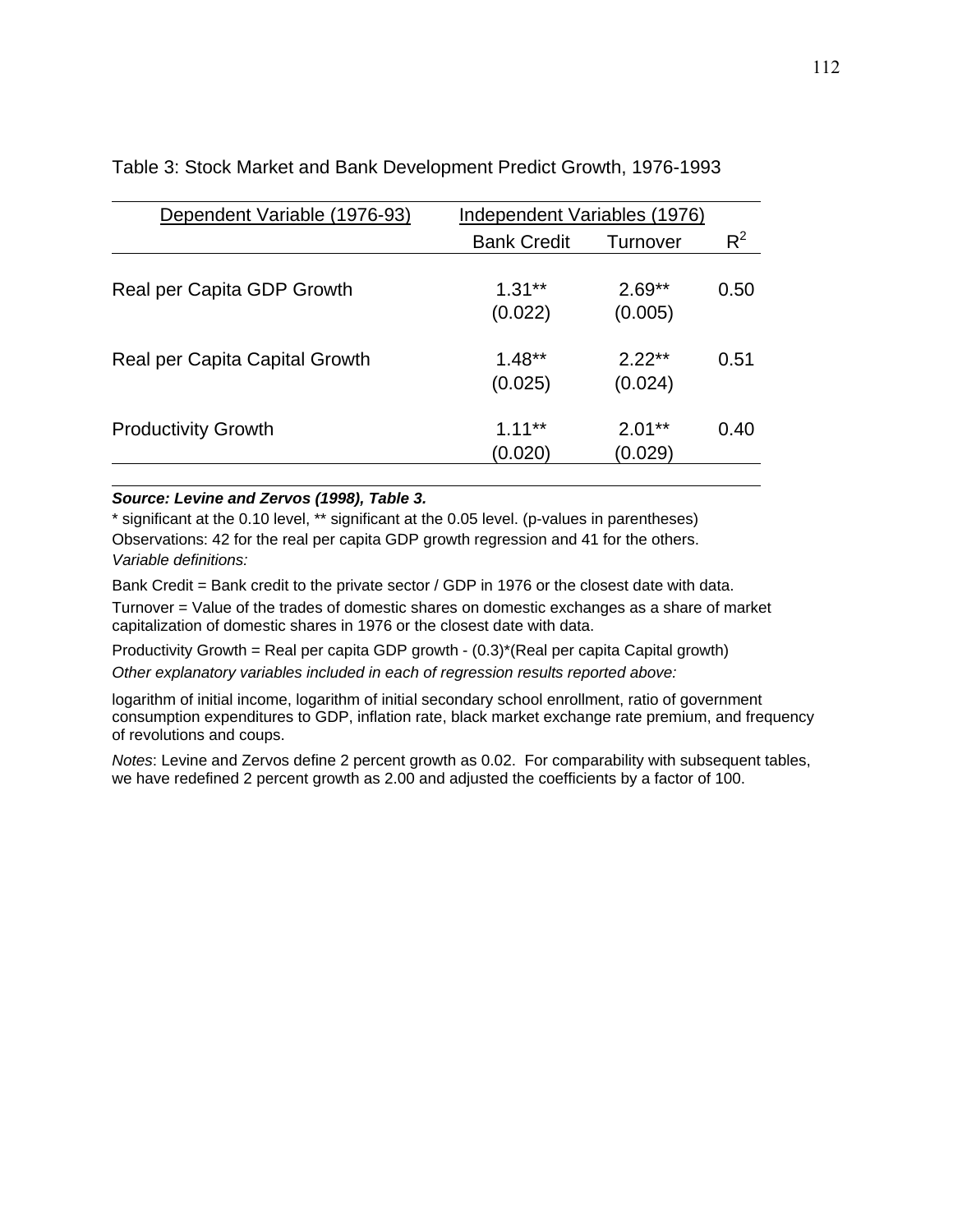Table 3: Stock Market and Bank Development Predict Growth, 1976-1993

| Dependent Variable (1976-93) | Independent Variables (1976) | | |
|---|---|---|---|
| | Bank Credit | Turnover | $R^2$ |
| Real per Capita GDP Growth | 1.31** (0.022) | 2.69** (0.005) | 0.50 |
| Real per Capita Capital Growth | 1.48** (0.025) | 2.22** (0.024) | 0.51 |
| Productivity Growth | 1.11** (0.020) | 2.01** (0.029) | 0.40 |

***Source: Levine and Zervos (1998), Table 3.***

\* significant at the 0.10 level, ** significant at the 0.05 level. (p-values in parentheses)

Observations: 42 for the real per capita GDP growth regression and 41 for the others.

*Variable definitions:*

Bank Credit = Bank credit to the private sector / GDP in 1976 or the closest date with data.

Turnover = Value of the trades of domestic shares on domestic exchanges as a share of market capitalization of domestic shares in 1976 or the closest date with data.

Productivity Growth = Real per capita GDP growth - (0.3)*(Real per capita Capital growth)

*Other explanatory variables included in each of regression results reported above:*

logarithm of initial income, logarithm of initial secondary school enrollment, ratio of government consumption expenditures to GDP, inflation rate, black market exchange rate premium, and frequency of revolutions and coups.

*Notes*: Levine and Zervos define 2 percent growth as 0.02. For comparability with subsequent tables, we have redefined 2 percent growth as 2.00 and adjusted the coefficients by a factor of 100.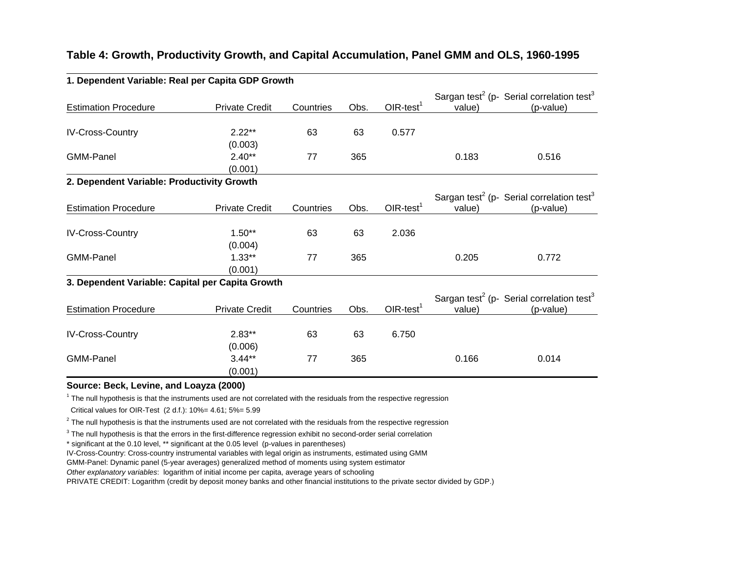## Table 4: Growth, Productivity Growth, and Capital Accumulation, Panel GMM and OLS, 1960-1995

**1. Dependent Variable: Real per Capita GDP Growth**

| Estimation Procedure | Private Credit | Countries | Obs. | OIR-test[1] | Sargan test[2] (p-value) | Serial correlation test[3] (p-value) |
|---|---|---|---|---|---|---|
| IV-Cross-Country | 2.22** | 63 | 63 | 0.577 | | |
| | (0.003) | | | | | |
| GMM-Panel | 2.40** | 77 | 365 | | 0.183 | 0.516 |
| | (0.001) | | | | | |

**2. Dependent Variable: Productivity Growth**

| Estimation Procedure | Private Credit | Countries | Obs. | OIR-test[1] | Sargan test[2] (p-value) | Serial correlation test[3] (p-value) |
|---|---|---|---|---|---|---|
| IV-Cross-Country | 1.50** | 63 | 63 | 2.036 | | |
| | (0.004) | | | | | |
| GMM-Panel | 1.33** | 77 | 365 | | 0.205 | 0.772 |
| | (0.001) | | | | | |

**3. Dependent Variable: Capital per Capita Growth**

| Estimation Procedure | Private Credit | Countries | Obs. | OIR-test[1] | Sargan test[2] (p-value) | Serial correlation test[3] (p-value) |
|---|---|---|---|---|---|---|
| IV-Cross-Country | 2.83** | 63 | 63 | 6.750 | | |
| | (0.006) | | | | | |
| GMM-Panel | 3.44** | 77 | 365 | | 0.166 | 0.014 |
| | (0.001) | | | | | |

**Source: Beck, Levine, and Loayza (2000)**

[1] The null hypothesis is that the instruments used are not correlated with the residuals from the respective regression
Critical values for OIR-Test (2 d.f.): 10%= 4.61; 5%= 5.99

[2] The null hypothesis is that the instruments used are not correlated with the residuals from the respective regression

[3] The null hypothesis is that the errors in the first-difference regression exhibit no second-order serial correlation

* significant at the 0.10 level, ** significant at the 0.05 level (p-values in parentheses)

IV-Cross-Country: Cross-country instrumental variables with legal origin as instruments, estimated using GMM

GMM-Panel: Dynamic panel (5-year averages) generalized method of moments using system estimator

*Other explanatory variables*: logarithm of initial income per capita, average years of schooling

PRIVATE CREDIT: Logarithm (credit by deposit money banks and other financial institutions to the private sector divided by GDP.)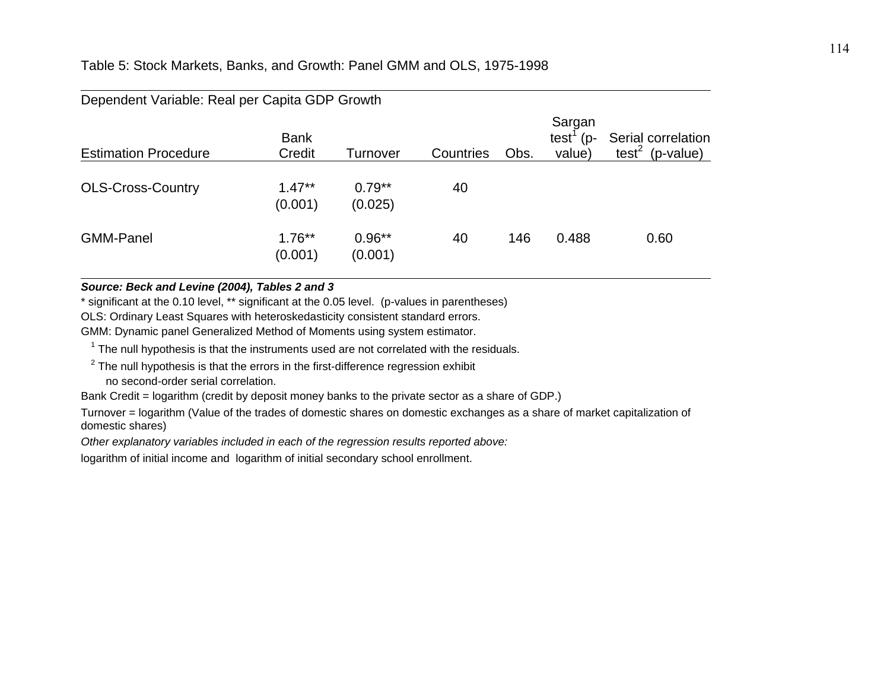Table 5: Stock Markets, Banks, and Growth: Panel GMM and OLS, 1975-1998

| Dependent Variable: Real per Capita GDP Growth | | | | | | |
|---|---|---|---|---|---|---|
| Estimation Procedure | Bank Credit | Turnover | Countries | Obs. | Sargan test[1] (p-value) | Serial correlation test[2] (p-value) |
| OLS-Cross-Country | 1.47** | 0.79** | 40 | | | |
| | (0.001) | (0.025) | | | | |
| GMM-Panel | 1.76** | 0.96** | 40 | 146 | 0.488 | 0.60 |
| | (0.001) | (0.001) | | | | |

***Source: Beck and Levine (2004), Tables 2 and 3***

\* significant at the 0.10 level, ** significant at the 0.05 level. (p-values in parentheses)

OLS: Ordinary Least Squares with heteroskedasticity consistent standard errors.

GMM: Dynamic panel Generalized Method of Moments using system estimator.

[1] The null hypothesis is that the instruments used are not correlated with the residuals.

[2] The null hypothesis is that the errors in the first-difference regression exhibit no second-order serial correlation.

Bank Credit = logarithm (credit by deposit money banks to the private sector as a share of GDP.)

Turnover = logarithm (Value of the trades of domestic shares on domestic exchanges as a share of market capitalization of domestic shares)

*Other explanatory variables included in each of the regression results reported above:*

logarithm of initial income and logarithm of initial secondary school enrollment.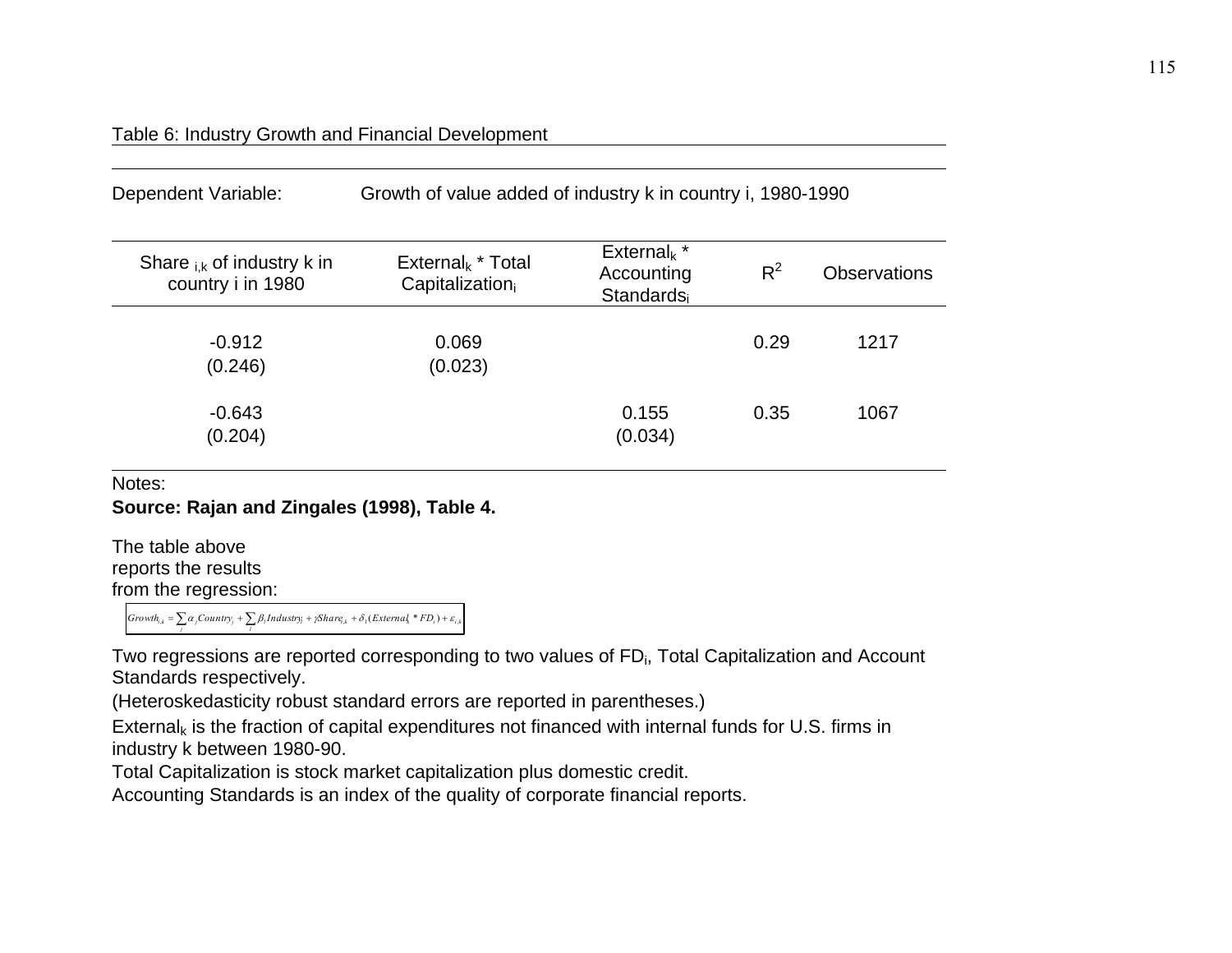Table 6: Industry Growth and Financial Development

Dependent Variable: Growth of value added of industry k in country i, 1980-1990

| Share $_{i,k}$ of industry k in country i in 1980 | External$_k$ * Total Capitalization$_i$ | External$_k$ * Accounting Standards$_i$ | $R^2$ | Observations |
|---|---|---|---|---|
| -0.912 | 0.069 | | 0.29 | 1217 |
| (0.246) | (0.023) | | | |
| -0.643 | | 0.155 | 0.35 | 1067 |
| (0.204) | | (0.034) | | |

Notes:

**Source: Rajan and Zingales (1998), Table 4.**

The table above reports the results from the regression:

$$Growth_{i,k} = \sum_j \alpha_j Country_j + \sum_l \beta_l Industry_l + \gamma Share_{i,k} + \delta_1 (External_k * FD_i) + \varepsilon_{i,k}$$

Two regressions are reported corresponding to two values of $FD_i$, Total Capitalization and Account Standards respectively.

(Heteroskedasticity robust standard errors are reported in parentheses.)

External$_k$ is the fraction of capital expenditures not financed with internal funds for U.S. firms in industry k between 1980-90.

Total Capitalization is stock market capitalization plus domestic credit.

Accounting Standards is an index of the quality of corporate financial reports.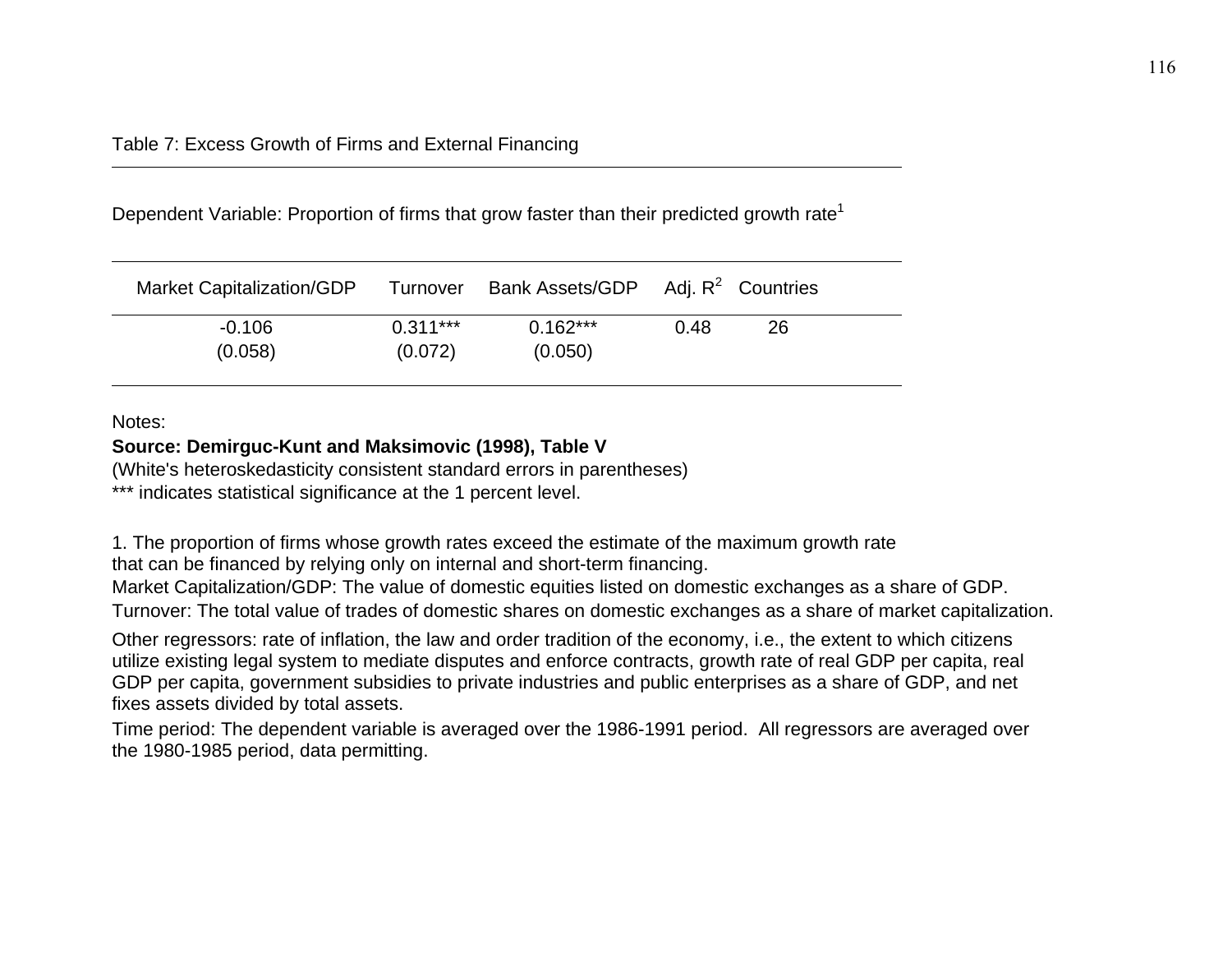Table 7: Excess Growth of Firms and External Financing

Dependent Variable: Proportion of firms that grow faster than their predicted growth rate[1]

| Market Capitalization/GDP | Turnover | Bank Assets/GDP | Adj. $R^2$ | Countries |
|---|---|---|---|---|
| -0.106 | 0.311*** | 0.162*** | 0.48 | 26 |
| (0.058) | (0.072) | (0.050) | | |

Notes:

**Source: Demirguc-Kunt and Maksimovic (1998), Table V**

(White's heteroskedasticity consistent standard errors in parentheses)

*** indicates statistical significance at the 1 percent level.

1. The proportion of firms whose growth rates exceed the estimate of the maximum growth rate that can be financed by relying only on internal and short-term financing.

Market Capitalization/GDP: The value of domestic equities listed on domestic exchanges as a share of GDP.

Turnover: The total value of trades of domestic shares on domestic exchanges as a share of market capitalization.

Other regressors: rate of inflation, the law and order tradition of the economy, i.e., the extent to which citizens utilize existing legal system to mediate disputes and enforce contracts, growth rate of real GDP per capita, real GDP per capita, government subsidies to private industries and public enterprises as a share of GDP, and net fixes assets divided by total assets.

Time period: The dependent variable is averaged over the 1986-1991 period. All regressors are averaged over the 1980-1985 period, data permitting.